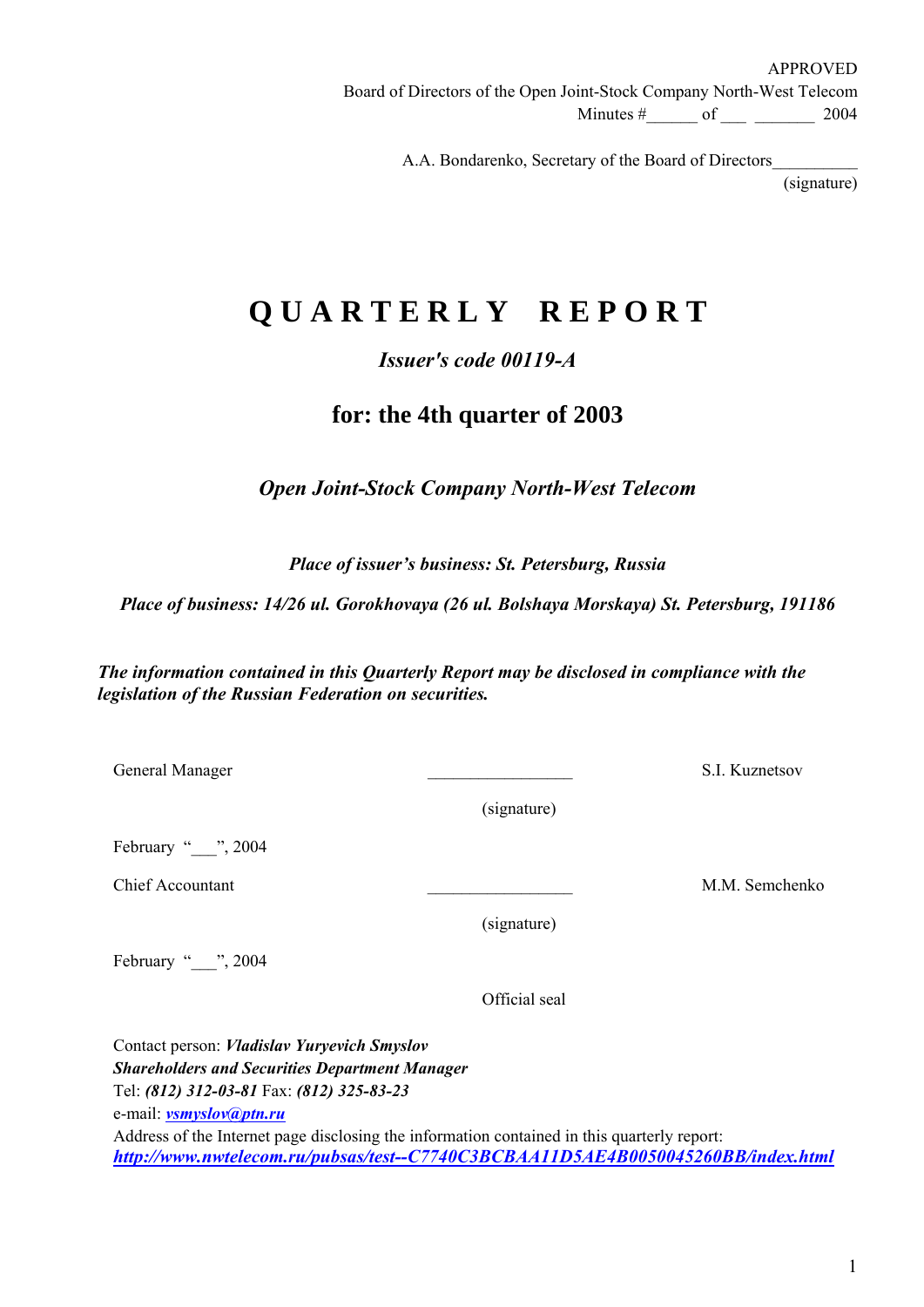APPROVED
Board of Directors of the Open Joint-Stock Company North-West Telecom
Minutes #______ of ___ _______ 2004

A.A. Bondarenko, Secretary of the Board of Directors__________
(signature)

# QUARTERLY REPORT

### *Issuer's code 00119-A*

## for: the 4th quarter of 2003

### *Open Joint-Stock Company North-West Telecom*

***Place of issuer's business: St. Petersburg, Russia***

***Place of business: 14/26 ul. Gorokhovaya (26 ul. Bolshaya Morskaya) St. Petersburg, 191186***

***The information contained in this Quarterly Report may be disclosed in compliance with the legislation of the Russian Federation on securities.***

| | | |
|---|---|---|
| General Manager | _________________ | S.I. Kuznetsov |
| | (signature) | |
| February "___", 2004 | | |
| Chief Accountant | _________________ | M.M. Semchenko |
| | (signature) | |
| February "___", 2004 | | |
| | Official seal | |

Contact person: ***Vladislav Yuryevich Smyslov***
***Shareholders and Securities Department Manager***
Tel: ***(812) 312-03-81*** Fax: ***(812) 325-83-23***
e-mail: ***vsmyslov@ptn.ru***
Address of the Internet page disclosing the information contained in this quarterly report:
***http://www.nwtelecom.ru/pubsas/test--C7740C3BCBAA11D5AE4B0050045260BB/index.html***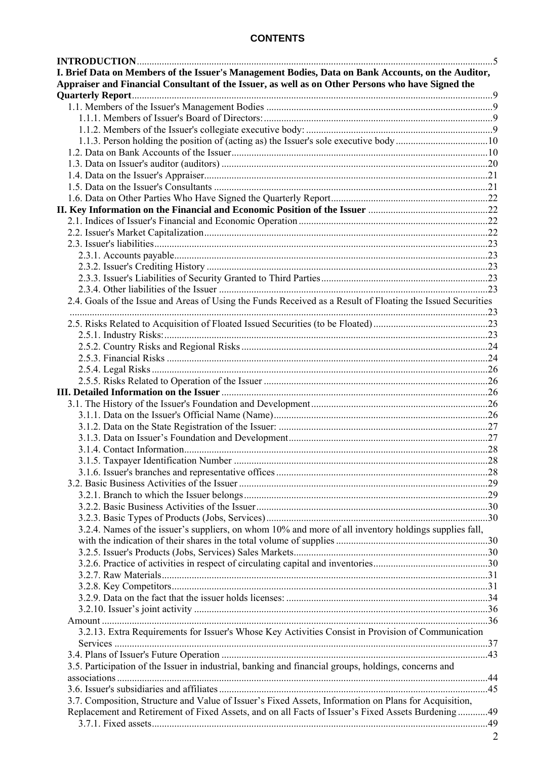# CONTENTS

**INTRODUCTION** .....5

**I. Brief Data on Members of the Issuer's Management Bodies, Data on Bank Accounts, on the Auditor, Appraiser and Financial Consultant of the Issuer, as well as on Other Persons who have Signed the Quarterly Report** .....9

1.1. Members of the Issuer's Management Bodies .....9

1.1.1. Members of Issuer's Board of Directors: .....9

1.1.2. Members of the Issuer's collegiate executive body: .....9

1.1.3. Person holding the position of (acting as) the Issuer's sole executive body .....10

1.2. Data on Bank Accounts of the Issuer .....10

1.3. Data on Issuer's auditor (auditors) .....20

1.4. Data on the Issuer's Appraiser .....21

1.5. Data on the Issuer's Consultants .....21

1.6. Data on Other Parties Who Have Signed the Quarterly Report .....22

**II. Key Information on the Financial and Economic Position of the Issuer** .....22

2.1. Indices of Issuer's Financial and Economic Operation .....22

2.2. Issuer's Market Capitalization .....22

2.3. Issuer's liabilities .....23

2.3.1. Accounts payable .....23

2.3.2. Issuer's Crediting History .....23

2.3.3. Issuer's Liabilities of Security Granted to Third Parties .....23

2.3.4. Other liabilities of the Issuer .....23

2.4. Goals of the Issue and Areas of Using the Funds Received as a Result of Floating the Issued Securities .....23

2.5. Risks Related to Acquisition of Floated Issued Securities (to be Floated) .....23

2.5.1. Industry Risks: .....23

2.5.2. Country Risks and Regional Risks .....24

2.5.3. Financial Risks .....24

2.5.4. Legal Risks .....26

2.5.5. Risks Related to Operation of the Issuer .....26

**III. Detailed Information on the Issuer** .....26

3.1. The History of the Issuer's Foundation and Development .....26

3.1.1. Data on the Issuer's Official Name (Name) .....26

3.1.2. Data on the State Registration of the Issuer: .....27

3.1.3. Data on Issuer's Foundation and Development .....27

3.1.4. Contact Information .....28

3.1.5. Taxpayer Identification Number .....28

3.1.6. Issuer's branches and representative offices .....28

3.2. Basic Business Activities of the Issuer .....29

3.2.1. Branch to which the Issuer belongs .....29

3.2.2. Basic Business Activities of the Issuer .....30

3.2.3. Basic Types of Products (Jobs, Services) .....30

3.2.4. Names of the issuer's suppliers, on whom 10% and more of all inventory holdings supplies fall, with the indication of their shares in the total volume of supplies .....30

3.2.5. Issuer's Products (Jobs, Services) Sales Markets .....30

3.2.6. Practice of activities in respect of circulating capital and inventories .....30

3.2.7. Raw Materials .....31

3.2.8. Key Competitors .....31

3.2.9. Data on the fact that the issuer holds licenses: .....34

3.2.10. Issuer's joint activity .....36

Amount .....36

3.2.13. Extra Requirements for Issuer's Whose Key Activities Consist in Provision of Communication Services .....37

3.4. Plans of Issuer's Future Operation .....43

3.5. Participation of the Issuer in industrial, banking and financial groups, holdings, concerns and associations .....44

3.6. Issuer's subsidiaries and affiliates .....45

3.7. Composition, Structure and Value of Issuer's Fixed Assets, Information on Plans for Acquisition, Replacement and Retirement of Fixed Assets, and on all Facts of Issuer's Fixed Assets Burdening .....49

3.7.1. Fixed assets .....49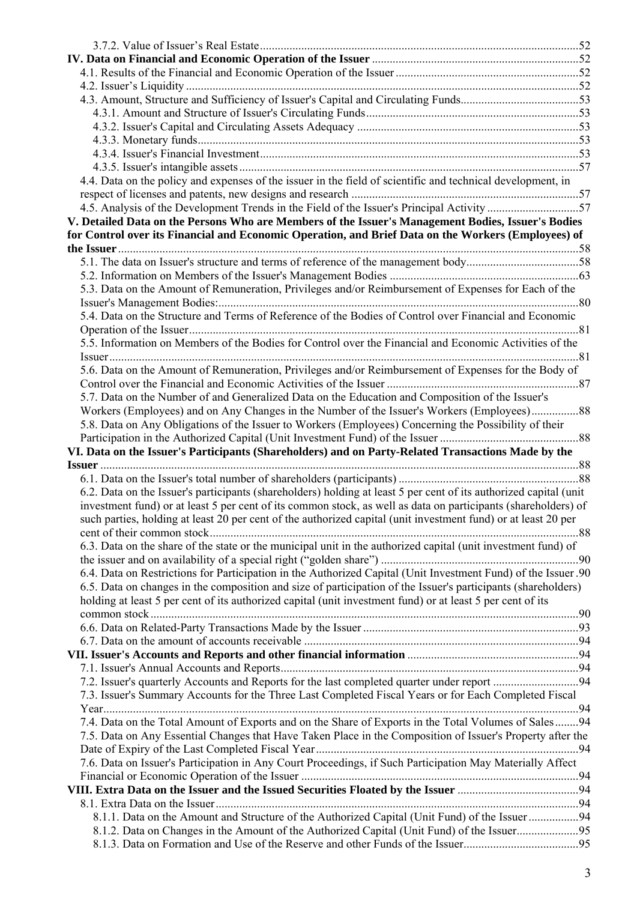3.7.2. Value of Issuer's Real Estate ........ 52

**IV. Data on Financial and Economic Operation of the Issuer** ........ 52

4.1. Results of the Financial and Economic Operation of the Issuer ........ 52

4.2. Issuer's Liquidity ........ 52

4.3. Amount, Structure and Sufficiency of Issuer's Capital and Circulating Funds ........ 53

4.3.1. Amount and Structure of Issuer's Circulating Funds ........ 53

4.3.2. Issuer's Capital and Circulating Assets Adequacy ........ 53

4.3.3. Monetary funds ........ 53

4.3.4. Issuer's Financial Investment ........ 53

4.3.5. Issuer's intangible assets ........ 57

4.4. Data on the policy and expenses of the issuer in the field of scientific and technical development, in respect of licenses and patents, new designs and research ........ 57

4.5. Analysis of the Development Trends in the Field of the Issuer's Principal Activity ........ 57

**V. Detailed Data on the Persons Who are Members of the Issuer's Management Bodies, Issuer's Bodies for Control over its Financial and Economic Operation, and Brief Data on the Workers (Employees) of the Issuer** ........ 58

5.1. The data on Issuer's structure and terms of reference of the management body ........ 58

5.2. Information on Members of the Issuer's Management Bodies ........ 63

5.3. Data on the Amount of Remuneration, Privileges and/or Reimbursement of Expenses for Each of the Issuer's Management Bodies: ........ 80

5.4. Data on the Structure and Terms of Reference of the Bodies of Control over Financial and Economic Operation of the Issuer ........ 81

5.5. Information on Members of the Bodies for Control over the Financial and Economic Activities of the Issuer ........ 81

5.6. Data on the Amount of Remuneration, Privileges and/or Reimbursement of Expenses for the Body of Control over the Financial and Economic Activities of the Issuer ........ 87

5.7. Data on the Number of and Generalized Data on the Education and Composition of the Issuer's Workers (Employees) and on Any Changes in the Number of the Issuer's Workers (Employees) ........ 88

5.8. Data on Any Obligations of the Issuer to Workers (Employees) Concerning the Possibility of their Participation in the Authorized Capital (Unit Investment Fund) of the Issuer ........ 88

**VI. Data on the Issuer's Participants (Shareholders) and on Party-Related Transactions Made by the Issuer** ........ 88

6.1. Data on the Issuer's total number of shareholders (participants) ........ 88

6.2. Data on the Issuer's participants (shareholders) holding at least 5 per cent of its authorized capital (unit investment fund) or at least 5 per cent of its common stock, as well as data on participants (shareholders) of such parties, holding at least 20 per cent of the authorized capital (unit investment fund) or at least 20 per cent of their common stock ........ 88

6.3. Data on the share of the state or the municipal unit in the authorized capital (unit investment fund) of the issuer and on availability of a special right ("golden share") ........ 90

6.4. Data on Restrictions for Participation in the Authorized Capital (Unit Investment Fund) of the Issuer . 90

6.5. Data on changes in the composition and size of participation of the Issuer's participants (shareholders) holding at least 5 per cent of its authorized capital (unit investment fund) or at least 5 per cent of its common stock ........ 90

6.6. Data on Related-Party Transactions Made by the Issuer ........ 93

6.7. Data on the amount of accounts receivable ........ 94

**VII. Issuer's Accounts and Reports and other financial information** ........ 94

7.1. Issuer's Annual Accounts and Reports ........ 94

7.2. Issuer's quarterly Accounts and Reports for the last completed quarter under report ........ 94

7.3. Issuer's Summary Accounts for the Three Last Completed Fiscal Years or for Each Completed Fiscal Year ........ 94

7.4. Data on the Total Amount of Exports and on the Share of Exports in the Total Volumes of Sales ........ 94

7.5. Data on Any Essential Changes that Have Taken Place in the Composition of Issuer's Property after the Date of Expiry of the Last Completed Fiscal Year ........ 94

7.6. Data on Issuer's Participation in Any Court Proceedings, if Such Participation May Materially Affect Financial or Economic Operation of the Issuer ........ 94

**VIII. Extra Data on the Issuer and the Issued Securities Floated by the Issuer** ........ 94

8.1. Extra Data on the Issuer ........ 94

8.1.1. Data on the Amount and Structure of the Authorized Capital (Unit Fund) of the Issuer ........ 94

8.1.2. Data on Changes in the Amount of the Authorized Capital (Unit Fund) of the Issuer ........ 95

8.1.3. Data on Formation and Use of the Reserve and other Funds of the Issuer ........ 95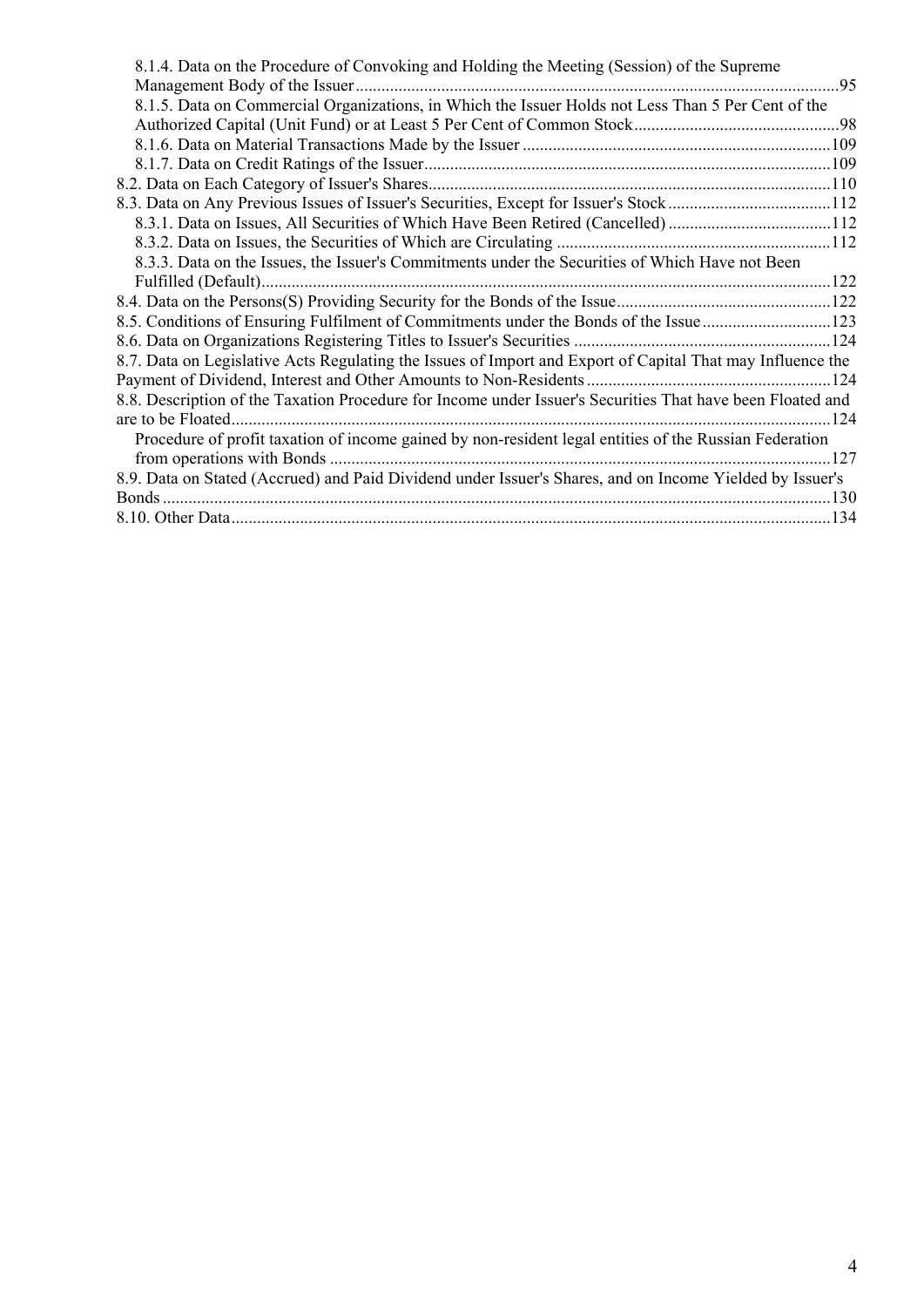8.1.4. Data on the Procedure of Convoking and Holding the Meeting (Session) of the Supreme Management Body of the Issuer ....95

8.1.5. Data on Commercial Organizations, in Which the Issuer Holds not Less Than 5 Per Cent of the Authorized Capital (Unit Fund) or at Least 5 Per Cent of Common Stock ....98

8.1.6. Data on Material Transactions Made by the Issuer ....109

8.1.7. Data on Credit Ratings of the Issuer ....109

8.2. Data on Each Category of Issuer's Shares ....110

8.3. Data on Any Previous Issues of Issuer's Securities, Except for Issuer's Stock ....112

8.3.1. Data on Issues, All Securities of Which Have Been Retired (Cancelled) ....112

8.3.2. Data on Issues, the Securities of Which are Circulating ....112

8.3.3. Data on the Issues, the Issuer's Commitments under the Securities of Which Have not Been Fulfilled (Default) ....122

8.4. Data on the Persons(S) Providing Security for the Bonds of the Issue ....122

8.5. Conditions of Ensuring Fulfilment of Commitments under the Bonds of the Issue ....123

8.6. Data on Organizations Registering Titles to Issuer's Securities ....124

8.7. Data on Legislative Acts Regulating the Issues of Import and Export of Capital That may Influence the Payment of Dividend, Interest and Other Amounts to Non-Residents ....124

8.8. Description of the Taxation Procedure for Income under Issuer's Securities That have been Floated and are to be Floated ....124

Procedure of profit taxation of income gained by non-resident legal entities of the Russian Federation from operations with Bonds ....127

8.9. Data on Stated (Accrued) and Paid Dividend under Issuer's Shares, and on Income Yielded by Issuer's Bonds ....130

8.10. Other Data ....134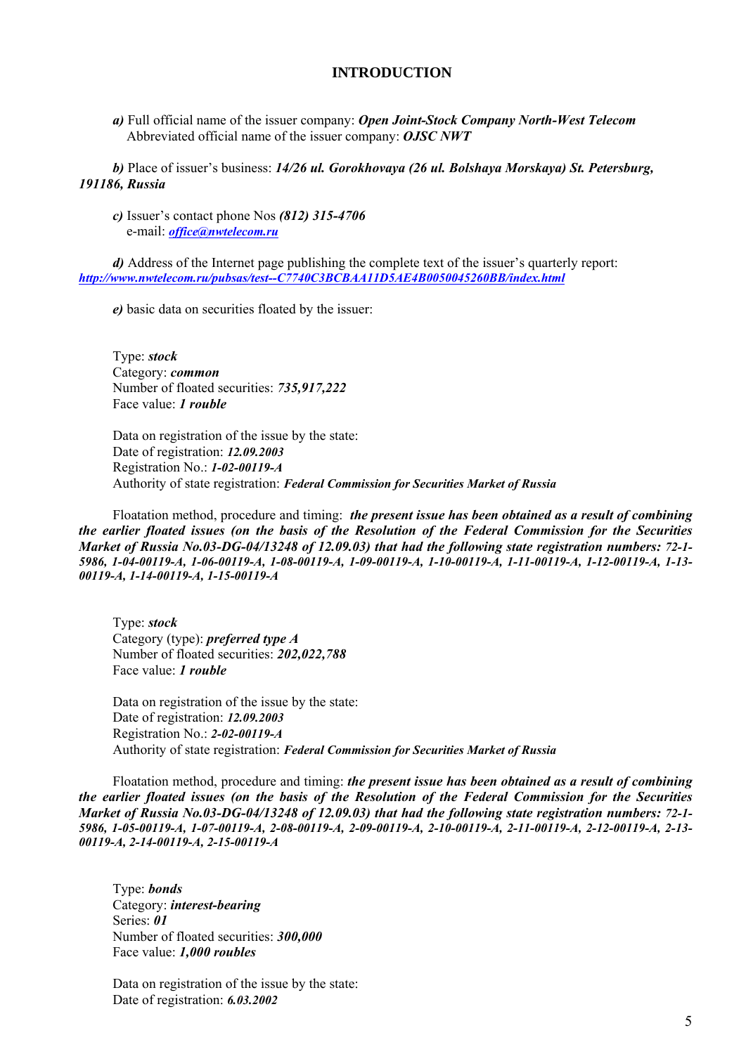# INTRODUCTION

***a)*** Full official name of the issuer company: ***Open Joint-Stock Company North-West Telecom***
Abbreviated official name of the issuer company: ***OJSC NWT***

***b)*** Place of issuer's business: ***14/26 ul. Gorokhovaya (26 ul. Bolshaya Morskaya) St. Petersburg, 191186, Russia***

***c)*** Issuer's contact phone Nos ***(812) 315-4706***
e-mail: ***office@nwtelecom.ru***

***d)*** Address of the Internet page publishing the complete text of the issuer's quarterly report: ***http://www.nwtelecom.ru/pubsas/test--C7740C3BCBAA11D5AE4B0050045260BB/index.html***

***e)*** basic data on securities floated by the issuer:

Type: ***stock***
Category: ***common***
Number of floated securities: ***735,917,222***
Face value: ***1 rouble***

Data on registration of the issue by the state:
Date of registration: ***12.09.2003***
Registration No.: ***1-02-00119-A***
Authority of state registration: ***Federal Commission for Securities Market of Russia***

Floatation method, procedure and timing: ***the present issue has been obtained as a result of combining the earlier floated issues (on the basis of the Resolution of the Federal Commission for the Securities Market of Russia No.03-DG-04/13248 of 12.09.03) that had the following state registration numbers: 72-1-5986, 1-04-00119-A, 1-06-00119-A, 1-08-00119-A, 1-09-00119-A, 1-10-00119-A, 1-11-00119-A, 1-12-00119-A, 1-13-00119-A, 1-14-00119-A, 1-15-00119-A***

Type: ***stock***
Category (type): ***preferred type A***
Number of floated securities: ***202,022,788***
Face value: ***1 rouble***

Data on registration of the issue by the state:
Date of registration: ***12.09.2003***
Registration No.: ***2-02-00119-A***
Authority of state registration: ***Federal Commission for Securities Market of Russia***

Floatation method, procedure and timing: ***the present issue has been obtained as a result of combining the earlier floated issues (on the basis of the Resolution of the Federal Commission for the Securities Market of Russia No.03-DG-04/13248 of 12.09.03) that had the following state registration numbers: 72-1-5986, 1-05-00119-A, 1-07-00119-A, 2-08-00119-A, 2-09-00119-A, 2-10-00119-A, 2-11-00119-A, 2-12-00119-A, 2-13-00119-A, 2-14-00119-A, 2-15-00119-A***

Type: ***bonds***
Category: ***interest-bearing***
Series: ***01***
Number of floated securities: ***300,000***
Face value: ***1,000 roubles***

Data on registration of the issue by the state:
Date of registration: ***6.03.2002***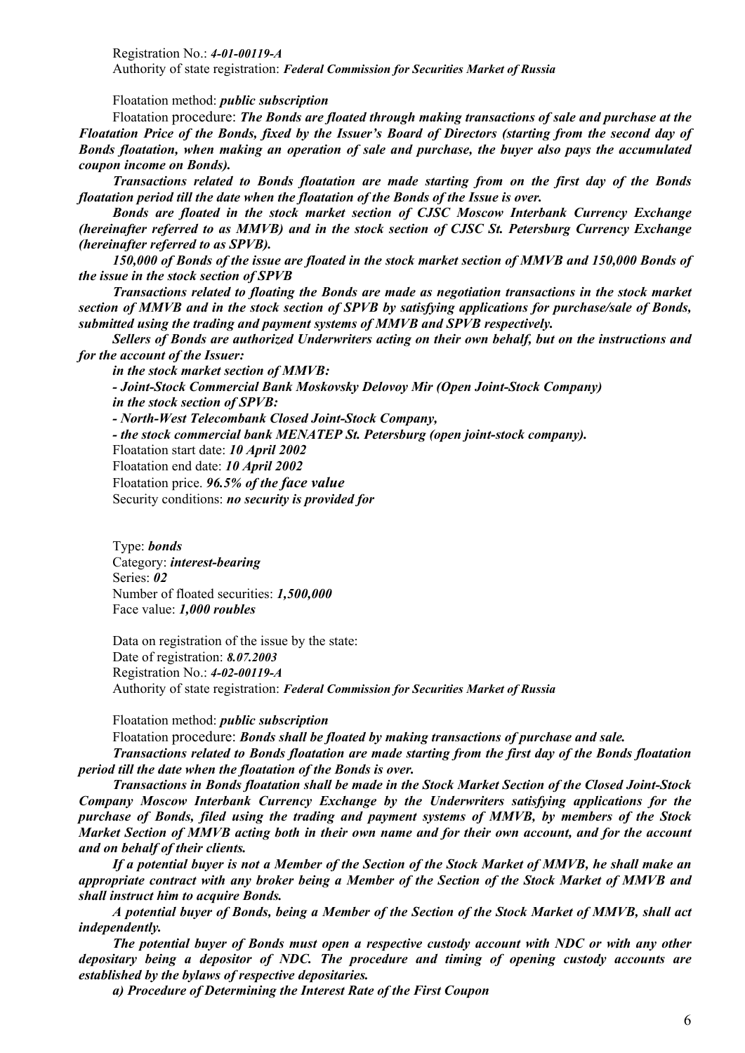Registration No.: ***4-01-00119-A***
Authority of state registration: ***Federal Commission for Securities Market of Russia***

Floatation method: ***public subscription***

Floatation procedure: ***The Bonds are floated through making transactions of sale and purchase at the Floatation Price of the Bonds, fixed by the Issuer's Board of Directors (starting from the second day of Bonds floatation, when making an operation of sale and purchase, the buyer also pays the accumulated coupon income on Bonds).***

***Transactions related to Bonds floatation are made starting from on the first day of the Bonds floatation period till the date when the floatation of the Bonds of the Issue is over.***

***Bonds are floated in the stock market section of CJSC Moscow Interbank Currency Exchange (hereinafter referred to as MMVB) and in the stock section of CJSC St. Petersburg Currency Exchange (hereinafter referred to as SPVB).***

***150,000 of Bonds of the issue are floated in the stock market section of MMVB and 150,000 Bonds of the issue in the stock section of SPVB***

***Transactions related to floating the Bonds are made as negotiation transactions in the stock market section of MMVB and in the stock section of SPVB by satisfying applications for purchase/sale of Bonds, submitted using the trading and payment systems of MMVB and SPVB respectively.***

***Sellers of Bonds are authorized Underwriters acting on their own behalf, but on the instructions and for the account of the Issuer:***

***in the stock market section of MMVB:***

***- Joint-Stock Commercial Bank Moskovsky Delovoy Mir (Open Joint-Stock Company)***

***in the stock section of SPVB:***

***- North-West Telecombank Closed Joint-Stock Company,***

***- the stock commercial bank MENATEP St. Petersburg (open joint-stock company).***

Floatation start date: ***10 April 2002***
Floatation end date: ***10 April 2002***
Floatation price. ***96.5% of the face value***
Security conditions: ***no security is provided for***

Type: ***bonds***
Category: ***interest-bearing***
Series: ***02***
Number of floated securities: ***1,500,000***
Face value: ***1,000 roubles***

Data on registration of the issue by the state:
Date of registration: ***8.07.2003***
Registration No.: ***4-02-00119-A***
Authority of state registration: ***Federal Commission for Securities Market of Russia***

Floatation method: ***public subscription***

Floatation procedure: ***Bonds shall be floated by making transactions of purchase and sale.***

***Transactions related to Bonds floatation are made starting from the first day of the Bonds floatation period till the date when the floatation of the Bonds is over.***

***Transactions in Bonds floatation shall be made in the Stock Market Section of the Closed Joint-Stock Company Moscow Interbank Currency Exchange by the Underwriters satisfying applications for the purchase of Bonds, filed using the trading and payment systems of MMVB, by members of the Stock Market Section of MMVB acting both in their own name and for their own account, and for the account and on behalf of their clients.***

***If a potential buyer is not a Member of the Section of the Stock Market of MMVB, he shall make an appropriate contract with any broker being a Member of the Section of the Stock Market of MMVB and shall instruct him to acquire Bonds.***

***A potential buyer of Bonds, being a Member of the Section of the Stock Market of MMVB, shall act independently.***

***The potential buyer of Bonds must open a respective custody account with NDC or with any other depositary being a depositor of NDC. The procedure and timing of opening custody accounts are established by the bylaws of respective depositaries.***

***a) Procedure of Determining the Interest Rate of the First Coupon***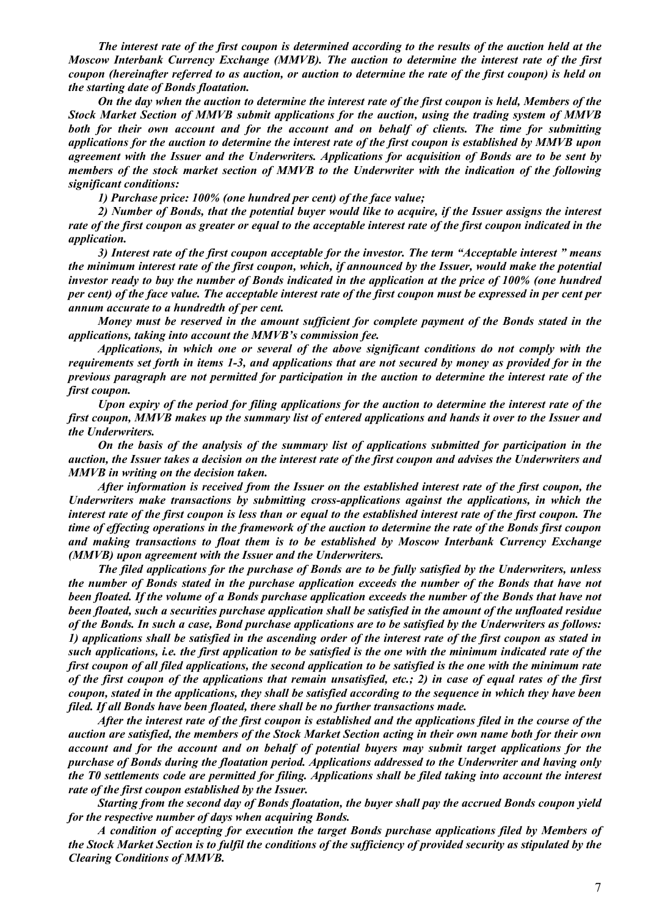*The interest rate of the first coupon is determined according to the results of the auction held at the Moscow Interbank Currency Exchange (MMVB). The auction to determine the interest rate of the first coupon (hereinafter referred to as auction, or auction to determine the rate of the first coupon) is held on the starting date of Bonds floatation.*

*On the day when the auction to determine the interest rate of the first coupon is held, Members of the Stock Market Section of MMVB submit applications for the auction, using the trading system of MMVB both for their own account and for the account and on behalf of clients. The time for submitting applications for the auction to determine the interest rate of the first coupon is established by MMVB upon agreement with the Issuer and the Underwriters. Applications for acquisition of Bonds are to be sent by members of the stock market section of MMVB to the Underwriter with the indication of the following significant conditions:*

*1) Purchase price: 100% (one hundred per cent) of the face value;*

*2) Number of Bonds, that the potential buyer would like to acquire, if the Issuer assigns the interest rate of the first coupon as greater or equal to the acceptable interest rate of the first coupon indicated in the application.*

*3) Interest rate of the first coupon acceptable for the investor. The term "Acceptable interest " means the minimum interest rate of the first coupon, which, if announced by the Issuer, would make the potential investor ready to buy the number of Bonds indicated in the application at the price of 100% (one hundred per cent) of the face value. The acceptable interest rate of the first coupon must be expressed in per cent per annum accurate to a hundredth of per cent.*

*Money must be reserved in the amount sufficient for complete payment of the Bonds stated in the applications, taking into account the MMVB's commission fee.*

*Applications, in which one or several of the above significant conditions do not comply with the requirements set forth in items 1-3, and applications that are not secured by money as provided for in the previous paragraph are not permitted for participation in the auction to determine the interest rate of the first coupon.*

*Upon expiry of the period for filing applications for the auction to determine the interest rate of the first coupon, MMVB makes up the summary list of entered applications and hands it over to the Issuer and the Underwriters.*

*On the basis of the analysis of the summary list of applications submitted for participation in the auction, the Issuer takes a decision on the interest rate of the first coupon and advises the Underwriters and MMVB in writing on the decision taken.*

*After information is received from the Issuer on the established interest rate of the first coupon, the Underwriters make transactions by submitting cross-applications against the applications, in which the interest rate of the first coupon is less than or equal to the established interest rate of the first coupon. The time of effecting operations in the framework of the auction to determine the rate of the Bonds first coupon and making transactions to float them is to be established by Moscow Interbank Currency Exchange (MMVB) upon agreement with the Issuer and the Underwriters.*

*The filed applications for the purchase of Bonds are to be fully satisfied by the Underwriters, unless the number of Bonds stated in the purchase application exceeds the number of the Bonds that have not been floated. If the volume of a Bonds purchase application exceeds the number of the Bonds that have not been floated, such a securities purchase application shall be satisfied in the amount of the unfloated residue of the Bonds. In such a case, Bond purchase applications are to be satisfied by the Underwriters as follows: 1) applications shall be satisfied in the ascending order of the interest rate of the first coupon as stated in such applications, i.e. the first application to be satisfied is the one with the minimum indicated rate of the first coupon of all filed applications, the second application to be satisfied is the one with the minimum rate of the first coupon of the applications that remain unsatisfied, etc.; 2) in case of equal rates of the first coupon, stated in the applications, they shall be satisfied according to the sequence in which they have been filed. If all Bonds have been floated, there shall be no further transactions made.*

*After the interest rate of the first coupon is established and the applications filed in the course of the auction are satisfied, the members of the Stock Market Section acting in their own name both for their own account and for the account and on behalf of potential buyers may submit target applications for the purchase of Bonds during the floatation period. Applications addressed to the Underwriter and having only the T0 settlements code are permitted for filing. Applications shall be filed taking into account the interest rate of the first coupon established by the Issuer.*

*Starting from the second day of Bonds floatation, the buyer shall pay the accrued Bonds coupon yield for the respective number of days when acquiring Bonds.*

*A condition of accepting for execution the target Bonds purchase applications filed by Members of the Stock Market Section is to fulfil the conditions of the sufficiency of provided security as stipulated by the Clearing Conditions of MMVB.*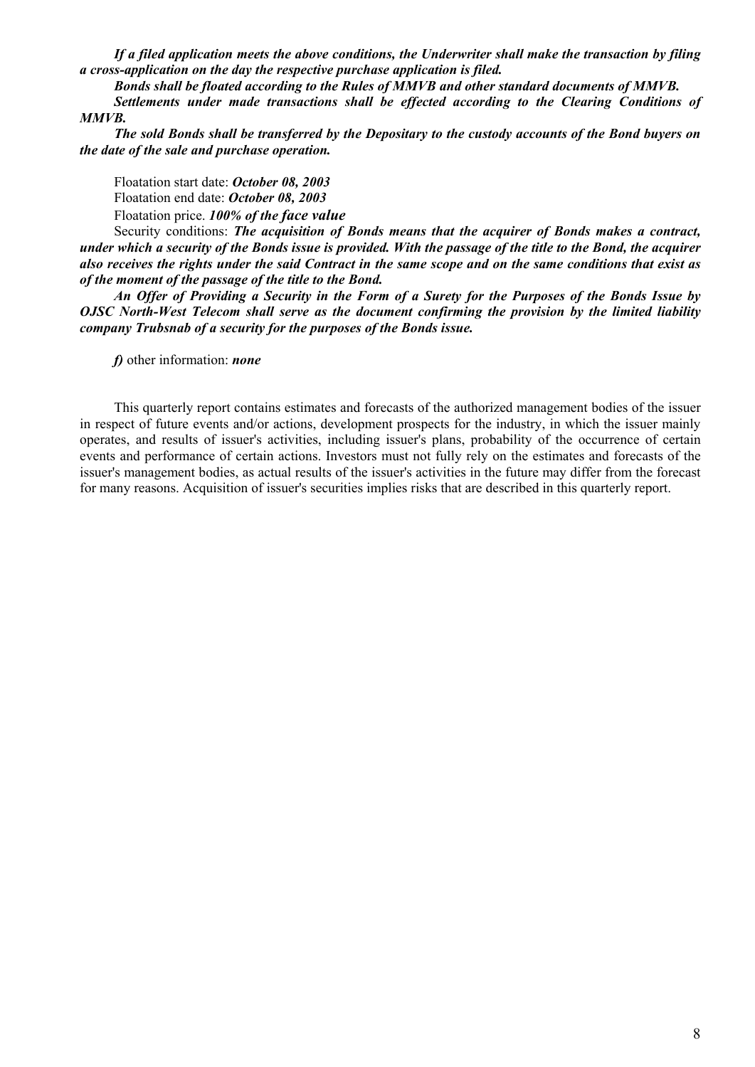***If a filed application meets the above conditions, the Underwriter shall make the transaction by filing a cross-application on the day the respective purchase application is filed.***

***Bonds shall be floated according to the Rules of MMVB and other standard documents of MMVB.***

***Settlements under made transactions shall be effected according to the Clearing Conditions of MMVB.***

***The sold Bonds shall be transferred by the Depositary to the custody accounts of the Bond buyers on the date of the sale and purchase operation.***

Floatation start date: ***October 08, 2003***

Floatation end date: ***October 08, 2003***

Floatation price. ***100% of the face value***

Security conditions: ***The acquisition of Bonds means that the acquirer of Bonds makes a contract, under which a security of the Bonds issue is provided. With the passage of the title to the Bond, the acquirer also receives the rights under the said Contract in the same scope and on the same conditions that exist as of the moment of the passage of the title to the Bond.***

***An Offer of Providing a Security in the Form of a Surety for the Purposes of the Bonds Issue by OJSC North-West Telecom shall serve as the document confirming the provision by the limited liability company Trubsnab of a security for the purposes of the Bonds issue.***

***f)*** other information: ***none***

This quarterly report contains estimates and forecasts of the authorized management bodies of the issuer in respect of future events and/or actions, development prospects for the industry, in which the issuer mainly operates, and results of issuer's activities, including issuer's plans, probability of the occurrence of certain events and performance of certain actions. Investors must not fully rely on the estimates and forecasts of the issuer's management bodies, as actual results of the issuer's activities in the future may differ from the forecast for many reasons. Acquisition of issuer's securities implies risks that are described in this quarterly report.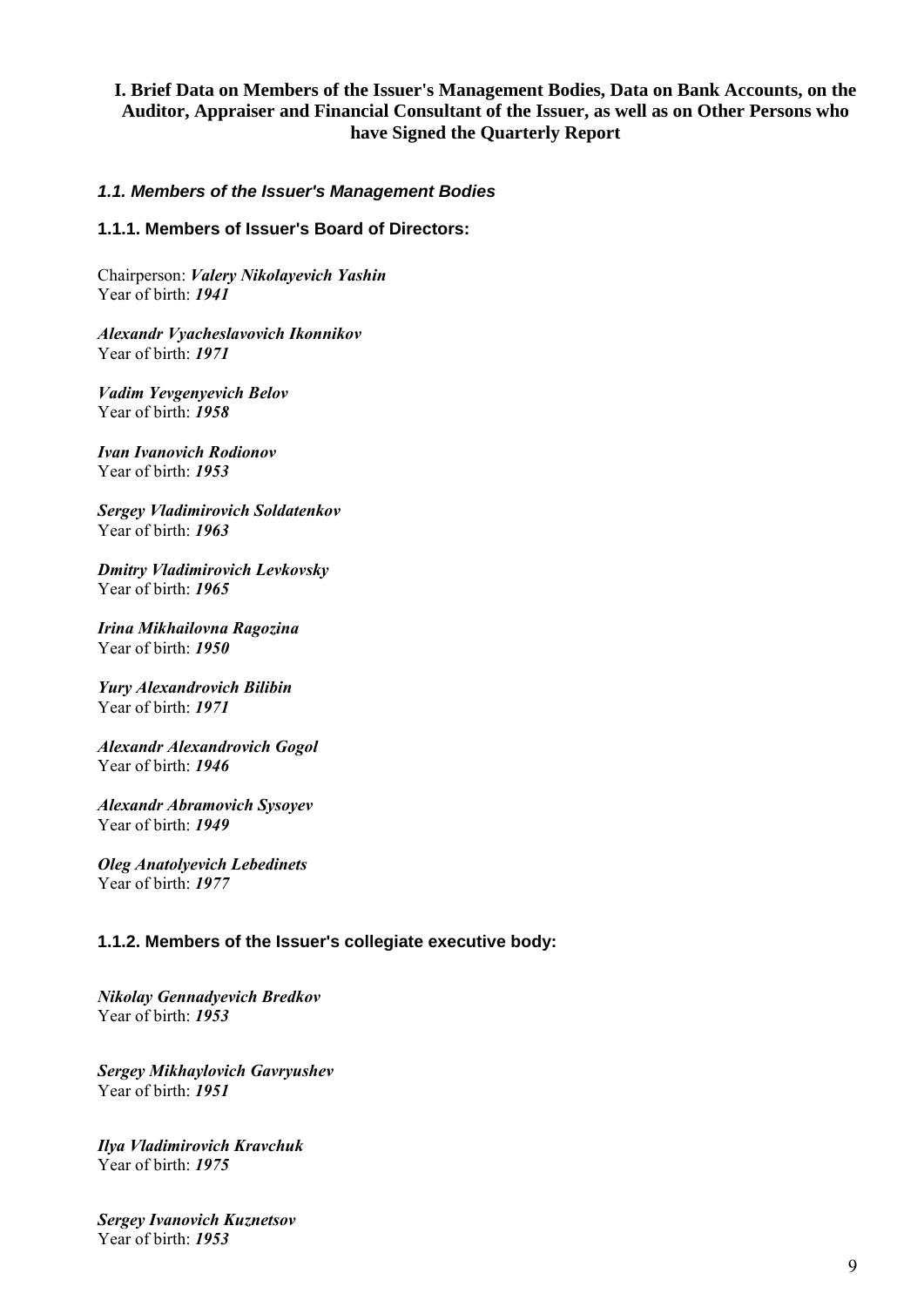# I. Brief Data on Members of the Issuer's Management Bodies, Data on Bank Accounts, on the Auditor, Appraiser and Financial Consultant of the Issuer, as well as on Other Persons who have Signed the Quarterly Report

## *1.1. Members of the Issuer's Management Bodies*

### 1.1.1. Members of Issuer's Board of Directors:

Chairperson: ***Valery Nikolayevich Yashin***
Year of birth: ***1941***

***Alexandr Vyacheslavovich Ikonnikov***
Year of birth: ***1971***

***Vadim Yevgenyevich Belov***
Year of birth: ***1958***

***Ivan Ivanovich Rodionov***
Year of birth: ***1953***

***Sergey Vladimirovich Soldatenkov***
Year of birth: ***1963***

***Dmitry Vladimirovich Levkovsky***
Year of birth: ***1965***

***Irina Mikhailovna Ragozina***
Year of birth: ***1950***

***Yury Alexandrovich Bilibin***
Year of birth: ***1971***

***Alexandr Alexandrovich Gogol***
Year of birth: ***1946***

***Alexandr Abramovich Sysoyev***
Year of birth: ***1949***

***Oleg Anatolyevich Lebedinets***
Year of birth: ***1977***

### 1.1.2. Members of the Issuer's collegiate executive body:

***Nikolay Gennadyevich Bredkov***
Year of birth: ***1953***

***Sergey Mikhaylovich Gavryushev***
Year of birth: ***1951***

***Ilya Vladimirovich Kravchuk***
Year of birth: ***1975***

***Sergey Ivanovich Kuznetsov***
Year of birth: ***1953***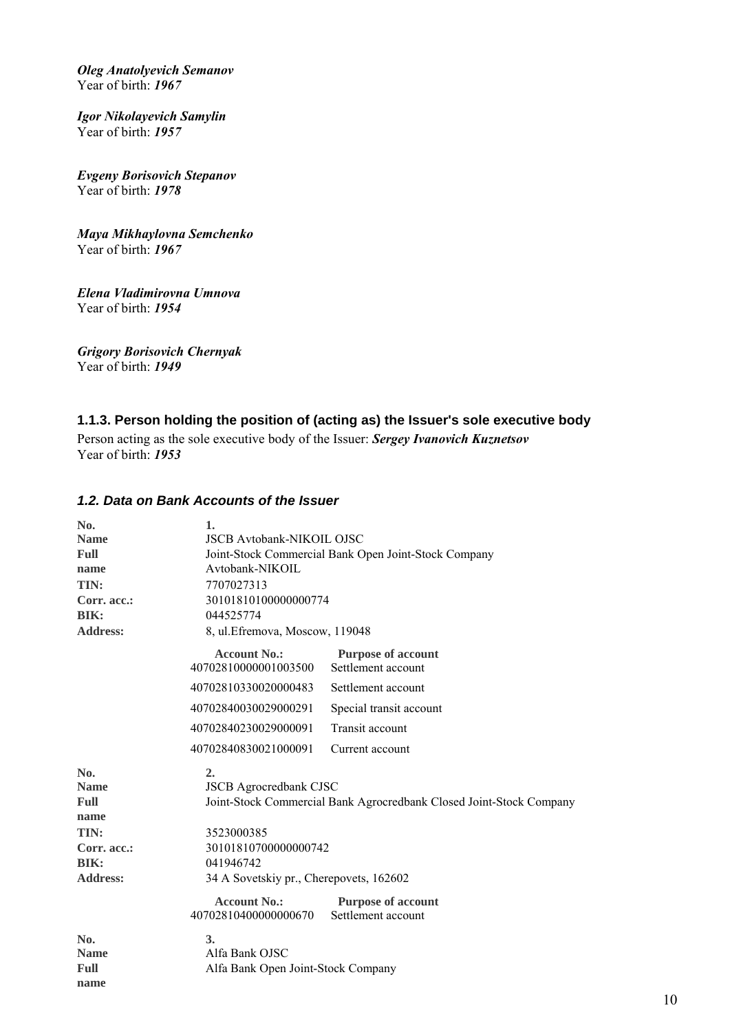***Oleg Anatolyevich Semanov***
Year of birth: ***1967***

***Igor Nikolayevich Samylin***
Year of birth: ***1957***

***Evgeny Borisovich Stepanov***
Year of birth: ***1978***

***Maya Mikhaylovna Semchenko***
Year of birth: ***1967***

***Elena Vladimirovna Umnova***
Year of birth: ***1954***

***Grigory Borisovich Chernyak***
Year of birth: ***1949***

### 1.1.3. Person holding the position of (acting as) the Issuer's sole executive body

Person acting as the sole executive body of the Issuer: ***Sergey Ivanovich Kuznetsov***
Year of birth: ***1953***

### *1.2. Data on Bank Accounts of the Issuer*

**No.** 1.
**Name** JSCB Avtobank-NIKOIL OJSC
**Full name** Joint-Stock Commercial Bank Open Joint-Stock Company Avtobank-NIKOIL
**TIN:** 7707027313
**Corr. acc.:** 30101810100000000774
**BIK:** 044525774
**Address:** 8, ul.Efremova, Moscow, 119048

| Account No.: | Purpose of account |
|---|---|
| 40702810000001003500 | Settlement account |
| 40702810330020000483 | Settlement account |
| 40702840030029000291 | Special transit account |
| 40702840230029000091 | Transit account |
| 40702840830021000091 | Current account |

**No.** 2.
**Name** JSCB Agrocredbank CJSC
**Full name** Joint-Stock Commercial Bank Agrocredbank Closed Joint-Stock Company
**TIN:** 3523000385
**Corr. acc.:** 30101810700000000742
**BIK:** 041946742
**Address:** 34 A Sovetskiy pr., Cherepovets, 162602

| Account No.: | Purpose of account |
|---|---|
| 40702810400000000670 | Settlement account |

**No.** 3.
**Name** Alfa Bank OJSC
**Full name** Alfa Bank Open Joint-Stock Company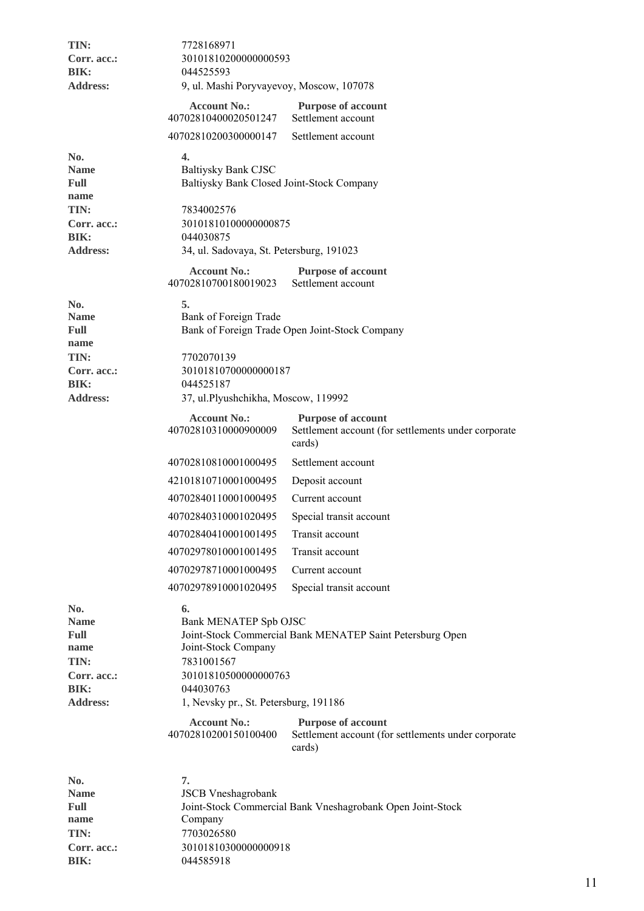| | |
|---|---|
| **TIN:** | 7728168971 |
| **Corr. acc.:** | 30101810200000000593 |
| **BIK:** | 044525593 |
| **Address:** | 9, ul. Mashi Poryvayevoy, Moscow, 107078 |

| Account No.: | Purpose of account |
|---|---|
| 40702810400020501247 | Settlement account |
| 40702810200300000147 | Settlement account |

| | |
|---|---|
| **No.** | **4.** |
| **Name** | Baltiysky Bank CJSC |
| **Full name** | Baltiysky Bank Closed Joint-Stock Company |
| **TIN:** | 7834002576 |
| **Corr. acc.:** | 30101810100000000875 |
| **BIK:** | 044030875 |
| **Address:** | 34, ul. Sadovaya, St. Petersburg, 191023 |

| Account No.: | Purpose of account |
|---|---|
| 40702810700180019023 | Settlement account |

| | |
|---|---|
| **No.** | **5.** |
| **Name** | Bank of Foreign Trade |
| **Full name** | Bank of Foreign Trade Open Joint-Stock Company |
| **TIN:** | 7702070139 |
| **Corr. acc.:** | 30101810700000000187 |
| **BIK:** | 044525187 |
| **Address:** | 37, ul.Plyushchikha, Moscow, 119992 |

| Account No.: | Purpose of account |
|---|---|
| 40702810310000900009 | Settlement account (for settlements under corporate cards) |
| 40702810810001000495 | Settlement account |
| 42101810710001000495 | Deposit account |
| 40702840110001000495 | Current account |
| 40702840310001020495 | Special transit account |
| 40702840410001001495 | Transit account |
| 40702978010001001495 | Transit account |
| 40702978710001000495 | Current account |
| 40702978910001020495 | Special transit account |

| | |
|---|---|
| **No.** | **6.** |
| **Name** | Bank MENATEP Spb OJSC |
| **Full name** | Joint-Stock Commercial Bank MENATEP Saint Petersburg Open Joint-Stock Company |
| **TIN:** | 7831001567 |
| **Corr. acc.:** | 30101810500000000763 |
| **BIK:** | 044030763 |
| **Address:** | 1, Nevsky pr., St. Petersburg, 191186 |

| Account No.: | Purpose of account |
|---|---|
| 40702810200150100400 | Settlement account (for settlements under corporate cards) |

| | |
|---|---|
| **No.** | **7.** |
| **Name** | JSCB Vneshagrobank |
| **Full name** | Joint-Stock Commercial Bank Vneshagrobank Open Joint-Stock Company |
| **TIN:** | 7703026580 |
| **Corr. acc.:** | 30101810300000000918 |
| **BIK:** | 044585918 |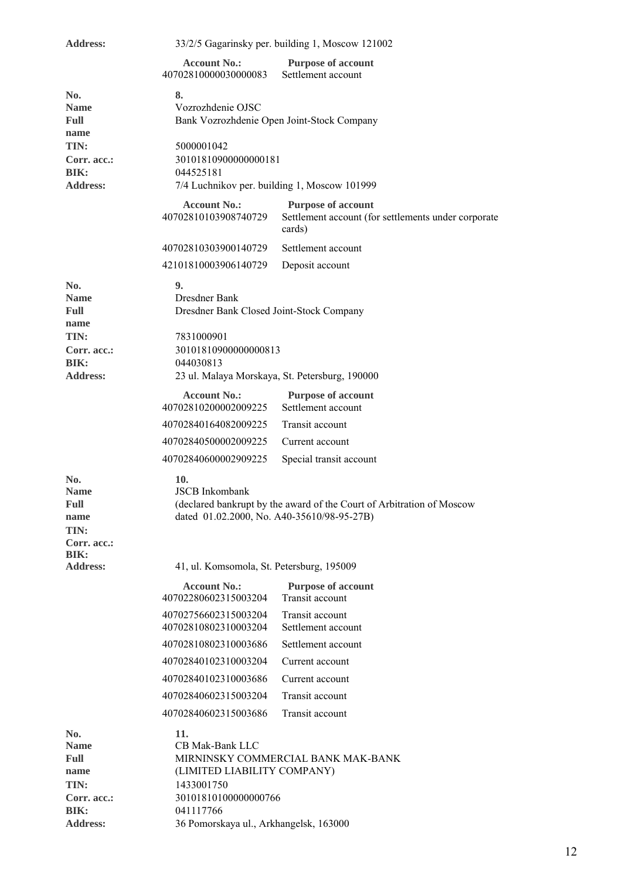| | |
|---|---|
| **Address:** | 33/2/5 Gagarinsky per. building 1, Moscow 121002 |

| **Account No.:** | **Purpose of account** |
|---|---|
| 40702810000030000083 | Settlement account |

| | |
|---|---|
| **No.** | **8.** |
| **Name** | Vozrozhdenie OJSC |
| **Full name** | Bank Vozrozhdenie Open Joint-Stock Company |
| **TIN:** | 5000001042 |
| **Corr. acc.:** | 30101810900000000181 |
| **BIK:** | 044525181 |
| **Address:** | 7/4 Luchnikov per. building 1, Moscow 101999 |

| **Account No.:** | **Purpose of account** |
|---|---|
| 40702810103908740729 | Settlement account (for settlements under corporate cards) |
| 40702810303900140729 | Settlement account |
| 42101810003906140729 | Deposit account |

| | |
|---|---|
| **No.** | **9.** |
| **Name** | Dresdner Bank |
| **Full name** | Dresdner Bank Closed Joint-Stock Company |
| **TIN:** | 7831000901 |
| **Corr. acc.:** | 30101810900000000813 |
| **BIK:** | 044030813 |
| **Address:** | 23 ul. Malaya Morskaya, St. Petersburg, 190000 |

| **Account No.:** | **Purpose of account** |
|---|---|
| 40702810200002009225 | Settlement account |
| 40702840164082009225 | Transit account |
| 40702840500002009225 | Current account |
| 40702840600002909225 | Special transit account |

| | |
|---|---|
| **No.** | **10.** |
| **Name** | JSCB Inkombank |
| **Full name** | (declared bankrupt by the award of the Court of Arbitration of Moscow dated 01.02.2000, No. A40-35610/98-95-27B) |
| **TIN:** | |
| **Corr. acc.:** | |
| **BIK:** | |
| **Address:** | 41, ul. Komsomola, St. Petersburg, 195009 |

| **Account No.:** | **Purpose of account** |
|---|---|
| 40702280602315003204 | Transit account |
| 40702756602315003204 | Transit account |
| 40702810802310003204 | Settlement account |
| 40702810802310003686 | Settlement account |
| 40702840102310003204 | Current account |
| 40702840102310003686 | Current account |
| 40702840602315003204 | Transit account |
| 40702840602315003686 | Transit account |

| | |
|---|---|
| **No.** | **11.** |
| **Name** | CB Mak-Bank LLC |
| **Full name** | MIRNINSKY COMMERCIAL BANK MAK-BANK (LIMITED LIABILITY COMPANY) |
| **TIN:** | 1433001750 |
| **Corr. acc.:** | 30101810100000000766 |
| **BIK:** | 041117766 |
| **Address:** | 36 Pomorskaya ul., Arkhangelsk, 163000 |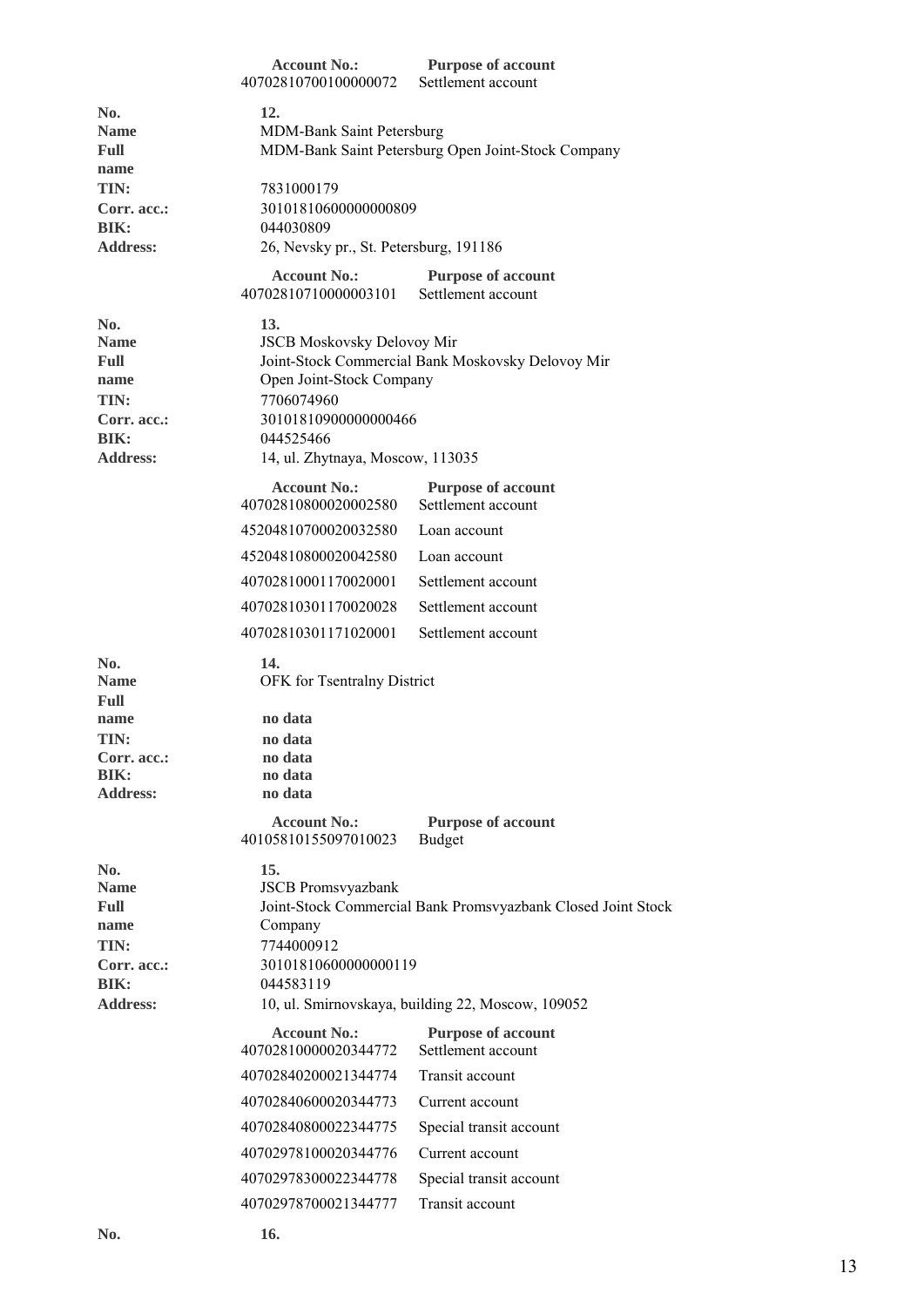| Account No.: | Purpose of account |
|---|---|
| 40702810700100000072 | Settlement account |

| | |
|---|---|
| **No.** | **12.** |
| **Name** | MDM-Bank Saint Petersburg |
| **Full name** | MDM-Bank Saint Petersburg Open Joint-Stock Company |
| **TIN:** | 7831000179 |
| **Corr. acc.:** | 30101810600000000809 |
| **BIK:** | 044030809 |
| **Address:** | 26, Nevsky pr., St. Petersburg, 191186 |

| Account No.: | Purpose of account |
|---|---|
| 40702810710000003101 | Settlement account |

| | |
|---|---|
| **No.** | **13.** |
| **Name** | JSCB Moskovsky Delovoy Mir |
| **Full name** | Joint-Stock Commercial Bank Moskovsky Delovoy Mir Open Joint-Stock Company |
| **TIN:** | 7706074960 |
| **Corr. acc.:** | 30101810900000000466 |
| **BIK:** | 044525466 |
| **Address:** | 14, ul. Zhytnaya, Moscow, 113035 |

| Account No.: | Purpose of account |
|---|---|
| 40702810800020002580 | Settlement account |
| 45204810700020032580 | Loan account |
| 45204810800020042580 | Loan account |
| 40702810001170020001 | Settlement account |
| 40702810301170020028 | Settlement account |
| 40702810301171020001 | Settlement account |

| | |
|---|---|
| **No.** | **14.** |
| **Name** | OFK for Tsentralny District |
| **Full name** | **no data** |
| **TIN:** | **no data** |
| **Corr. acc.:** | **no data** |
| **BIK:** | **no data** |
| **Address:** | **no data** |

| Account No.: | Purpose of account |
|---|---|
| 40105810155097010023 | Budget |

| | |
|---|---|
| **No.** | **15.** |
| **Name** | JSCB Promsvyazbank |
| **Full name** | Joint-Stock Commercial Bank Promsvyazbank Closed Joint Stock Company |
| **TIN:** | 7744000912 |
| **Corr. acc.:** | 30101810600000000119 |
| **BIK:** | 044583119 |
| **Address:** | 10, ul. Smirnovskaya, building 22, Moscow, 109052 |

| Account No.: | Purpose of account |
|---|---|
| 40702810000020344772 | Settlement account |
| 40702840200021344774 | Transit account |
| 40702840600020344773 | Current account |
| 40702840800022344775 | Special transit account |
| 40702978100020344776 | Current account |
| 40702978300022344778 | Special transit account |
| 40702978700021344777 | Transit account |

| | |
|---|---|
| **No.** | **16.** |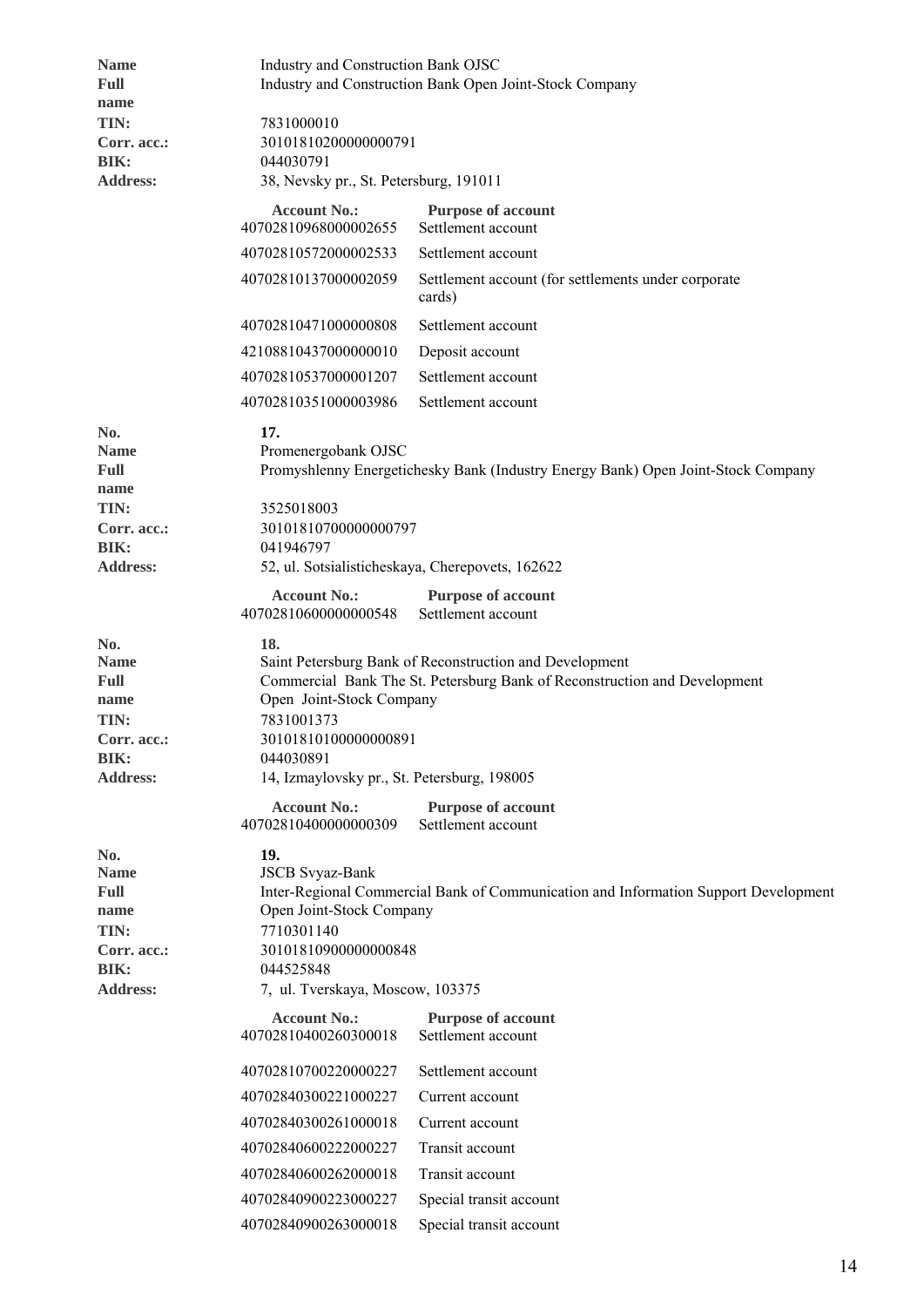| | |
|---|---|
| **Name** | Industry and Construction Bank OJSC |
| **Full name** | Industry and Construction Bank Open Joint-Stock Company |
| **TIN:** | 7831000010 |
| **Corr. acc.:** | 30101810200000000791 |
| **BIK:** | 044030791 |
| **Address:** | 38, Nevsky pr., St. Petersburg, 191011 |

| **Account No.:** | **Purpose of account** |
|---|---|
| 40702810968000002655 | Settlement account |
| 40702810572000002533 | Settlement account |
| 40702810137000002059 | Settlement account (for settlements under corporate cards) |
| 40702810471000000808 | Settlement account |
| 42108810437000000010 | Deposit account |
| 40702810537000001207 | Settlement account |
| 40702810351000003986 | Settlement account |

| | |
|---|---|
| **No.** | **17.** |
| **Name** | Promenergobank OJSC |
| **Full name** | Promyshlenny Energetichesky Bank (Industry Energy Bank) Open Joint-Stock Company |
| **TIN:** | 3525018003 |
| **Corr. acc.:** | 30101810700000000797 |
| **BIK:** | 041946797 |
| **Address:** | 52, ul. Sotsialisticheskaya, Cherepovets, 162622 |

| **Account No.:** | **Purpose of account** |
|---|---|
| 40702810600000000548 | Settlement account |

| | |
|---|---|
| **No.** | **18.** |
| **Name** | Saint Petersburg Bank of Reconstruction and Development |
| **Full name** | Commercial Bank The St. Petersburg Bank of Reconstruction and Development Open Joint-Stock Company |
| **TIN:** | 7831001373 |
| **Corr. acc.:** | 30101810100000000891 |
| **BIK:** | 044030891 |
| **Address:** | 14, Izmaylovsky pr., St. Petersburg, 198005 |

| **Account No.:** | **Purpose of account** |
|---|---|
| 40702810400000000309 | Settlement account |

| | |
|---|---|
| **No.** | **19.** |
| **Name** | JSCB Svyaz-Bank |
| **Full name** | Inter-Regional Commercial Bank of Communication and Information Support Development Open Joint-Stock Company |
| **TIN:** | 7710301140 |
| **Corr. acc.:** | 30101810900000000848 |
| **BIK:** | 044525848 |
| **Address:** | 7, ul. Tverskaya, Moscow, 103375 |

| **Account No.:** | **Purpose of account** |
|---|---|
| 40702810400260300018 | Settlement account |
| 40702810700220000227 | Settlement account |
| 40702840300221000227 | Current account |
| 40702840300261000018 | Current account |
| 40702840600222000227 | Transit account |
| 40702840600262000018 | Transit account |
| 40702840900223000227 | Special transit account |
| 40702840900263000018 | Special transit account |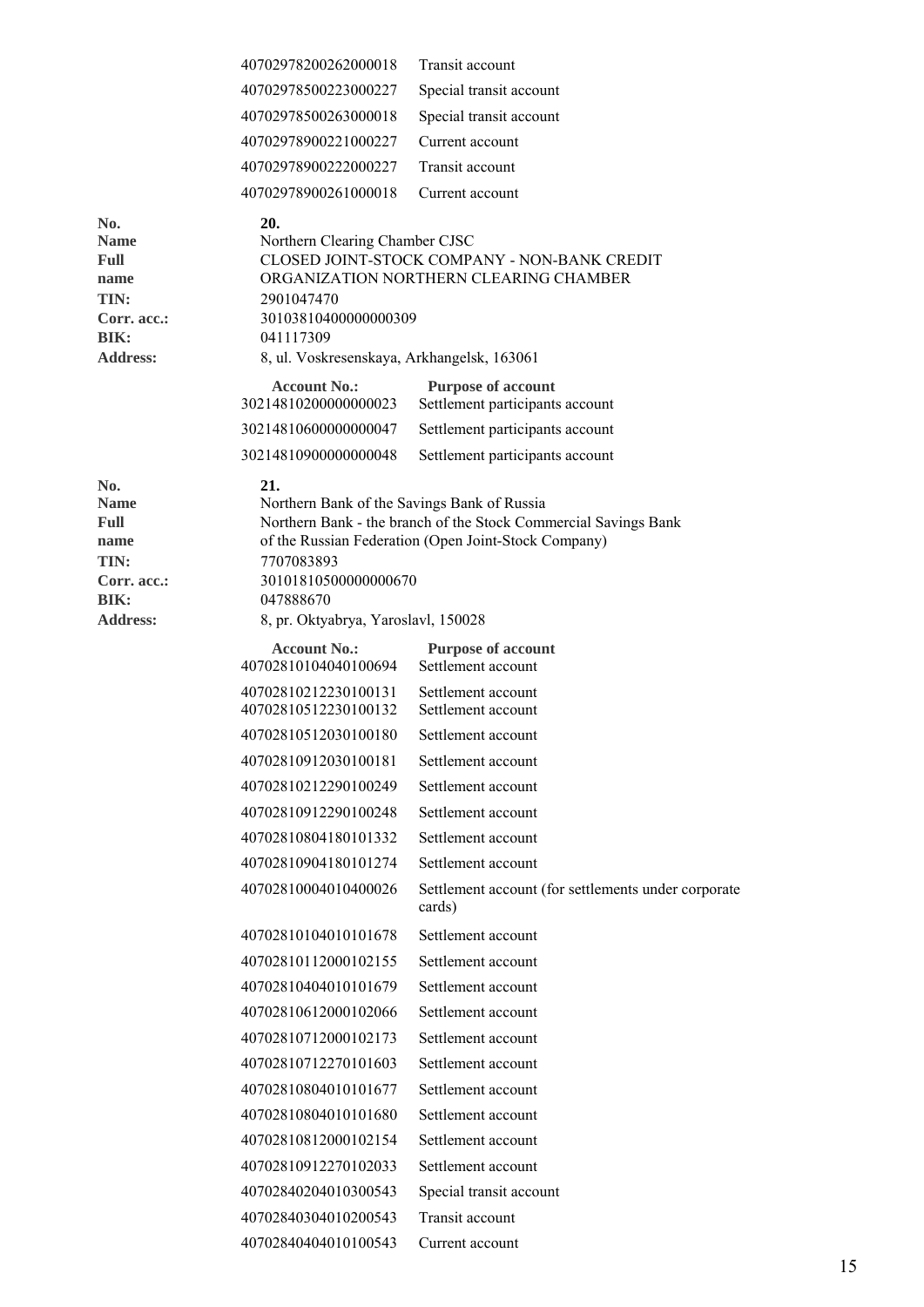| | |
|---|---|
| 40702978200262000018 | Transit account |
| 40702978500223000227 | Special transit account |
| 40702978500263000018 | Special transit account |
| 40702978900221000227 | Current account |
| 40702978900222000227 | Transit account |
| 40702978900261000018 | Current account |

| | |
|---|---|
| **No.** | **20.** |
| **Name** | Northern Clearing Chamber CJSC |
| **Full name** | CLOSED JOINT-STOCK COMPANY - NON-BANK CREDIT ORGANIZATION NORTHERN CLEARING CHAMBER |
| **TIN:** | 2901047470 |
| **Corr. acc.:** | 30103810400000000309 |
| **BIK:** | 041117309 |
| **Address:** | 8, ul. Voskresenskaya, Arkhangelsk, 163061 |

| Account No.: | Purpose of account |
|---|---|
| 30214810200000000023 | Settlement participants account |
| 30214810600000000047 | Settlement participants account |
| 30214810900000000048 | Settlement participants account |

| | |
|---|---|
| **No.** | **21.** |
| **Name** | Northern Bank of the Savings Bank of Russia |
| **Full name** | Northern Bank - the branch of the Stock Commercial Savings Bank of the Russian Federation (Open Joint-Stock Company) |
| **TIN:** | 7707083893 |
| **Corr. acc.:** | 30101810500000000670 |
| **BIK:** | 047888670 |
| **Address:** | 8, pr. Oktyabrya, Yaroslavl, 150028 |

| Account No.: | Purpose of account |
|---|---|
| 40702810104040100694 | Settlement account |
| 40702810212230100131 | Settlement account |
| 40702810512230100132 | Settlement account |
| 40702810512030100180 | Settlement account |
| 40702810912030100181 | Settlement account |
| 40702810212290100249 | Settlement account |
| 40702810912290100248 | Settlement account |
| 40702810804180101332 | Settlement account |
| 40702810904180101274 | Settlement account |
| 40702810004010400026 | Settlement account (for settlements under corporate cards) |
| 40702810104010101678 | Settlement account |
| 40702810112000102155 | Settlement account |
| 40702810404010101679 | Settlement account |
| 40702810612000102066 | Settlement account |
| 40702810712000102173 | Settlement account |
| 40702810712270101603 | Settlement account |
| 40702810804010101677 | Settlement account |
| 40702810804010101680 | Settlement account |
| 40702810812000102154 | Settlement account |
| 40702810912270102033 | Settlement account |
| 40702840204010300543 | Special transit account |
| 40702840304010200543 | Transit account |
| 40702840404010100543 | Current account |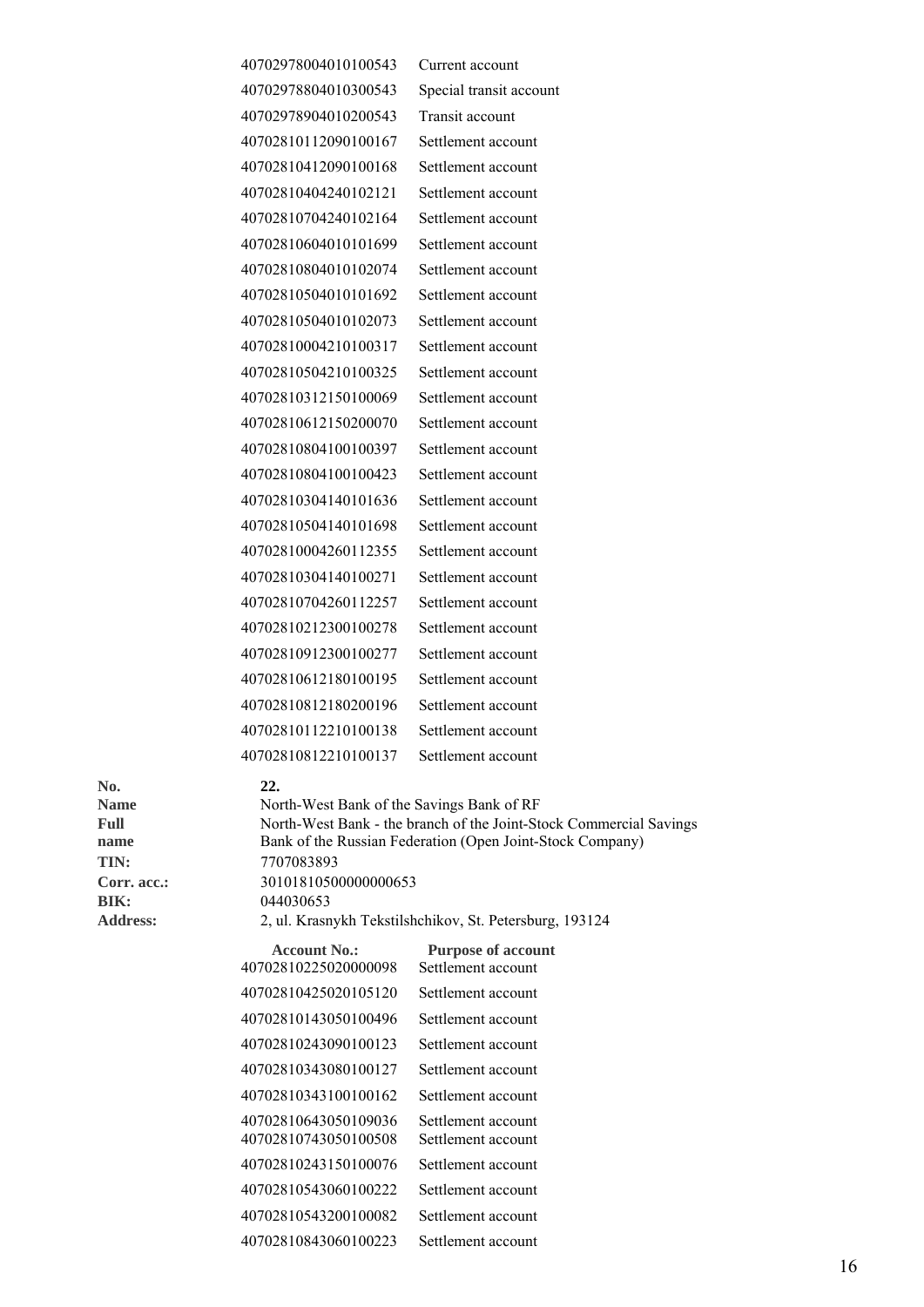| | |
|---|---|
| 40702978004010100543 | Current account |
| 40702978804010300543 | Special transit account |
| 40702978904010200543 | Transit account |
| 40702810112090100167 | Settlement account |
| 40702810412090100168 | Settlement account |
| 40702810404240102121 | Settlement account |
| 40702810704240102164 | Settlement account |
| 40702810604010101699 | Settlement account |
| 40702810804010102074 | Settlement account |
| 40702810504010101692 | Settlement account |
| 40702810504010102073 | Settlement account |
| 40702810004210100317 | Settlement account |
| 40702810504210100325 | Settlement account |
| 40702810312150100069 | Settlement account |
| 40702810612150200070 | Settlement account |
| 40702810804100100397 | Settlement account |
| 40702810804100100423 | Settlement account |
| 40702810304140101636 | Settlement account |
| 40702810504140101698 | Settlement account |
| 40702810004260112355 | Settlement account |
| 40702810304140100271 | Settlement account |
| 40702810704260112257 | Settlement account |
| 40702810212300100278 | Settlement account |
| 40702810912300100277 | Settlement account |
| 40702810612180100195 | Settlement account |
| 40702810812180200196 | Settlement account |
| 40702810112210100138 | Settlement account |
| 40702810812210100137 | Settlement account |

**No.** **22.**
**Name** North-West Bank of the Savings Bank of RF
**Full name** North-West Bank - the branch of the Joint-Stock Commercial Savings Bank of the Russian Federation (Open Joint-Stock Company)
**TIN:** 7707083893
**Corr. acc.:** 30101810500000000653
**BIK:** 044030653
**Address:** 2, ul. Krasnykh Tekstilshchikov, St. Petersburg, 193124

| Account No.: | Purpose of account |
|---|---|
| 40702810225020000098 | Settlement account |
| 40702810425020105120 | Settlement account |
| 40702810143050100496 | Settlement account |
| 40702810243090100123 | Settlement account |
| 40702810343080100127 | Settlement account |
| 40702810343100100162 | Settlement account |
| 40702810643050109036 | Settlement account |
| 40702810743050100508 | Settlement account |
| 40702810243150100076 | Settlement account |
| 40702810543060100222 | Settlement account |
| 40702810543200100082 | Settlement account |
| 40702810843060100223 | Settlement account |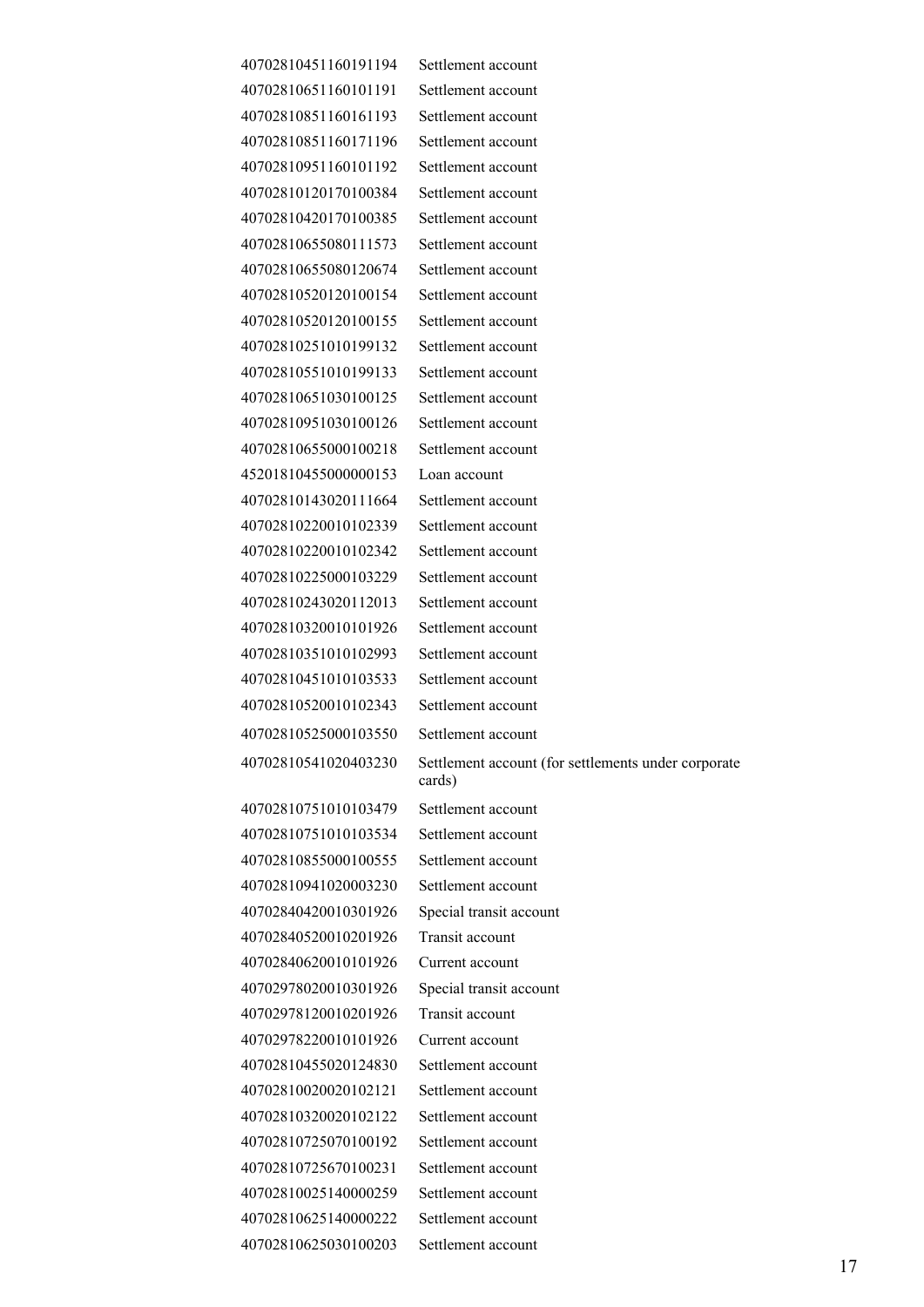| | |
|---|---|
| 40702810451160191194 | Settlement account |
| 40702810651160101191 | Settlement account |
| 40702810851160161193 | Settlement account |
| 40702810851160171196 | Settlement account |
| 40702810951160101192 | Settlement account |
| 40702810120170100384 | Settlement account |
| 40702810420170100385 | Settlement account |
| 40702810655080111573 | Settlement account |
| 40702810655080120674 | Settlement account |
| 40702810520120100154 | Settlement account |
| 40702810520120100155 | Settlement account |
| 40702810251010199132 | Settlement account |
| 40702810551010199133 | Settlement account |
| 40702810651030100125 | Settlement account |
| 40702810951030100126 | Settlement account |
| 40702810655000100218 | Settlement account |
| 45201810455000000153 | Loan account |
| 40702810143020111664 | Settlement account |
| 40702810220010102339 | Settlement account |
| 40702810220010102342 | Settlement account |
| 40702810225000103229 | Settlement account |
| 40702810243020112013 | Settlement account |
| 40702810320010101926 | Settlement account |
| 40702810351010102993 | Settlement account |
| 40702810451010103533 | Settlement account |
| 40702810520010102343 | Settlement account |
| 40702810525000103550 | Settlement account |
| 40702810541020403230 | Settlement account (for settlements under corporate cards) |
| 40702810751010103479 | Settlement account |
| 40702810751010103534 | Settlement account |
| 40702810855000100555 | Settlement account |
| 40702810941020003230 | Settlement account |
| 40702840420010301926 | Special transit account |
| 40702840520010201926 | Transit account |
| 40702840620010101926 | Current account |
| 40702978020010301926 | Special transit account |
| 40702978120010201926 | Transit account |
| 40702978220010101926 | Current account |
| 40702810455020124830 | Settlement account |
| 40702810020020102121 | Settlement account |
| 40702810320020102122 | Settlement account |
| 40702810725070100192 | Settlement account |
| 40702810725670100231 | Settlement account |
| 40702810025140000259 | Settlement account |
| 40702810625140000222 | Settlement account |
| 40702810625030100203 | Settlement account |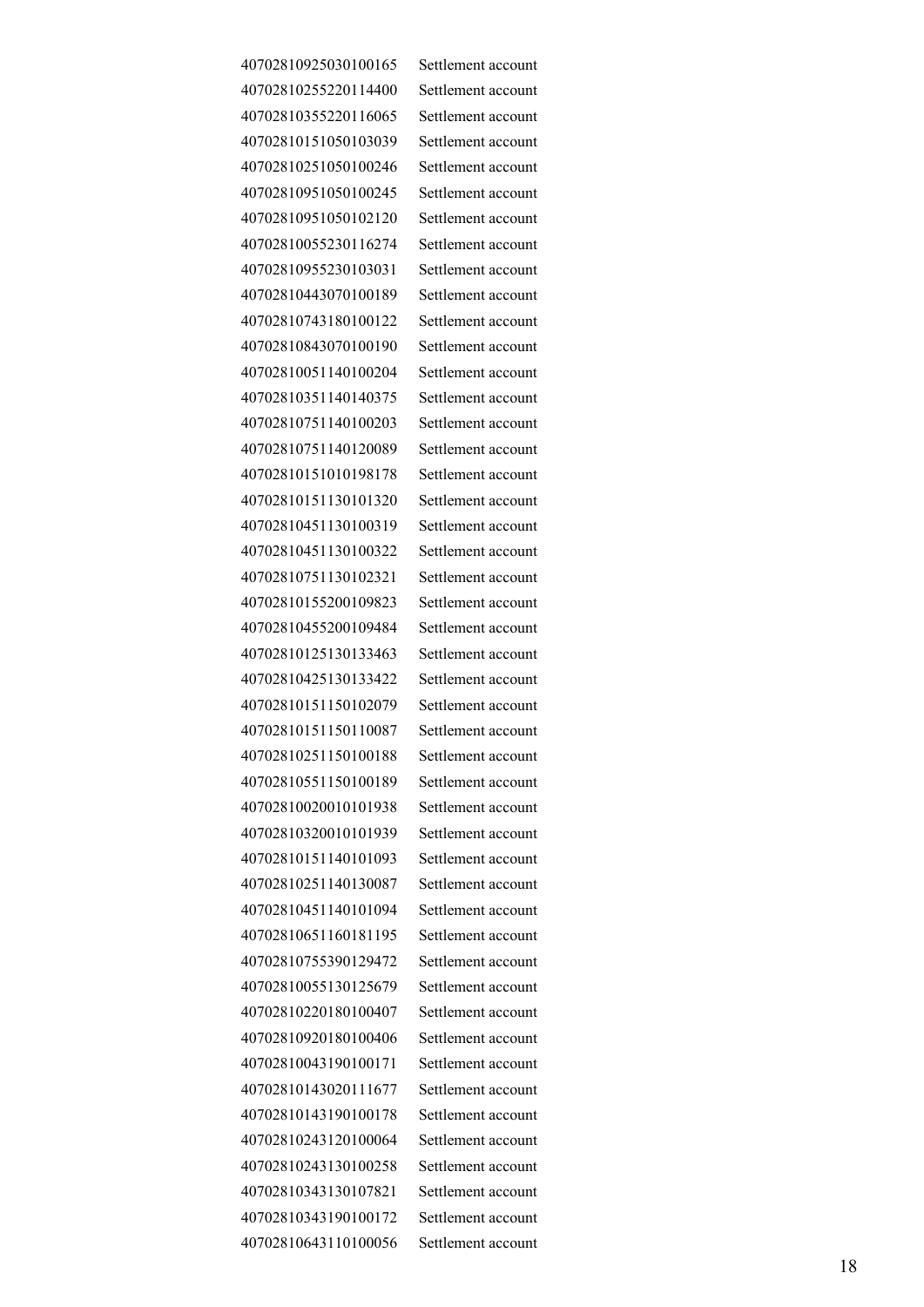| | |
|---|---|
| 40702810925030100165 | Settlement account |
| 40702810255220114400 | Settlement account |
| 40702810355220116065 | Settlement account |
| 40702810151050103039 | Settlement account |
| 40702810251050100246 | Settlement account |
| 40702810951050100245 | Settlement account |
| 40702810951050102120 | Settlement account |
| 40702810055230116274 | Settlement account |
| 40702810955230103031 | Settlement account |
| 40702810443070100189 | Settlement account |
| 40702810743180100122 | Settlement account |
| 40702810843070100190 | Settlement account |
| 40702810051140100204 | Settlement account |
| 40702810351140140375 | Settlement account |
| 40702810751140100203 | Settlement account |
| 40702810751140120089 | Settlement account |
| 40702810151010198178 | Settlement account |
| 40702810151130101320 | Settlement account |
| 40702810451130100319 | Settlement account |
| 40702810451130100322 | Settlement account |
| 40702810751130102321 | Settlement account |
| 40702810155200109823 | Settlement account |
| 40702810455200109484 | Settlement account |
| 40702810125130133463 | Settlement account |
| 40702810425130133422 | Settlement account |
| 40702810151150102079 | Settlement account |
| 40702810151150110087 | Settlement account |
| 40702810251150100188 | Settlement account |
| 40702810551150100189 | Settlement account |
| 40702810020010101938 | Settlement account |
| 40702810320010101939 | Settlement account |
| 40702810151140101093 | Settlement account |
| 40702810251140130087 | Settlement account |
| 40702810451140101094 | Settlement account |
| 40702810651160181195 | Settlement account |
| 40702810755390129472 | Settlement account |
| 40702810055130125679 | Settlement account |
| 40702810220180100407 | Settlement account |
| 40702810920180100406 | Settlement account |
| 40702810043190100171 | Settlement account |
| 40702810143020111677 | Settlement account |
| 40702810143190100178 | Settlement account |
| 40702810243120100064 | Settlement account |
| 40702810243130100258 | Settlement account |
| 40702810343130107821 | Settlement account |
| 40702810343190100172 | Settlement account |
| 40702810643110100056 | Settlement account |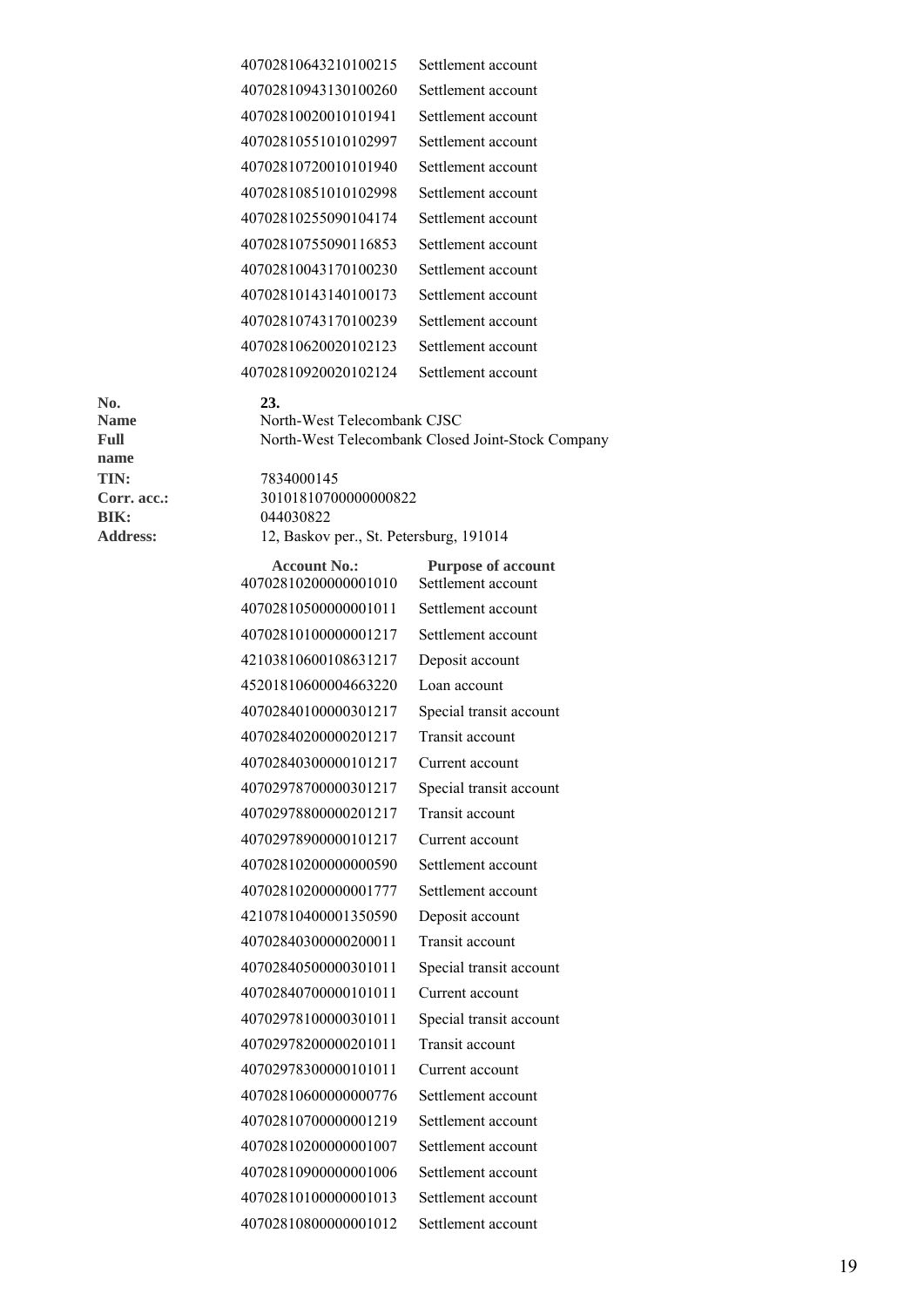| | |
|---|---|
| 40702810643210100215 | Settlement account |
| 40702810943130100260 | Settlement account |
| 40702810020010101941 | Settlement account |
| 40702810551010102997 | Settlement account |
| 40702810720010101940 | Settlement account |
| 40702810851010102998 | Settlement account |
| 40702810255090104174 | Settlement account |
| 40702810755090116853 | Settlement account |
| 40702810043170100230 | Settlement account |
| 40702810143140100173 | Settlement account |
| 40702810743170100239 | Settlement account |
| 40702810620020102123 | Settlement account |
| 40702810920020102124 | Settlement account |

**No.** **23.**
**Name** North-West Telecombank CJSC
**Full name** North-West Telecombank Closed Joint-Stock Company
**TIN:** 7834000145
**Corr. acc.:** 30101810700000000822
**BIK:** 044030822
**Address:** 12, Baskov per., St. Petersburg, 191014

| Account No.: | Purpose of account |
|---|---|
| 40702810200000001010 | Settlement account |
| 40702810500000001011 | Settlement account |
| 40702810100000001217 | Settlement account |
| 42103810600108631217 | Deposit account |
| 45201810600004663220 | Loan account |
| 40702840100000301217 | Special transit account |
| 40702840200000201217 | Transit account |
| 40702840300000101217 | Current account |
| 40702978700000301217 | Special transit account |
| 40702978800000201217 | Transit account |
| 40702978900000101217 | Current account |
| 40702810200000000590 | Settlement account |
| 40702810200000001777 | Settlement account |
| 42107810400001350590 | Deposit account |
| 40702840300000200011 | Transit account |
| 40702840500000301011 | Special transit account |
| 40702840700000101011 | Current account |
| 40702978100000301011 | Special transit account |
| 40702978200000201011 | Transit account |
| 40702978300000101011 | Current account |
| 40702810600000000776 | Settlement account |
| 40702810700000001219 | Settlement account |
| 40702810200000001007 | Settlement account |
| 40702810900000001006 | Settlement account |
| 40702810100000001013 | Settlement account |
| 40702810800000001012 | Settlement account |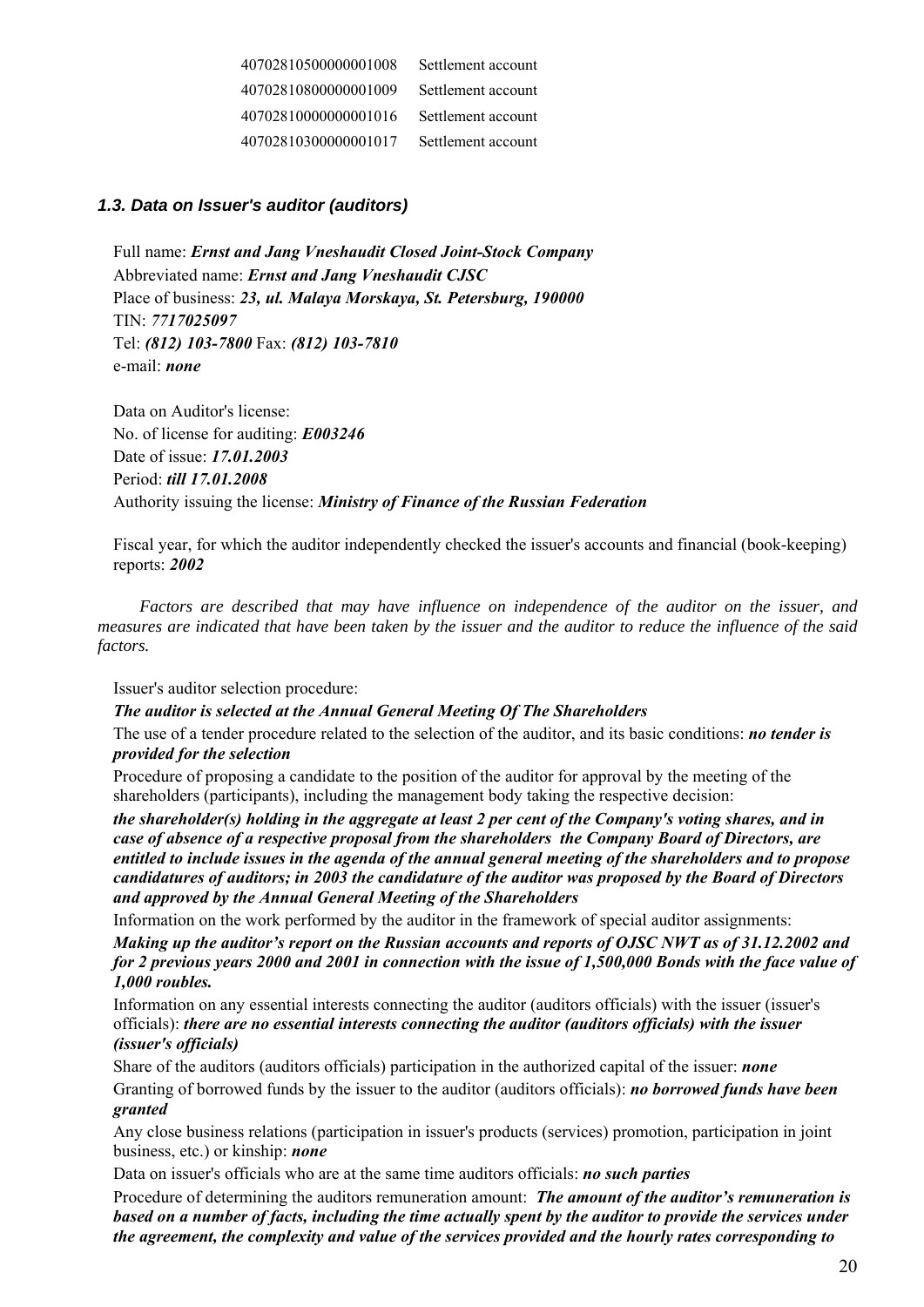| | |
|---|---|
| 40702810500000001008 | Settlement account |
| 40702810800000001009 | Settlement account |
| 40702810000000001016 | Settlement account |
| 40702810300000001017 | Settlement account |

### *1.3. Data on Issuer's auditor (auditors)*

Full name: ***Ernst and Jang Vneshaudit Closed Joint-Stock Company***
Abbreviated name: ***Ernst and Jang Vneshaudit CJSC***
Place of business: ***23, ul. Malaya Morskaya, St. Petersburg, 190000***
TIN: ***7717025097***
Tel: ***(812) 103-7800*** Fax: ***(812) 103-7810***
e-mail: ***none***

Data on Auditor's license:
No. of license for auditing: ***E003246***
Date of issue: ***17.01.2003***
Period: ***till 17.01.2008***
Authority issuing the license: ***Ministry of Finance of the Russian Federation***

Fiscal year, for which the auditor independently checked the issuer's accounts and financial (book-keeping) reports: ***2002***

*Factors are described that may have influence on independence of the auditor on the issuer, and measures are indicated that have been taken by the issuer and the auditor to reduce the influence of the said factors.*

Issuer's auditor selection procedure:

***The auditor is selected at the Annual General Meeting Of The Shareholders***

The use of a tender procedure related to the selection of the auditor, and its basic conditions: ***no tender is provided for the selection***

Procedure of proposing a candidate to the position of the auditor for approval by the meeting of the shareholders (participants), including the management body taking the respective decision:

***the shareholder(s) holding in the aggregate at least 2 per cent of the Company's voting shares, and in case of absence of a respective proposal from the shareholders the Company Board of Directors, are entitled to include issues in the agenda of the annual general meeting of the shareholders and to propose candidatures of auditors; in 2003 the candidature of the auditor was proposed by the Board of Directors and approved by the Annual General Meeting of the Shareholders***

Information on the work performed by the auditor in the framework of special auditor assignments:

***Making up the auditor's report on the Russian accounts and reports of OJSC NWT as of 31.12.2002 and for 2 previous years 2000 and 2001 in connection with the issue of 1,500,000 Bonds with the face value of 1,000 roubles.***

Information on any essential interests connecting the auditor (auditors officials) with the issuer (issuer's officials): ***there are no essential interests connecting the auditor (auditors officials) with the issuer (issuer's officials)***

Share of the auditors (auditors officials) participation in the authorized capital of the issuer: ***none***

Granting of borrowed funds by the issuer to the auditor (auditors officials): ***no borrowed funds have been granted***

Any close business relations (participation in issuer's products (services) promotion, participation in joint business, etc.) or kinship: ***none***

Data on issuer's officials who are at the same time auditors officials: ***no such parties***

Procedure of determining the auditors remuneration amount: ***The amount of the auditor's remuneration is based on a number of facts, including the time actually spent by the auditor to provide the services under the agreement, the complexity and value of the services provided and the hourly rates corresponding to***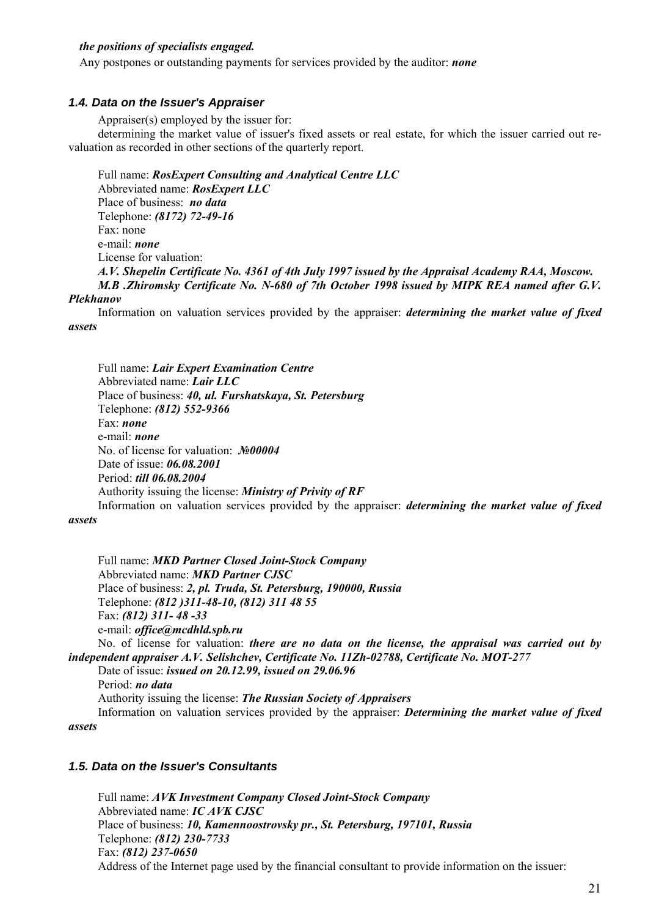***the positions of specialists engaged.***

Any postpones or outstanding payments for services provided by the auditor: ***none***

### *1.4. Data on the Issuer's Appraiser*

Appraiser(s) employed by the issuer for:

determining the market value of issuer's fixed assets or real estate, for which the issuer carried out re-valuation as recorded in other sections of the quarterly report.

Full name: ***RosExpert Consulting and Analytical Centre LLC***
Abbreviated name: ***RosExpert LLC***
Place of business: ***no data***
Telephone: ***(8172) 72-49-16***
Fax: none
e-mail: ***none***
License for valuation:
***A.V. Shepelin Certificate No. 4361 of 4th July 1997 issued by the Appraisal Academy RAA, Moscow.***
***M.B .Zhiromsky Certificate No. N-680 of 7th October 1998 issued by MIPK REA named after G.V. Plekhanov***
Information on valuation services provided by the appraiser: ***determining the market value of fixed assets***

Full name: ***Lair Expert Examination Centre***
Abbreviated name: ***Lair LLC***
Place of business: ***40, ul. Furshatskaya, St. Petersburg***
Telephone: ***(812) 552-9366***
Fax: ***none***
e-mail: ***none***
No. of license for valuation: ***№00004***
Date of issue: ***06.08.2001***
Period: ***till 06.08.2004***
Authority issuing the license: ***Ministry of Privity of RF***
Information on valuation services provided by the appraiser: ***determining the market value of fixed assets***

Full name: ***MKD Partner Closed Joint-Stock Company***
Abbreviated name: ***MKD Partner CJSC***
Place of business: ***2, pl. Truda, St. Petersburg, 190000, Russia***
Telephone: ***(812 )311-48-10, (812) 311 48 55***
Fax: ***(812) 311- 48 -33***
e-mail: ***office@mcdhld.spb.ru***
No. of license for valuation: ***there are no data on the license, the appraisal was carried out by independent appraiser A.V. Selishchev, Certificate No. 11Zh-02788, Certificate No. MOT-277***
Date of issue: ***issued on 20.12.99, issued on 29.06.96***
Period: ***no data***
Authority issuing the license: ***The Russian Society of Appraisers***
Information on valuation services provided by the appraiser: ***Determining the market value of fixed assets***

### *1.5. Data on the Issuer's Consultants*

Full name: ***AVK Investment Company Closed Joint-Stock Company***
Abbreviated name: ***IC AVK CJSC***
Place of business: ***10, Kamennoostrovsky pr., St. Petersburg, 197101, Russia***
Telephone: ***(812) 230-7733***
Fax: ***(812) 237-0650***
Address of the Internet page used by the financial consultant to provide information on the issuer: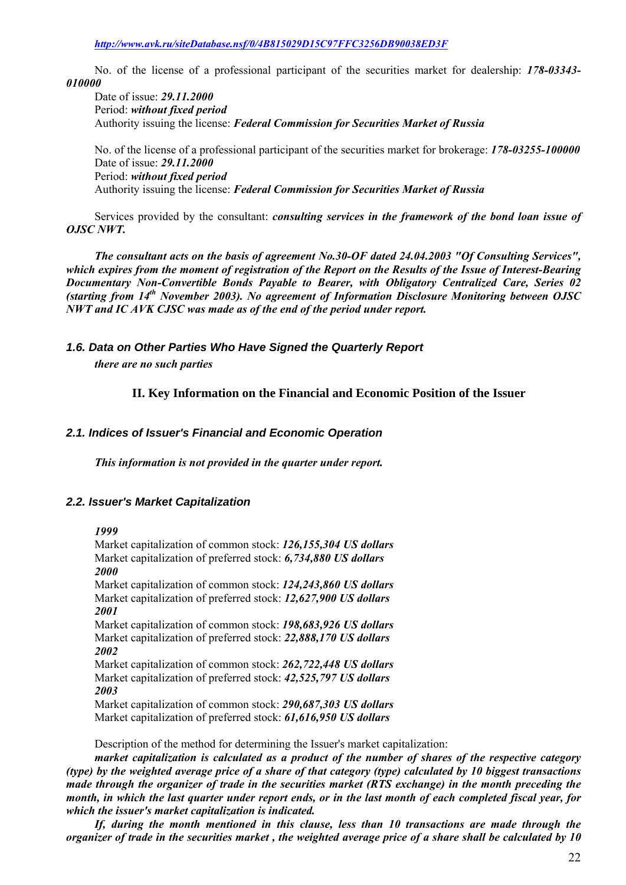*http://www.avk.ru/siteDatabase.nsf/0/4B815029D15C97FFC3256DB90038ED3F*

No. of the license of a professional participant of the securities market for dealership: ***178-03343-010000***

Date of issue: ***29.11.2000***
Period: ***without fixed period***
Authority issuing the license: ***Federal Commission for Securities Market of Russia***

No. of the license of a professional participant of the securities market for brokerage: ***178-03255-100000***
Date of issue: ***29.11.2000***
Period: ***without fixed period***
Authority issuing the license: ***Federal Commission for Securities Market of Russia***

Services provided by the consultant: ***consulting services in the framework of the bond loan issue of OJSC NWT.***

***The consultant acts on the basis of agreement No.30-OF dated 24.04.2003 "Of Consulting Services", which expires from the moment of registration of the Report on the Results of the Issue of Interest-Bearing Documentary Non-Convertible Bonds Payable to Bearer, with Obligatory Centralized Care, Series 02 (starting from 14th November 2003). No agreement of Information Disclosure Monitoring between OJSC NWT and IC AVK CJSC was made as of the end of the period under report.***

### *1.6. Data on Other Parties Who Have Signed the Quarterly Report*

***there are no such parties***

## II. Key Information on the Financial and Economic Position of the Issuer

### *2.1. Indices of Issuer's Financial and Economic Operation*

***This information is not provided in the quarter under report.***

### *2.2. Issuer's Market Capitalization*

***1999***
Market capitalization of common stock: ***126,155,304 US dollars***
Market capitalization of preferred stock: ***6,734,880 US dollars***
***2000***
Market capitalization of common stock: ***124,243,860 US dollars***
Market capitalization of preferred stock: ***12,627,900 US dollars***
***2001***
Market capitalization of common stock: ***198,683,926 US dollars***
Market capitalization of preferred stock: ***22,888,170 US dollars***
***2002***
Market capitalization of common stock: ***262,722,448 US dollars***
Market capitalization of preferred stock: ***42,525,797 US dollars***
***2003***
Market capitalization of common stock: ***290,687,303 US dollars***
Market capitalization of preferred stock: ***61,616,950 US dollars***

Description of the method for determining the Issuer's market capitalization:

***market capitalization is calculated as a product of the number of shares of the respective category (type) by the weighted average price of a share of that category (type) calculated by 10 biggest transactions made through the organizer of trade in the securities market (RTS exchange) in the month preceding the month, in which the last quarter under report ends, or in the last month of each completed fiscal year, for which the issuer's market capitalization is indicated.***

***If, during the month mentioned in this clause, less than 10 transactions are made through the organizer of trade in the securities market , the weighted average price of a share shall be calculated by 10***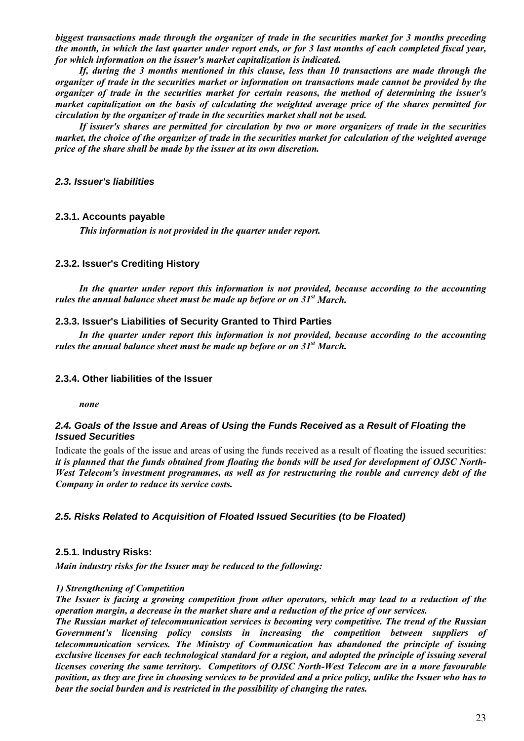***biggest transactions made through the organizer of trade in the securities market for 3 months preceding the month, in which the last quarter under report ends, or for 3 last months of each completed fiscal year, for which information on the issuer's market capitalization is indicated.***

***If, during the 3 months mentioned in this clause, less than 10 transactions are made through the organizer of trade in the securities market or information on transactions made cannot be provided by the organizer of trade in the securities market for certain reasons, the method of determining the issuer's market capitalization on the basis of calculating the weighted average price of the shares permitted for circulation by the organizer of trade in the securities market shall not be used.***

***If issuer's shares are permitted for circulation by two or more organizers of trade in the securities market, the choice of the organizer of trade in the securities market for calculation of the weighted average price of the share shall be made by the issuer at its own discretion.***

## *2.3. Issuer's liabilities*

### 2.3.1. Accounts payable

***This information is not provided in the quarter under report.***

### 2.3.2. Issuer's Crediting History

***In the quarter under report this information is not provided, because according to the accounting rules the annual balance sheet must be made up before or on 31st March.***

### 2.3.3. Issuer's Liabilities of Security Granted to Third Parties

***In the quarter under report this information is not provided, because according to the accounting rules the annual balance sheet must be made up before or on 31st March.***

### 2.3.4. Other liabilities of the Issuer

***none***

## *2.4. Goals of the Issue and Areas of Using the Funds Received as a Result of Floating the Issued Securities*

Indicate the goals of the issue and areas of using the funds received as a result of floating the issued securities: ***it is planned that the funds obtained from floating the bonds will be used for development of OJSC North-West Telecom's investment programmes, as well as for restructuring the rouble and currency debt of the Company in order to reduce its service costs.***

## *2.5. Risks Related to Acquisition of Floated Issued Securities (to be Floated)*

### 2.5.1. Industry Risks:

***Main industry risks for the Issuer may be reduced to the following:***

***1) Strengthening of Competition***

***The Issuer is facing a growing competition from other operators, which may lead to a reduction of the operation margin, a decrease in the market share and a reduction of the price of our services.***

***The Russian market of telecommunication services is becoming very competitive. The trend of the Russian Government's licensing policy consists in increasing the competition between suppliers of telecommunication services. The Ministry of Communication has abandoned the principle of issuing exclusive licenses for each technological standard for a region, and adopted the principle of issuing several licenses covering the same territory. Competitors of OJSC North-West Telecom are in a more favourable position, as they are free in choosing services to be provided and a price policy, unlike the Issuer who has to bear the social burden and is restricted in the possibility of changing the rates.***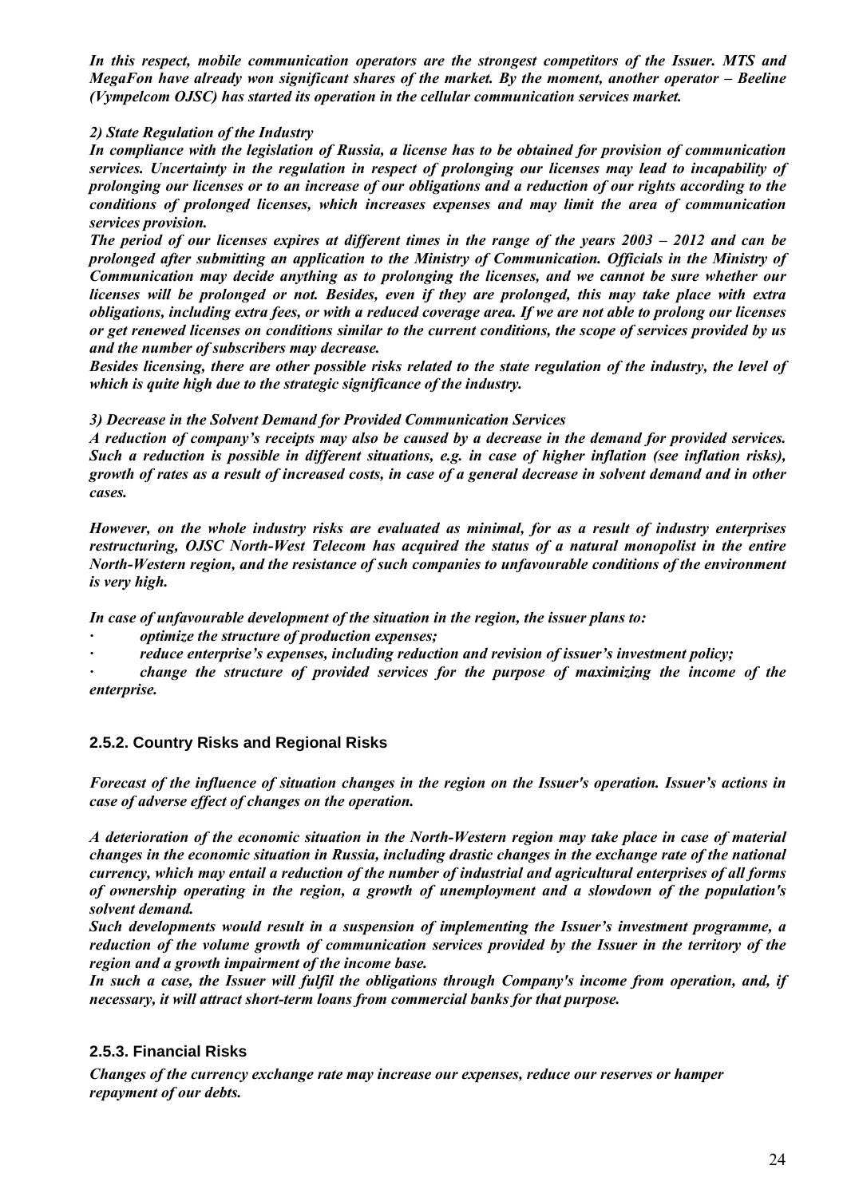*In this respect, mobile communication operators are the strongest competitors of the Issuer. MTS and MegaFon have already won significant shares of the market. By the moment, another operator – Beeline (Vympelcom OJSC) has started its operation in the cellular communication services market.*

***2) State Regulation of the Industry***

*In compliance with the legislation of Russia, a license has to be obtained for provision of communication services. Uncertainty in the regulation in respect of prolonging our licenses may lead to incapability of prolonging our licenses or to an increase of our obligations and a reduction of our rights according to the conditions of prolonged licenses, which increases expenses and may limit the area of communication services provision.*

*The period of our licenses expires at different times in the range of the years 2003 – 2012 and can be prolonged after submitting an application to the Ministry of Communication. Officials in the Ministry of Communication may decide anything as to prolonging the licenses, and we cannot be sure whether our licenses will be prolonged or not. Besides, even if they are prolonged, this may take place with extra obligations, including extra fees, or with a reduced coverage area. If we are not able to prolong our licenses or get renewed licenses on conditions similar to the current conditions, the scope of services provided by us and the number of subscribers may decrease.*

*Besides licensing, there are other possible risks related to the state regulation of the industry, the level of which is quite high due to the strategic significance of the industry.*

***3) Decrease in the Solvent Demand for Provided Communication Services***

*A reduction of company's receipts may also be caused by a decrease in the demand for provided services. Such a reduction is possible in different situations, e.g. in case of higher inflation (see inflation risks), growth of rates as a result of increased costs, in case of a general decrease in solvent demand and in other cases.*

*However, on the whole industry risks are evaluated as minimal, for as a result of industry enterprises restructuring, OJSC North-West Telecom has acquired the status of a natural monopolist in the entire North-Western region, and the resistance of such companies to unfavourable conditions of the environment is very high.*

*In case of unfavourable development of the situation in the region, the issuer plans to:*

- *optimize the structure of production expenses;*
- *reduce enterprise's expenses, including reduction and revision of issuer's investment policy;*
- *change the structure of provided services for the purpose of maximizing the income of the enterprise.*

### 2.5.2. Country Risks and Regional Risks

*Forecast of the influence of situation changes in the region on the Issuer's operation. Issuer's actions in case of adverse effect of changes on the operation.*

*A deterioration of the economic situation in the North-Western region may take place in case of material changes in the economic situation in Russia, including drastic changes in the exchange rate of the national currency, which may entail a reduction of the number of industrial and agricultural enterprises of all forms of ownership operating in the region, a growth of unemployment and a slowdown of the population's solvent demand.*

*Such developments would result in a suspension of implementing the Issuer's investment programme, a reduction of the volume growth of communication services provided by the Issuer in the territory of the region and a growth impairment of the income base.*

*In such a case, the Issuer will fulfil the obligations through Company's income from operation, and, if necessary, it will attract short-term loans from commercial banks for that purpose.*

### 2.5.3. Financial Risks

*Changes of the currency exchange rate may increase our expenses, reduce our reserves or hamper repayment of our debts.*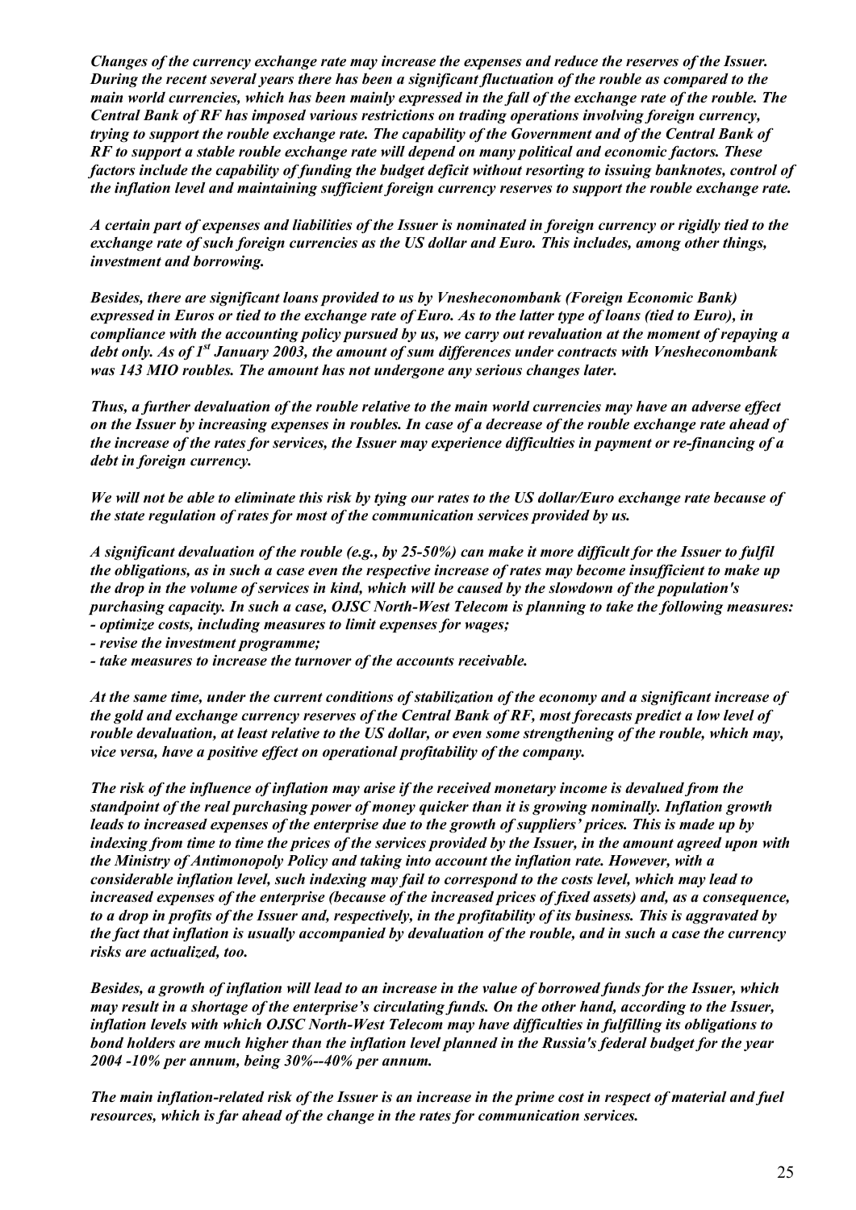*Changes of the currency exchange rate may increase the expenses and reduce the reserves of the Issuer. During the recent several years there has been a significant fluctuation of the rouble as compared to the main world currencies, which has been mainly expressed in the fall of the exchange rate of the rouble. The Central Bank of RF has imposed various restrictions on trading operations involving foreign currency, trying to support the rouble exchange rate. The capability of the Government and of the Central Bank of RF to support a stable rouble exchange rate will depend on many political and economic factors. These factors include the capability of funding the budget deficit without resorting to issuing banknotes, control of the inflation level and maintaining sufficient foreign currency reserves to support the rouble exchange rate.*

*A certain part of expenses and liabilities of the Issuer is nominated in foreign currency or rigidly tied to the exchange rate of such foreign currencies as the US dollar and Euro. This includes, among other things, investment and borrowing.*

*Besides, there are significant loans provided to us by Vnesheconombank (Foreign Economic Bank) expressed in Euros or tied to the exchange rate of Euro. As to the latter type of loans (tied to Euro), in compliance with the accounting policy pursued by us, we carry out revaluation at the moment of repaying a debt only. As of 1st January 2003, the amount of sum differences under contracts with Vnesheconombank was 143 MIO roubles. The amount has not undergone any serious changes later.*

*Thus, a further devaluation of the rouble relative to the main world currencies may have an adverse effect on the Issuer by increasing expenses in roubles. In case of a decrease of the rouble exchange rate ahead of the increase of the rates for services, the Issuer may experience difficulties in payment or re-financing of a debt in foreign currency.*

*We will not be able to eliminate this risk by tying our rates to the US dollar/Euro exchange rate because of the state regulation of rates for most of the communication services provided by us.*

*A significant devaluation of the rouble (e.g., by 25-50%) can make it more difficult for the Issuer to fulfil the obligations, as in such a case even the respective increase of rates may become insufficient to make up the drop in the volume of services in kind, which will be caused by the slowdown of the population's purchasing capacity. In such a case, OJSC North-West Telecom is planning to take the following measures:*

- *optimize costs, including measures to limit expenses for wages;*
- *revise the investment programme;*
- *take measures to increase the turnover of the accounts receivable.*

*At the same time, under the current conditions of stabilization of the economy and a significant increase of the gold and exchange currency reserves of the Central Bank of RF, most forecasts predict a low level of rouble devaluation, at least relative to the US dollar, or even some strengthening of the rouble, which may, vice versa, have a positive effect on operational profitability of the company.*

*The risk of the influence of inflation may arise if the received monetary income is devalued from the standpoint of the real purchasing power of money quicker than it is growing nominally. Inflation growth leads to increased expenses of the enterprise due to the growth of suppliers' prices. This is made up by indexing from time to time the prices of the services provided by the Issuer, in the amount agreed upon with the Ministry of Antimonopoly Policy and taking into account the inflation rate. However, with a considerable inflation level, such indexing may fail to correspond to the costs level, which may lead to increased expenses of the enterprise (because of the increased prices of fixed assets) and, as a consequence, to a drop in profits of the Issuer and, respectively, in the profitability of its business. This is aggravated by the fact that inflation is usually accompanied by devaluation of the rouble, and in such a case the currency risks are actualized, too.*

*Besides, a growth of inflation will lead to an increase in the value of borrowed funds for the Issuer, which may result in a shortage of the enterprise's circulating funds. On the other hand, according to the Issuer, inflation levels with which OJSC North-West Telecom may have difficulties in fulfilling its obligations to bond holders are much higher than the inflation level planned in the Russia's federal budget for the year 2004 -10% per annum, being 30%--40% per annum.*

*The main inflation-related risk of the Issuer is an increase in the prime cost in respect of material and fuel resources, which is far ahead of the change in the rates for communication services.*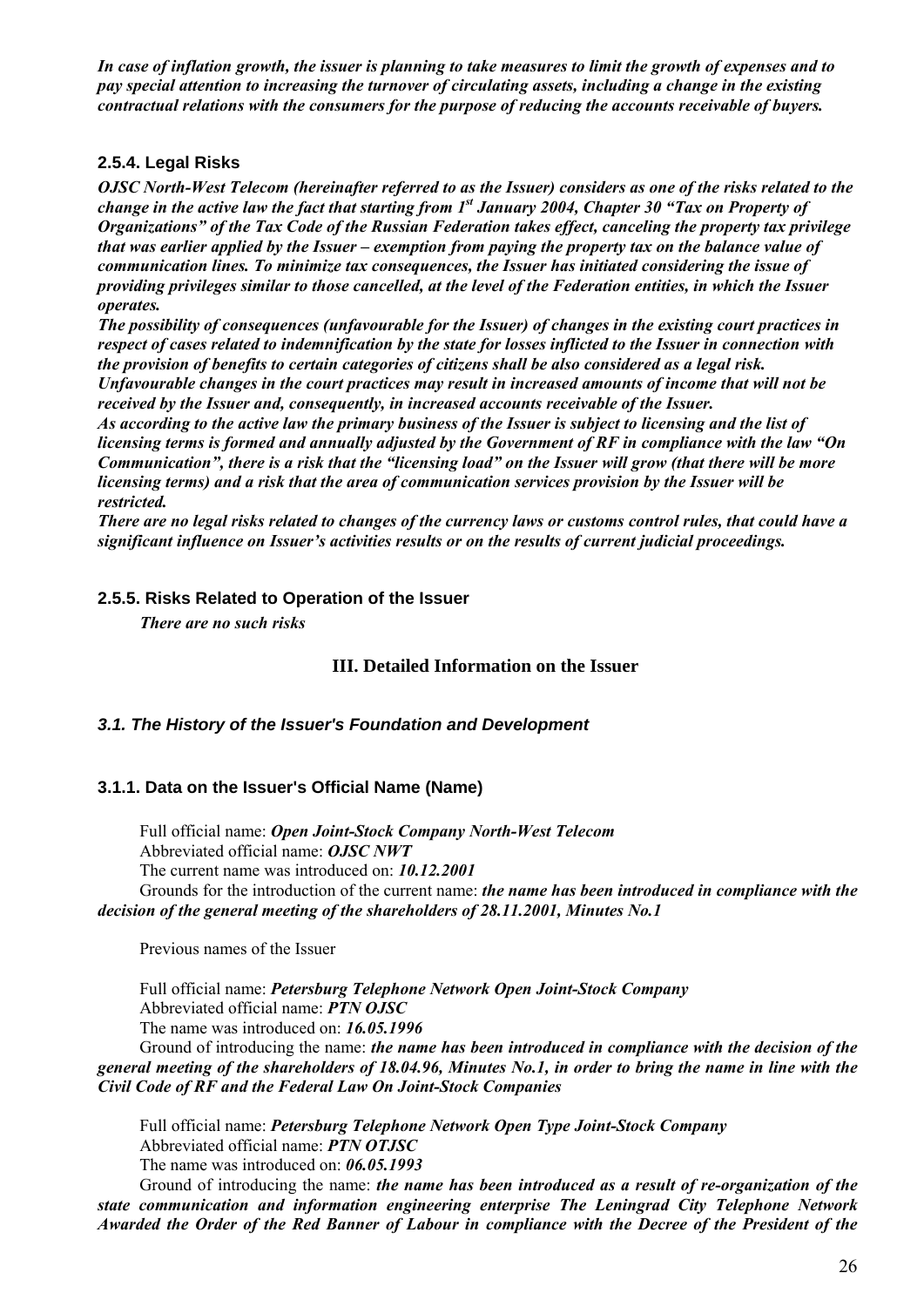*In case of inflation growth, the issuer is planning to take measures to limit the growth of expenses and to pay special attention to increasing the turnover of circulating assets, including a change in the existing contractual relations with the consumers for the purpose of reducing the accounts receivable of buyers.*

### 2.5.4. Legal Risks

*OJSC North-West Telecom (hereinafter referred to as the Issuer) considers as one of the risks related to the change in the active law the fact that starting from 1st January 2004, Chapter 30 "Tax on Property of Organizations" of the Tax Code of the Russian Federation takes effect, canceling the property tax privilege that was earlier applied by the Issuer – exemption from paying the property tax on the balance value of communication lines. To minimize tax consequences, the Issuer has initiated considering the issue of providing privileges similar to those cancelled, at the level of the Federation entities, in which the Issuer operates.*

*The possibility of consequences (unfavourable for the Issuer) of changes in the existing court practices in respect of cases related to indemnification by the state for losses inflicted to the Issuer in connection with the provision of benefits to certain categories of citizens shall be also considered as a legal risk. Unfavourable changes in the court practices may result in increased amounts of income that will not be received by the Issuer and, consequently, in increased accounts receivable of the Issuer.*

*As according to the active law the primary business of the Issuer is subject to licensing and the list of licensing terms is formed and annually adjusted by the Government of RF in compliance with the law "On Communication", there is a risk that the "licensing load" on the Issuer will grow (that there will be more licensing terms) and a risk that the area of communication services provision by the Issuer will be restricted.*

*There are no legal risks related to changes of the currency laws or customs control rules, that could have a significant influence on Issuer's activities results or on the results of current judicial proceedings.*

### 2.5.5. Risks Related to Operation of the Issuer

*There are no such risks*

## III. Detailed Information on the Issuer

### *3.1. The History of the Issuer's Foundation and Development*

#### 3.1.1. Data on the Issuer's Official Name (Name)

Full official name: ***Open Joint-Stock Company North-West Telecom***
Abbreviated official name: ***OJSC NWT***
The current name was introduced on: ***10.12.2001***
Grounds for the introduction of the current name: ***the name has been introduced in compliance with the decision of the general meeting of the shareholders of 28.11.2001, Minutes No.1***

Previous names of the Issuer

Full official name: ***Petersburg Telephone Network Open Joint-Stock Company***
Abbreviated official name: ***PTN OJSC***
The name was introduced on: ***16.05.1996***
Ground of introducing the name: ***the name has been introduced in compliance with the decision of the general meeting of the shareholders of 18.04.96, Minutes No.1, in order to bring the name in line with the Civil Code of RF and the Federal Law On Joint-Stock Companies***

Full official name: ***Petersburg Telephone Network Open Type Joint-Stock Company***
Abbreviated official name: ***PTN OTJSC***
The name was introduced on: ***06.05.1993***
Ground of introducing the name: ***the name has been introduced as a result of re-organization of the state communication and information engineering enterprise The Leningrad City Telephone Network Awarded the Order of the Red Banner of Labour in compliance with the Decree of the President of the***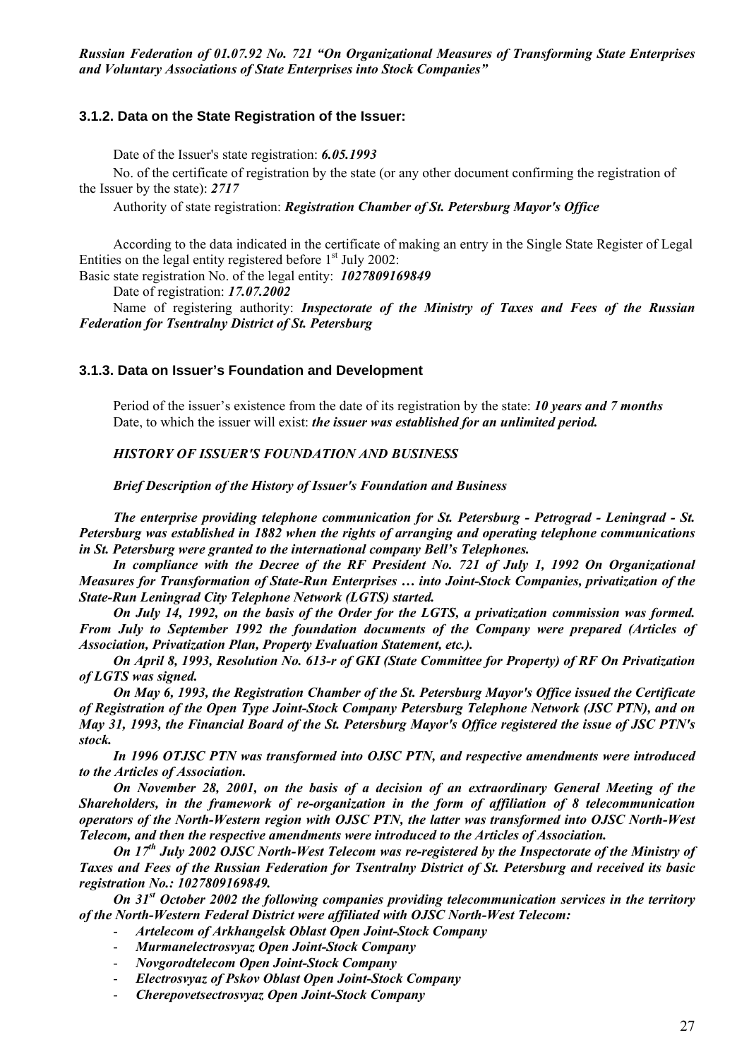***Russian Federation of 01.07.92 No. 721 "On Organizational Measures of Transforming State Enterprises and Voluntary Associations of State Enterprises into Stock Companies"***

### 3.1.2. Data on the State Registration of the Issuer:

Date of the Issuer's state registration: ***6.05.1993***

No. of the certificate of registration by the state (or any other document confirming the registration of the Issuer by the state): ***2717***

Authority of state registration: ***Registration Chamber of St. Petersburg Mayor's Office***

According to the data indicated in the certificate of making an entry in the Single State Register of Legal Entities on the legal entity registered before 1st July 2002:

Basic state registration No. of the legal entity: ***1027809169849***

Date of registration: ***17.07.2002***

Name of registering authority: ***Inspectorate of the Ministry of Taxes and Fees of the Russian Federation for Tsentralny District of St. Petersburg***

### 3.1.3. Data on Issuer's Foundation and Development

Period of the issuer's existence from the date of its registration by the state: ***10 years and 7 months***

Date, to which the issuer will exist: ***the issuer was established for an unlimited period.***

***HISTORY OF ISSUER'S FOUNDATION AND BUSINESS***

***Brief Description of the History of Issuer's Foundation and Business***

***The enterprise providing telephone communication for St. Petersburg - Petrograd - Leningrad - St. Petersburg was established in 1882 when the rights of arranging and operating telephone communications in St. Petersburg were granted to the international company Bell's Telephones.***

***In compliance with the Decree of the RF President No. 721 of July 1, 1992 On Organizational Measures for Transformation of State-Run Enterprises … into Joint-Stock Companies, privatization of the State-Run Leningrad City Telephone Network (LGTS) started.***

***On July 14, 1992, on the basis of the Order for the LGTS, a privatization commission was formed. From July to September 1992 the foundation documents of the Company were prepared (Articles of Association, Privatization Plan, Property Evaluation Statement, etc.).***

***On April 8, 1993, Resolution No. 613-r of GKI (State Committee for Property) of RF On Privatization of LGTS was signed.***

***On May 6, 1993, the Registration Chamber of the St. Petersburg Mayor's Office issued the Certificate of Registration of the Open Type Joint-Stock Company Petersburg Telephone Network (JSC PTN), and on May 31, 1993, the Financial Board of the St. Petersburg Mayor's Office registered the issue of JSC PTN's stock.***

***In 1996 OTJSC PTN was transformed into OJSC PTN, and respective amendments were introduced to the Articles of Association.***

***On November 28, 2001, on the basis of a decision of an extraordinary General Meeting of the Shareholders, in the framework of re-organization in the form of affiliation of 8 telecommunication operators of the North-Western region with OJSC PTN, the latter was transformed into OJSC North-West Telecom, and then the respective amendments were introduced to the Articles of Association.***

***On 17th July 2002 OJSC North-West Telecom was re-registered by the Inspectorate of the Ministry of Taxes and Fees of the Russian Federation for Tsentralny District of St. Petersburg and received its basic registration No.: 1027809169849.***

***On 31st October 2002 the following companies providing telecommunication services in the territory of the North-Western Federal District were affiliated with OJSC North-West Telecom:***

- ***Artelecom of Arkhangelsk Oblast Open Joint-Stock Company***
- ***Murmanelectrosvyaz Open Joint-Stock Company***
- ***Novgorodtelecom Open Joint-Stock Company***
- ***Electrosvyaz of Pskov Oblast Open Joint-Stock Company***
- ***Cherepovetsectrosvyaz Open Joint-Stock Company***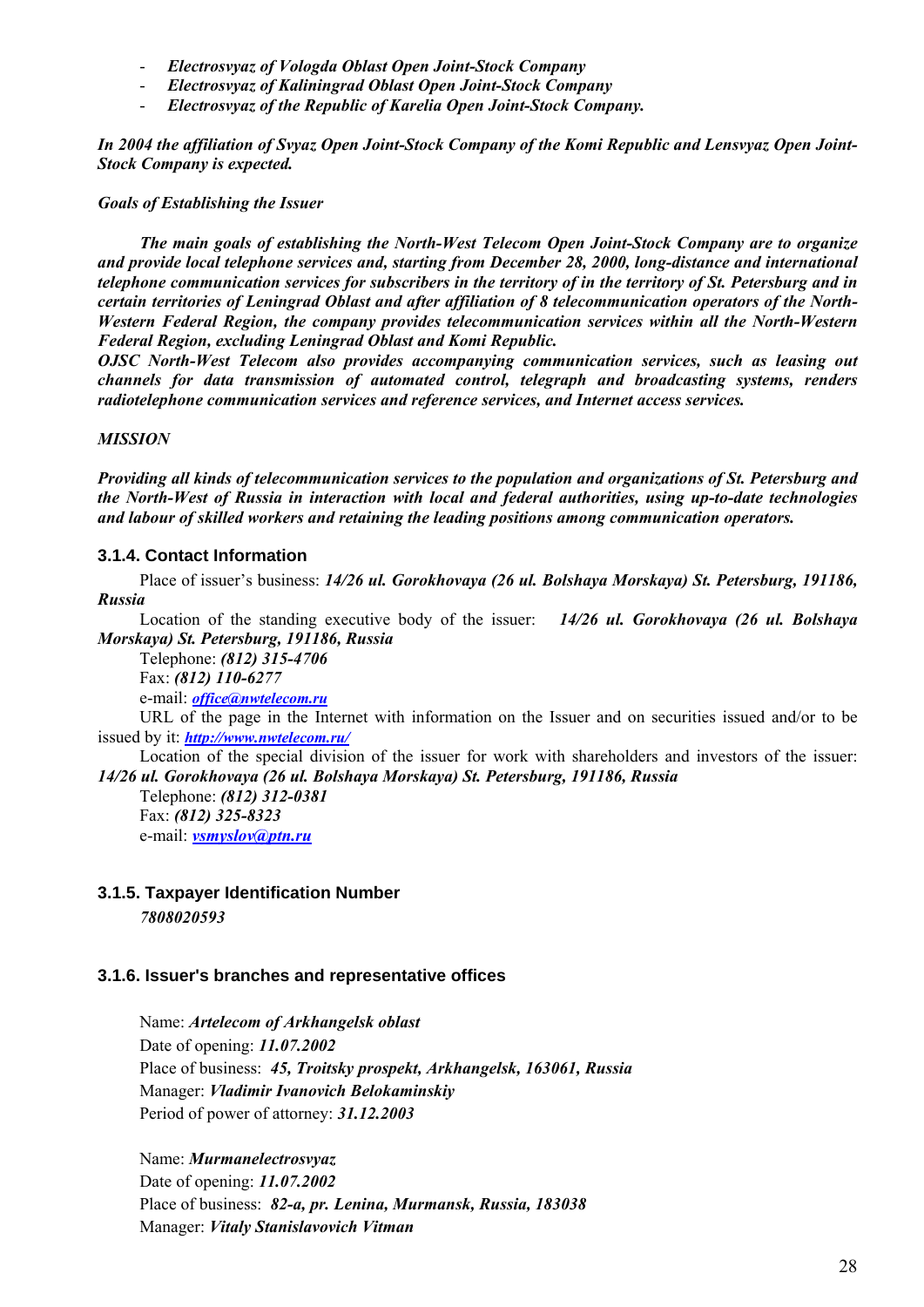- *Electrosvyaz of Vologda Oblast Open Joint-Stock Company*
- *Electrosvyaz of Kaliningrad Oblast Open Joint-Stock Company*
- *Electrosvyaz of the Republic of Karelia Open Joint-Stock Company.*

***In 2004 the affiliation of Svyaz Open Joint-Stock Company of the Komi Republic and Lensvyaz Open Joint-Stock Company is expected.***

*Goals of Establishing the Issuer*

***The main goals of establishing the North-West Telecom Open Joint-Stock Company are to organize and provide local telephone services and, starting from December 28, 2000, long-distance and international telephone communication services for subscribers in the territory of in the territory of St. Petersburg and in certain territories of Leningrad Oblast and after affiliation of 8 telecommunication operators of the North-Western Federal Region, the company provides telecommunication services within all the North-Western Federal Region, excluding Leningrad Oblast and Komi Republic.***
***OJSC North-West Telecom also provides accompanying communication services, such as leasing out channels for data transmission of automated control, telegraph and broadcasting systems, renders radiotelephone communication services and reference services, and Internet access services.***

*MISSION*

***Providing all kinds of telecommunication services to the population and organizations of St. Petersburg and the North-West of Russia in interaction with local and federal authorities, using up-to-date technologies and labour of skilled workers and retaining the leading positions among communication operators.***

### 3.1.4. Contact Information

Place of issuer's business: ***14/26 ul. Gorokhovaya (26 ul. Bolshaya Morskaya) St. Petersburg, 191186, Russia***

Location of the standing executive body of the issuer: ***14/26 ul. Gorokhovaya (26 ul. Bolshaya Morskaya) St. Petersburg, 191186, Russia***

Telephone: ***(812) 315-4706***
Fax: ***(812) 110-6277***
e-mail: ***office@nwtelecom.ru***

URL of the page in the Internet with information on the Issuer and on securities issued and/or to be issued by it: ***http://www.nwtelecom.ru/***

Location of the special division of the issuer for work with shareholders and investors of the issuer: ***14/26 ul. Gorokhovaya (26 ul. Bolshaya Morskaya) St. Petersburg, 191186, Russia***

Telephone: ***(812) 312-0381***
Fax: ***(812) 325-8323***
e-mail: ***vsmyslov@ptn.ru***

### 3.1.5. Taxpayer Identification Number

***7808020593***

### 3.1.6. Issuer's branches and representative offices

Name: ***Artelecom of Arkhangelsk oblast***
Date of opening: ***11.07.2002***
Place of business: ***45, Troitsky prospekt, Arkhangelsk, 163061, Russia***
Manager: ***Vladimir Ivanovich Belokaminskiy***
Period of power of attorney: ***31.12.2003***

Name: ***Murmanelectrosvyaz***
Date of opening: ***11.07.2002***
Place of business: ***82-a, pr. Lenina, Murmansk, Russia, 183038***
Manager: ***Vitaly Stanislavovich Vitman***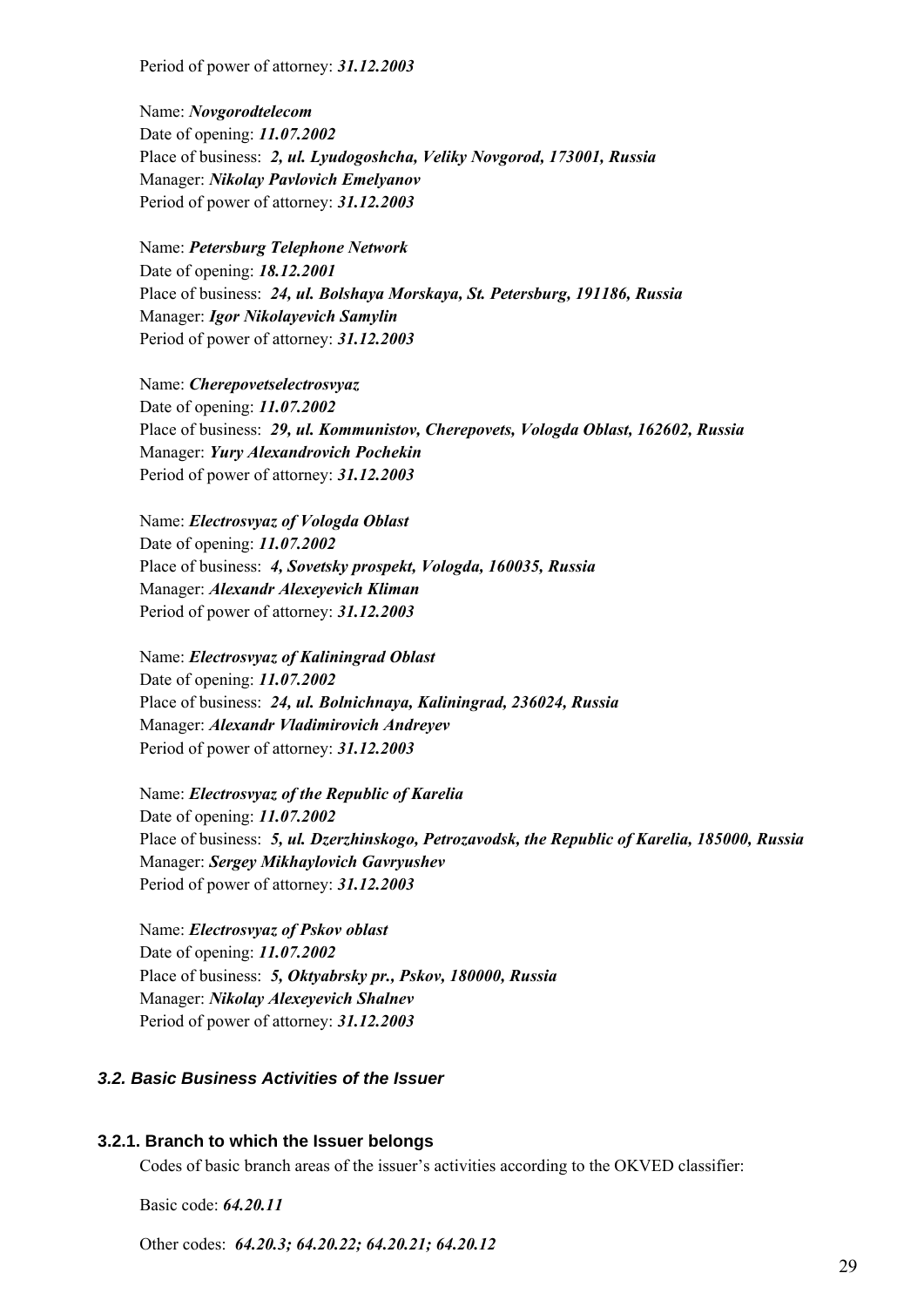Period of power of attorney: ***31.12.2003***

Name: ***Novgorodtelecom***
Date of opening: ***11.07.2002***
Place of business: ***2, ul. Lyudogoshcha, Veliky Novgorod, 173001, Russia***
Manager: ***Nikolay Pavlovich Emelyanov***
Period of power of attorney: ***31.12.2003***

Name: ***Petersburg Telephone Network***
Date of opening: ***18.12.2001***
Place of business: ***24, ul. Bolshaya Morskaya, St. Petersburg, 191186, Russia***
Manager: ***Igor Nikolayevich Samylin***
Period of power of attorney: ***31.12.2003***

Name: ***Cherepovetselectrosvyaz***
Date of opening: ***11.07.2002***
Place of business: ***29, ul. Kommunistov, Cherepovets, Vologda Oblast, 162602, Russia***
Manager: ***Yury Alexandrovich Pochekin***
Period of power of attorney: ***31.12.2003***

Name: ***Electrosvyaz of Vologda Oblast***
Date of opening: ***11.07.2002***
Place of business: ***4, Sovetsky prospekt, Vologda, 160035, Russia***
Manager: ***Alexandr Alexeyevich Kliman***
Period of power of attorney: ***31.12.2003***

Name: ***Electrosvyaz of Kaliningrad Oblast***
Date of opening: ***11.07.2002***
Place of business: ***24, ul. Bolnichnaya, Kaliningrad, 236024, Russia***
Manager: ***Alexandr Vladimirovich Andreyev***
Period of power of attorney: ***31.12.2003***

Name: ***Electrosvyaz of the Republic of Karelia***
Date of opening: ***11.07.2002***
Place of business: ***5, ul. Dzerzhinskogo, Petrozavodsk, the Republic of Karelia, 185000, Russia***
Manager: ***Sergey Mikhaylovich Gavryushev***
Period of power of attorney: ***31.12.2003***

Name: ***Electrosvyaz of Pskov oblast***
Date of opening: ***11.07.2002***
Place of business: ***5, Oktyabrsky pr., Pskov, 180000, Russia***
Manager: ***Nikolay Alexeyevich Shalnev***
Period of power of attorney: ***31.12.2003***

### *3.2. Basic Business Activities of the Issuer*

#### 3.2.1. Branch to which the Issuer belongs

Codes of basic branch areas of the issuer's activities according to the OKVED classifier:

Basic code: ***64.20.11***

Other codes: ***64.20.3; 64.20.22; 64.20.21; 64.20.12***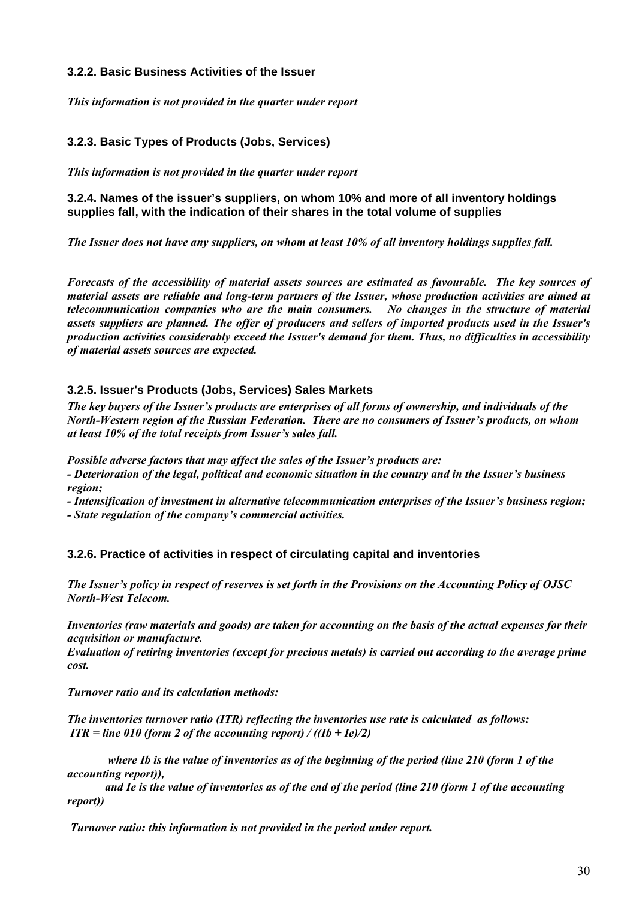### 3.2.2. Basic Business Activities of the Issuer

*This information is not provided in the quarter under report*

### 3.2.3. Basic Types of Products (Jobs, Services)

*This information is not provided in the quarter under report*

### 3.2.4. Names of the issuer's suppliers, on whom 10% and more of all inventory holdings supplies fall, with the indication of their shares in the total volume of supplies

***The Issuer does not have any suppliers, on whom at least 10% of all inventory holdings supplies fall.***

***Forecasts of the accessibility of material assets sources are estimated as favourable. The key sources of material assets are reliable and long-term partners of the Issuer, whose production activities are aimed at telecommunication companies who are the main consumers. No changes in the structure of material assets suppliers are planned. The offer of producers and sellers of imported products used in the Issuer's production activities considerably exceed the Issuer's demand for them. Thus, no difficulties in accessibility of material assets sources are expected.***

### 3.2.5. Issuer's Products (Jobs, Services) Sales Markets

***The key buyers of the Issuer's products are enterprises of all forms of ownership, and individuals of the North-Western region of the Russian Federation. There are no consumers of Issuer's products, on whom at least 10% of the total receipts from Issuer's sales fall.***

***Possible adverse factors that may affect the sales of the Issuer's products are:***
***- Deterioration of the legal, political and economic situation in the country and in the Issuer's business region;***
***- Intensification of investment in alternative telecommunication enterprises of the Issuer's business region;***
***- State regulation of the company's commercial activities.***

### 3.2.6. Practice of activities in respect of circulating capital and inventories

***The Issuer's policy in respect of reserves is set forth in the Provisions on the Accounting Policy of OJSC North-West Telecom.***

***Inventories (raw materials and goods) are taken for accounting on the basis of the actual expenses for their acquisition or manufacture.***
***Evaluation of retiring inventories (except for precious metals) is carried out according to the average prime cost.***

***Turnover ratio and its calculation methods:***

***The inventories turnover ratio (ITR) reflecting the inventories use rate is calculated as follows:***
***ITR = line 010 (form 2 of the accounting report) / ((Ib + Ie)/2)***

***where Ib is the value of inventories as of the beginning of the period (line 210 (form 1 of the accounting report)),***
***and Ie is the value of inventories as of the end of the period (line 210 (form 1 of the accounting report))***

***Turnover ratio: this information is not provided in the period under report.***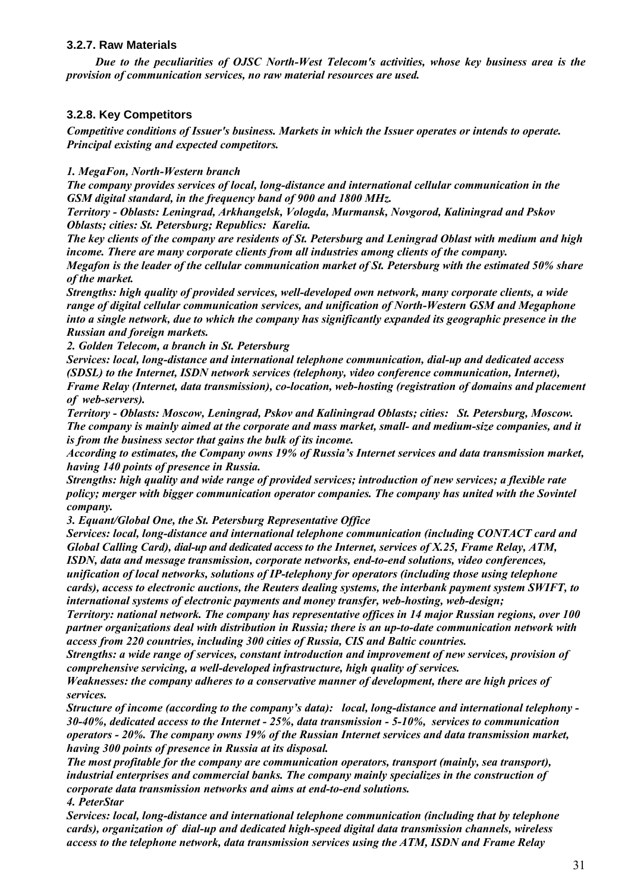### 3.2.7. Raw Materials

***Due to the peculiarities of OJSC North-West Telecom's activities, whose key business area is the provision of communication services, no raw material resources are used.***

### 3.2.8. Key Competitors

***Competitive conditions of Issuer's business. Markets in which the Issuer operates or intends to operate. Principal existing and expected competitors.***

***1. MegaFon, North-Western branch***

***The company provides services of local, long-distance and international cellular communication in the GSM digital standard, in the frequency band of 900 and 1800 MHz.***

***Territory - Oblasts: Leningrad, Arkhangelsk, Vologda, Murmansk, Novgorod, Kaliningrad and Pskov Oblasts; cities: St. Petersburg; Republics: Karelia.***

***The key clients of the company are residents of St. Petersburg and Leningrad Oblast with medium and high income. There are many corporate clients from all industries among clients of the company.***

***Megafon is the leader of the cellular communication market of St. Petersburg with the estimated 50% share of the market.***

***Strengths: high quality of provided services, well-developed own network, many corporate clients, a wide range of digital cellular communication services, and unification of North-Western GSM and Megaphone into a single network, due to which the company has significantly expanded its geographic presence in the Russian and foreign markets.***

***2. Golden Telecom, a branch in St. Petersburg***

***Services: local, long-distance and international telephone communication, dial-up and dedicated access (SDSL) to the Internet, ISDN network services (telephony, video conference communication, Internet), Frame Relay (Internet, data transmission), co-location, web-hosting (registration of domains and placement of web-servers).***

***Territory - Oblasts: Moscow, Leningrad, Pskov and Kaliningrad Oblasts; cities: St. Petersburg, Moscow.***

***The company is mainly aimed at the corporate and mass market, small- and medium-size companies, and it is from the business sector that gains the bulk of its income.***

***According to estimates, the Company owns 19% of Russia's Internet services and data transmission market, having 140 points of presence in Russia.***

***Strengths: high quality and wide range of provided services; introduction of new services; a flexible rate policy; merger with bigger communication operator companies. The company has united with the Sovintel company.***

***3. Equant/Global One, the St. Petersburg Representative Office***

***Services: local, long-distance and international telephone communication (including CONTACT card and Global Calling Card), dial-up and dedicated access to the Internet, services of X.25, Frame Relay, ATM, ISDN, data and message transmission, corporate networks, end-to-end solutions, video conferences, unification of local networks, solutions of IP-telephony for operators (including those using telephone cards), access to electronic auctions, the Reuters dealing systems, the interbank payment system SWIFT, to international systems of electronic payments and money transfer, web-hosting, web-design;***

***Territory: national network. The company has representative offices in 14 major Russian regions, over 100 partner organizations deal with distribution in Russia; there is an up-to-date communication network with access from 220 countries, including 300 cities of Russia, CIS and Baltic countries.***

***Strengths: a wide range of services, constant introduction and improvement of new services, provision of comprehensive servicing, a well-developed infrastructure, high quality of services.***

***Weaknesses: the company adheres to a conservative manner of development, there are high prices of services.***

***Structure of income (according to the company's data): local, long-distance and international telephony - 30-40%, dedicated access to the Internet - 25%, data transmission - 5-10%, services to communication operators - 20%. The company owns 19% of the Russian Internet services and data transmission market, having 300 points of presence in Russia at its disposal.***

***The most profitable for the company are communication operators, transport (mainly, sea transport), industrial enterprises and commercial banks. The company mainly specializes in the construction of corporate data transmission networks and aims at end-to-end solutions.***

***4. PeterStar***

***Services: local, long-distance and international telephone communication (including that by telephone cards), organization of dial-up and dedicated high-speed digital data transmission channels, wireless access to the telephone network, data transmission services using the ATM, ISDN and Frame Relay***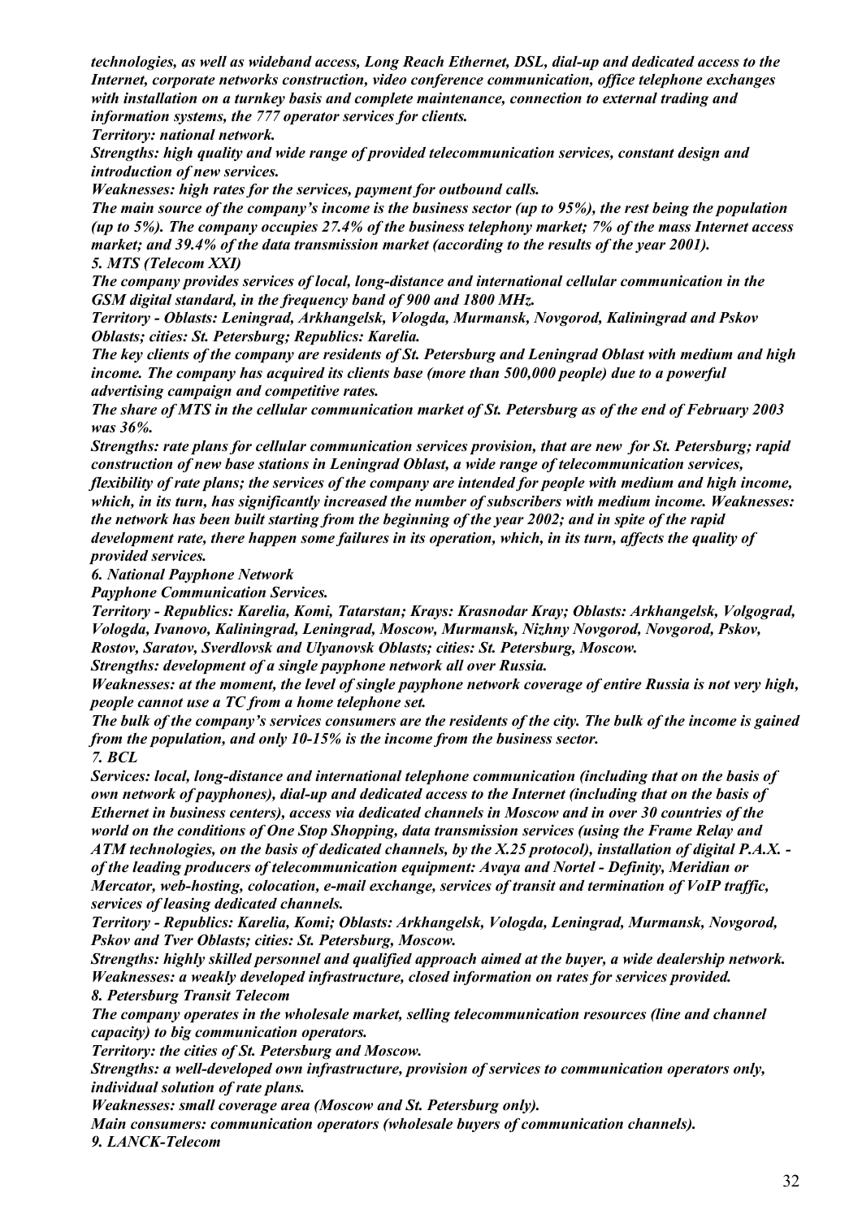*technologies, as well as wideband access, Long Reach Ethernet, DSL, dial-up and dedicated access to the Internet, corporate networks construction, video conference communication, office telephone exchanges with installation on a turnkey basis and complete maintenance, connection to external trading and information systems, the 777 operator services for clients.*

*Territory: national network.*

*Strengths: high quality and wide range of provided telecommunication services, constant design and introduction of new services.*

*Weaknesses: high rates for the services, payment for outbound calls.*

*The main source of the company's income is the business sector (up to 95%), the rest being the population (up to 5%). The company occupies 27.4% of the business telephony market; 7% of the mass Internet access market; and 39.4% of the data transmission market (according to the results of the year 2001).*

*5. MTS (Telecom XXI)*

*The company provides services of local, long-distance and international cellular communication in the GSM digital standard, in the frequency band of 900 and 1800 MHz.*

*Territory - Oblasts: Leningrad, Arkhangelsk, Vologda, Murmansk, Novgorod, Kaliningrad and Pskov Oblasts; cities: St. Petersburg; Republics: Karelia.*

*The key clients of the company are residents of St. Petersburg and Leningrad Oblast with medium and high income. The company has acquired its clients base (more than 500,000 people) due to a powerful advertising campaign and competitive rates.*

*The share of MTS in the cellular communication market of St. Petersburg as of the end of February 2003 was 36%.*

*Strengths: rate plans for cellular communication services provision, that are new for St. Petersburg; rapid construction of new base stations in Leningrad Oblast, a wide range of telecommunication services, flexibility of rate plans; the services of the company are intended for people with medium and high income, which, in its turn, has significantly increased the number of subscribers with medium income. Weaknesses: the network has been built starting from the beginning of the year 2002; and in spite of the rapid development rate, there happen some failures in its operation, which, in its turn, affects the quality of provided services.*

*6. National Payphone Network*

*Payphone Communication Services.*

*Territory - Republics: Karelia, Komi, Tatarstan; Krays: Krasnodar Kray; Oblasts: Arkhangelsk, Volgograd, Vologda, Ivanovo, Kaliningrad, Leningrad, Moscow, Murmansk, Nizhny Novgorod, Novgorod, Pskov, Rostov, Saratov, Sverdlovsk and Ulyanovsk Oblasts; cities: St. Petersburg, Moscow.*

*Strengths: development of a single payphone network all over Russia.*

*Weaknesses: at the moment, the level of single payphone network coverage of entire Russia is not very high, people cannot use a TC from a home telephone set.*

*The bulk of the company's services consumers are the residents of the city. The bulk of the income is gained from the population, and only 10-15% is the income from the business sector.*

*7. BCL*

*Services: local, long-distance and international telephone communication (including that on the basis of own network of payphones), dial-up and dedicated access to the Internet (including that on the basis of Ethernet in business centers), access via dedicated channels in Moscow and in over 30 countries of the world on the conditions of One Stop Shopping, data transmission services (using the Frame Relay and ATM technologies, on the basis of dedicated channels, by the X.25 protocol), installation of digital P.A.X. - of the leading producers of telecommunication equipment: Avaya and Nortel - Definity, Meridian or Mercator, web-hosting, colocation, e-mail exchange, services of transit and termination of VoIP traffic, services of leasing dedicated channels.*

*Territory - Republics: Karelia, Komi; Oblasts: Arkhangelsk, Vologda, Leningrad, Murmansk, Novgorod, Pskov and Tver Oblasts; cities: St. Petersburg, Moscow.*

*Strengths: highly skilled personnel and qualified approach aimed at the buyer, a wide dealership network.*

*Weaknesses: a weakly developed infrastructure, closed information on rates for services provided.*

*8. Petersburg Transit Telecom*

*The company operates in the wholesale market, selling telecommunication resources (line and channel capacity) to big communication operators.*

*Territory: the cities of St. Petersburg and Moscow.*

*Strengths: a well-developed own infrastructure, provision of services to communication operators only, individual solution of rate plans.*

*Weaknesses: small coverage area (Moscow and St. Petersburg only).*

*Main consumers: communication operators (wholesale buyers of communication channels).*

*9. LANCK-Telecom*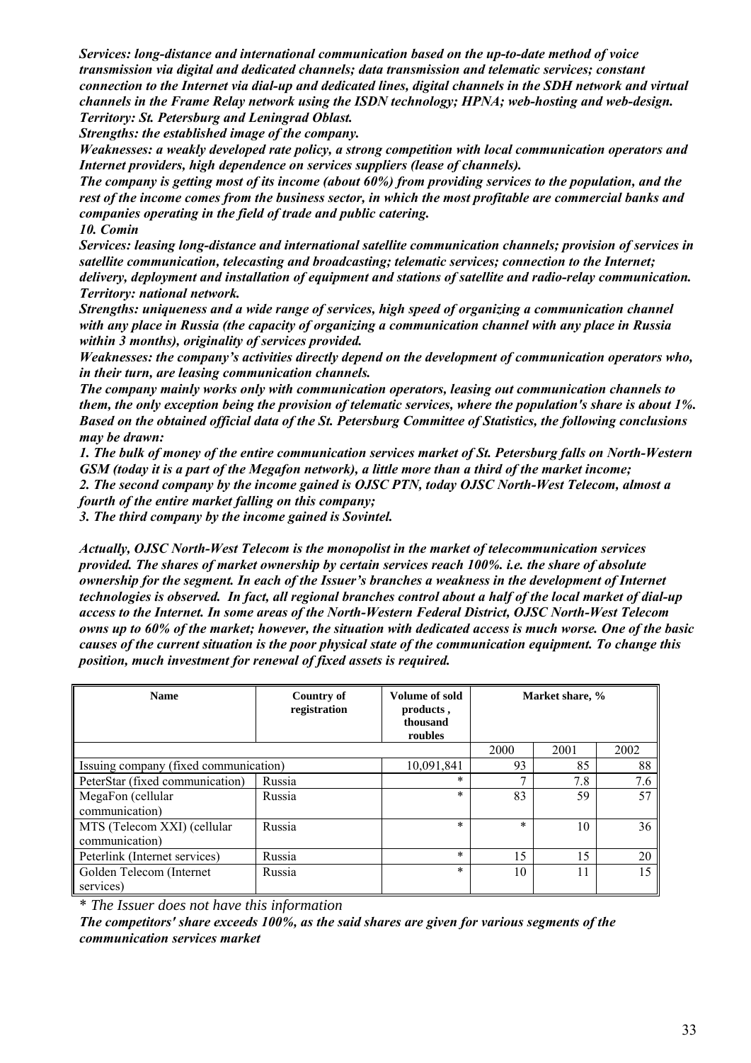***Services: long-distance and international communication based on the up-to-date method of voice transmission via digital and dedicated channels; data transmission and telematic services; constant connection to the Internet via dial-up and dedicated lines, digital channels in the SDH network and virtual channels in the Frame Relay network using the ISDN technology; HPNA; web-hosting and web-design.***
***Territory: St. Petersburg and Leningrad Oblast.***
***Strengths: the established image of the company.***
***Weaknesses: a weakly developed rate policy, a strong competition with local communication operators and Internet providers, high dependence on services suppliers (lease of channels).***
***The company is getting most of its income (about 60%) from providing services to the population, and the rest of the income comes from the business sector, in which the most profitable are commercial banks and companies operating in the field of trade and public catering.***
***10. Comin***
***Services: leasing long-distance and international satellite communication channels; provision of services in satellite communication, telecasting and broadcasting; telematic services; connection to the Internet; delivery, deployment and installation of equipment and stations of satellite and radio-relay communication.***
***Territory: national network.***
***Strengths: uniqueness and a wide range of services, high speed of organizing a communication channel with any place in Russia (the capacity of organizing a communication channel with any place in Russia within 3 months), originality of services provided.***
***Weaknesses: the company's activities directly depend on the development of communication operators who, in their turn, are leasing communication channels.***
***The company mainly works only with communication operators, leasing out communication channels to them, the only exception being the provision of telematic services, where the population's share is about 1%.***
***Based on the obtained official data of the St. Petersburg Committee of Statistics, the following conclusions may be drawn:***
***1. The bulk of money of the entire communication services market of St. Petersburg falls on North-Western GSM (today it is a part of the Megafon network), a little more than a third of the market income;***
***2. The second company by the income gained is OJSC PTN, today OJSC North-West Telecom, almost a fourth of the entire market falling on this company;***
***3. The third company by the income gained is Sovintel.***

***Actually, OJSC North-West Telecom is the monopolist in the market of telecommunication services provided. The shares of market ownership by certain services reach 100%. i.e. the share of absolute ownership for the segment. In each of the Issuer's branches a weakness in the development of Internet technologies is observed. In fact, all regional branches control about a half of the local market of dial-up access to the Internet. In some areas of the North-Western Federal District, OJSC North-West Telecom owns up to 60% of the market; however, the situation with dedicated access is much worse. One of the basic causes of the current situation is the poor physical state of the communication equipment. To change this position, much investment for renewal of fixed assets is required.***

| Name | Country of registration | Volume of sold products, thousand roubles | Market share, % | | |
|---|---|---|---|---|---|
| | | | 2000 | 2001 | 2002 |
| Issuing company (fixed communication) | | 10,091,841 | 93 | 85 | 88 |
| PeterStar (fixed communication) | Russia | * | 7 | 7.8 | 7.6 |
| MegaFon (cellular communication) | Russia | * | 83 | 59 | 57 |
| MTS (Telecom XXI) (cellular communication) | Russia | * | * | 10 | 36 |
| Peterlink (Internet services) | Russia | * | 15 | 15 | 20 |
| Golden Telecom (Internet services) | Russia | * | 10 | 11 | 15 |

*\* The Issuer does not have this information*

***The competitors' share exceeds 100%, as the said shares are given for various segments of the communication services market***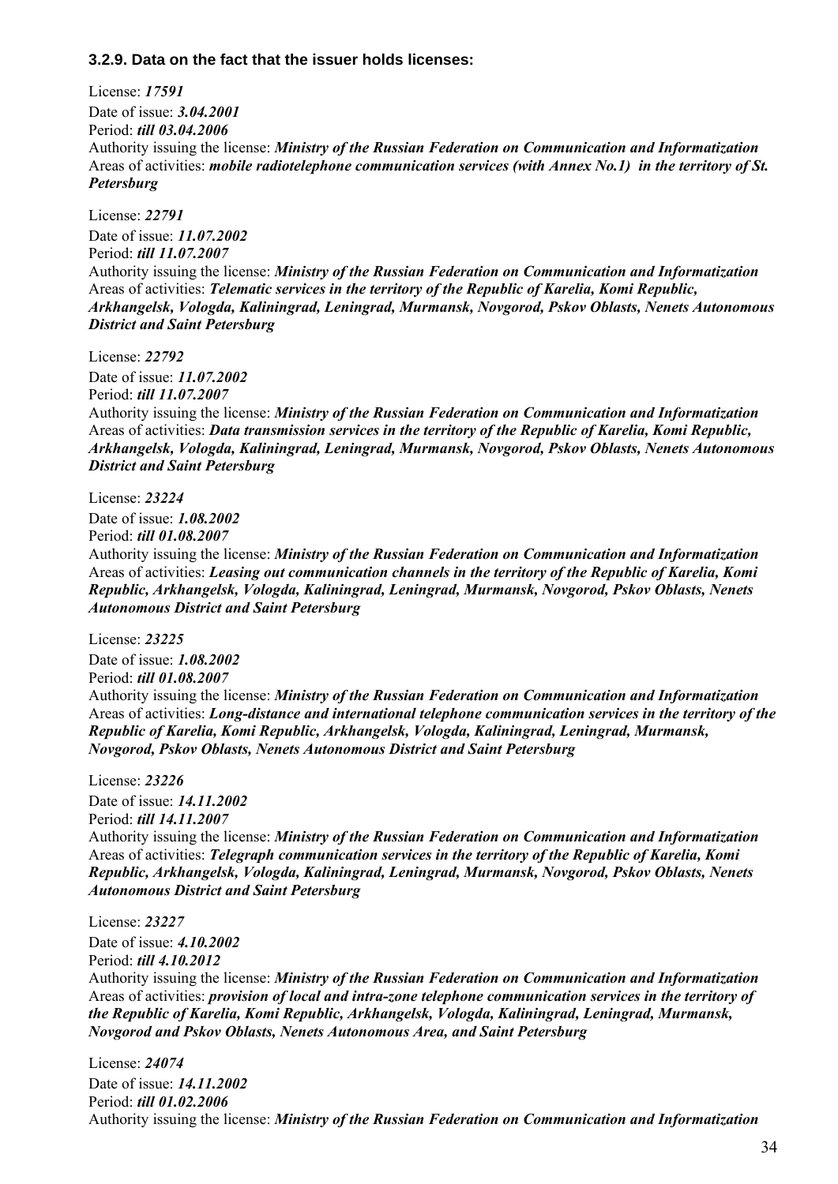### 3.2.9. Data on the fact that the issuer holds licenses:

License: ***17591***
Date of issue: ***3.04.2001***
Period: ***till 03.04.2006***
Authority issuing the license: ***Ministry of the Russian Federation on Communication and Informatization***
Areas of activities: ***mobile radiotelephone communication services (with Annex No.1) in the territory of St. Petersburg***

License: ***22791***
Date of issue: ***11.07.2002***
Period: ***till 11.07.2007***
Authority issuing the license: ***Ministry of the Russian Federation on Communication and Informatization***
Areas of activities: ***Telematic services in the territory of the Republic of Karelia, Komi Republic, Arkhangelsk, Vologda, Kaliningrad, Leningrad, Murmansk, Novgorod, Pskov Oblasts, Nenets Autonomous District and Saint Petersburg***

License: ***22792***
Date of issue: ***11.07.2002***
Period: ***till 11.07.2007***
Authority issuing the license: ***Ministry of the Russian Federation on Communication and Informatization***
Areas of activities: ***Data transmission services in the territory of the Republic of Karelia, Komi Republic, Arkhangelsk, Vologda, Kaliningrad, Leningrad, Murmansk, Novgorod, Pskov Oblasts, Nenets Autonomous District and Saint Petersburg***

License: ***23224***
Date of issue: ***1.08.2002***
Period: ***till 01.08.2007***
Authority issuing the license: ***Ministry of the Russian Federation on Communication and Informatization***
Areas of activities: ***Leasing out communication channels in the territory of the Republic of Karelia, Komi Republic, Arkhangelsk, Vologda, Kaliningrad, Leningrad, Murmansk, Novgorod, Pskov Oblasts, Nenets Autonomous District and Saint Petersburg***

License: ***23225***
Date of issue: ***1.08.2002***
Period: ***till 01.08.2007***
Authority issuing the license: ***Ministry of the Russian Federation on Communication and Informatization***
Areas of activities: ***Long-distance and international telephone communication services in the territory of the Republic of Karelia, Komi Republic, Arkhangelsk, Vologda, Kaliningrad, Leningrad, Murmansk, Novgorod, Pskov Oblasts, Nenets Autonomous District and Saint Petersburg***

License: ***23226***
Date of issue: ***14.11.2002***
Period: ***till 14.11.2007***
Authority issuing the license: ***Ministry of the Russian Federation on Communication and Informatization***
Areas of activities: ***Telegraph communication services in the territory of the Republic of Karelia, Komi Republic, Arkhangelsk, Vologda, Kaliningrad, Leningrad, Murmansk, Novgorod, Pskov Oblasts, Nenets Autonomous District and Saint Petersburg***

License: ***23227***
Date of issue: ***4.10.2002***
Period: ***till 4.10.2012***
Authority issuing the license: ***Ministry of the Russian Federation on Communication and Informatization***
Areas of activities: ***provision of local and intra-zone telephone communication services in the territory of the Republic of Karelia, Komi Republic, Arkhangelsk, Vologda, Kaliningrad, Leningrad, Murmansk, Novgorod and Pskov Oblasts, Nenets Autonomous Area, and Saint Petersburg***

License: ***24074***
Date of issue: ***14.11.2002***
Period: ***till 01.02.2006***
Authority issuing the license: ***Ministry of the Russian Federation on Communication and Informatization***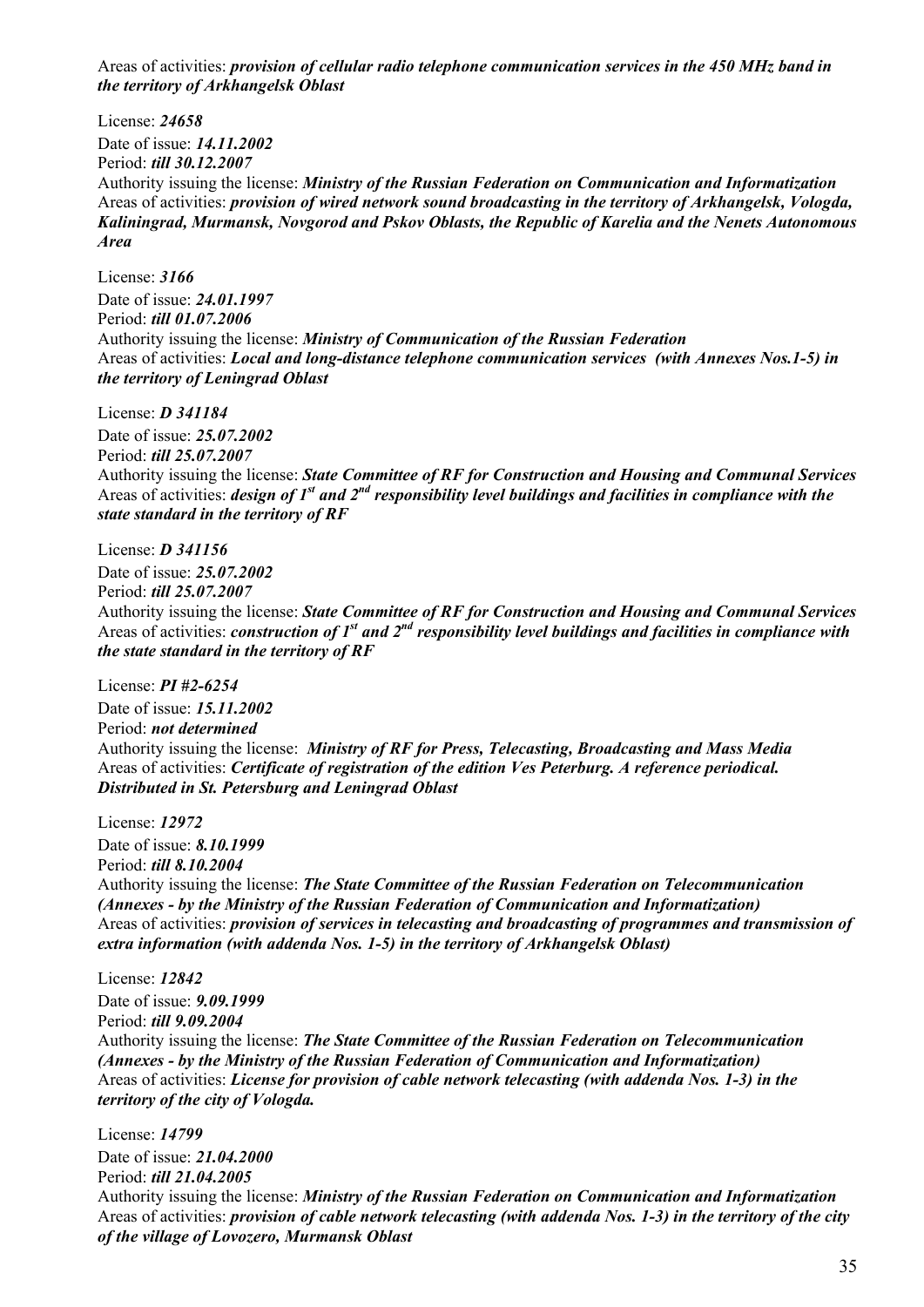Areas of activities: ***provision of cellular radio telephone communication services in the 450 MHz band in the territory of Arkhangelsk Oblast***

License: ***24658***
Date of issue: ***14.11.2002***
Period: ***till 30.12.2007***
Authority issuing the license: ***Ministry of the Russian Federation on Communication and Informatization***
Areas of activities: ***provision of wired network sound broadcasting in the territory of Arkhangelsk, Vologda, Kaliningrad, Murmansk, Novgorod and Pskov Oblasts, the Republic of Karelia and the Nenets Autonomous Area***

License: ***3166***
Date of issue: ***24.01.1997***
Period: ***till 01.07.2006***
Authority issuing the license: ***Ministry of Communication of the Russian Federation***
Areas of activities: ***Local and long-distance telephone communication services (with Annexes Nos.1-5) in the territory of Leningrad Oblast***

License: ***D 341184***
Date of issue: ***25.07.2002***
Period: ***till 25.07.2007***
Authority issuing the license: ***State Committee of RF for Construction and Housing and Communal Services***
Areas of activities: ***design of 1st and 2nd responsibility level buildings and facilities in compliance with the state standard in the territory of RF***

License: ***D 341156***
Date of issue: ***25.07.2002***
Period: ***till 25.07.2007***
Authority issuing the license: ***State Committee of RF for Construction and Housing and Communal Services***
Areas of activities: ***construction of 1st and 2nd responsibility level buildings and facilities in compliance with the state standard in the territory of RF***

License: ***PI #2-6254***
Date of issue: ***15.11.2002***
Period: ***not determined***
Authority issuing the license: ***Ministry of RF for Press, Telecasting, Broadcasting and Mass Media***
Areas of activities: ***Certificate of registration of the edition Ves Peterburg. A reference periodical. Distributed in St. Petersburg and Leningrad Oblast***

License: ***12972***
Date of issue: ***8.10.1999***
Period: ***till 8.10.2004***
Authority issuing the license: ***The State Committee of the Russian Federation on Telecommunication (Annexes - by the Ministry of the Russian Federation of Communication and Informatization)***
Areas of activities: ***provision of services in telecasting and broadcasting of programmes and transmission of extra information (with addenda Nos. 1-5) in the territory of Arkhangelsk Oblast)***

License: ***12842***
Date of issue: ***9.09.1999***
Period: ***till 9.09.2004***
Authority issuing the license: ***The State Committee of the Russian Federation on Telecommunication (Annexes - by the Ministry of the Russian Federation of Communication and Informatization)***
Areas of activities: ***License for provision of cable network telecasting (with addenda Nos. 1-3) in the territory of the city of Vologda.***

License: ***14799***
Date of issue: ***21.04.2000***
Period: ***till 21.04.2005***
Authority issuing the license: ***Ministry of the Russian Federation on Communication and Informatization***
Areas of activities: ***provision of cable network telecasting (with addenda Nos. 1-3) in the territory of the city of the village of Lovozero, Murmansk Oblast***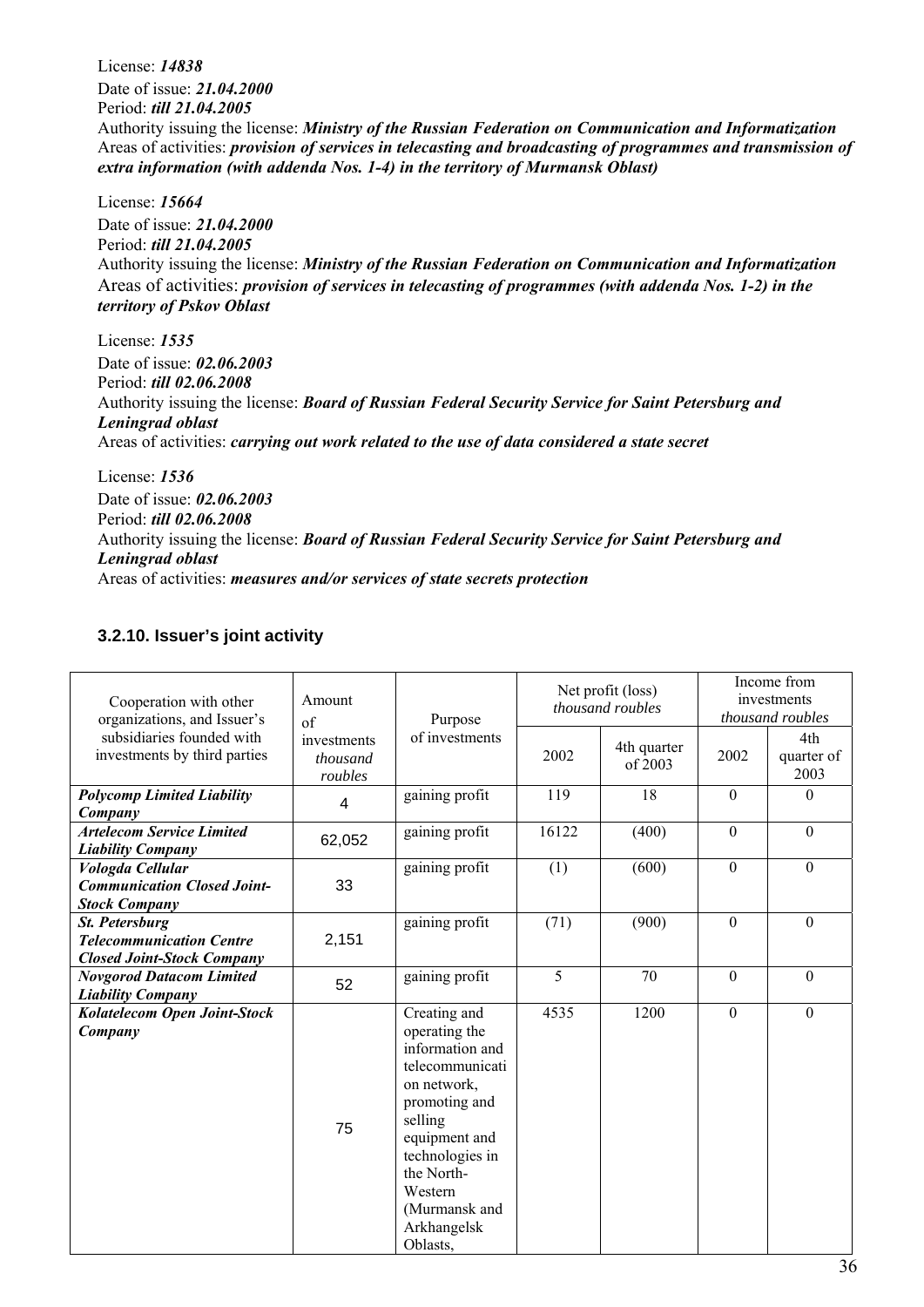License: ***14838***
Date of issue: ***21.04.2000***
Period: ***till 21.04.2005***
Authority issuing the license: ***Ministry of the Russian Federation on Communication and Informatization***
Areas of activities: ***provision of services in telecasting and broadcasting of programmes and transmission of extra information (with addenda Nos. 1-4) in the territory of Murmansk Oblast)***

License: ***15664***
Date of issue: ***21.04.2000***
Period: ***till 21.04.2005***
Authority issuing the license: ***Ministry of the Russian Federation on Communication and Informatization***
Areas of activities: ***provision of services in telecasting of programmes (with addenda Nos. 1-2) in the territory of Pskov Oblast***

License: ***1535***
Date of issue: ***02.06.2003***
Period: ***till 02.06.2008***
Authority issuing the license: ***Board of Russian Federal Security Service for Saint Petersburg and Leningrad oblast***
Areas of activities: ***carrying out work related to the use of data considered a state secret***

License: ***1536***
Date of issue: ***02.06.2003***
Period: ***till 02.06.2008***
Authority issuing the license: ***Board of Russian Federal Security Service for Saint Petersburg and Leningrad oblast***
Areas of activities: ***measures and/or services of state secrets protection***

### 3.2.10. Issuer's joint activity

| Cooperation with other organizations, and Issuer's subsidiaries founded with investments by third parties | Amount of investments *thousand roubles* | Purpose of investments | Net profit (loss) *thousand roubles* | | Income from investments *thousand roubles* | |
|---|---|---|---|---|---|---|
| | | | 2002 | 4th quarter of 2003 | 2002 | 4th quarter of 2003 |
| ***Polycomp Limited Liability Company*** | 4 | gaining profit | 119 | 18 | 0 | 0 |
| ***Artelecom Service Limited Liability Company*** | 62,052 | gaining profit | 16122 | (400) | 0 | 0 |
| ***Vologda Cellular Communication Closed Joint-Stock Company*** | 33 | gaining profit | (1) | (600) | 0 | 0 |
| ***St. Petersburg Telecommunication Centre Closed Joint-Stock Company*** | 2,151 | gaining profit | (71) | (900) | 0 | 0 |
| ***Novgorod Datacom Limited Liability Company*** | 52 | gaining profit | 5 | 70 | 0 | 0 |
| ***Kolatelecom Open Joint-Stock Company*** | 75 | Creating and operating the information and telecommunication network, promoting and selling equipment and technologies in the North-Western (Murmansk and Arkhangelsk Oblasts, | 4535 | 1200 | 0 | 0 |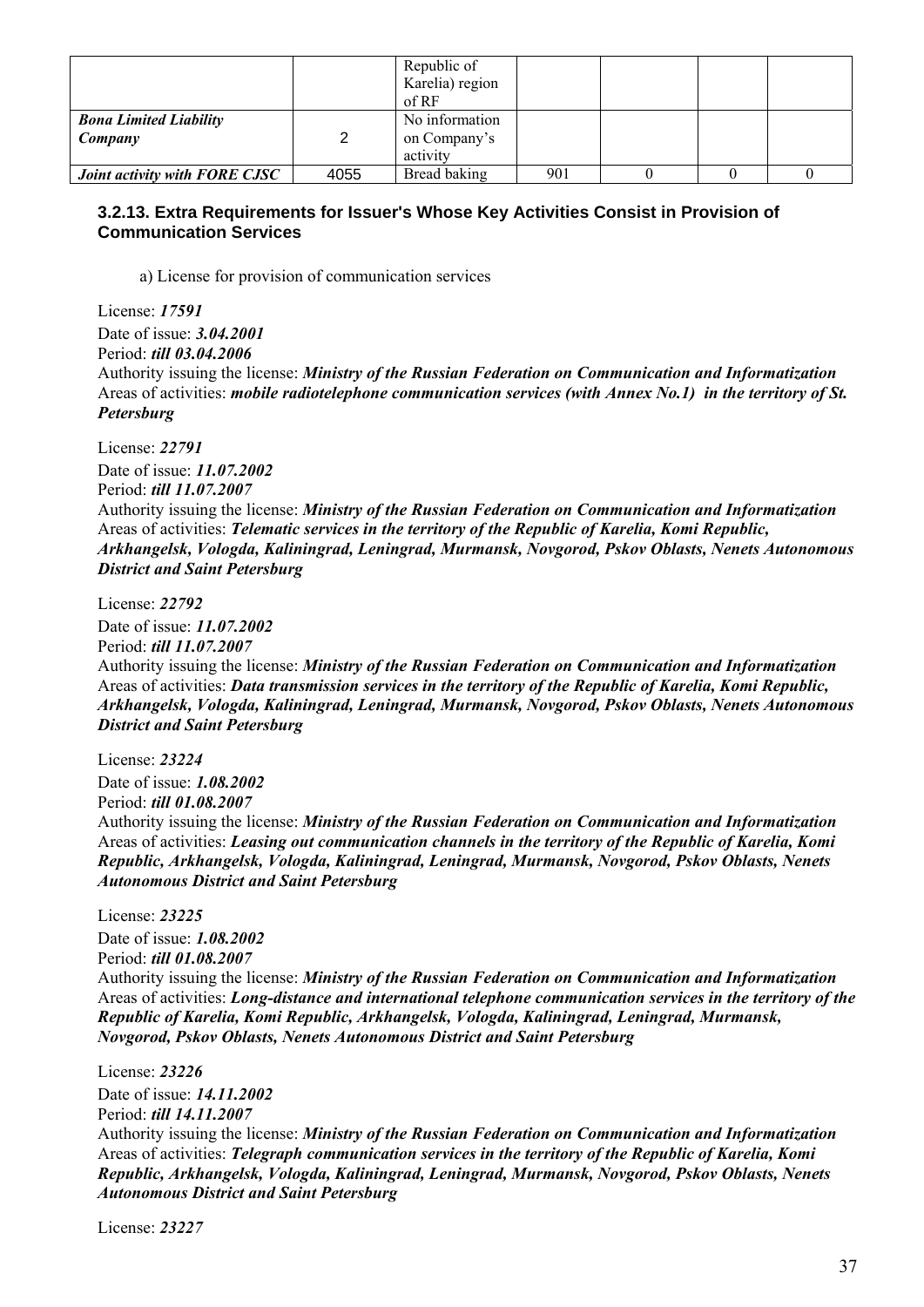|  |  | Republic of Karelia) region of RF |  |  |  |  |
|---|---|---|---|---|---|---|
| ***Bona Limited Liability Company*** | 2 | No information on Company's activity |  |  |  |  |
| ***Joint activity with FORE CJSC*** | 4055 | Bread baking | 901 | 0 | 0 | 0 |

### 3.2.13. Extra Requirements for Issuer's Whose Key Activities Consist in Provision of Communication Services

a) License for provision of communication services

License: ***17591***
Date of issue: ***3.04.2001***
Period: ***till 03.04.2006***
Authority issuing the license: ***Ministry of the Russian Federation on Communication and Informatization***
Areas of activities: ***mobile radiotelephone communication services (with Annex No.1) in the territory of St. Petersburg***

License: ***22791***
Date of issue: ***11.07.2002***
Period: ***till 11.07.2007***
Authority issuing the license: ***Ministry of the Russian Federation on Communication and Informatization***
Areas of activities: ***Telematic services in the territory of the Republic of Karelia, Komi Republic, Arkhangelsk, Vologda, Kaliningrad, Leningrad, Murmansk, Novgorod, Pskov Oblasts, Nenets Autonomous District and Saint Petersburg***

License: ***22792***
Date of issue: ***11.07.2002***
Period: ***till 11.07.2007***
Authority issuing the license: ***Ministry of the Russian Federation on Communication and Informatization***
Areas of activities: ***Data transmission services in the territory of the Republic of Karelia, Komi Republic, Arkhangelsk, Vologda, Kaliningrad, Leningrad, Murmansk, Novgorod, Pskov Oblasts, Nenets Autonomous District and Saint Petersburg***

License: ***23224***
Date of issue: ***1.08.2002***
Period: ***till 01.08.2007***
Authority issuing the license: ***Ministry of the Russian Federation on Communication and Informatization***
Areas of activities: ***Leasing out communication channels in the territory of the Republic of Karelia, Komi Republic, Arkhangelsk, Vologda, Kaliningrad, Leningrad, Murmansk, Novgorod, Pskov Oblasts, Nenets Autonomous District and Saint Petersburg***

License: ***23225***
Date of issue: ***1.08.2002***
Period: ***till 01.08.2007***
Authority issuing the license: ***Ministry of the Russian Federation on Communication and Informatization***
Areas of activities: ***Long-distance and international telephone communication services in the territory of the Republic of Karelia, Komi Republic, Arkhangelsk, Vologda, Kaliningrad, Leningrad, Murmansk, Novgorod, Pskov Oblasts, Nenets Autonomous District and Saint Petersburg***

License: ***23226***
Date of issue: ***14.11.2002***
Period: ***till 14.11.2007***
Authority issuing the license: ***Ministry of the Russian Federation on Communication and Informatization***
Areas of activities: ***Telegraph communication services in the territory of the Republic of Karelia, Komi Republic, Arkhangelsk, Vologda, Kaliningrad, Leningrad, Murmansk, Novgorod, Pskov Oblasts, Nenets Autonomous District and Saint Petersburg***

License: ***23227***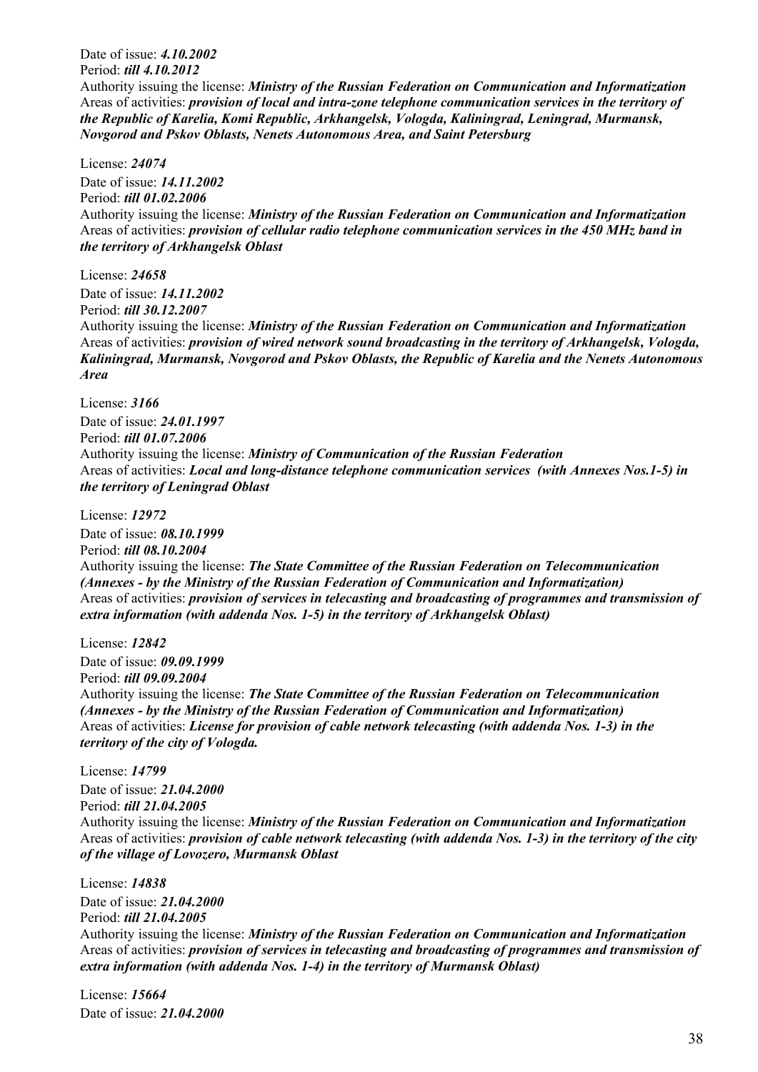Date of issue: ***4.10.2002***
Period: ***till 4.10.2012***
Authority issuing the license: ***Ministry of the Russian Federation on Communication and Informatization***
Areas of activities: ***provision of local and intra-zone telephone communication services in the territory of the Republic of Karelia, Komi Republic, Arkhangelsk, Vologda, Kaliningrad, Leningrad, Murmansk, Novgorod and Pskov Oblasts, Nenets Autonomous Area, and Saint Petersburg***

License: ***24074***
Date of issue: ***14.11.2002***
Period: ***till 01.02.2006***
Authority issuing the license: ***Ministry of the Russian Federation on Communication and Informatization***
Areas of activities: ***provision of cellular radio telephone communication services in the 450 MHz band in the territory of Arkhangelsk Oblast***

License: ***24658***
Date of issue: ***14.11.2002***
Period: ***till 30.12.2007***
Authority issuing the license: ***Ministry of the Russian Federation on Communication and Informatization***
Areas of activities: ***provision of wired network sound broadcasting in the territory of Arkhangelsk, Vologda, Kaliningrad, Murmansk, Novgorod and Pskov Oblasts, the Republic of Karelia and the Nenets Autonomous Area***

License: ***3166***
Date of issue: ***24.01.1997***
Period: ***till 01.07.2006***
Authority issuing the license: ***Ministry of Communication of the Russian Federation***
Areas of activities: ***Local and long-distance telephone communication services (with Annexes Nos.1-5) in the territory of Leningrad Oblast***

License: ***12972***
Date of issue: ***08.10.1999***
Period: ***till 08.10.2004***
Authority issuing the license: ***The State Committee of the Russian Federation on Telecommunication (Annexes - by the Ministry of the Russian Federation of Communication and Informatization)***
Areas of activities: ***provision of services in telecasting and broadcasting of programmes and transmission of extra information (with addenda Nos. 1-5) in the territory of Arkhangelsk Oblast)***

License: ***12842***
Date of issue: ***09.09.1999***
Period: ***till 09.09.2004***
Authority issuing the license: ***The State Committee of the Russian Federation on Telecommunication (Annexes - by the Ministry of the Russian Federation of Communication and Informatization)***
Areas of activities: ***License for provision of cable network telecasting (with addenda Nos. 1-3) in the territory of the city of Vologda.***

License: ***14799***
Date of issue: ***21.04.2000***
Period: ***till 21.04.2005***
Authority issuing the license: ***Ministry of the Russian Federation on Communication and Informatization***
Areas of activities: ***provision of cable network telecasting (with addenda Nos. 1-3) in the territory of the city of the village of Lovozero, Murmansk Oblast***

License: ***14838***
Date of issue: ***21.04.2000***
Period: ***till 21.04.2005***
Authority issuing the license: ***Ministry of the Russian Federation on Communication and Informatization***
Areas of activities: ***provision of services in telecasting and broadcasting of programmes and transmission of extra information (with addenda Nos. 1-4) in the territory of Murmansk Oblast)***

License: ***15664***
Date of issue: ***21.04.2000***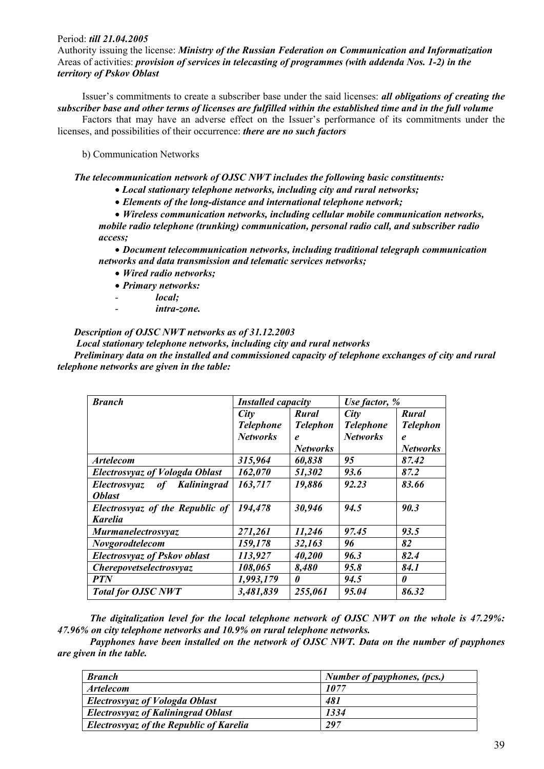Period: ***till 21.04.2005***

Authority issuing the license: ***Ministry of the Russian Federation on Communication and Informatization***

Areas of activities: ***provision of services in telecasting of programmes (with addenda Nos. 1-2) in the territory of Pskov Oblast***

Issuer's commitments to create a subscriber base under the said licenses: ***all obligations of creating the subscriber base and other terms of licenses are fulfilled within the established time and in the full volume***

Factors that may have an adverse effect on the Issuer's performance of its commitments under the licenses, and possibilities of their occurrence: ***there are no such factors***

b) Communication Networks

***The telecommunication network of OJSC NWT includes the following basic constituents:***

- ***Local stationary telephone networks, including city and rural networks;***
- ***Elements of the long-distance and international telephone network;***
- ***Wireless communication networks, including cellular mobile communication networks, mobile radio telephone (trunking) communication, personal radio call, and subscriber radio access;***
- ***Document telecommunication networks, including traditional telegraph communication networks and data transmission and telematic services networks;***
- ***Wired radio networks;***
- ***Primary networks:***
  - ***local;***
  - ***intra-zone.***

***Description of OJSC NWT networks as of 31.12.2003***

***Local stationary telephone networks, including city and rural networks***

***Preliminary data on the installed and commissioned capacity of telephone exchanges of city and rural telephone networks are given in the table:***

| ***Branch*** | ***Installed capacity*** | | ***Use factor, %*** | |
|---|---|---|---|---|
| | ***City Telephone Networks*** | ***Rural Telephone Networks*** | ***City Telephone Networks*** | ***Rural Telephone Networks*** |
| ***Artelecom*** | ***315,964*** | ***60,838*** | ***95*** | ***87.42*** |
| ***Electrosvyaz of Vologda Oblast*** | ***162,070*** | ***51,302*** | ***93.6*** | ***87.2*** |
| ***Electrosvyaz of Kaliningrad Oblast*** | ***163,717*** | ***19,886*** | ***92.23*** | ***83.66*** |
| ***Electrosvyaz of the Republic of Karelia*** | ***194,478*** | ***30,946*** | ***94.5*** | ***90.3*** |
| ***Murmanelectrosvyaz*** | ***271,261*** | ***11,246*** | ***97.45*** | ***93.5*** |
| ***Novgorodtelecom*** | ***159,178*** | ***32,163*** | ***96*** | ***82*** |
| ***Electrosvyaz of Pskov oblast*** | ***113,927*** | ***40,200*** | ***96.3*** | ***82.4*** |
| ***Cherepovetselectrosvyaz*** | ***108,065*** | ***8,480*** | ***95.8*** | ***84.1*** |
| ***PTN*** | ***1,993,179*** | ***0*** | ***94.5*** | ***0*** |
| ***Total for OJSC NWT*** | ***3,481,839*** | ***255,061*** | ***95.04*** | ***86.32*** |

***The digitalization level for the local telephone network of OJSC NWT on the whole is 47.29%: 47.96% on city telephone networks and 10.9% on rural telephone networks.***

***Payphones have been installed on the network of OJSC NWT. Data on the number of payphones are given in the table.***

| ***Branch*** | ***Number of payphones, (pcs.)*** |
|---|---|
| ***Artelecom*** | ***1077*** |
| ***Electrosvyaz of Vologda Oblast*** | ***481*** |
| ***Electrosvyaz of Kaliningrad Oblast*** | ***1334*** |
| ***Electrosvyaz of the Republic of Karelia*** | ***297*** |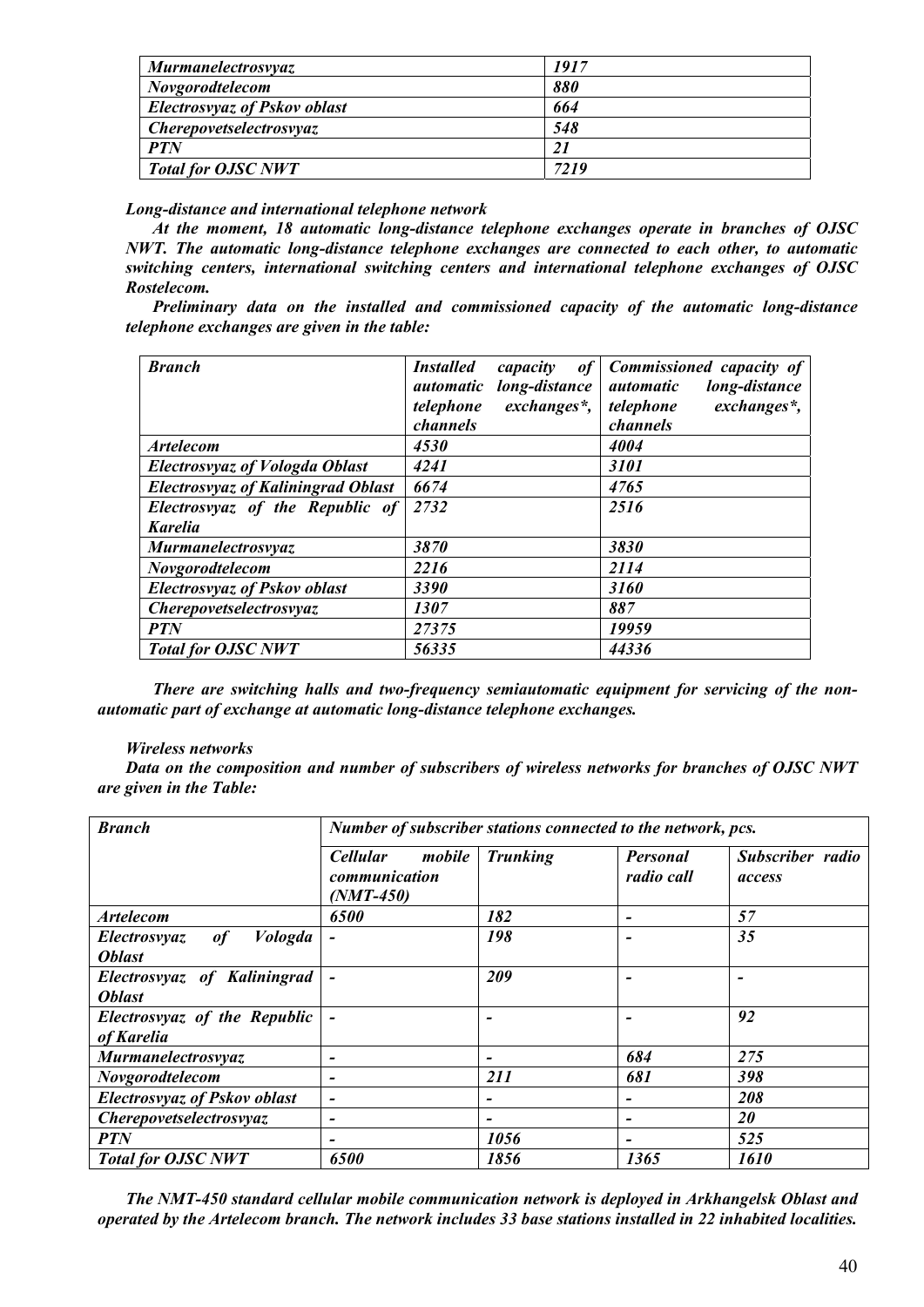| *Murmanelectrosvyaz* | *1917* |
|---|---|
| *Novgorodtelecom* | *880* |
| *Electrosvyaz of Pskov oblast* | *664* |
| *Cherepovetselectrosvyaz* | *548* |
| *PTN* | *21* |
| *Total for OJSC NWT* | *7219* |

***Long-distance and international telephone network***

***At the moment, 18 automatic long-distance telephone exchanges operate in branches of OJSC NWT. The automatic long-distance telephone exchanges are connected to each other, to automatic switching centers, international switching centers and international telephone exchanges of OJSC Rostelecom.***

***Preliminary data on the installed and commissioned capacity of the automatic long-distance telephone exchanges are given in the table:***

| *Branch* | *Installed capacity of automatic long-distance telephone exchanges\*, channels* | *Commissioned capacity of automatic long-distance telephone exchanges\*, channels* |
|---|---|---|
| *Artelecom* | *4530* | *4004* |
| *Electrosvyaz of Vologda Oblast* | *4241* | *3101* |
| *Electrosvyaz of Kaliningrad Oblast* | *6674* | *4765* |
| *Electrosvyaz of the Republic of Karelia* | *2732* | *2516* |
| *Murmanelectrosvyaz* | *3870* | *3830* |
| *Novgorodtelecom* | *2216* | *2114* |
| *Electrosvyaz of Pskov oblast* | *3390* | *3160* |
| *Cherepovetselectrosvyaz* | *1307* | *887* |
| *PTN* | *27375* | *19959* |
| *Total for OJSC NWT* | *56335* | *44336* |

***There are switching halls and two-frequency semiautomatic equipment for servicing of the non-automatic part of exchange at automatic long-distance telephone exchanges.***

***Wireless networks***

***Data on the composition and number of subscribers of wireless networks for branches of OJSC NWT are given in the Table:***

| *Branch* | *Number of subscriber stations connected to the network, pcs.* | | | |
|---|---|---|---|---|
| | *Cellular mobile communication (NMT-450)* | *Trunking* | *Personal radio call* | *Subscriber radio access* |
| *Artelecom* | *6500* | *182* | *-* | *57* |
| *Electrosvyaz of Vologda Oblast* | *-* | *198* | *-* | *35* |
| *Electrosvyaz of Kaliningrad Oblast* | *-* | *209* | *-* | *-* |
| *Electrosvyaz of the Republic of Karelia* | *-* | *-* | *-* | *92* |
| *Murmanelectrosvyaz* | *-* | *-* | *684* | *275* |
| *Novgorodtelecom* | *-* | *211* | *681* | *398* |
| *Electrosvyaz of Pskov oblast* | *-* | *-* | *-* | *208* |
| *Cherepovetselectrosvyaz* | *-* | *-* | *-* | *20* |
| *PTN* | *-* | *1056* | *-* | *525* |
| *Total for OJSC NWT* | *6500* | *1856* | *1365* | *1610* |

***The NMT-450 standard cellular mobile communication network is deployed in Arkhangelsk Oblast and operated by the Artelecom branch. The network includes 33 base stations installed in 22 inhabited localities.***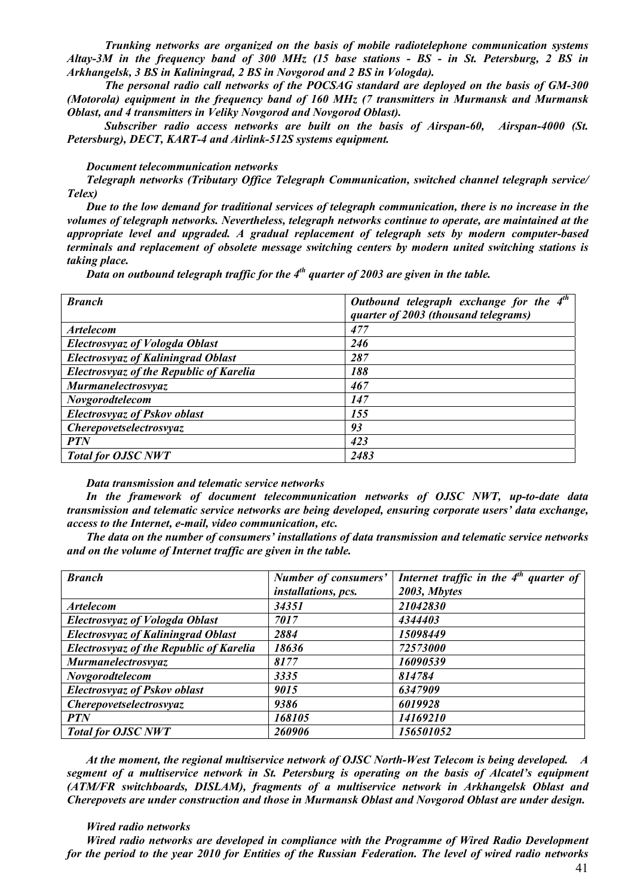*Trunking networks are organized on the basis of mobile radiotelephone communication systems Altay-3M in the frequency band of 300 MHz (15 base stations - BS - in St. Petersburg, 2 BS in Arkhangelsk, 3 BS in Kaliningrad, 2 BS in Novgorod and 2 BS in Vologda).*

*The personal radio call networks of the POCSAG standard are deployed on the basis of GM-300 (Motorola) equipment in the frequency band of 160 MHz (7 transmitters in Murmansk and Murmansk Oblast, and 4 transmitters in Veliky Novgorod and Novgorod Oblast).*

*Subscriber radio access networks are built on the basis of Airspan-60, Airspan-4000 (St. Petersburg), DECT, KART-4 and Airlink-512S systems equipment.*

*Document telecommunication networks*

*Telegraph networks (Tributary Office Telegraph Communication, switched channel telegraph service/ Telex)*

*Due to the low demand for traditional services of telegraph communication, there is no increase in the volumes of telegraph networks. Nevertheless, telegraph networks continue to operate, are maintained at the appropriate level and upgraded. A gradual replacement of telegraph sets by modern computer-based terminals and replacement of obsolete message switching centers by modern united switching stations is taking place.*

*Data on outbound telegraph traffic for the 4th quarter of 2003 are given in the table.*

| *Branch* | *Outbound telegraph exchange for the 4th quarter of 2003 (thousand telegrams)* |
|---|---|
| *Artelecom* | *477* |
| *Electrosvyaz of Vologda Oblast* | *246* |
| *Electrosvyaz of Kaliningrad Oblast* | *287* |
| *Electrosvyaz of the Republic of Karelia* | *188* |
| *Murmanelectrosvyaz* | *467* |
| *Novgorodtelecom* | *147* |
| *Electrosvyaz of Pskov oblast* | *155* |
| *Cherepovetselectrosvyaz* | *93* |
| *PTN* | *423* |
| *Total for OJSC NWT* | *2483* |

*Data transmission and telematic service networks*

*In the framework of document telecommunication networks of OJSC NWT, up-to-date data transmission and telematic service networks are being developed, ensuring corporate users' data exchange, access to the Internet, e-mail, video communication, etc.*

*The data on the number of consumers' installations of data transmission and telematic service networks and on the volume of Internet traffic are given in the table.*

| *Branch* | *Number of consumers' installations, pcs.* | *Internet traffic in the 4th quarter of 2003, Mbytes* |
|---|---|---|
| *Artelecom* | *34351* | *21042830* |
| *Electrosvyaz of Vologda Oblast* | *7017* | *4344403* |
| *Electrosvyaz of Kaliningrad Oblast* | *2884* | *15098449* |
| *Electrosvyaz of the Republic of Karelia* | *18636* | *72573000* |
| *Murmanelectrosvyaz* | *8177* | *16090539* |
| *Novgorodtelecom* | *3335* | *814784* |
| *Electrosvyaz of Pskov oblast* | *9015* | *6347909* |
| *Cherepovetselectrosvyaz* | *9386* | *6019928* |
| *PTN* | *168105* | *14169210* |
| *Total for OJSC NWT* | *260906* | *156501052* |

*At the moment, the regional multiservice network of OJSC North-West Telecom is being developed. A segment of a multiservice network in St. Petersburg is operating on the basis of Alcatel's equipment (ATM/FR switchboards, DISLAM), fragments of a multiservice network in Arkhangelsk Oblast and Cherepovets are under construction and those in Murmansk Oblast and Novgorod Oblast are under design.*

*Wired radio networks*

*Wired radio networks are developed in compliance with the Programme of Wired Radio Development for the period to the year 2010 for Entities of the Russian Federation. The level of wired radio networks*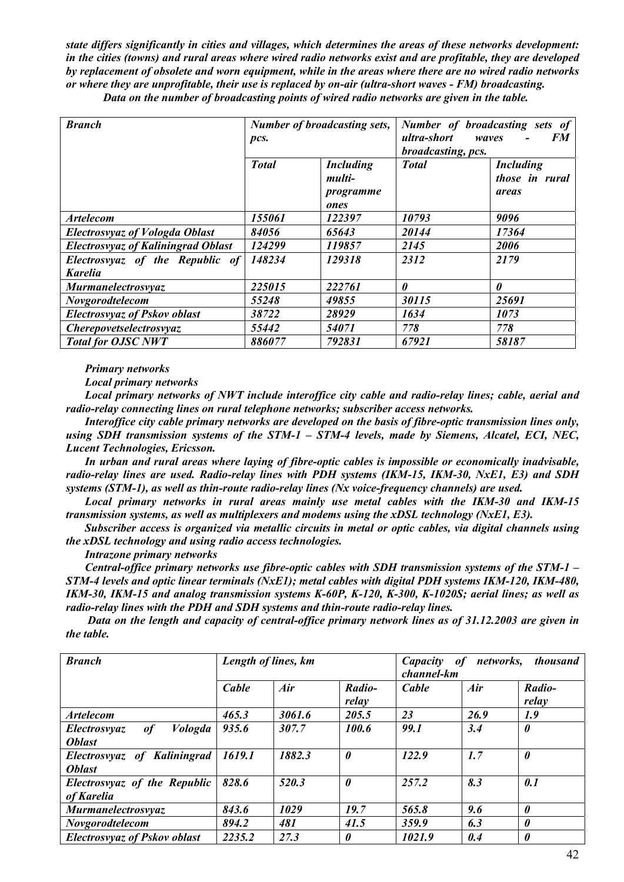*state differs significantly in cities and villages, which determines the areas of these networks development: in the cities (towns) and rural areas where wired radio networks exist and are profitable, they are developed by replacement of obsolete and worn equipment, while in the areas where there are no wired radio networks or where they are unprofitable, their use is replaced by on-air (ultra-short waves - FM) broadcasting.*

*Data on the number of broadcasting points of wired radio networks are given in the table.*

| ***Branch*** | ***Number of broadcasting sets, pcs.*** | | ***Number of broadcasting sets of ultra-short waves - FM broadcasting, pcs.*** | |
|---|---|---|---|---|
| | ***Total*** | ***Including multi-programme ones*** | ***Total*** | ***Including those in rural areas*** |
| ***Artelecom*** | ***155061*** | ***122397*** | ***10793*** | ***9096*** |
| ***Electrosvyaz of Vologda Oblast*** | ***84056*** | ***65643*** | ***20144*** | ***17364*** |
| ***Electrosvyaz of Kaliningrad Oblast*** | ***124299*** | ***119857*** | ***2145*** | ***2006*** |
| ***Electrosvyaz of the Republic of Karelia*** | ***148234*** | ***129318*** | ***2312*** | ***2179*** |
| ***Murmanelectrosvyaz*** | ***225015*** | ***222761*** | ***0*** | ***0*** |
| ***Novgorodtelecom*** | ***55248*** | ***49855*** | ***30115*** | ***25691*** |
| ***Electrosvyaz of Pskov oblast*** | ***38722*** | ***28929*** | ***1634*** | ***1073*** |
| ***Cherepovetselectrosvyaz*** | ***55442*** | ***54071*** | ***778*** | ***778*** |
| ***Total for OJSC NWT*** | ***886077*** | ***792831*** | ***67921*** | ***58187*** |

***Primary networks***

***Local primary networks***

*Local primary networks of NWT include interoffice city cable and radio-relay lines; cable, aerial and radio-relay connecting lines on rural telephone networks; subscriber access networks.*

*Interoffice city cable primary networks are developed on the basis of fibre-optic transmission lines only, using SDH transmission systems of the STM-1 – STM-4 levels, made by Siemens, Alcatel, ECI, NEC, Lucent Technologies, Ericsson.*

*In urban and rural areas where laying of fibre-optic cables is impossible or economically inadvisable, radio-relay lines are used. Radio-relay lines with PDH systems (IKM-15, IKM-30, NxE1, E3) and SDH systems (STM-1), as well as thin-route radio-relay lines (Nx voice-frequency channels) are used.*

*Local primary networks in rural areas mainly use metal cables with the IKM-30 and IKM-15 transmission systems, as well as multiplexers and modems using the xDSL technology (NxE1, E3).*

*Subscriber access is organized via metallic circuits in metal or optic cables, via digital channels using the xDSL technology and using radio access technologies.*

***Intrazone primary networks***

*Central-office primary networks use fibre-optic cables with SDH transmission systems of the STM-1 – STM-4 levels and optic linear terminals (NxE1); metal cables with digital PDH systems IKM-120, IKM-480, IKM-30, IKM-15 and analog transmission systems K-60P, K-120, K-300, K-1020S; aerial lines; as well as radio-relay lines with the PDH and SDH systems and thin-route radio-relay lines.*

*Data on the length and capacity of central-office primary network lines as of 31.12.2003 are given in the table.*

| ***Branch*** | ***Length of lines, km*** | | | ***Capacity of networks, thousand channel-km*** | | |
|---|---|---|---|---|---|---|
| | ***Cable*** | ***Air*** | ***Radio-relay*** | ***Cable*** | ***Air*** | ***Radio-relay*** |
| ***Artelecom*** | ***465.3*** | ***3061.6*** | ***205.5*** | ***23*** | ***26.9*** | ***1.9*** |
| ***Electrosvyaz of Vologda Oblast*** | ***935.6*** | ***307.7*** | ***100.6*** | ***99.1*** | ***3.4*** | ***0*** |
| ***Electrosvyaz of Kaliningrad Oblast*** | ***1619.1*** | ***1882.3*** | ***0*** | ***122.9*** | ***1.7*** | ***0*** |
| ***Electrosvyaz of the Republic of Karelia*** | ***828.6*** | ***520.3*** | ***0*** | ***257.2*** | ***8.3*** | ***0.1*** |
| ***Murmanelectrosvyaz*** | ***843.6*** | ***1029*** | ***19.7*** | ***565.8*** | ***9.6*** | ***0*** |
| ***Novgorodtelecom*** | ***894.2*** | ***481*** | ***41.5*** | ***359.9*** | ***6.3*** | ***0*** |
| ***Electrosvyaz of Pskov oblast*** | ***2235.2*** | ***27.3*** | ***0*** | ***1021.9*** | ***0.4*** | ***0*** |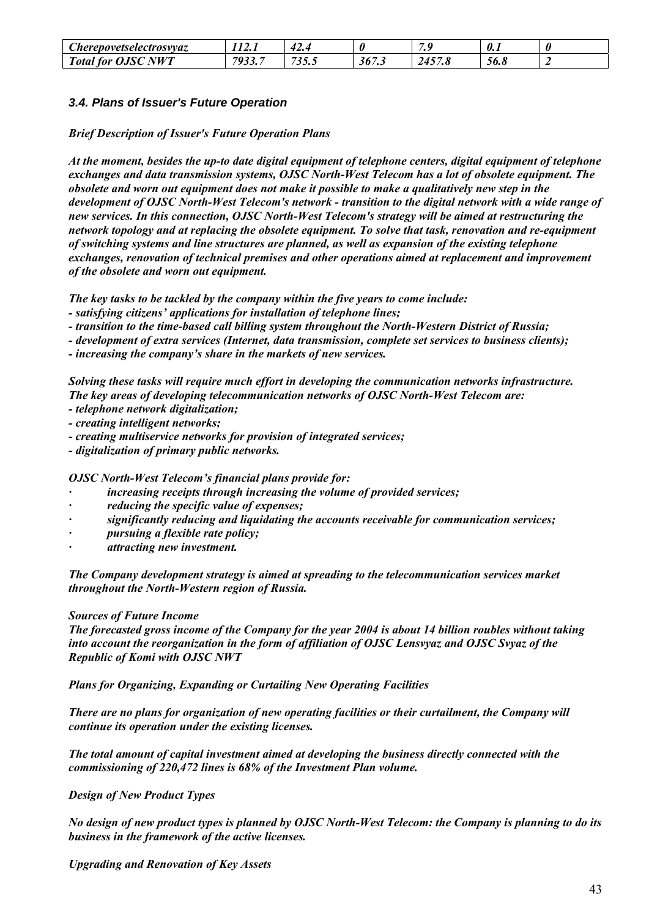| | | | | | | |
|---|---|---|---|---|---|---|
| *Cherepovetselectrosvyaz* | *112.1* | *42.4* | *0* | *7.9* | *0.1* | *0* |
| *Total for OJSC NWT* | *7933.7* | *735.5* | *367.3* | *2457.8* | *56.8* | *2* |

### *3.4. Plans of Issuer's Future Operation*

***Brief Description of Issuer's Future Operation Plans***

***At the moment, besides the up-to date digital equipment of telephone centers, digital equipment of telephone exchanges and data transmission systems, OJSC North-West Telecom has a lot of obsolete equipment. The obsolete and worn out equipment does not make it possible to make a qualitatively new step in the development of OJSC North-West Telecom's network - transition to the digital network with a wide range of new services. In this connection, OJSC North-West Telecom's strategy will be aimed at restructuring the network topology and at replacing the obsolete equipment. To solve that task, renovation and re-equipment of switching systems and line structures are planned, as well as expansion of the existing telephone exchanges, renovation of technical premises and other operations aimed at replacement and improvement of the obsolete and worn out equipment.***

***The key tasks to be tackled by the company within the five years to come include:***
***- satisfying citizens' applications for installation of telephone lines;***
***- transition to the time-based call billing system throughout the North-Western District of Russia;***
***- development of extra services (Internet, data transmission, complete set services to business clients);***
***- increasing the company's share in the markets of new services.***

***Solving these tasks will require much effort in developing the communication networks infrastructure. The key areas of developing telecommunication networks of OJSC North-West Telecom are:***
***- telephone network digitalization;***
***- creating intelligent networks;***
***- creating multiservice networks for provision of integrated services;***
***- digitalization of primary public networks.***

***OJSC North-West Telecom's financial plans provide for:***
- ***increasing receipts through increasing the volume of provided services;***
- ***reducing the specific value of expenses;***
- ***significantly reducing and liquidating the accounts receivable for communication services;***
- ***pursuing a flexible rate policy;***
- ***attracting new investment.***

***The Company development strategy is aimed at spreading to the telecommunication services market throughout the North-Western region of Russia.***

***Sources of Future Income***
***The forecasted gross income of the Company for the year 2004 is about 14 billion roubles without taking into account the reorganization in the form of affiliation of OJSC Lensvyaz and OJSC Svyaz of the Republic of Komi with OJSC NWT***

***Plans for Organizing, Expanding or Curtailing New Operating Facilities***

***There are no plans for organization of new operating facilities or their curtailment, the Company will continue its operation under the existing licenses.***

***The total amount of capital investment aimed at developing the business directly connected with the commissioning of 220,472 lines is 68% of the Investment Plan volume.***

***Design of New Product Types***

***No design of new product types is planned by OJSC North-West Telecom: the Company is planning to do its business in the framework of the active licenses.***

***Upgrading and Renovation of Key Assets***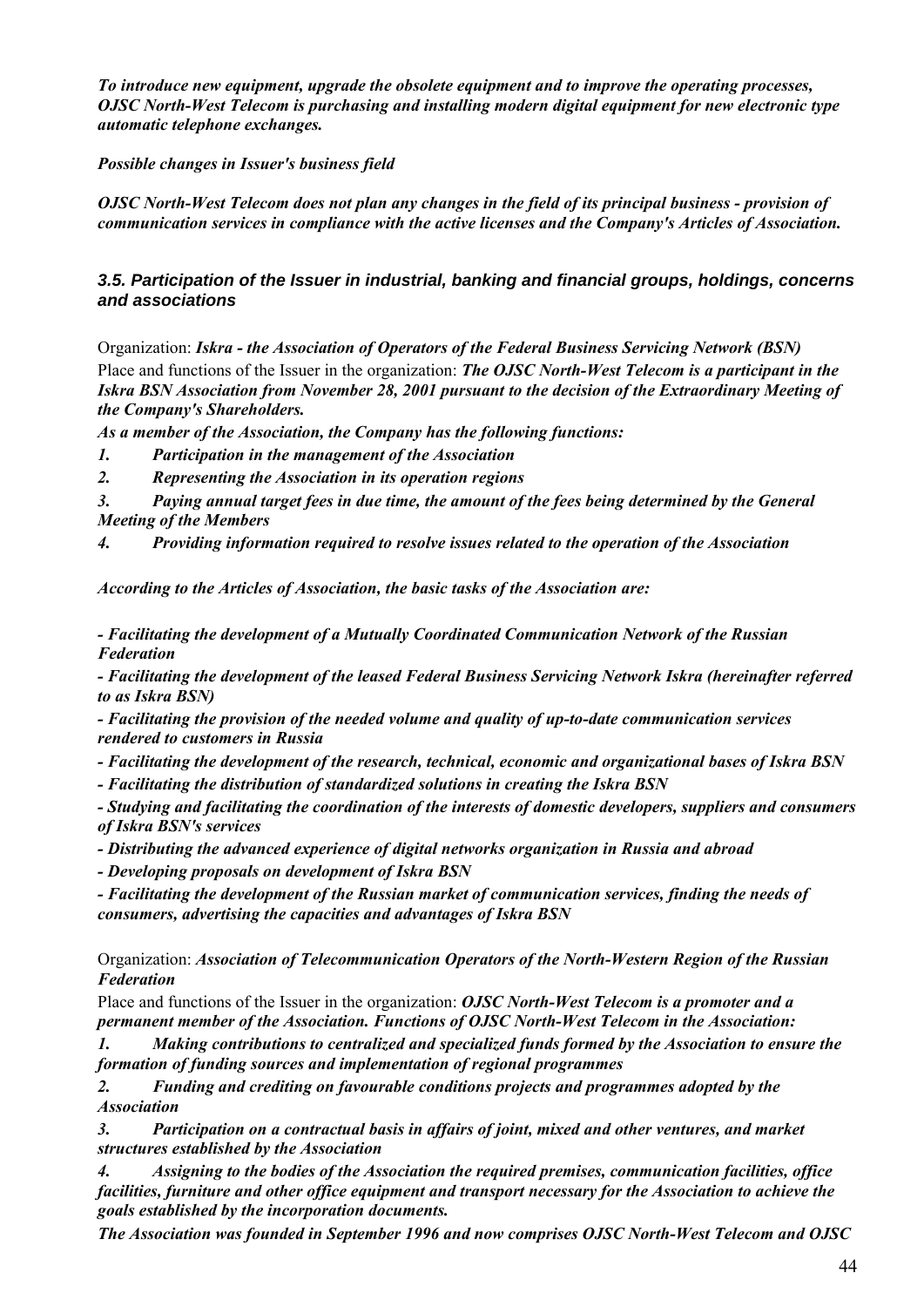***To introduce new equipment, upgrade the obsolete equipment and to improve the operating processes, OJSC North-West Telecom is purchasing and installing modern digital equipment for new electronic type automatic telephone exchanges.***

***Possible changes in Issuer's business field***

***OJSC North-West Telecom does not plan any changes in the field of its principal business - provision of communication services in compliance with the active licenses and the Company's Articles of Association.***

### *3.5. Participation of the Issuer in industrial, banking and financial groups, holdings, concerns and associations*

Organization: ***Iskra - the Association of Operators of the Federal Business Servicing Network (BSN)***

Place and functions of the Issuer in the organization: ***The OJSC North-West Telecom is a participant in the Iskra BSN Association from November 28, 2001 pursuant to the decision of the Extraordinary Meeting of the Company's Shareholders.***

***As a member of the Association, the Company has the following functions:***

1. ***Participation in the management of the Association***
2. ***Representing the Association in its operation regions***
3. ***Paying annual target fees in due time, the amount of the fees being determined by the General Meeting of the Members***
4. ***Providing information required to resolve issues related to the operation of the Association***

***According to the Articles of Association, the basic tasks of the Association are:***

- ***Facilitating the development of a Mutually Coordinated Communication Network of the Russian Federation***
- ***Facilitating the development of the leased Federal Business Servicing Network Iskra (hereinafter referred to as Iskra BSN)***
- ***Facilitating the provision of the needed volume and quality of up-to-date communication services rendered to customers in Russia***
- ***Facilitating the development of the research, technical, economic and organizational bases of Iskra BSN***
- ***Facilitating the distribution of standardized solutions in creating the Iskra BSN***
- ***Studying and facilitating the coordination of the interests of domestic developers, suppliers and consumers of Iskra BSN's services***
- ***Distributing the advanced experience of digital networks organization in Russia and abroad***
- ***Developing proposals on development of Iskra BSN***
- ***Facilitating the development of the Russian market of communication services, finding the needs of consumers, advertising the capacities and advantages of Iskra BSN***

Organization: ***Association of Telecommunication Operators of the North-Western Region of the Russian Federation***

Place and functions of the Issuer in the organization: ***OJSC North-West Telecom is a promoter and a permanent member of the Association. Functions of OJSC North-West Telecom in the Association:***

1. ***Making contributions to centralized and specialized funds formed by the Association to ensure the formation of funding sources and implementation of regional programmes***
2. ***Funding and crediting on favourable conditions projects and programmes adopted by the Association***
3. ***Participation on a contractual basis in affairs of joint, mixed and other ventures, and market structures established by the Association***
4. ***Assigning to the bodies of the Association the required premises, communication facilities, office facilities, furniture and other office equipment and transport necessary for the Association to achieve the goals established by the incorporation documents.***

***The Association was founded in September 1996 and now comprises OJSC North-West Telecom and OJSC***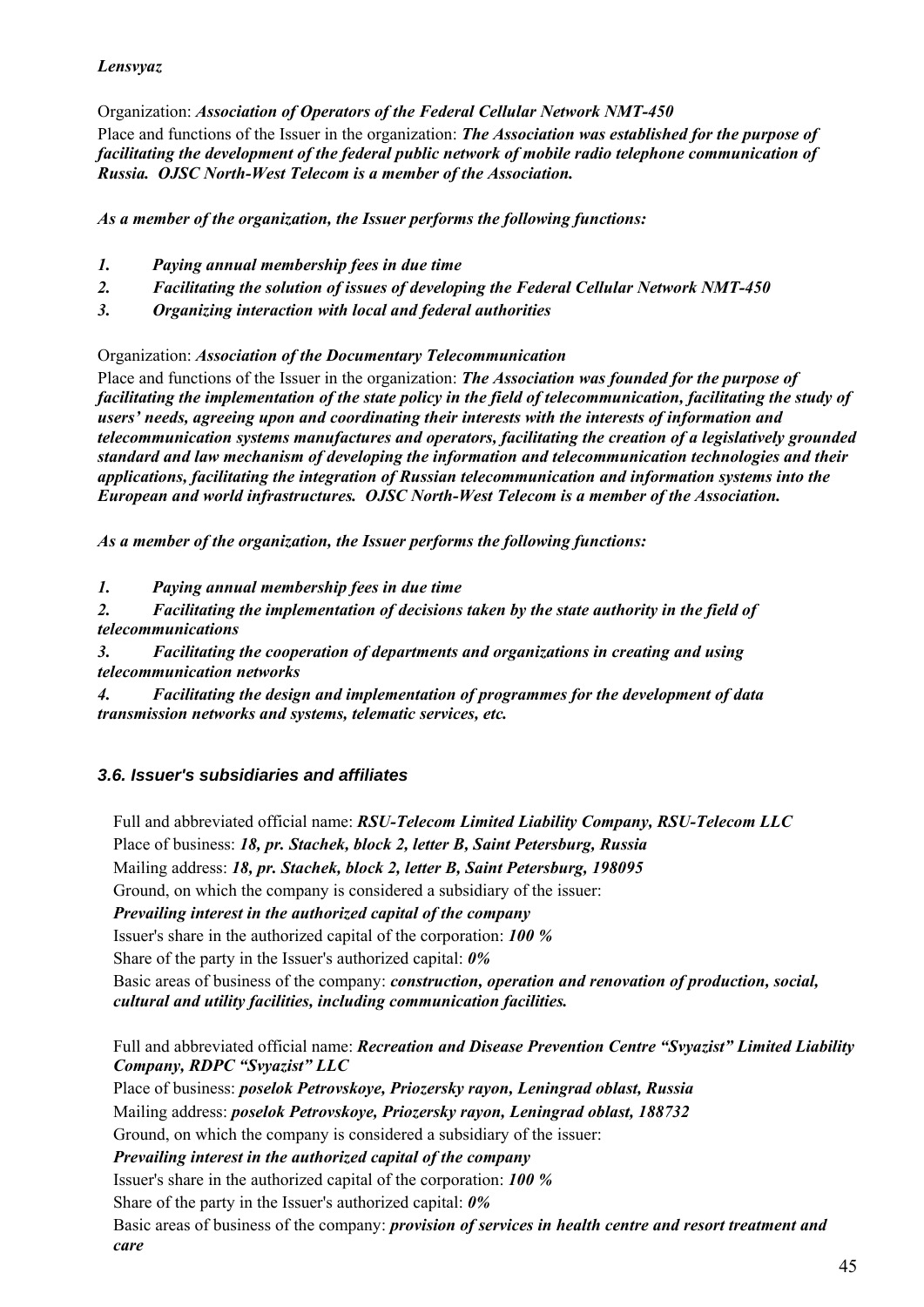*Lensvyaz*

Organization: ***Association of Operators of the Federal Cellular Network NMT-450***

Place and functions of the Issuer in the organization: ***The Association was established for the purpose of facilitating the development of the federal public network of mobile radio telephone communication of Russia. OJSC North-West Telecom is a member of the Association.***

***As a member of the organization, the Issuer performs the following functions:***

1. ***Paying annual membership fees in due time***
2. ***Facilitating the solution of issues of developing the Federal Cellular Network NMT-450***
3. ***Organizing interaction with local and federal authorities***

Organization: ***Association of the Documentary Telecommunication***

Place and functions of the Issuer in the organization: ***The Association was founded for the purpose of facilitating the implementation of the state policy in the field of telecommunication, facilitating the study of users' needs, agreeing upon and coordinating their interests with the interests of information and telecommunication systems manufactures and operators, facilitating the creation of a legislatively grounded standard and law mechanism of developing the information and telecommunication technologies and their applications, facilitating the integration of Russian telecommunication and information systems into the European and world infrastructures. OJSC North-West Telecom is a member of the Association.***

***As a member of the organization, the Issuer performs the following functions:***

1. ***Paying annual membership fees in due time***
2. ***Facilitating the implementation of decisions taken by the state authority in the field of telecommunications***
3. ***Facilitating the cooperation of departments and organizations in creating and using telecommunication networks***
4. ***Facilitating the design and implementation of programmes for the development of data transmission networks and systems, telematic services, etc.***

### *3.6. Issuer's subsidiaries and affiliates*

Full and abbreviated official name: ***RSU-Telecom Limited Liability Company, RSU-Telecom LLC***

Place of business: ***18, pr. Stachek, block 2, letter B, Saint Petersburg, Russia***

Mailing address: ***18, pr. Stachek, block 2, letter B, Saint Petersburg, 198095***

Ground, on which the company is considered a subsidiary of the issuer:

***Prevailing interest in the authorized capital of the company***

Issuer's share in the authorized capital of the corporation: ***100 %***

Share of the party in the Issuer's authorized capital: ***0%***

Basic areas of business of the company: ***construction, operation and renovation of production, social, cultural and utility facilities, including communication facilities.***

Full and abbreviated official name: ***Recreation and Disease Prevention Centre "Svyazist" Limited Liability Company, RDPC "Svyazist" LLC***

Place of business: ***poselok Petrovskoye, Priozersky rayon, Leningrad oblast, Russia***

Mailing address: ***poselok Petrovskoye, Priozersky rayon, Leningrad oblast, 188732***

Ground, on which the company is considered a subsidiary of the issuer:

***Prevailing interest in the authorized capital of the company***

Issuer's share in the authorized capital of the corporation: ***100 %***

Share of the party in the Issuer's authorized capital: ***0%***

Basic areas of business of the company: ***provision of services in health centre and resort treatment and care***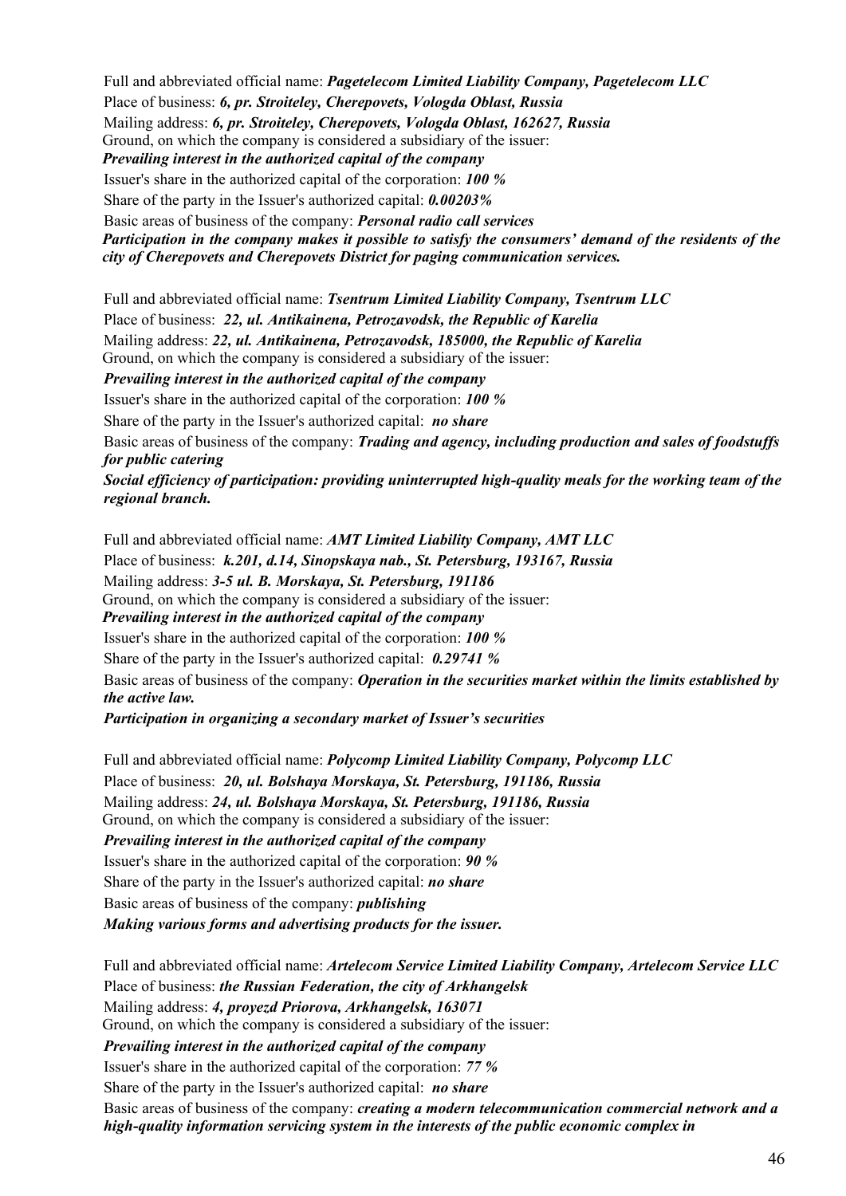Full and abbreviated official name: ***Pagetelecom Limited Liability Company, Pagetelecom LLC***
Place of business: ***6, pr. Stroiteley, Cherepovets, Vologda Oblast, Russia***
Mailing address: ***6, pr. Stroiteley, Cherepovets, Vologda Oblast, 162627, Russia***
Ground, on which the company is considered a subsidiary of the issuer:
***Prevailing interest in the authorized capital of the company***
Issuer's share in the authorized capital of the corporation: ***100 %***
Share of the party in the Issuer's authorized capital: ***0.00203%***
Basic areas of business of the company: ***Personal radio call services***
***Participation in the company makes it possible to satisfy the consumers' demand of the residents of the city of Cherepovets and Cherepovets District for paging communication services.***

Full and abbreviated official name: ***Tsentrum Limited Liability Company, Tsentrum LLC***
Place of business: ***22, ul. Antikainena, Petrozavodsk, the Republic of Karelia***
Mailing address: ***22, ul. Antikainena, Petrozavodsk, 185000, the Republic of Karelia***
Ground, on which the company is considered a subsidiary of the issuer:
***Prevailing interest in the authorized capital of the company***
Issuer's share in the authorized capital of the corporation: ***100 %***
Share of the party in the Issuer's authorized capital: ***no share***
Basic areas of business of the company: ***Trading and agency, including production and sales of foodstuffs for public catering***
***Social efficiency of participation: providing uninterrupted high-quality meals for the working team of the regional branch.***

Full and abbreviated official name: ***AMT Limited Liability Company, AMT LLC***
Place of business: ***k.201, d.14, Sinopskaya nab., St. Petersburg, 193167, Russia***
Mailing address: ***3-5 ul. B. Morskaya, St. Petersburg, 191186***
Ground, on which the company is considered a subsidiary of the issuer:
***Prevailing interest in the authorized capital of the company***
Issuer's share in the authorized capital of the corporation: ***100 %***
Share of the party in the Issuer's authorized capital: ***0.29741 %***
Basic areas of business of the company: ***Operation in the securities market within the limits established by the active law.***
***Participation in organizing a secondary market of Issuer's securities***

Full and abbreviated official name: ***Polycomp Limited Liability Company, Polycomp LLC***
Place of business: ***20, ul. Bolshaya Morskaya, St. Petersburg, 191186, Russia***
Mailing address: ***24, ul. Bolshaya Morskaya, St. Petersburg, 191186, Russia***
Ground, on which the company is considered a subsidiary of the issuer:
***Prevailing interest in the authorized capital of the company***
Issuer's share in the authorized capital of the corporation: ***90 %***
Share of the party in the Issuer's authorized capital: ***no share***
Basic areas of business of the company: ***publishing***
***Making various forms and advertising products for the issuer.***

Full and abbreviated official name: ***Artelecom Service Limited Liability Company, Artelecom Service LLC***
Place of business: ***the Russian Federation, the city of Arkhangelsk***
Mailing address: ***4, proyezd Priorova, Arkhangelsk, 163071***
Ground, on which the company is considered a subsidiary of the issuer:
***Prevailing interest in the authorized capital of the company***
Issuer's share in the authorized capital of the corporation: ***77 %***
Share of the party in the Issuer's authorized capital: ***no share***
Basic areas of business of the company: ***creating a modern telecommunication commercial network and a high-quality information servicing system in the interests of the public economic complex in***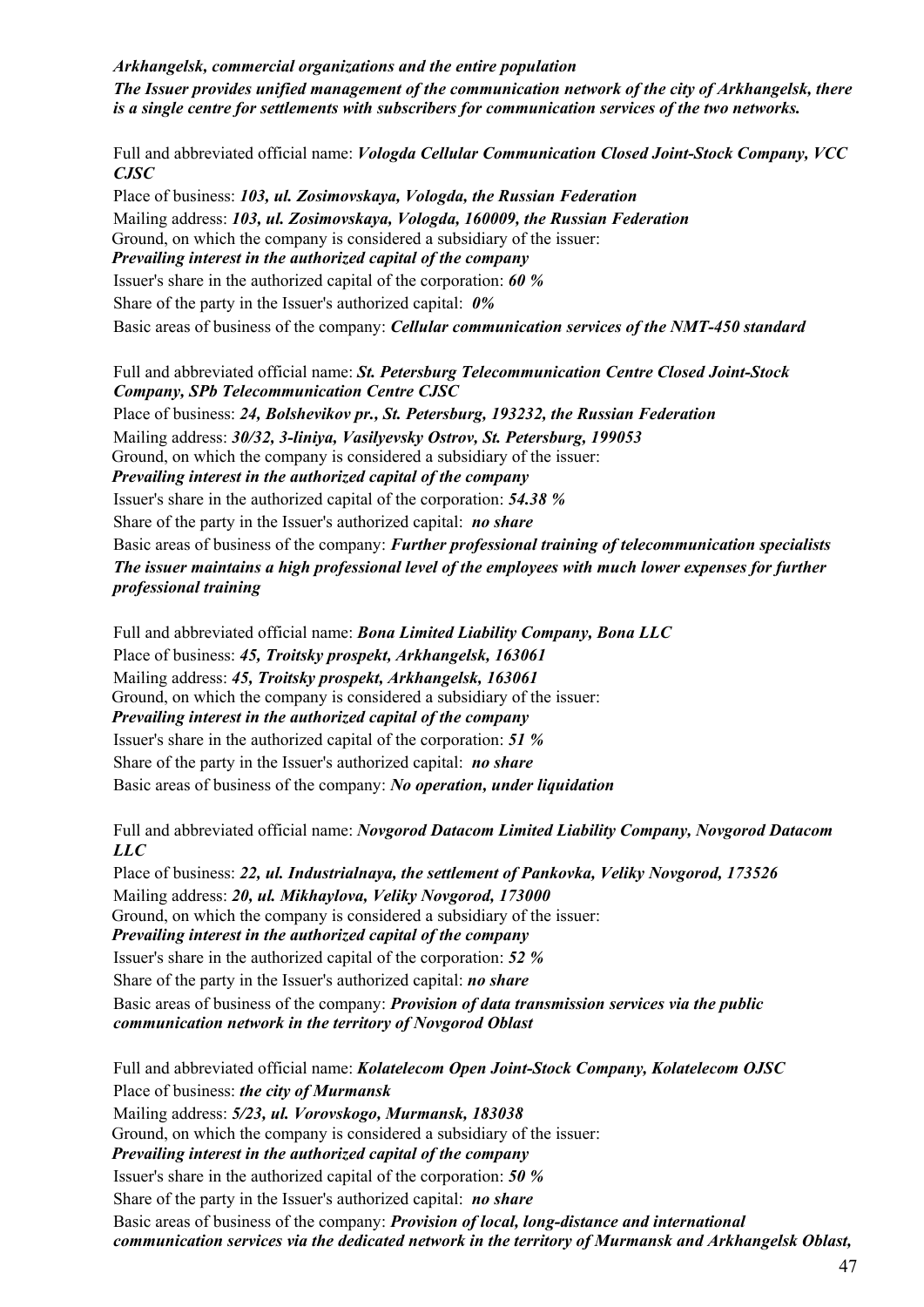***Arkhangelsk, commercial organizations and the entire population***

***The Issuer provides unified management of the communication network of the city of Arkhangelsk, there is a single centre for settlements with subscribers for communication services of the two networks.***

Full and abbreviated official name: ***Vologda Cellular Communication Closed Joint-Stock Company, VCC CJSC***

Place of business: ***103, ul. Zosimovskaya, Vologda, the Russian Federation***

Mailing address: ***103, ul. Zosimovskaya, Vologda, 160009, the Russian Federation***

Ground, on which the company is considered a subsidiary of the issuer:

***Prevailing interest in the authorized capital of the company***

Issuer's share in the authorized capital of the corporation: ***60 %***

Share of the party in the Issuer's authorized capital: ***0%***

Basic areas of business of the company: ***Cellular communication services of the NMT-450 standard***

Full and abbreviated official name: ***St. Petersburg Telecommunication Centre Closed Joint-Stock Company, SPb Telecommunication Centre CJSC***

Place of business: ***24, Bolshevikov pr., St. Petersburg, 193232, the Russian Federation***

Mailing address: ***30/32, 3-liniya, Vasilyevsky Ostrov, St. Petersburg, 199053***

Ground, on which the company is considered a subsidiary of the issuer:

***Prevailing interest in the authorized capital of the company***

Issuer's share in the authorized capital of the corporation: ***54.38 %***

Share of the party in the Issuer's authorized capital: ***no share***

Basic areas of business of the company: ***Further professional training of telecommunication specialists***

***The issuer maintains a high professional level of the employees with much lower expenses for further professional training***

Full and abbreviated official name: ***Bona Limited Liability Company, Bona LLC***

Place of business: ***45, Troitsky prospekt, Arkhangelsk, 163061***

Mailing address: ***45, Troitsky prospekt, Arkhangelsk, 163061***

Ground, on which the company is considered a subsidiary of the issuer:

***Prevailing interest in the authorized capital of the company***

Issuer's share in the authorized capital of the corporation: ***51 %***

Share of the party in the Issuer's authorized capital: ***no share***

Basic areas of business of the company: ***No operation, under liquidation***

Full and abbreviated official name: ***Novgorod Datacom Limited Liability Company, Novgorod Datacom LLC***

Place of business: ***22, ul. Industrialnaya, the settlement of Pankovka, Veliky Novgorod, 173526***

Mailing address: ***20, ul. Mikhaylova, Veliky Novgorod, 173000***

Ground, on which the company is considered a subsidiary of the issuer:

***Prevailing interest in the authorized capital of the company***

Issuer's share in the authorized capital of the corporation: ***52 %***

Share of the party in the Issuer's authorized capital: ***no share***

Basic areas of business of the company: ***Provision of data transmission services via the public communication network in the territory of Novgorod Oblast***

Full and abbreviated official name: ***Kolatelecom Open Joint-Stock Company, Kolatelecom OJSC***

Place of business: ***the city of Murmansk***

Mailing address: ***5/23, ul. Vorovskogo, Murmansk, 183038***

Ground, on which the company is considered a subsidiary of the issuer:

***Prevailing interest in the authorized capital of the company***

Issuer's share in the authorized capital of the corporation: ***50 %***

Share of the party in the Issuer's authorized capital: ***no share***

Basic areas of business of the company: ***Provision of local, long-distance and international communication services via the dedicated network in the territory of Murmansk and Arkhangelsk Oblast,***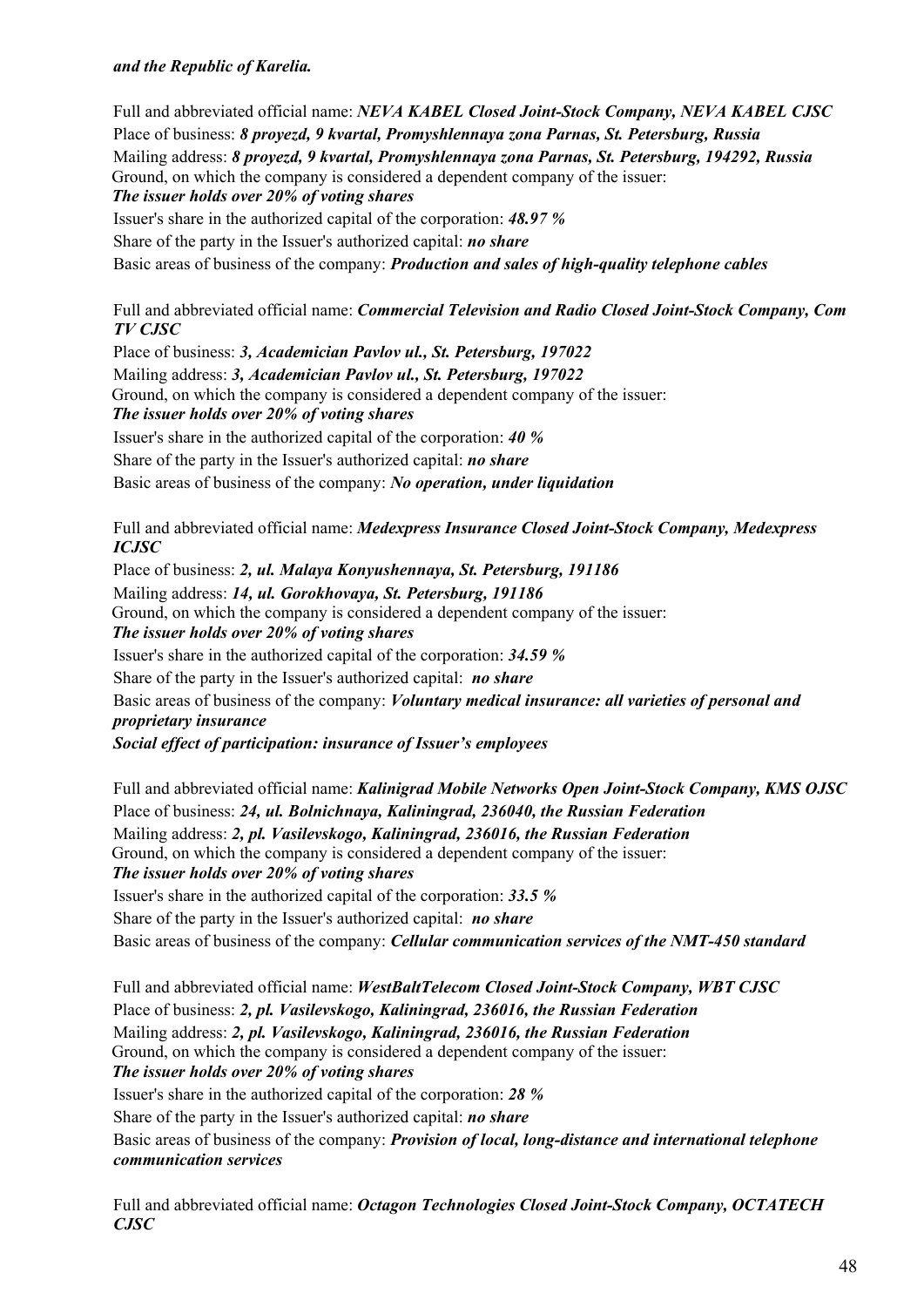***and the Republic of Karelia.***

Full and abbreviated official name: ***NEVA KABEL Closed Joint-Stock Company, NEVA KABEL CJSC***
Place of business: ***8 proyezd, 9 kvartal, Promyshlennaya zona Parnas, St. Petersburg, Russia***
Mailing address: ***8 proyezd, 9 kvartal, Promyshlennaya zona Parnas, St. Petersburg, 194292, Russia***
Ground, on which the company is considered a dependent company of the issuer:
***The issuer holds over 20% of voting shares***
Issuer's share in the authorized capital of the corporation: ***48.97 %***
Share of the party in the Issuer's authorized capital: ***no share***
Basic areas of business of the company: ***Production and sales of high-quality telephone cables***

Full and abbreviated official name: ***Commercial Television and Radio Closed Joint-Stock Company, Com TV CJSC***
Place of business: ***3, Academician Pavlov ul., St. Petersburg, 197022***
Mailing address: ***3, Academician Pavlov ul., St. Petersburg, 197022***
Ground, on which the company is considered a dependent company of the issuer:
***The issuer holds over 20% of voting shares***
Issuer's share in the authorized capital of the corporation: ***40 %***
Share of the party in the Issuer's authorized capital: ***no share***
Basic areas of business of the company: ***No operation, under liquidation***

Full and abbreviated official name: ***Medexpress Insurance Closed Joint-Stock Company, Medexpress ICJSC***
Place of business: ***2, ul. Malaya Konyushennaya, St. Petersburg, 191186***
Mailing address: ***14, ul. Gorokhovaya, St. Petersburg, 191186***
Ground, on which the company is considered a dependent company of the issuer:
***The issuer holds over 20% of voting shares***
Issuer's share in the authorized capital of the corporation: ***34.59 %***
Share of the party in the Issuer's authorized capital: ***no share***
Basic areas of business of the company: ***Voluntary medical insurance: all varieties of personal and proprietary insurance***
***Social effect of participation: insurance of Issuer's employees***

Full and abbreviated official name: ***Kalinigrad Mobile Networks Open Joint-Stock Company, KMS OJSC***
Place of business: ***24, ul. Bolnichnaya, Kaliningrad, 236040, the Russian Federation***
Mailing address: ***2, pl. Vasilevskogo, Kaliningrad, 236016, the Russian Federation***
Ground, on which the company is considered a dependent company of the issuer:
***The issuer holds over 20% of voting shares***
Issuer's share in the authorized capital of the corporation: ***33.5 %***
Share of the party in the Issuer's authorized capital: ***no share***
Basic areas of business of the company: ***Cellular communication services of the NMT-450 standard***

Full and abbreviated official name: ***WestBaltTelecom Closed Joint-Stock Company, WBT CJSC***
Place of business: ***2, pl. Vasilevskogo, Kaliningrad, 236016, the Russian Federation***
Mailing address: ***2, pl. Vasilevskogo, Kaliningrad, 236016, the Russian Federation***
Ground, on which the company is considered a dependent company of the issuer:
***The issuer holds over 20% of voting shares***
Issuer's share in the authorized capital of the corporation: ***28 %***
Share of the party in the Issuer's authorized capital: ***no share***
Basic areas of business of the company: ***Provision of local, long-distance and international telephone communication services***

Full and abbreviated official name: ***Octagon Technologies Closed Joint-Stock Company, OCTATECH CJSC***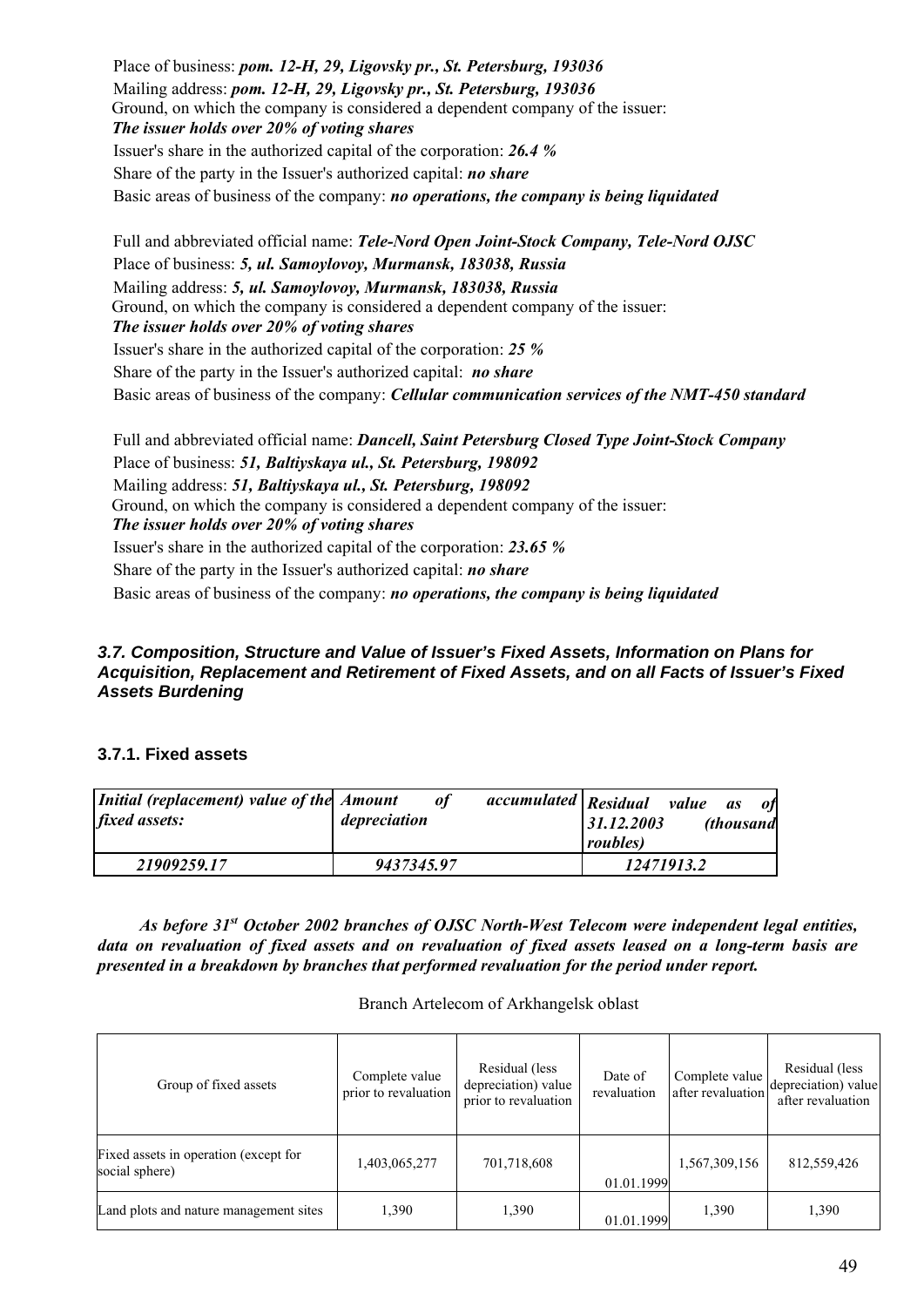Place of business: ***pom. 12-H, 29, Ligovsky pr., St. Petersburg, 193036***
Mailing address: ***pom. 12-H, 29, Ligovsky pr., St. Petersburg, 193036***
Ground, on which the company is considered a dependent company of the issuer:
***The issuer holds over 20% of voting shares***
Issuer's share in the authorized capital of the corporation: ***26.4 %***
Share of the party in the Issuer's authorized capital: ***no share***
Basic areas of business of the company: ***no operations, the company is being liquidated***

Full and abbreviated official name: ***Tele-Nord Open Joint-Stock Company, Tele-Nord OJSC***
Place of business: ***5, ul. Samoylovoy, Murmansk, 183038, Russia***
Mailing address: ***5, ul. Samoylovoy, Murmansk, 183038, Russia***
Ground, on which the company is considered a dependent company of the issuer:
***The issuer holds over 20% of voting shares***
Issuer's share in the authorized capital of the corporation: ***25 %***
Share of the party in the Issuer's authorized capital: ***no share***
Basic areas of business of the company: ***Cellular communication services of the NMT-450 standard***

Full and abbreviated official name: ***Dancell, Saint Petersburg Closed Type Joint-Stock Company***
Place of business: ***51, Baltiyskaya ul., St. Petersburg, 198092***
Mailing address: ***51, Baltiyskaya ul., St. Petersburg, 198092***
Ground, on which the company is considered a dependent company of the issuer:
***The issuer holds over 20% of voting shares***
Issuer's share in the authorized capital of the corporation: ***23.65 %***
Share of the party in the Issuer's authorized capital: ***no share***
Basic areas of business of the company: ***no operations, the company is being liquidated***

### 3.7. Composition, Structure and Value of Issuer's Fixed Assets, Information on Plans for Acquisition, Replacement and Retirement of Fixed Assets, and on all Facts of Issuer's Fixed Assets Burdening

#### 3.7.1. Fixed assets

| *Initial (replacement) value of the fixed assets:* | *Amount of accumulated depreciation* | *Residual value as of 31.12.2003 (thousand roubles)* |
|---|---|---|
| *21909259.17* | *9437345.97* | *12471913.2* |

***As before 31st October 2002 branches of OJSC North-West Telecom were independent legal entities, data on revaluation of fixed assets and on revaluation of fixed assets leased on a long-term basis are presented in a breakdown by branches that performed revaluation for the period under report.***

Branch Artelecom of Arkhangelsk oblast

| Group of fixed assets | Complete value prior to revaluation | Residual (less depreciation) value prior to revaluation | Date of revaluation | Complete value after revaluation | Residual (less depreciation) value after revaluation |
|---|---|---|---|---|---|
| Fixed assets in operation (except for social sphere) | 1,403,065,277 | 701,718,608 | 01.01.1999 | 1,567,309,156 | 812,559,426 |
| Land plots and nature management sites | 1,390 | 1,390 | 01.01.1999 | 1,390 | 1,390 |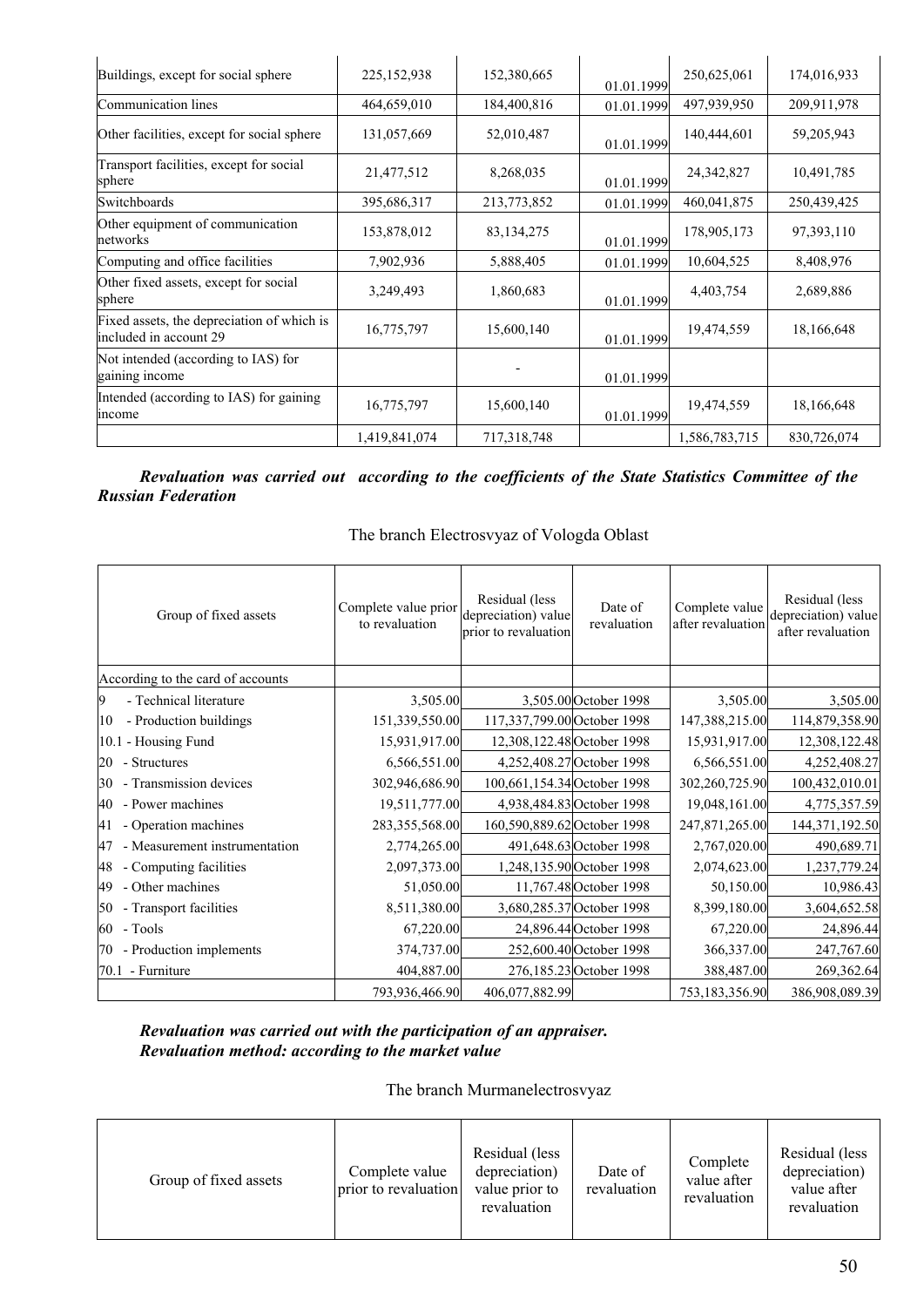| | | | | | |
|---|---|---|---|---|---|
| Buildings, except for social sphere | 225,152,938 | 152,380,665 | 01.01.1999 | 250,625,061 | 174,016,933 |
| Communication lines | 464,659,010 | 184,400,816 | 01.01.1999 | 497,939,950 | 209,911,978 |
| Other facilities, except for social sphere | 131,057,669 | 52,010,487 | 01.01.1999 | 140,444,601 | 59,205,943 |
| Transport facilities, except for social sphere | 21,477,512 | 8,268,035 | 01.01.1999 | 24,342,827 | 10,491,785 |
| Switchboards | 395,686,317 | 213,773,852 | 01.01.1999 | 460,041,875 | 250,439,425 |
| Other equipment of communication networks | 153,878,012 | 83,134,275 | 01.01.1999 | 178,905,173 | 97,393,110 |
| Computing and office facilities | 7,902,936 | 5,888,405 | 01.01.1999 | 10,604,525 | 8,408,976 |
| Other fixed assets, except for social sphere | 3,249,493 | 1,860,683 | 01.01.1999 | 4,403,754 | 2,689,886 |
| Fixed assets, the depreciation of which is included in account 29 | 16,775,797 | 15,600,140 | 01.01.1999 | 19,474,559 | 18,166,648 |
| Not intended (according to IAS) for gaining income | | - | 01.01.1999 | | |
| Intended (according to IAS) for gaining income | 16,775,797 | 15,600,140 | 01.01.1999 | 19,474,559 | 18,166,648 |
| | 1,419,841,074 | 717,318,748 | | 1,586,783,715 | 830,726,074 |

***Revaluation was carried out according to the coefficients of the State Statistics Committee of the Russian Federation***

The branch Electrosvyaz of Vologda Oblast

| Group of fixed assets | Complete value prior to revaluation | Residual (less depreciation) value prior to revaluation | Date of revaluation | Complete value after revaluation | Residual (less depreciation) value after revaluation |
|---|---|---|---|---|---|
| According to the card of accounts | | | | | |
| 9 - Technical literature | 3,505.00 | 3,505.00 | October 1998 | 3,505.00 | 3,505.00 |
| 10 - Production buildings | 151,339,550.00 | 117,337,799.00 | October 1998 | 147,388,215.00 | 114,879,358.90 |
| 10.1 - Housing Fund | 15,931,917.00 | 12,308,122.48 | October 1998 | 15,931,917.00 | 12,308,122.48 |
| 20 - Structures | 6,566,551.00 | 4,252,408.27 | October 1998 | 6,566,551.00 | 4,252,408.27 |
| 30 - Transmission devices | 302,946,686.90 | 100,661,154.34 | October 1998 | 302,260,725.90 | 100,432,010.01 |
| 40 - Power machines | 19,511,777.00 | 4,938,484.83 | October 1998 | 19,048,161.00 | 4,775,357.59 |
| 41 - Operation machines | 283,355,568.00 | 160,590,889.62 | October 1998 | 247,871,265.00 | 144,371,192.50 |
| 47 - Measurement instrumentation | 2,774,265.00 | 491,648.63 | October 1998 | 2,767,020.00 | 490,689.71 |
| 48 - Computing facilities | 2,097,373.00 | 1,248,135.90 | October 1998 | 2,074,623.00 | 1,237,779.24 |
| 49 - Other machines | 51,050.00 | 11,767.48 | October 1998 | 50,150.00 | 10,986.43 |
| 50 - Transport facilities | 8,511,380.00 | 3,680,285.37 | October 1998 | 8,399,180.00 | 3,604,652.58 |
| 60 - Tools | 67,220.00 | 24,896.44 | October 1998 | 67,220.00 | 24,896.44 |
| 70 - Production implements | 374,737.00 | 252,600.40 | October 1998 | 366,337.00 | 247,767.60 |
| 70.1 - Furniture | 404,887.00 | 276,185.23 | October 1998 | 388,487.00 | 269,362.64 |
| | 793,936,466.90 | 406,077,882.99 | | 753,183,356.90 | 386,908,089.39 |

***Revaluation was carried out with the participation of an appraiser.***
***Revaluation method: according to the market value***

The branch Murmanelectrosvyaz

| Group of fixed assets | Complete value prior to revaluation | Residual (less depreciation) value prior to revaluation | Date of revaluation | Complete value after revaluation | Residual (less depreciation) value after revaluation |
|---|---|---|---|---|---|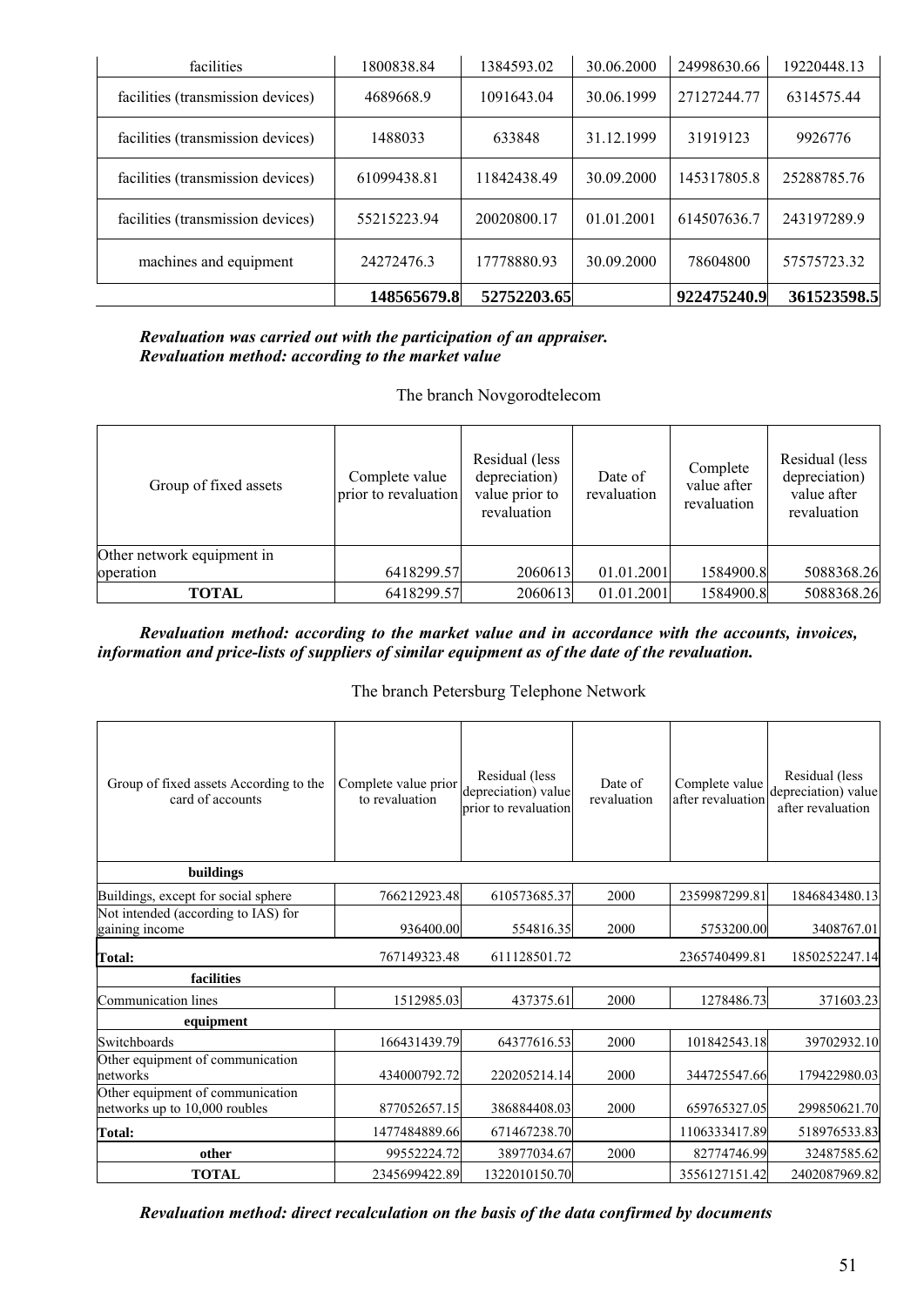| | | | | | |
|---|---|---|---|---|---|
| facilities | 1800838.84 | 1384593.02 | 30.06.2000 | 24998630.66 | 19220448.13 |
| facilities (transmission devices) | 4689668.9 | 1091643.04 | 30.06.1999 | 27127244.77 | 6314575.44 |
| facilities (transmission devices) | 1488033 | 633848 | 31.12.1999 | 31919123 | 9926776 |
| facilities (transmission devices) | 61099438.81 | 11842438.49 | 30.09.2000 | 145317805.8 | 25288785.76 |
| facilities (transmission devices) | 55215223.94 | 20020800.17 | 01.01.2001 | 614507636.7 | 243197289.9 |
| machines and equipment | 24272476.3 | 17778880.93 | 30.09.2000 | 78604800 | 57575723.32 |
| | **148565679.8** | **52752203.65** | | **922475240.9** | **361523598.5** |

***Revaluation was carried out with the participation of an appraiser.***
***Revaluation method: according to the market value***

The branch Novgorodtelecom

| Group of fixed assets | Complete value prior to revaluation | Residual (less depreciation) value prior to revaluation | Date of revaluation | Complete value after revaluation | Residual (less depreciation) value after revaluation |
|---|---|---|---|---|---|
| Other network equipment in operation | 6418299.57 | 2060613 | 01.01.2001 | 1584900.8 | 5088368.26 |
| **TOTAL** | 6418299.57 | 2060613 | 01.01.2001 | 1584900.8 | 5088368.26 |

***Revaluation method: according to the market value and in accordance with the accounts, invoices, information and price-lists of suppliers of similar equipment as of the date of the revaluation.***

The branch Petersburg Telephone Network

| Group of fixed assets According to the card of accounts | Complete value prior to revaluation | Residual (less depreciation) value prior to revaluation | Date of revaluation | Complete value after revaluation | Residual (less depreciation) value after revaluation |
|---|---|---|---|---|---|
| **buildings** | | | | | |
| Buildings, except for social sphere | 766212923.48 | 610573685.37 | 2000 | 2359987299.81 | 1846843480.13 |
| Not intended (according to IAS) for gaining income | 936400.00 | 554816.35 | 2000 | 5753200.00 | 3408767.01 |
| **Total:** | 767149323.48 | 611128501.72 | | 2365740499.81 | 1850252247.14 |
| **facilities** | | | | | |
| Communication lines | 1512985.03 | 437375.61 | 2000 | 1278486.73 | 371603.23 |
| **equipment** | | | | | |
| Switchboards | 166431439.79 | 64377616.53 | 2000 | 101842543.18 | 39702932.10 |
| Other equipment of communication networks | 434000792.72 | 220205214.14 | 2000 | 344725547.66 | 179422980.03 |
| Other equipment of communication networks up to 10,000 roubles | 877052657.15 | 386884408.03 | 2000 | 659765327.05 | 299850621.70 |
| **Total:** | 1477484889.66 | 671467238.70 | | 1106333417.89 | 518976533.83 |
| **other** | 99552224.72 | 38977034.67 | 2000 | 82774746.99 | 32487585.62 |
| **TOTAL** | 2345699422.89 | 1322010150.70 | | 3556127151.42 | 2402087969.82 |

***Revaluation method: direct recalculation on the basis of the data confirmed by documents***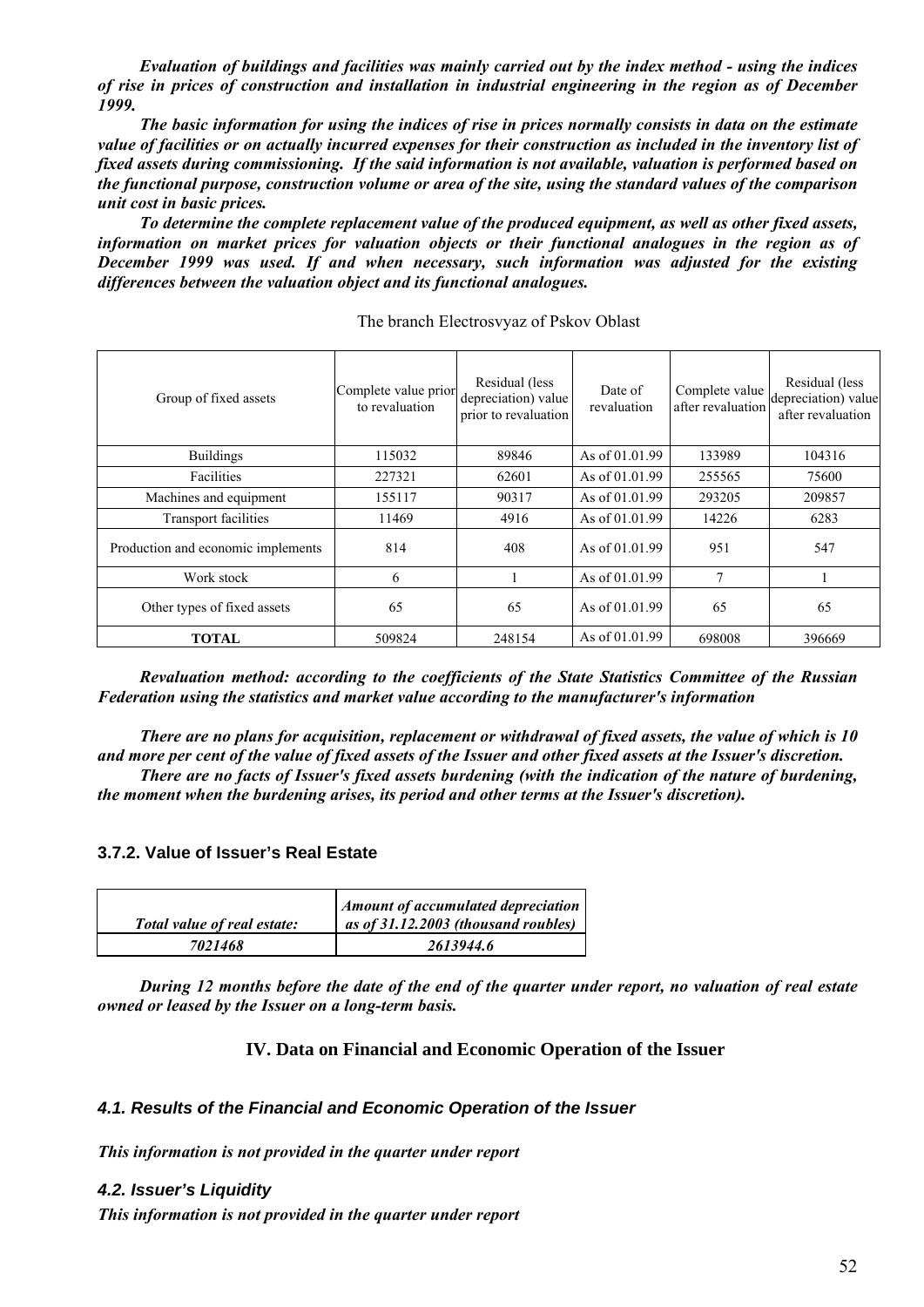***Evaluation of buildings and facilities was mainly carried out by the index method - using the indices of rise in prices of construction and installation in industrial engineering in the region as of December 1999.***

***The basic information for using the indices of rise in prices normally consists in data on the estimate value of facilities or on actually incurred expenses for their construction as included in the inventory list of fixed assets during commissioning. If the said information is not available, valuation is performed based on the functional purpose, construction volume or area of the site, using the standard values of the comparison unit cost in basic prices.***

***To determine the complete replacement value of the produced equipment, as well as other fixed assets, information on market prices for valuation objects or their functional analogues in the region as of December 1999 was used. If and when necessary, such information was adjusted for the existing differences between the valuation object and its functional analogues.***

The branch Electrosvyaz of Pskov Oblast

| Group of fixed assets | Complete value prior to revaluation | Residual (less depreciation) value prior to revaluation | Date of revaluation | Complete value after revaluation | Residual (less depreciation) value after revaluation |
|---|---|---|---|---|---|
| Buildings | 115032 | 89846 | As of 01.01.99 | 133989 | 104316 |
| Facilities | 227321 | 62601 | As of 01.01.99 | 255565 | 75600 |
| Machines and equipment | 155117 | 90317 | As of 01.01.99 | 293205 | 209857 |
| Transport facilities | 11469 | 4916 | As of 01.01.99 | 14226 | 6283 |
| Production and economic implements | 814 | 408 | As of 01.01.99 | 951 | 547 |
| Work stock | 6 | 1 | As of 01.01.99 | 7 | 1 |
| Other types of fixed assets | 65 | 65 | As of 01.01.99 | 65 | 65 |
| **TOTAL** | 509824 | 248154 | As of 01.01.99 | 698008 | 396669 |

***Revaluation method: according to the coefficients of the State Statistics Committee of the Russian Federation using the statistics and market value according to the manufacturer's information***

***There are no plans for acquisition, replacement or withdrawal of fixed assets, the value of which is 10 and more per cent of the value of fixed assets of the Issuer and other fixed assets at the Issuer's discretion.***

***There are no facts of Issuer's fixed assets burdening (with the indication of the nature of burdening, the moment when the burdening arises, its period and other terms at the Issuer's discretion).***

### 3.7.2. Value of Issuer's Real Estate

| *Total value of real estate:* | *Amount of accumulated depreciation as of 31.12.2003 (thousand roubles)* |
|---|---|
| *7021468* | *2613944.6* |

***During 12 months before the date of the end of the quarter under report, no valuation of real estate owned or leased by the Issuer on a long-term basis.***

## IV. Data on Financial and Economic Operation of the Issuer

### *4.1. Results of the Financial and Economic Operation of the Issuer*

***This information is not provided in the quarter under report***

### *4.2. Issuer's Liquidity*

***This information is not provided in the quarter under report***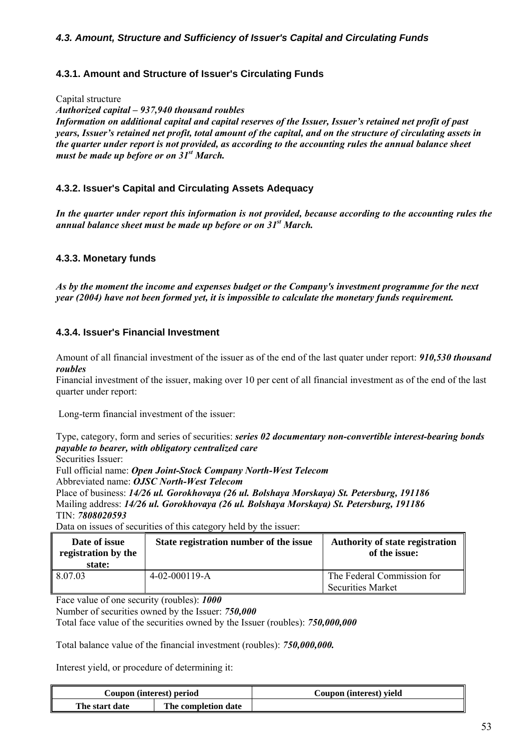### *4.3. Amount, Structure and Sufficiency of Issuer's Capital and Circulating Funds*

#### 4.3.1. Amount and Structure of Issuer's Circulating Funds

Capital structure

***Authorized capital – 937,940 thousand roubles***

***Information on additional capital and capital reserves of the Issuer, Issuer's retained net profit of past years, Issuer's retained net profit, total amount of the capital, and on the structure of circulating assets in the quarter under report is not provided, as according to the accounting rules the annual balance sheet must be made up before or on 31st March.***

#### 4.3.2. Issuer's Capital and Circulating Assets Adequacy

***In the quarter under report this information is not provided, because according to the accounting rules the annual balance sheet must be made up before or on 31st March.***

#### 4.3.3. Monetary funds

***As by the moment the income and expenses budget or the Company's investment programme for the next year (2004) have not been formed yet, it is impossible to calculate the monetary funds requirement.***

#### 4.3.4. Issuer's Financial Investment

Amount of all financial investment of the issuer as of the end of the last quater under report: ***910,530 thousand roubles***

Financial investment of the issuer, making over 10 per cent of all financial investment as of the end of the last quarter under report:

Long-term financial investment of the issuer:

Type, category, form and series of securities: ***series 02 documentary non-convertible interest-bearing bonds payable to bearer, with obligatory centralized care***

Securities Issuer:

Full official name: ***Open Joint-Stock Company North-West Telecom***

Abbreviated name: ***OJSC North-West Telecom***

Place of business: ***14/26 ul. Gorokhovaya (26 ul. Bolshaya Morskaya) St. Petersburg, 191186***

Mailing address: ***14/26 ul. Gorokhovaya (26 ul. Bolshaya Morskaya) St. Petersburg, 191186***

TIN: ***7808020593***

Data on issues of securities of this category held by the issuer:

| Date of issue registration by the state: | State registration number of the issue | Authority of state registration of the issue: |
|---|---|---|
| 8.07.03 | 4-02-000119-A | The Federal Commission for Securities Market |

Face value of one security (roubles): ***1000***

Number of securities owned by the Issuer: ***750,000***

Total face value of the securities owned by the Issuer (roubles): ***750,000,000***

Total balance value of the financial investment (roubles): ***750,000,000.***

Interest yield, or procedure of determining it:

| Coupon (interest) period | | Coupon (interest) yield |
|---|---|---|
| The start date | The completion date | |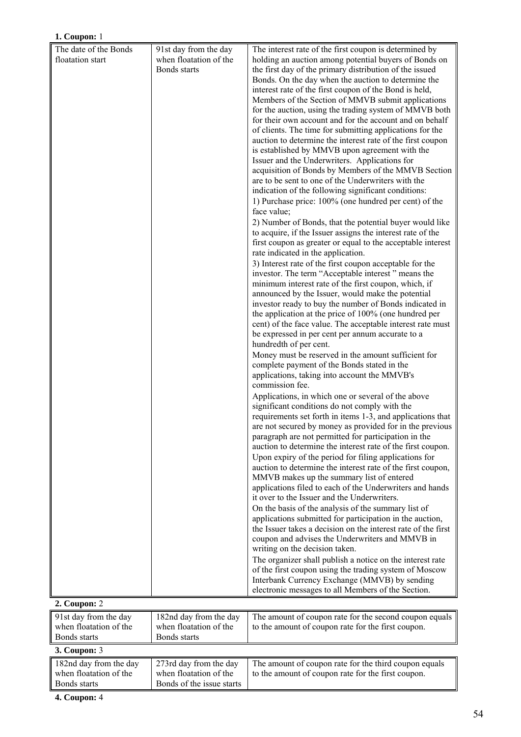**1. Coupon:** 1

| | | |
|---|---|---|
| The date of the Bonds floatation start | 91st day from the day when floatation of the Bonds starts | The interest rate of the first coupon is determined by holding an auction among potential buyers of Bonds on the first day of the primary distribution of the issued Bonds. On the day when the auction to determine the interest rate of the first coupon of the Bond is held, Members of the Section of MMVB submit applications for the auction, using the trading system of MMVB both for their own account and for the account and on behalf of clients. The time for submitting applications for the auction to determine the interest rate of the first coupon is established by MMVB upon agreement with the Issuer and the Underwriters. Applications for acquisition of Bonds by Members of the MMVB Section are to be sent to one of the Underwriters with the indication of the following significant conditions:<br>1) Purchase price: 100% (one hundred per cent) of the face value;<br>2) Number of Bonds, that the potential buyer would like to acquire, if the Issuer assigns the interest rate of the first coupon as greater or equal to the acceptable interest rate indicated in the application.<br>3) Interest rate of the first coupon acceptable for the investor. The term "Acceptable interest " means the minimum interest rate of the first coupon, which, if announced by the Issuer, would make the potential investor ready to buy the number of Bonds indicated in the application at the price of 100% (one hundred per cent) of the face value. The acceptable interest rate must be expressed in per cent per annum accurate to a hundredth of per cent.<br>Money must be reserved in the amount sufficient for complete payment of the Bonds stated in the applications, taking into account the MMVB's commission fee.<br>Applications, in which one or several of the above significant conditions do not comply with the requirements set forth in items 1-3, and applications that are not secured by money as provided for in the previous paragraph are not permitted for participation in the auction to determine the interest rate of the first coupon.<br>Upon expiry of the period for filing applications for auction to determine the interest rate of the first coupon, MMVB makes up the summary list of entered applications filed to each of the Underwriters and hands it over to the Issuer and the Underwriters.<br>On the basis of the analysis of the summary list of applications submitted for participation in the auction, the Issuer takes a decision on the interest rate of the first coupon and advises the Underwriters and MMVB in writing on the decision taken.<br>The organizer shall publish a notice on the interest rate of the first coupon using the trading system of Moscow Interbank Currency Exchange (MMVB) by sending electronic messages to all Members of the Section. |

**2. Coupon:** 2

| | | |
|---|---|---|
| 91st day from the day when floatation of the Bonds starts | 182nd day from the day when floatation of the Bonds starts | The amount of coupon rate for the second coupon equals to the amount of coupon rate for the first coupon. |

**3. Coupon:** 3

| | | |
|---|---|---|
| 182nd day from the day when floatation of the Bonds starts | 273rd day from the day when floatation of the Bonds of the issue starts | The amount of coupon rate for the third coupon equals to the amount of coupon rate for the first coupon. |

**4. Coupon:** 4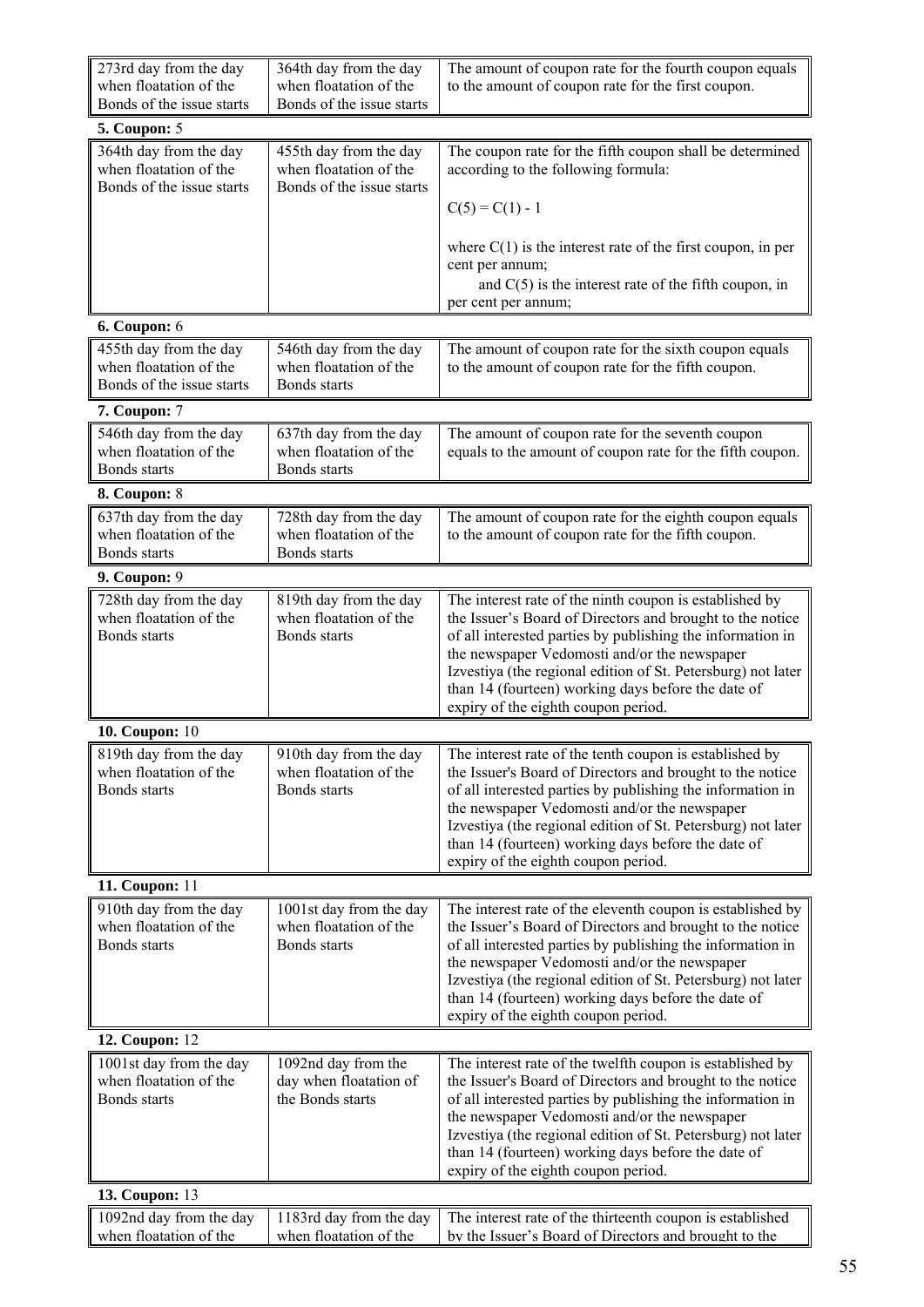| | | |
|---|---|---|
| 273rd day from the day when floatation of the Bonds of the issue starts | 364th day from the day when floatation of the Bonds of the issue starts | The amount of coupon rate for the fourth coupon equals to the amount of coupon rate for the first coupon. |

**5. Coupon:** 5

| | | |
|---|---|---|
| 364th day from the day when floatation of the Bonds of the issue starts | 455th day from the day when floatation of the Bonds of the issue starts | The coupon rate for the fifth coupon shall be determined according to the following formula: $C(5) = C(1) - 1$ where $C(1)$ is the interest rate of the first coupon, in per cent per annum; and $C(5)$ is the interest rate of the fifth coupon, in per cent per annum; |

**6. Coupon:** 6

| | | |
|---|---|---|
| 455th day from the day when floatation of the Bonds of the issue starts | 546th day from the day when floatation of the Bonds starts | The amount of coupon rate for the sixth coupon equals to the amount of coupon rate for the fifth coupon. |

**7. Coupon:** 7

| | | |
|---|---|---|
| 546th day from the day when floatation of the Bonds starts | 637th day from the day when floatation of the Bonds starts | The amount of coupon rate for the seventh coupon equals to the amount of coupon rate for the fifth coupon. |

**8. Coupon:** 8

| | | |
|---|---|---|
| 637th day from the day when floatation of the Bonds starts | 728th day from the day when floatation of the Bonds starts | The amount of coupon rate for the eighth coupon equals to the amount of coupon rate for the fifth coupon. |

**9. Coupon:** 9

| | | |
|---|---|---|
| 728th day from the day when floatation of the Bonds starts | 819th day from the day when floatation of the Bonds starts | The interest rate of the ninth coupon is established by the Issuer's Board of Directors and brought to the notice of all interested parties by publishing the information in the newspaper Vedomosti and/or the newspaper Izvestiya (the regional edition of St. Petersburg) not later than 14 (fourteen) working days before the date of expiry of the eighth coupon period. |

**10. Coupon:** 10

| | | |
|---|---|---|
| 819th day from the day when floatation of the Bonds starts | 910th day from the day when floatation of the Bonds starts | The interest rate of the tenth coupon is established by the Issuer's Board of Directors and brought to the notice of all interested parties by publishing the information in the newspaper Vedomosti and/or the newspaper Izvestiya (the regional edition of St. Petersburg) not later than 14 (fourteen) working days before the date of expiry of the eighth coupon period. |

**11. Coupon:** 11

| | | |
|---|---|---|
| 910th day from the day when floatation of the Bonds starts | 1001st day from the day when floatation of the Bonds starts | The interest rate of the eleventh coupon is established by the Issuer's Board of Directors and brought to the notice of all interested parties by publishing the information in the newspaper Vedomosti and/or the newspaper Izvestiya (the regional edition of St. Petersburg) not later than 14 (fourteen) working days before the date of expiry of the eighth coupon period. |

**12. Coupon:** 12

| | | |
|---|---|---|
| 1001st day from the day when floatation of the Bonds starts | 1092nd day from the day when floatation of the Bonds starts | The interest rate of the twelfth coupon is established by the Issuer's Board of Directors and brought to the notice of all interested parties by publishing the information in the newspaper Vedomosti and/or the newspaper Izvestiya (the regional edition of St. Petersburg) not later than 14 (fourteen) working days before the date of expiry of the eighth coupon period. |

**13. Coupon:** 13

| | | |
|---|---|---|
| 1092nd day from the day when floatation of the | 1183rd day from the day when floatation of the | The interest rate of the thirteenth coupon is established by the Issuer's Board of Directors and brought to the |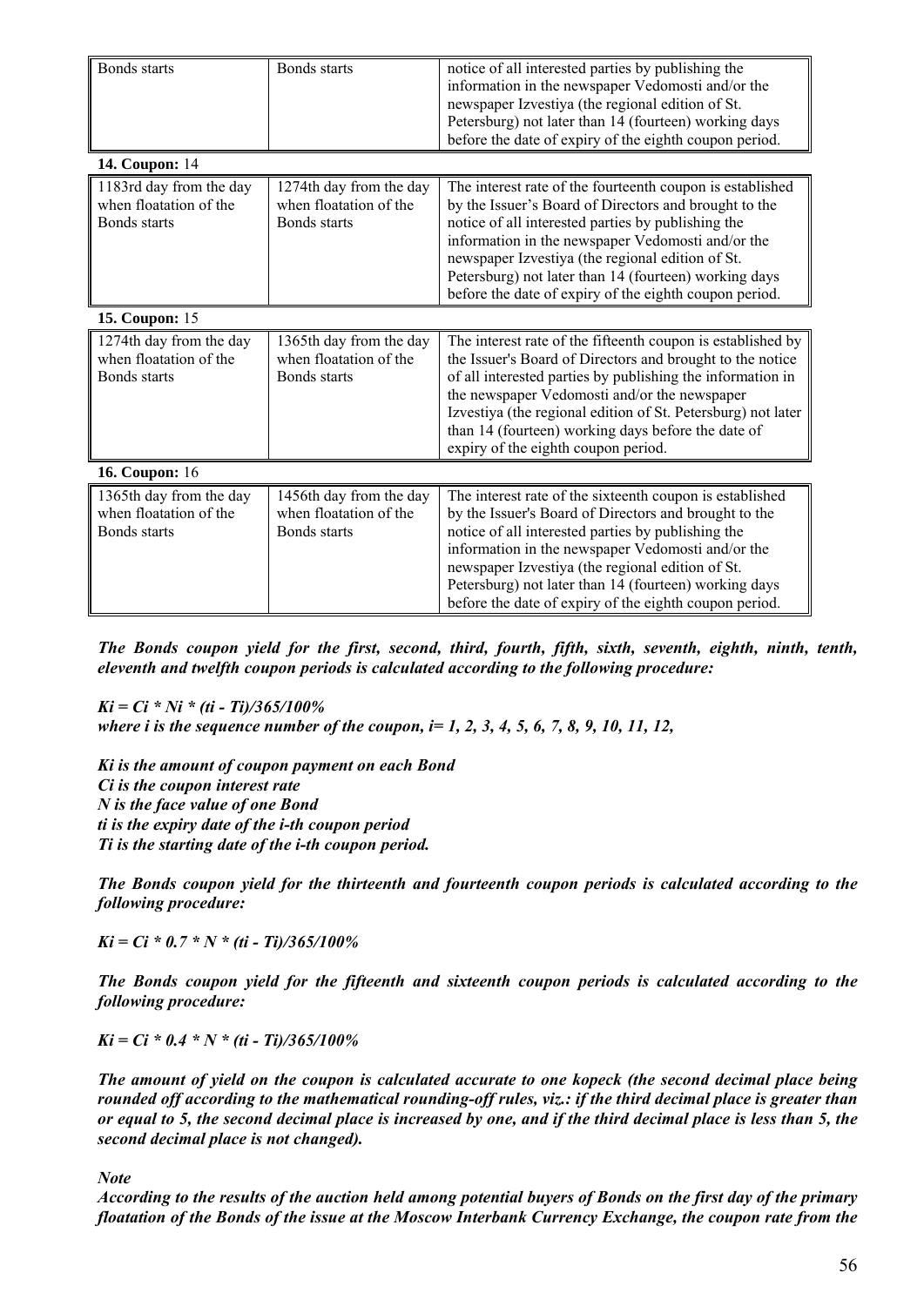| | | |
|---|---|---|
| Bonds starts | Bonds starts | notice of all interested parties by publishing the information in the newspaper Vedomosti and/or the newspaper Izvestiya (the regional edition of St. Petersburg) not later than 14 (fourteen) working days before the date of expiry of the eighth coupon period. |

**14. Coupon:** 14

| | | |
|---|---|---|
| 1183rd day from the day when floatation of the Bonds starts | 1274th day from the day when floatation of the Bonds starts | The interest rate of the fourteenth coupon is established by the Issuer's Board of Directors and brought to the notice of all interested parties by publishing the information in the newspaper Vedomosti and/or the newspaper Izvestiya (the regional edition of St. Petersburg) not later than 14 (fourteen) working days before the date of expiry of the eighth coupon period. |

**15. Coupon:** 15

| | | |
|---|---|---|
| 1274th day from the day when floatation of the Bonds starts | 1365th day from the day when floatation of the Bonds starts | The interest rate of the fifteenth coupon is established by the Issuer's Board of Directors and brought to the notice of all interested parties by publishing the information in the newspaper Vedomosti and/or the newspaper Izvestiya (the regional edition of St. Petersburg) not later than 14 (fourteen) working days before the date of expiry of the eighth coupon period. |

**16. Coupon:** 16

| | | |
|---|---|---|
| 1365th day from the day when floatation of the Bonds starts | 1456th day from the day when floatation of the Bonds starts | The interest rate of the sixteenth coupon is established by the Issuer's Board of Directors and brought to the notice of all interested parties by publishing the information in the newspaper Vedomosti and/or the newspaper Izvestiya (the regional edition of St. Petersburg) not later than 14 (fourteen) working days before the date of expiry of the eighth coupon period. |

***The Bonds coupon yield for the first, second, third, fourth, fifth, sixth, seventh, eighth, ninth, tenth, eleventh and twelfth coupon periods is calculated according to the following procedure:***

$$K_i = C_i * N_i * (t_i - T_i)/365/100\%$$

***where i is the sequence number of the coupon, i= 1, 2, 3, 4, 5, 6, 7, 8, 9, 10, 11, 12,***

***$K_i$ is the amount of coupon payment on each Bond***
***$C_i$ is the coupon interest rate***
***N is the face value of one Bond***
***$t_i$ is the expiry date of the i-th coupon period***
***$T_i$ is the starting date of the i-th coupon period.***

***The Bonds coupon yield for the thirteenth and fourteenth coupon periods is calculated according to the following procedure:***

$$K_i = C_i * 0.7 * N * (t_i - T_i)/365/100\%$$

***The Bonds coupon yield for the fifteenth and sixteenth coupon periods is calculated according to the following procedure:***

$$K_i = C_i * 0.4 * N * (t_i - T_i)/365/100\%$$

***The amount of yield on the coupon is calculated accurate to one kopeck (the second decimal place being rounded off according to the mathematical rounding-off rules, viz.: if the third decimal place is greater than or equal to 5, the second decimal place is increased by one, and if the third decimal place is less than 5, the second decimal place is not changed).***

***Note***
***According to the results of the auction held among potential buyers of Bonds on the first day of the primary floatation of the Bonds of the issue at the Moscow Interbank Currency Exchange, the coupon rate from the***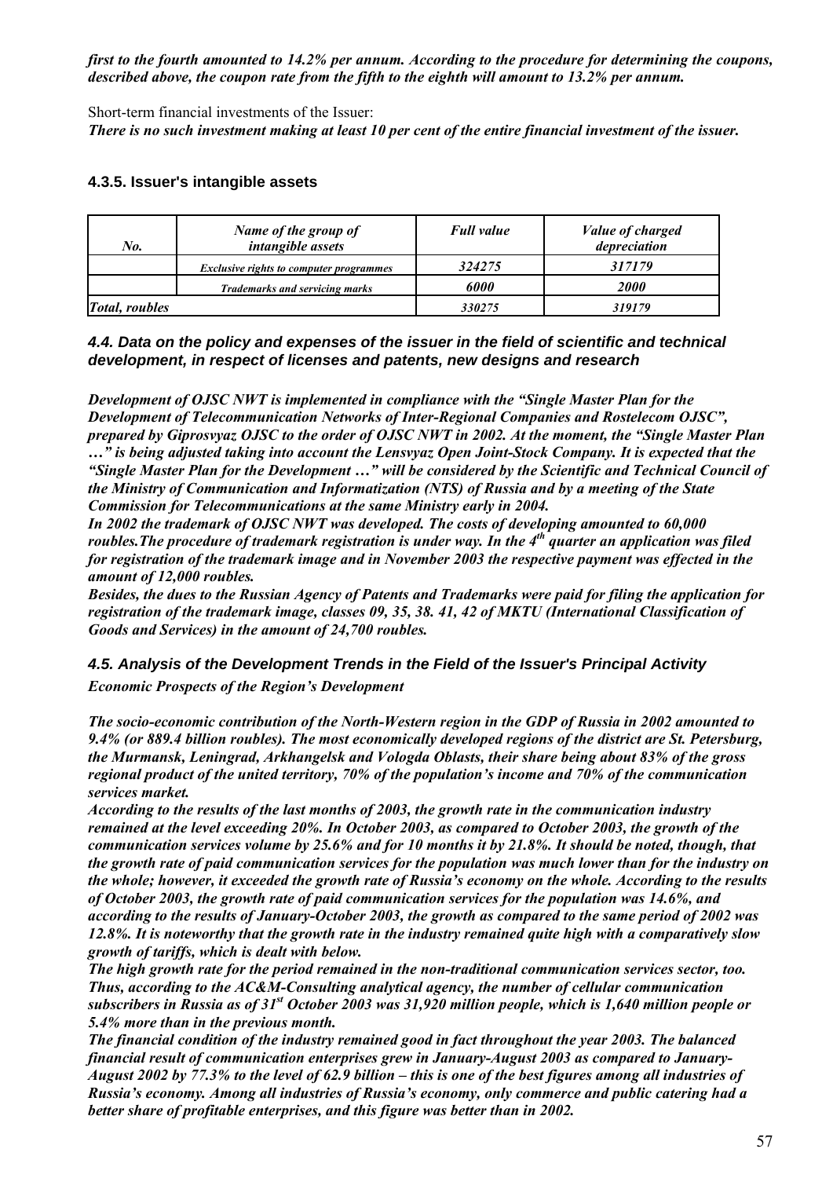***first to the fourth amounted to 14.2% per annum. According to the procedure for determining the coupons, described above, the coupon rate from the fifth to the eighth will amount to 13.2% per annum.***

Short-term financial investments of the Issuer:

***There is no such investment making at least 10 per cent of the entire financial investment of the issuer.***

### 4.3.5. Issuer's intangible assets

| *No.* | *Name of the group of intangible assets* | *Full value* | *Value of charged depreciation* |
|---|---|---|---|
| | ***Exclusive rights to computer programmes*** | ***324275*** | ***317179*** |
| | ***Trademarks and servicing marks*** | ***6000*** | ***2000*** |
| ***Total, roubles*** | | ***330275*** | ***319179*** |

### *4.4. Data on the policy and expenses of the issuer in the field of scientific and technical development, in respect of licenses and patents, new designs and research*

***Development of OJSC NWT is implemented in compliance with the "Single Master Plan for the Development of Telecommunication Networks of Inter-Regional Companies and Rostelecom OJSC", prepared by Giprosvyaz OJSC to the order of OJSC NWT in 2002. At the moment, the "Single Master Plan …" is being adjusted taking into account the Lensvyaz Open Joint-Stock Company. It is expected that the "Single Master Plan for the Development …" will be considered by the Scientific and Technical Council of the Ministry of Communication and Informatization (NTS) of Russia and by a meeting of the State Commission for Telecommunications at the same Ministry early in 2004.***

***In 2002 the trademark of OJSC NWT was developed. The costs of developing amounted to 60,000 roubles.The procedure of trademark registration is under way. In the 4th quarter an application was filed for registration of the trademark image and in November 2003 the respective payment was effected in the amount of 12,000 roubles.***

***Besides, the dues to the Russian Agency of Patents and Trademarks were paid for filing the application for registration of the trademark image, classes 09, 35, 38. 41, 42 of MKTU (International Classification of Goods and Services) in the amount of 24,700 roubles.***

### *4.5. Analysis of the Development Trends in the Field of the Issuer's Principal Activity*

***Economic Prospects of the Region's Development***

***The socio-economic contribution of the North-Western region in the GDP of Russia in 2002 amounted to 9.4% (or 889.4 billion roubles). The most economically developed regions of the district are St. Petersburg, the Murmansk, Leningrad, Arkhangelsk and Vologda Oblasts, their share being about 83% of the gross regional product of the united territory, 70% of the population's income and 70% of the communication services market.***

***According to the results of the last months of 2003, the growth rate in the communication industry remained at the level exceeding 20%. In October 2003, as compared to October 2003, the growth of the communication services volume by 25.6% and for 10 months it by 21.8%. It should be noted, though, that the growth rate of paid communication services for the population was much lower than for the industry on the whole; however, it exceeded the growth rate of Russia's economy on the whole. According to the results of October 2003, the growth rate of paid communication services for the population was 14.6%, and according to the results of January-October 2003, the growth as compared to the same period of 2002 was 12.8%. It is noteworthy that the growth rate in the industry remained quite high with a comparatively slow growth of tariffs, which is dealt with below.***

***The high growth rate for the period remained in the non-traditional communication services sector, too. Thus, according to the AC&M-Consulting analytical agency, the number of cellular communication subscribers in Russia as of 31st October 2003 was 31,920 million people, which is 1,640 million people or 5.4% more than in the previous month.***

***The financial condition of the industry remained good in fact throughout the year 2003. The balanced financial result of communication enterprises grew in January-August 2003 as compared to January-August 2002 by 77.3% to the level of 62.9 billion – this is one of the best figures among all industries of Russia's economy. Among all industries of Russia's economy, only commerce and public catering had a better share of profitable enterprises, and this figure was better than in 2002.***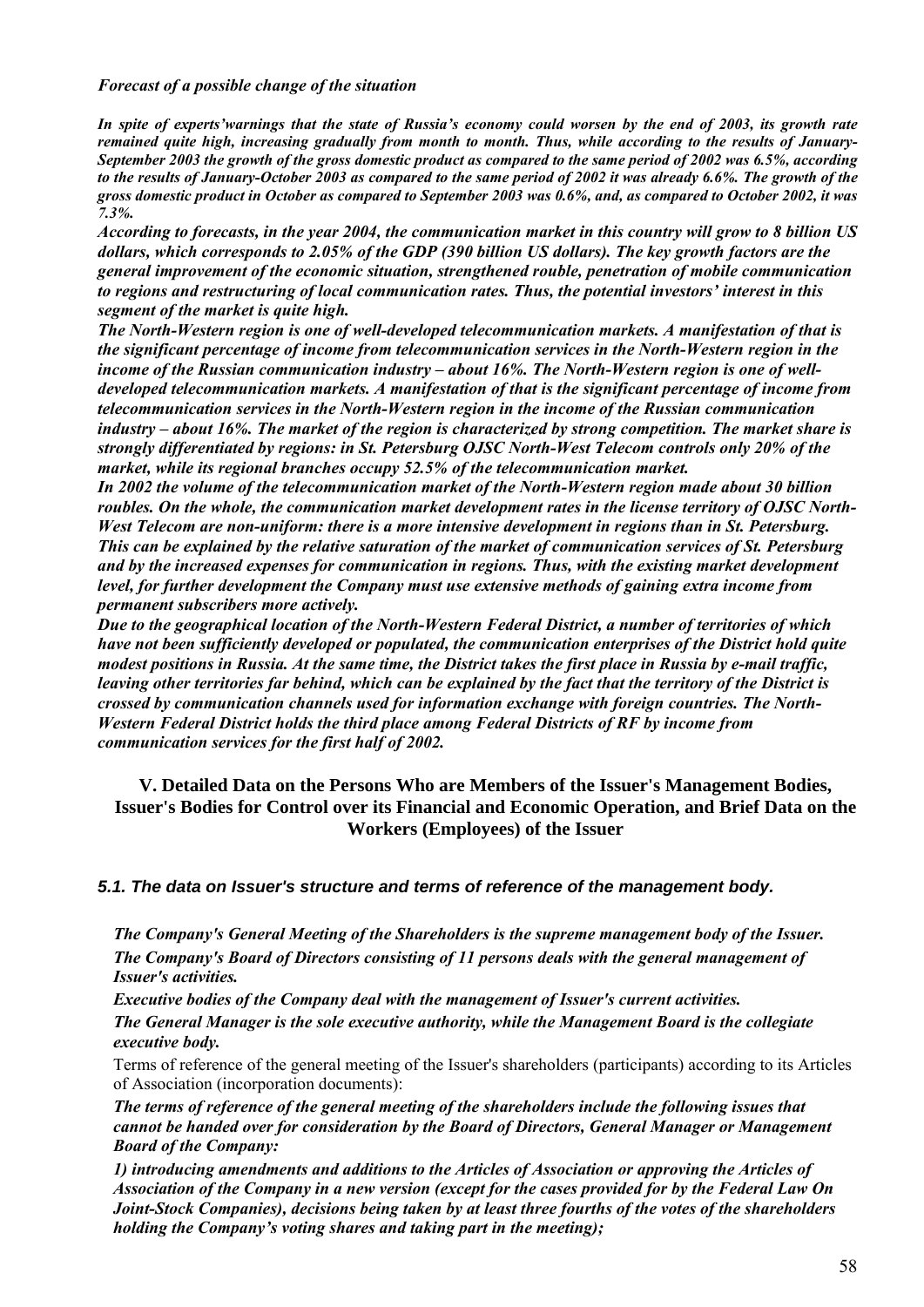***Forecast of a possible change of the situation***

***In spite of experts'warnings that the state of Russia's economy could worsen by the end of 2003, its growth rate remained quite high, increasing gradually from month to month. Thus, while according to the results of January-September 2003 the growth of the gross domestic product as compared to the same period of 2002 was 6.5%, according to the results of January-October 2003 as compared to the same period of 2002 it was already 6.6%. The growth of the gross domestic product in October as compared to September 2003 was 0.6%, and, as compared to October 2002, it was 7.3%.***

***According to forecasts, in the year 2004, the communication market in this country will grow to 8 billion US dollars, which corresponds to 2.05% of the GDP (390 billion US dollars). The key growth factors are the general improvement of the economic situation, strengthened rouble, penetration of mobile communication to regions and restructuring of local communication rates. Thus, the potential investors' interest in this segment of the market is quite high.***

***The North-Western region is one of well-developed telecommunication markets. A manifestation of that is the significant percentage of income from telecommunication services in the North-Western region in the income of the Russian communication industry – about 16%. The North-Western region is one of well-developed telecommunication markets. A manifestation of that is the significant percentage of income from telecommunication services in the North-Western region in the income of the Russian communication industry – about 16%. The market of the region is characterized by strong competition. The market share is strongly differentiated by regions: in St. Petersburg OJSC North-West Telecom controls only 20% of the market, while its regional branches occupy 52.5% of the telecommunication market.***

***In 2002 the volume of the telecommunication market of the North-Western region made about 30 billion roubles. On the whole, the communication market development rates in the license territory of OJSC North-West Telecom are non-uniform: there is a more intensive development in regions than in St. Petersburg. This can be explained by the relative saturation of the market of communication services of St. Petersburg and by the increased expenses for communication in regions. Thus, with the existing market development level, for further development the Company must use extensive methods of gaining extra income from permanent subscribers more actively.***

***Due to the geographical location of the North-Western Federal District, a number of territories of which have not been sufficiently developed or populated, the communication enterprises of the District hold quite modest positions in Russia. At the same time, the District takes the first place in Russia by e-mail traffic, leaving other territories far behind, which can be explained by the fact that the territory of the District is crossed by communication channels used for information exchange with foreign countries. The North-Western Federal District holds the third place among Federal Districts of RF by income from communication services for the first half of 2002.***

## V. Detailed Data on the Persons Who are Members of the Issuer's Management Bodies, Issuer's Bodies for Control over its Financial and Economic Operation, and Brief Data on the Workers (Employees) of the Issuer

### *5.1. The data on Issuer's structure and terms of reference of the management body.*

***The Company's General Meeting of the Shareholders is the supreme management body of the Issuer.***

***The Company's Board of Directors consisting of 11 persons deals with the general management of Issuer's activities.***

***Executive bodies of the Company deal with the management of Issuer's current activities.***

***The General Manager is the sole executive authority, while the Management Board is the collegiate executive body.***

Terms of reference of the general meeting of the Issuer's shareholders (participants) according to its Articles of Association (incorporation documents):

***The terms of reference of the general meeting of the shareholders include the following issues that cannot be handed over for consideration by the Board of Directors, General Manager or Management Board of the Company:***

***1) introducing amendments and additions to the Articles of Association or approving the Articles of Association of the Company in a new version (except for the cases provided for by the Federal Law On Joint-Stock Companies), decisions being taken by at least three fourths of the votes of the shareholders holding the Company's voting shares and taking part in the meeting);***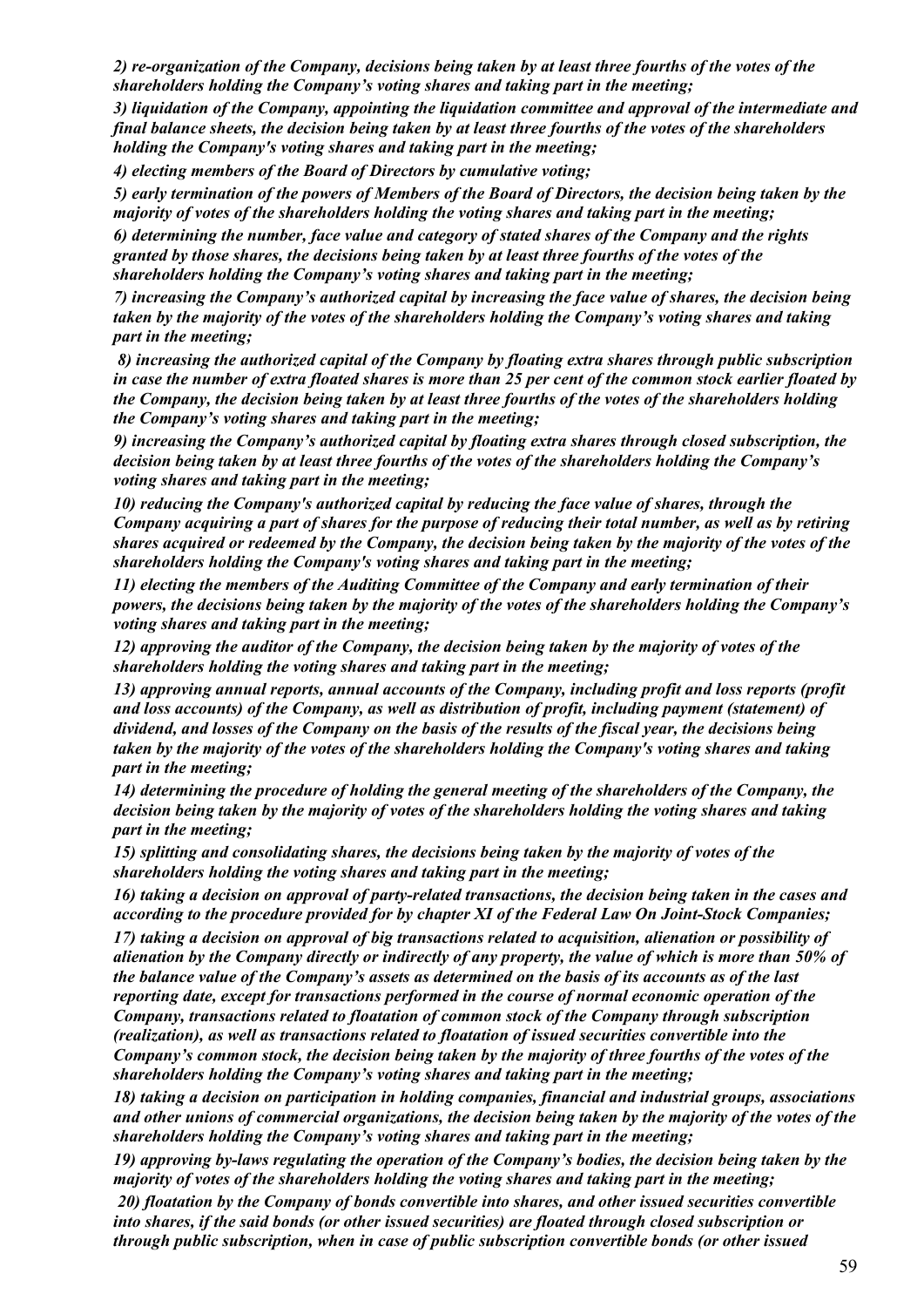*2) re-organization of the Company, decisions being taken by at least three fourths of the votes of the shareholders holding the Company's voting shares and taking part in the meeting;*

*3) liquidation of the Company, appointing the liquidation committee and approval of the intermediate and final balance sheets, the decision being taken by at least three fourths of the votes of the shareholders holding the Company's voting shares and taking part in the meeting;*

*4) electing members of the Board of Directors by cumulative voting;*

*5) early termination of the powers of Members of the Board of Directors, the decision being taken by the majority of votes of the shareholders holding the voting shares and taking part in the meeting;*

*6) determining the number, face value and category of stated shares of the Company and the rights granted by those shares, the decisions being taken by at least three fourths of the votes of the shareholders holding the Company's voting shares and taking part in the meeting;*

*7) increasing the Company's authorized capital by increasing the face value of shares, the decision being taken by the majority of the votes of the shareholders holding the Company's voting shares and taking part in the meeting;*

*8) increasing the authorized capital of the Company by floating extra shares through public subscription in case the number of extra floated shares is more than 25 per cent of the common stock earlier floated by the Company, the decision being taken by at least three fourths of the votes of the shareholders holding the Company's voting shares and taking part in the meeting;*

*9) increasing the Company's authorized capital by floating extra shares through closed subscription, the decision being taken by at least three fourths of the votes of the shareholders holding the Company's voting shares and taking part in the meeting;*

*10) reducing the Company's authorized capital by reducing the face value of shares, through the Company acquiring a part of shares for the purpose of reducing their total number, as well as by retiring shares acquired or redeemed by the Company, the decision being taken by the majority of the votes of the shareholders holding the Company's voting shares and taking part in the meeting;*

*11) electing the members of the Auditing Committee of the Company and early termination of their powers, the decisions being taken by the majority of the votes of the shareholders holding the Company's voting shares and taking part in the meeting;*

*12) approving the auditor of the Company, the decision being taken by the majority of votes of the shareholders holding the voting shares and taking part in the meeting;*

*13) approving annual reports, annual accounts of the Company, including profit and loss reports (profit and loss accounts) of the Company, as well as distribution of profit, including payment (statement) of dividend, and losses of the Company on the basis of the results of the fiscal year, the decisions being taken by the majority of the votes of the shareholders holding the Company's voting shares and taking part in the meeting;*

*14) determining the procedure of holding the general meeting of the shareholders of the Company, the decision being taken by the majority of votes of the shareholders holding the voting shares and taking part in the meeting;*

*15) splitting and consolidating shares, the decisions being taken by the majority of votes of the shareholders holding the voting shares and taking part in the meeting;*

*16) taking a decision on approval of party-related transactions, the decision being taken in the cases and according to the procedure provided for by chapter XI of the Federal Law On Joint-Stock Companies;*

*17) taking a decision on approval of big transactions related to acquisition, alienation or possibility of alienation by the Company directly or indirectly of any property, the value of which is more than 50% of the balance value of the Company's assets as determined on the basis of its accounts as of the last reporting date, except for transactions performed in the course of normal economic operation of the Company, transactions related to floatation of common stock of the Company through subscription (realization), as well as transactions related to floatation of issued securities convertible into the Company's common stock, the decision being taken by the majority of three fourths of the votes of the shareholders holding the Company's voting shares and taking part in the meeting;*

*18) taking a decision on participation in holding companies, financial and industrial groups, associations and other unions of commercial organizations, the decision being taken by the majority of the votes of the shareholders holding the Company's voting shares and taking part in the meeting;*

*19) approving by-laws regulating the operation of the Company's bodies, the decision being taken by the majority of votes of the shareholders holding the voting shares and taking part in the meeting;*

*20) floatation by the Company of bonds convertible into shares, and other issued securities convertible into shares, if the said bonds (or other issued securities) are floated through closed subscription or through public subscription, when in case of public subscription convertible bonds (or other issued*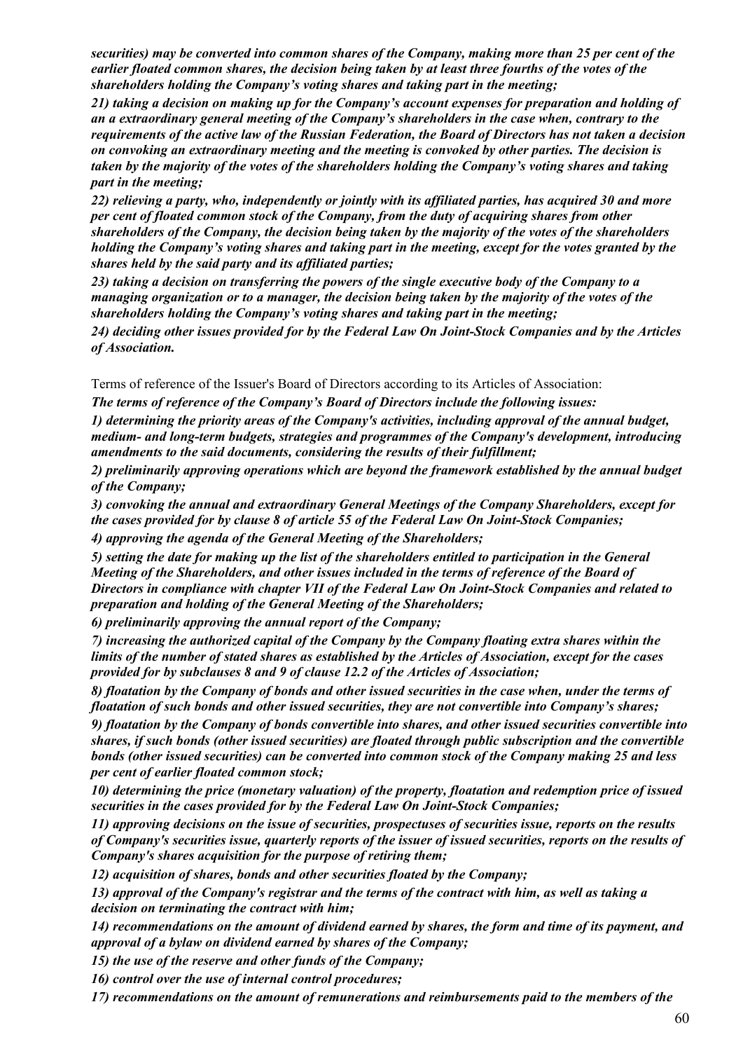***securities) may be converted into common shares of the Company, making more than 25 per cent of the earlier floated common shares, the decision being taken by at least three fourths of the votes of the shareholders holding the Company's voting shares and taking part in the meeting;***

***21) taking a decision on making up for the Company's account expenses for preparation and holding of an a extraordinary general meeting of the Company's shareholders in the case when, contrary to the requirements of the active law of the Russian Federation, the Board of Directors has not taken a decision on convoking an extraordinary meeting and the meeting is convoked by other parties. The decision is taken by the majority of the votes of the shareholders holding the Company's voting shares and taking part in the meeting;***

***22) relieving a party, who, independently or jointly with its affiliated parties, has acquired 30 and more per cent of floated common stock of the Company, from the duty of acquiring shares from other shareholders of the Company, the decision being taken by the majority of the votes of the shareholders holding the Company's voting shares and taking part in the meeting, except for the votes granted by the shares held by the said party and its affiliated parties;***

***23) taking a decision on transferring the powers of the single executive body of the Company to a managing organization or to a manager, the decision being taken by the majority of the votes of the shareholders holding the Company's voting shares and taking part in the meeting;***

***24) deciding other issues provided for by the Federal Law On Joint-Stock Companies and by the Articles of Association.***

Terms of reference of the Issuer's Board of Directors according to its Articles of Association:

***The terms of reference of the Company's Board of Directors include the following issues:***

***1) determining the priority areas of the Company's activities, including approval of the annual budget, medium- and long-term budgets, strategies and programmes of the Company's development, introducing amendments to the said documents, considering the results of their fulfillment;***

***2) preliminarily approving operations which are beyond the framework established by the annual budget of the Company;***

***3) convoking the annual and extraordinary General Meetings of the Company Shareholders, except for the cases provided for by clause 8 of article 55 of the Federal Law On Joint-Stock Companies;***

***4) approving the agenda of the General Meeting of the Shareholders;***

***5) setting the date for making up the list of the shareholders entitled to participation in the General Meeting of the Shareholders, and other issues included in the terms of reference of the Board of Directors in compliance with chapter VII of the Federal Law On Joint-Stock Companies and related to preparation and holding of the General Meeting of the Shareholders;***

***6) preliminarily approving the annual report of the Company;***

***7) increasing the authorized capital of the Company by the Company floating extra shares within the limits of the number of stated shares as established by the Articles of Association, except for the cases provided for by subclauses 8 and 9 of clause 12.2 of the Articles of Association;***

***8) floatation by the Company of bonds and other issued securities in the case when, under the terms of floatation of such bonds and other issued securities, they are not convertible into Company's shares;***

***9) floatation by the Company of bonds convertible into shares, and other issued securities convertible into shares, if such bonds (other issued securities) are floated through public subscription and the convertible bonds (other issued securities) can be converted into common stock of the Company making 25 and less per cent of earlier floated common stock;***

***10) determining the price (monetary valuation) of the property, floatation and redemption price of issued securities in the cases provided for by the Federal Law On Joint-Stock Companies;***

***11) approving decisions on the issue of securities, prospectuses of securities issue, reports on the results of Company's securities issue, quarterly reports of the issuer of issued securities, reports on the results of Company's shares acquisition for the purpose of retiring them;***

***12) acquisition of shares, bonds and other securities floated by the Company;***

***13) approval of the Company's registrar and the terms of the contract with him, as well as taking a decision on terminating the contract with him;***

***14) recommendations on the amount of dividend earned by shares, the form and time of its payment, and approval of a bylaw on dividend earned by shares of the Company;***

***15) the use of the reserve and other funds of the Company;***

***16) control over the use of internal control procedures;***

***17) recommendations on the amount of remunerations and reimbursements paid to the members of the***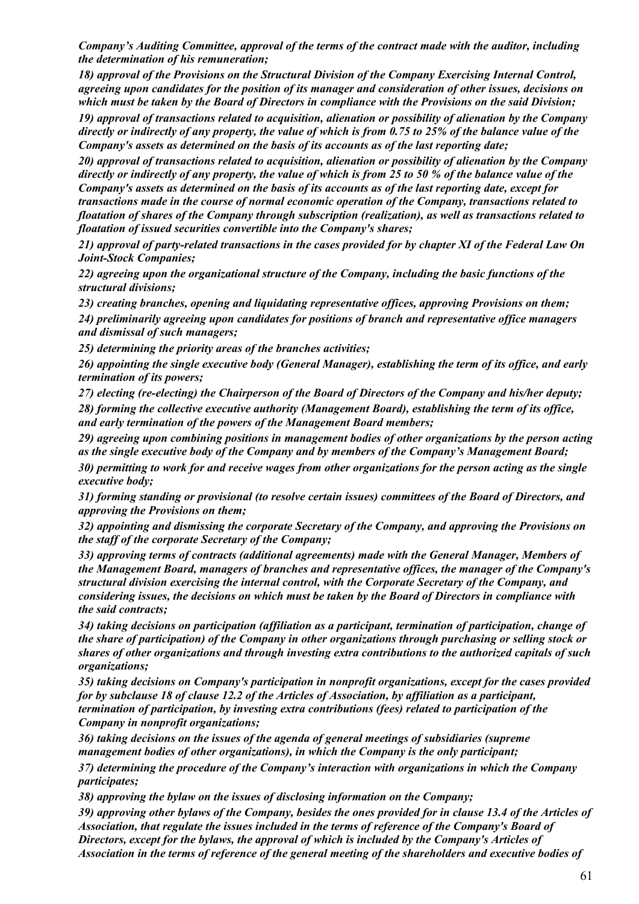*Company's Auditing Committee, approval of the terms of the contract made with the auditor, including the determination of his remuneration;*

*18) approval of the Provisions on the Structural Division of the Company Exercising Internal Control, agreeing upon candidates for the position of its manager and consideration of other issues, decisions on which must be taken by the Board of Directors in compliance with the Provisions on the said Division;*

*19) approval of transactions related to acquisition, alienation or possibility of alienation by the Company directly or indirectly of any property, the value of which is from 0.75 to 25% of the balance value of the Company's assets as determined on the basis of its accounts as of the last reporting date;*

*20) approval of transactions related to acquisition, alienation or possibility of alienation by the Company directly or indirectly of any property, the value of which is from 25 to 50 % of the balance value of the Company's assets as determined on the basis of its accounts as of the last reporting date, except for transactions made in the course of normal economic operation of the Company, transactions related to floatation of shares of the Company through subscription (realization), as well as transactions related to floatation of issued securities convertible into the Company's shares;*

*21) approval of party-related transactions in the cases provided for by chapter XI of the Federal Law On Joint-Stock Companies;*

*22) agreeing upon the organizational structure of the Company, including the basic functions of the structural divisions;*

*23) creating branches, opening and liquidating representative offices, approving Provisions on them;*

*24) preliminarily agreeing upon candidates for positions of branch and representative office managers and dismissal of such managers;*

*25) determining the priority areas of the branches activities;*

*26) appointing the single executive body (General Manager), establishing the term of its office, and early termination of its powers;*

*27) electing (re-electing) the Chairperson of the Board of Directors of the Company and his/her deputy;*

*28) forming the collective executive authority (Management Board), establishing the term of its office, and early termination of the powers of the Management Board members;*

*29) agreeing upon combining positions in management bodies of other organizations by the person acting as the single executive body of the Company and by members of the Company's Management Board;*

*30) permitting to work for and receive wages from other organizations for the person acting as the single executive body;*

*31) forming standing or provisional (to resolve certain issues) committees of the Board of Directors, and approving the Provisions on them;*

*32) appointing and dismissing the corporate Secretary of the Company, and approving the Provisions on the staff of the corporate Secretary of the Company;*

*33) approving terms of contracts (additional agreements) made with the General Manager, Members of the Management Board, managers of branches and representative offices, the manager of the Company's structural division exercising the internal control, with the Corporate Secretary of the Company, and considering issues, the decisions on which must be taken by the Board of Directors in compliance with the said contracts;*

*34) taking decisions on participation (affiliation as a participant, termination of participation, change of the share of participation) of the Company in other organizations through purchasing or selling stock or shares of other organizations and through investing extra contributions to the authorized capitals of such organizations;*

*35) taking decisions on Company's participation in nonprofit organizations, except for the cases provided for by subclause 18 of clause 12.2 of the Articles of Association, by affiliation as a participant, termination of participation, by investing extra contributions (fees) related to participation of the Company in nonprofit organizations;*

*36) taking decisions on the issues of the agenda of general meetings of subsidiaries (supreme management bodies of other organizations), in which the Company is the only participant;*

*37) determining the procedure of the Company's interaction with organizations in which the Company participates;*

*38) approving the bylaw on the issues of disclosing information on the Company;*

*39) approving other bylaws of the Company, besides the ones provided for in clause 13.4 of the Articles of Association, that regulate the issues included in the terms of reference of the Company's Board of Directors, except for the bylaws, the approval of which is included by the Company's Articles of Association in the terms of reference of the general meeting of the shareholders and executive bodies of*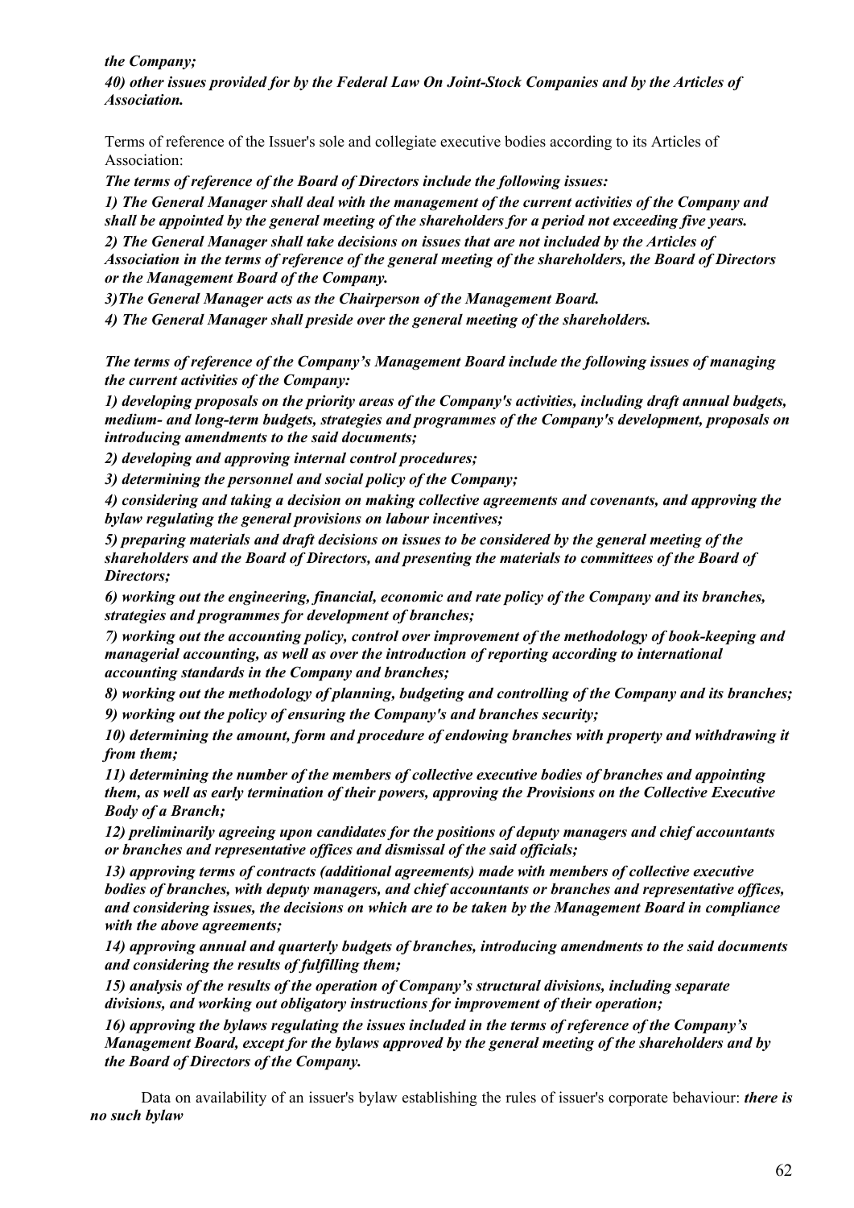***the Company;***

***40) other issues provided for by the Federal Law On Joint-Stock Companies and by the Articles of Association.***

Terms of reference of the Issuer's sole and collegiate executive bodies according to its Articles of Association:

***The terms of reference of the Board of Directors include the following issues:***

***1) The General Manager shall deal with the management of the current activities of the Company and shall be appointed by the general meeting of the shareholders for a period not exceeding five years.***

***2) The General Manager shall take decisions on issues that are not included by the Articles of Association in the terms of reference of the general meeting of the shareholders, the Board of Directors or the Management Board of the Company.***

***3)The General Manager acts as the Chairperson of the Management Board.***

***4) The General Manager shall preside over the general meeting of the shareholders.***

***The terms of reference of the Company's Management Board include the following issues of managing the current activities of the Company:***

***1) developing proposals on the priority areas of the Company's activities, including draft annual budgets, medium- and long-term budgets, strategies and programmes of the Company's development, proposals on introducing amendments to the said documents;***

***2) developing and approving internal control procedures;***

***3) determining the personnel and social policy of the Company;***

***4) considering and taking a decision on making collective agreements and covenants, and approving the bylaw regulating the general provisions on labour incentives;***

***5) preparing materials and draft decisions on issues to be considered by the general meeting of the shareholders and the Board of Directors, and presenting the materials to committees of the Board of Directors;***

***6) working out the engineering, financial, economic and rate policy of the Company and its branches, strategies and programmes for development of branches;***

***7) working out the accounting policy, control over improvement of the methodology of book-keeping and managerial accounting, as well as over the introduction of reporting according to international accounting standards in the Company and branches;***

***8) working out the methodology of planning, budgeting and controlling of the Company and its branches;***

***9) working out the policy of ensuring the Company's and branches security;***

***10) determining the amount, form and procedure of endowing branches with property and withdrawing it from them;***

***11) determining the number of the members of collective executive bodies of branches and appointing them, as well as early termination of their powers, approving the Provisions on the Collective Executive Body of a Branch;***

***12) preliminarily agreeing upon candidates for the positions of deputy managers and chief accountants or branches and representative offices and dismissal of the said officials;***

***13) approving terms of contracts (additional agreements) made with members of collective executive bodies of branches, with deputy managers, and chief accountants or branches and representative offices, and considering issues, the decisions on which are to be taken by the Management Board in compliance with the above agreements;***

***14) approving annual and quarterly budgets of branches, introducing amendments to the said documents and considering the results of fulfilling them;***

***15) analysis of the results of the operation of Company's structural divisions, including separate divisions, and working out obligatory instructions for improvement of their operation;***

***16) approving the bylaws regulating the issues included in the terms of reference of the Company's Management Board, except for the bylaws approved by the general meeting of the shareholders and by the Board of Directors of the Company.***

Data on availability of an issuer's bylaw establishing the rules of issuer's corporate behaviour: ***there is no such bylaw***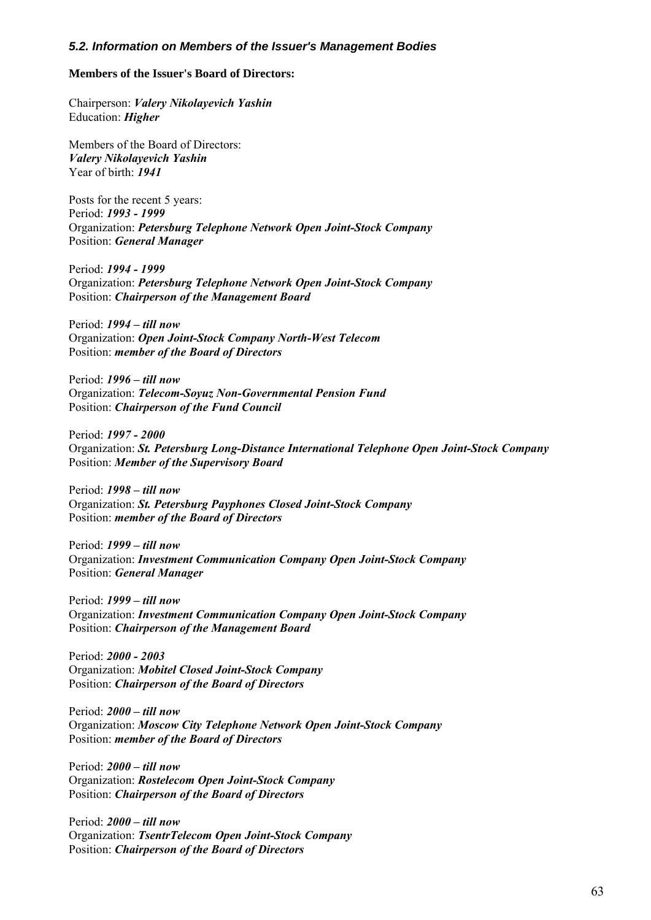### *5.2. Information on Members of the Issuer's Management Bodies*

**Members of the Issuer's Board of Directors:**

Chairperson: ***Valery Nikolayevich Yashin***
Education: ***Higher***

Members of the Board of Directors:
***Valery Nikolayevich Yashin***
Year of birth: ***1941***

Posts for the recent 5 years:
Period: ***1993 - 1999***
Organization: ***Petersburg Telephone Network Open Joint-Stock Company***
Position: ***General Manager***

Period: ***1994 - 1999***
Organization: ***Petersburg Telephone Network Open Joint-Stock Company***
Position: ***Chairperson of the Management Board***

Period: ***1994 – till now***
Organization: ***Open Joint-Stock Company North-West Telecom***
Position: ***member of the Board of Directors***

Period: ***1996 – till now***
Organization: ***Telecom-Soyuz Non-Governmental Pension Fund***
Position: ***Chairperson of the Fund Council***

Period: ***1997 - 2000***
Organization: ***St. Petersburg Long-Distance International Telephone Open Joint-Stock Company***
Position: ***Member of the Supervisory Board***

Period: ***1998 – till now***
Organization: ***St. Petersburg Payphones Closed Joint-Stock Company***
Position: ***member of the Board of Directors***

Period: ***1999 – till now***
Organization: ***Investment Communication Company Open Joint-Stock Company***
Position: ***General Manager***

Period: ***1999 – till now***
Organization: ***Investment Communication Company Open Joint-Stock Company***
Position: ***Chairperson of the Management Board***

Period: ***2000 - 2003***
Organization: ***Mobitel Closed Joint-Stock Company***
Position: ***Chairperson of the Board of Directors***

Period: ***2000 – till now***
Organization: ***Moscow City Telephone Network Open Joint-Stock Company***
Position: ***member of the Board of Directors***

Period: ***2000 – till now***
Organization: ***Rostelecom Open Joint-Stock Company***
Position: ***Chairperson of the Board of Directors***

Period: ***2000 – till now***
Organization: ***TsentrTelecom Open Joint-Stock Company***
Position: ***Chairperson of the Board of Directors***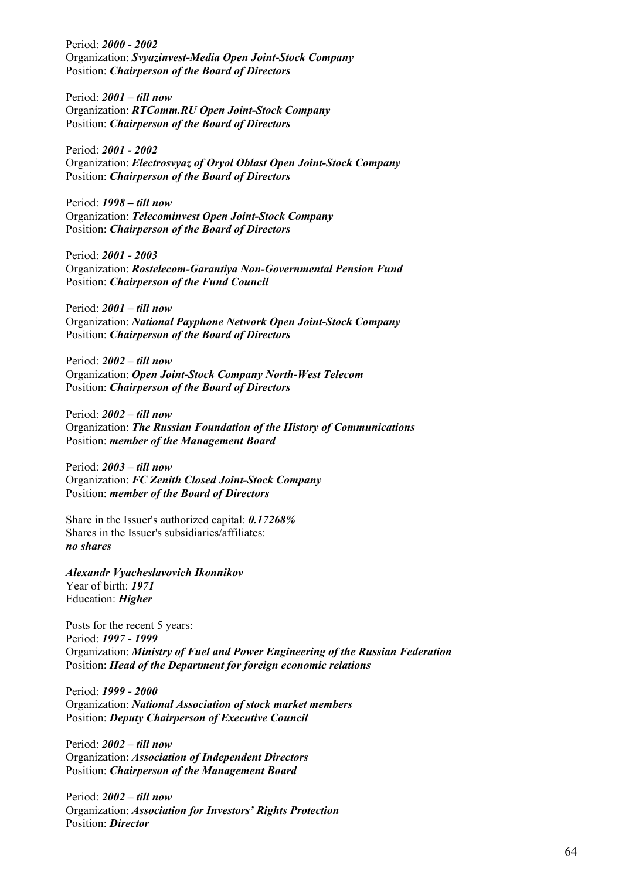Period: ***2000 - 2002***
Organization: ***Svyazinvest-Media Open Joint-Stock Company***
Position: ***Chairperson of the Board of Directors***

Period: ***2001 – till now***
Organization: ***RTComm.RU Open Joint-Stock Company***
Position: ***Chairperson of the Board of Directors***

Period: ***2001 - 2002***
Organization: ***Electrosvyaz of Oryol Oblast Open Joint-Stock Company***
Position: ***Chairperson of the Board of Directors***

Period: ***1998 – till now***
Organization: ***Telecominvest Open Joint-Stock Company***
Position: ***Chairperson of the Board of Directors***

Period: ***2001 - 2003***
Organization: ***Rostelecom-Garantiya Non-Governmental Pension Fund***
Position: ***Chairperson of the Fund Council***

Period: ***2001 – till now***
Organization: ***National Payphone Network Open Joint-Stock Company***
Position: ***Chairperson of the Board of Directors***

Period: ***2002 – till now***
Organization: ***Open Joint-Stock Company North-West Telecom***
Position: ***Chairperson of the Board of Directors***

Period: ***2002 – till now***
Organization: ***The Russian Foundation of the History of Communications***
Position: ***member of the Management Board***

Period: ***2003 – till now***
Organization: ***FC Zenith Closed Joint-Stock Company***
Position: ***member of the Board of Directors***

Share in the Issuer's authorized capital: ***0.17268%***
Shares in the Issuer's subsidiaries/affiliates:
***no shares***

***Alexandr Vyacheslavovich Ikonnikov***
Year of birth: ***1971***
Education: ***Higher***

Posts for the recent 5 years:
Period: ***1997 - 1999***
Organization: ***Ministry of Fuel and Power Engineering of the Russian Federation***
Position: ***Head of the Department for foreign economic relations***

Period: ***1999 - 2000***
Organization: ***National Association of stock market members***
Position: ***Deputy Chairperson of Executive Council***

Period: ***2002 – till now***
Organization: ***Association of Independent Directors***
Position: ***Chairperson of the Management Board***

Period: ***2002 – till now***
Organization: ***Association for Investors' Rights Protection***
Position: ***Director***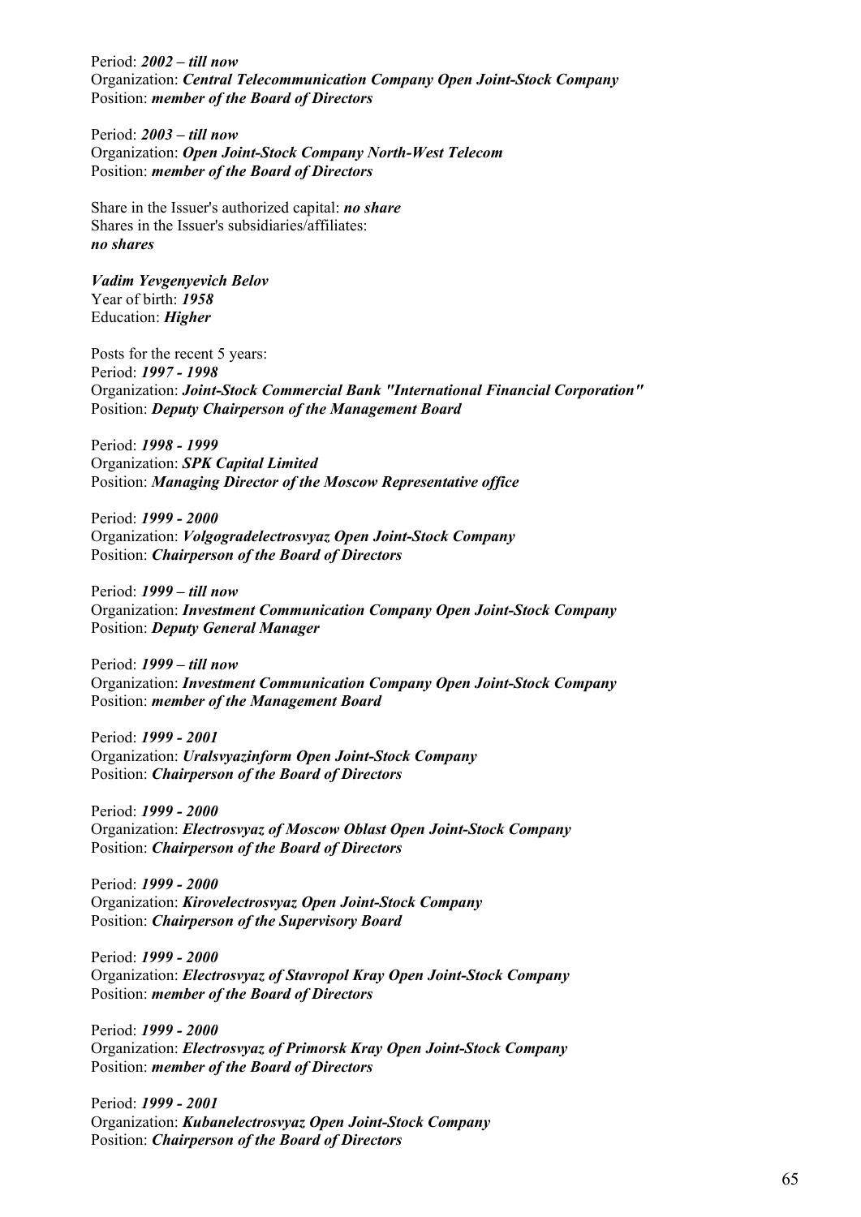Period: ***2002 – till now***
Organization: ***Central Telecommunication Company Open Joint-Stock Company***
Position: ***member of the Board of Directors***

Period: ***2003 – till now***
Organization: ***Open Joint-Stock Company North-West Telecom***
Position: ***member of the Board of Directors***

Share in the Issuer's authorized capital: ***no share***
Shares in the Issuer's subsidiaries/affiliates:
***no shares***

***Vadim Yevgenyevich Belov***
Year of birth: ***1958***
Education: ***Higher***

Posts for the recent 5 years:
Period: ***1997 - 1998***
Organization: ***Joint-Stock Commercial Bank "International Financial Corporation"***
Position: ***Deputy Chairperson of the Management Board***

Period: ***1998 - 1999***
Organization: ***SPK Capital Limited***
Position: ***Managing Director of the Moscow Representative office***

Period: ***1999 - 2000***
Organization: ***Volgogradelectrosvyaz Open Joint-Stock Company***
Position: ***Chairperson of the Board of Directors***

Period: ***1999 – till now***
Organization: ***Investment Communication Company Open Joint-Stock Company***
Position: ***Deputy General Manager***

Period: ***1999 – till now***
Organization: ***Investment Communication Company Open Joint-Stock Company***
Position: ***member of the Management Board***

Period: ***1999 - 2001***
Organization: ***Uralsvyazinform Open Joint-Stock Company***
Position: ***Chairperson of the Board of Directors***

Period: ***1999 - 2000***
Organization: ***Electrosvyaz of Moscow Oblast Open Joint-Stock Company***
Position: ***Chairperson of the Board of Directors***

Period: ***1999 - 2000***
Organization: ***Kirovelectrosvyaz Open Joint-Stock Company***
Position: ***Chairperson of the Supervisory Board***

Period: ***1999 - 2000***
Organization: ***Electrosvyaz of Stavropol Kray Open Joint-Stock Company***
Position: ***member of the Board of Directors***

Period: ***1999 - 2000***
Organization: ***Electrosvyaz of Primorsk Kray Open Joint-Stock Company***
Position: ***member of the Board of Directors***

Period: ***1999 - 2001***
Organization: ***Kubanelectrosvyaz Open Joint-Stock Company***
Position: ***Chairperson of the Board of Directors***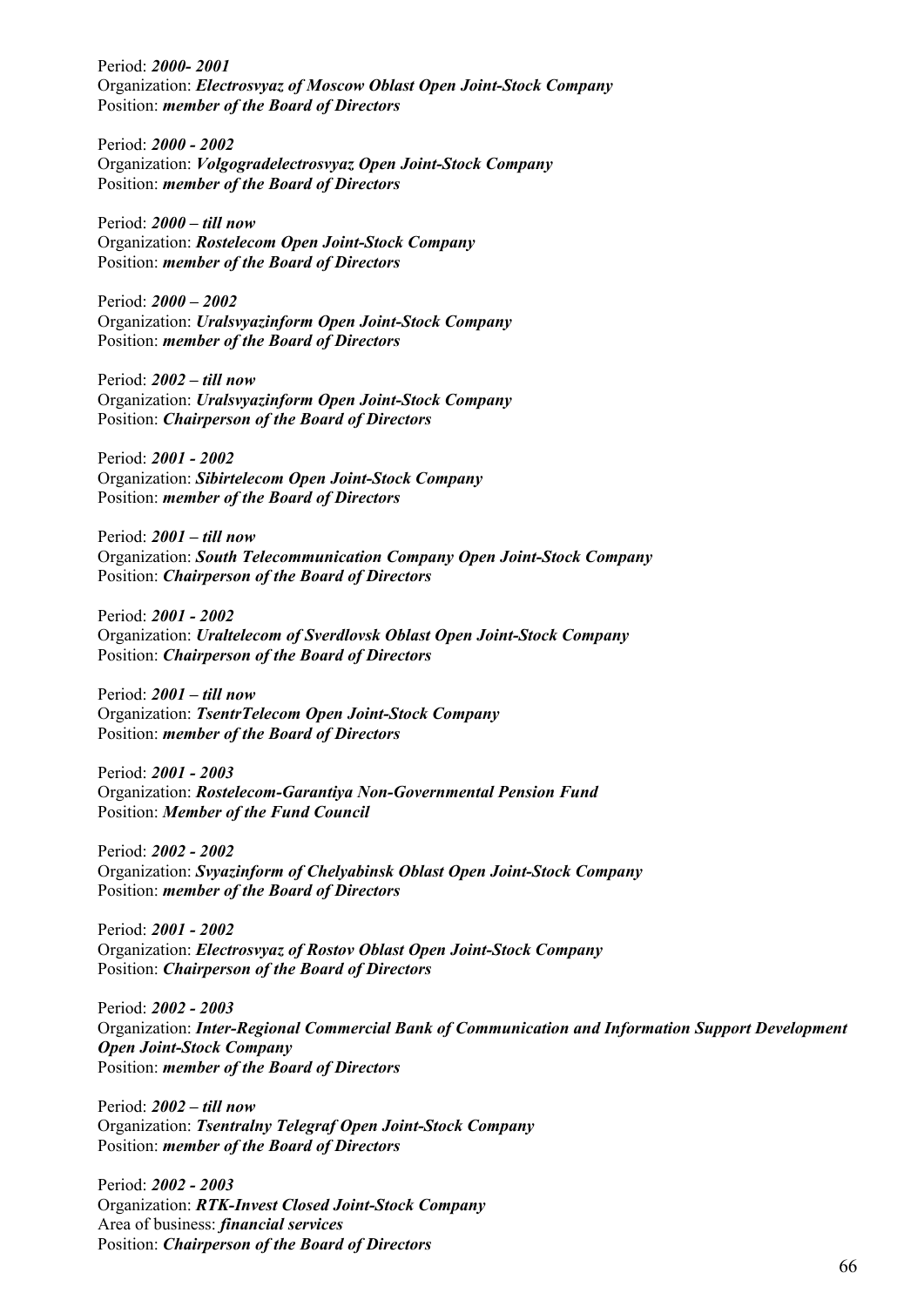Period: ***2000- 2001***
Organization: ***Electrosvyaz of Moscow Oblast Open Joint-Stock Company***
Position: ***member of the Board of Directors***

Period: ***2000 - 2002***
Organization: ***Volgogradelectrosvyaz Open Joint-Stock Company***
Position: ***member of the Board of Directors***

Period: ***2000 – till now***
Organization: ***Rostelecom Open Joint-Stock Company***
Position: ***member of the Board of Directors***

Period: ***2000 – 2002***
Organization: ***Uralsvyazinform Open Joint-Stock Company***
Position: ***member of the Board of Directors***

Period: ***2002 – till now***
Organization: ***Uralsvyazinform Open Joint-Stock Company***
Position: ***Chairperson of the Board of Directors***

Period: ***2001 - 2002***
Organization: ***Sibirtelecom Open Joint-Stock Company***
Position: ***member of the Board of Directors***

Period: ***2001 – till now***
Organization: ***South Telecommunication Company Open Joint-Stock Company***
Position: ***Chairperson of the Board of Directors***

Period: ***2001 - 2002***
Organization: ***Uraltelecom of Sverdlovsk Oblast Open Joint-Stock Company***
Position: ***Chairperson of the Board of Directors***

Period: ***2001 – till now***
Organization: ***TsentrTelecom Open Joint-Stock Company***
Position: ***member of the Board of Directors***

Period: ***2001 - 2003***
Organization: ***Rostelecom-Garantiya Non-Governmental Pension Fund***
Position: ***Member of the Fund Council***

Period: ***2002 - 2002***
Organization: ***Svyazinform of Chelyabinsk Oblast Open Joint-Stock Company***
Position: ***member of the Board of Directors***

Period: ***2001 - 2002***
Organization: ***Electrosvyaz of Rostov Oblast Open Joint-Stock Company***
Position: ***Chairperson of the Board of Directors***

Period: ***2002 - 2003***
Organization: ***Inter-Regional Commercial Bank of Communication and Information Support Development Open Joint-Stock Company***
Position: ***member of the Board of Directors***

Period: ***2002 – till now***
Organization: ***Tsentralny Telegraf Open Joint-Stock Company***
Position: ***member of the Board of Directors***

Period: ***2002 - 2003***
Organization: ***RTK-Invest Closed Joint-Stock Company***
Area of business: ***financial services***
Position: ***Chairperson of the Board of Directors***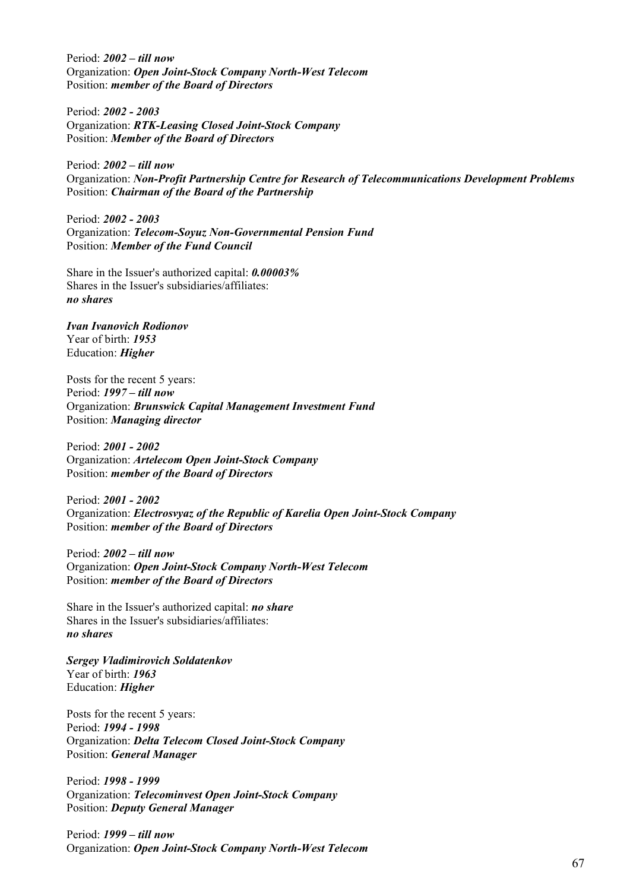Period: ***2002 – till now***
Organization: ***Open Joint-Stock Company North-West Telecom***
Position: ***member of the Board of Directors***

Period: ***2002 - 2003***
Organization: ***RTK-Leasing Closed Joint-Stock Company***
Position: ***Member of the Board of Directors***

Period: ***2002 – till now***
Organization: ***Non-Profit Partnership Centre for Research of Telecommunications Development Problems***
Position: ***Chairman of the Board of the Partnership***

Period: ***2002 - 2003***
Organization: ***Telecom-Soyuz Non-Governmental Pension Fund***
Position: ***Member of the Fund Council***

Share in the Issuer's authorized capital: ***0.00003%***
Shares in the Issuer's subsidiaries/affiliates:
***no shares***

***Ivan Ivanovich Rodionov***
Year of birth: ***1953***
Education: ***Higher***

Posts for the recent 5 years:
Period: ***1997 – till now***
Organization: ***Brunswick Capital Management Investment Fund***
Position: ***Managing director***

Period: ***2001 - 2002***
Organization: ***Artelecom Open Joint-Stock Company***
Position: ***member of the Board of Directors***

Period: ***2001 - 2002***
Organization: ***Electrosvyaz of the Republic of Karelia Open Joint-Stock Company***
Position: ***member of the Board of Directors***

Period: ***2002 – till now***
Organization: ***Open Joint-Stock Company North-West Telecom***
Position: ***member of the Board of Directors***

Share in the Issuer's authorized capital: ***no share***
Shares in the Issuer's subsidiaries/affiliates:
***no shares***

***Sergey Vladimirovich Soldatenkov***
Year of birth: ***1963***
Education: ***Higher***

Posts for the recent 5 years:
Period: ***1994 - 1998***
Organization: ***Delta Telecom Closed Joint-Stock Company***
Position: ***General Manager***

Period: ***1998 - 1999***
Organization: ***Telecominvest Open Joint-Stock Company***
Position: ***Deputy General Manager***

Period: ***1999 – till now***
Organization: ***Open Joint-Stock Company North-West Telecom***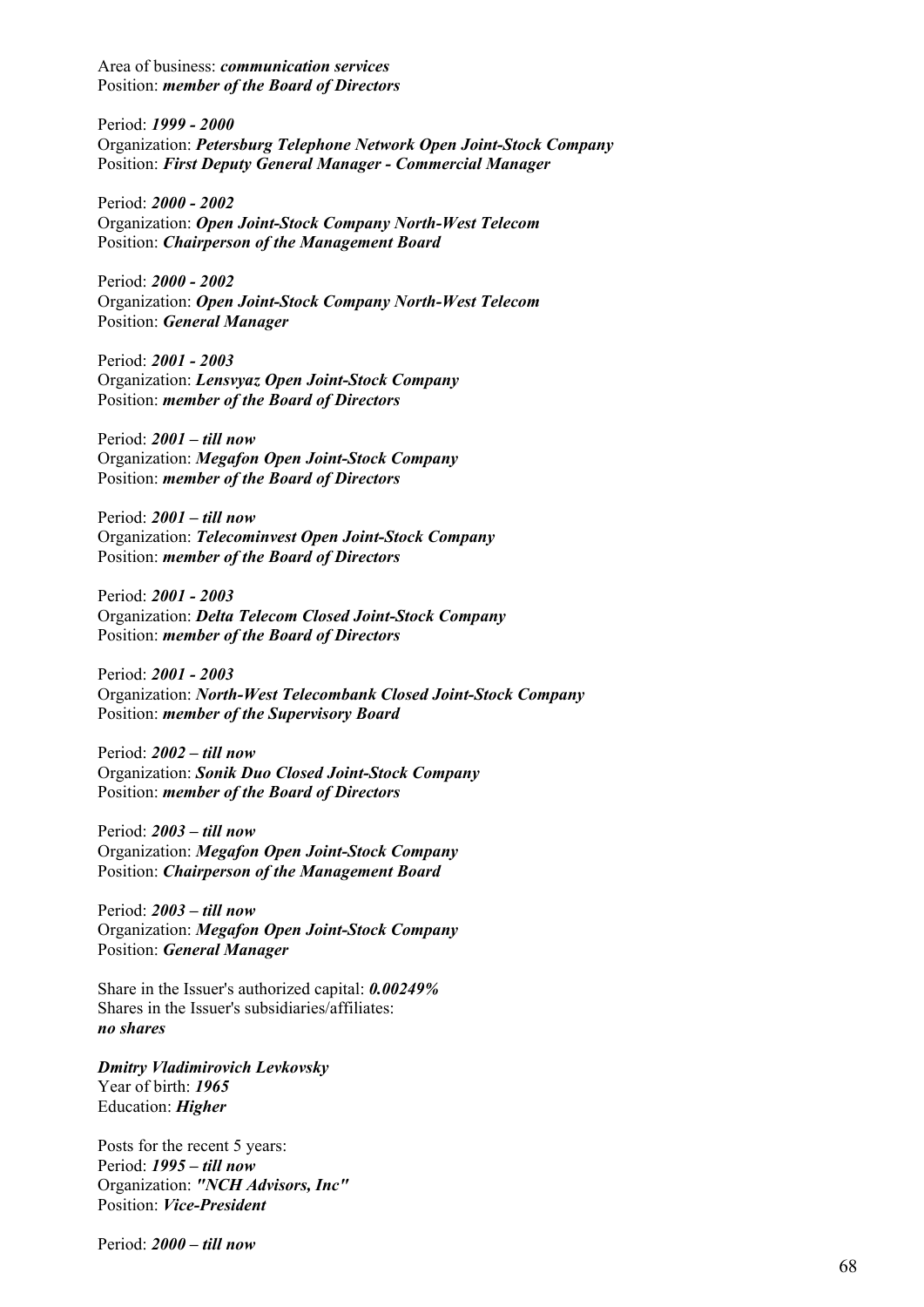Area of business: ***communication services***
Position: ***member of the Board of Directors***

Period: ***1999 - 2000***
Organization: ***Petersburg Telephone Network Open Joint-Stock Company***
Position: ***First Deputy General Manager - Commercial Manager***

Period: ***2000 - 2002***
Organization: ***Open Joint-Stock Company North-West Telecom***
Position: ***Chairperson of the Management Board***

Period: ***2000 - 2002***
Organization: ***Open Joint-Stock Company North-West Telecom***
Position: ***General Manager***

Period: ***2001 - 2003***
Organization: ***Lensvyaz Open Joint-Stock Company***
Position: ***member of the Board of Directors***

Period: ***2001 – till now***
Organization: ***Megafon Open Joint-Stock Company***
Position: ***member of the Board of Directors***

Period: ***2001 – till now***
Organization: ***Telecominvest Open Joint-Stock Company***
Position: ***member of the Board of Directors***

Period: ***2001 - 2003***
Organization: ***Delta Telecom Closed Joint-Stock Company***
Position: ***member of the Board of Directors***

Period: ***2001 - 2003***
Organization: ***North-West Telecombank Closed Joint-Stock Company***
Position: ***member of the Supervisory Board***

Period: ***2002 – till now***
Organization: ***Sonik Duo Closed Joint-Stock Company***
Position: ***member of the Board of Directors***

Period: ***2003 – till now***
Organization: ***Megafon Open Joint-Stock Company***
Position: ***Chairperson of the Management Board***

Period: ***2003 – till now***
Organization: ***Megafon Open Joint-Stock Company***
Position: ***General Manager***

Share in the Issuer's authorized capital: ***0.00249%***
Shares in the Issuer's subsidiaries/affiliates:
***no shares***

***Dmitry Vladimirovich Levkovsky***
Year of birth: ***1965***
Education: ***Higher***

Posts for the recent 5 years:
Period: ***1995 – till now***
Organization: ***"NCH Advisors, Inc"***
Position: ***Vice-President***

Period: ***2000 – till now***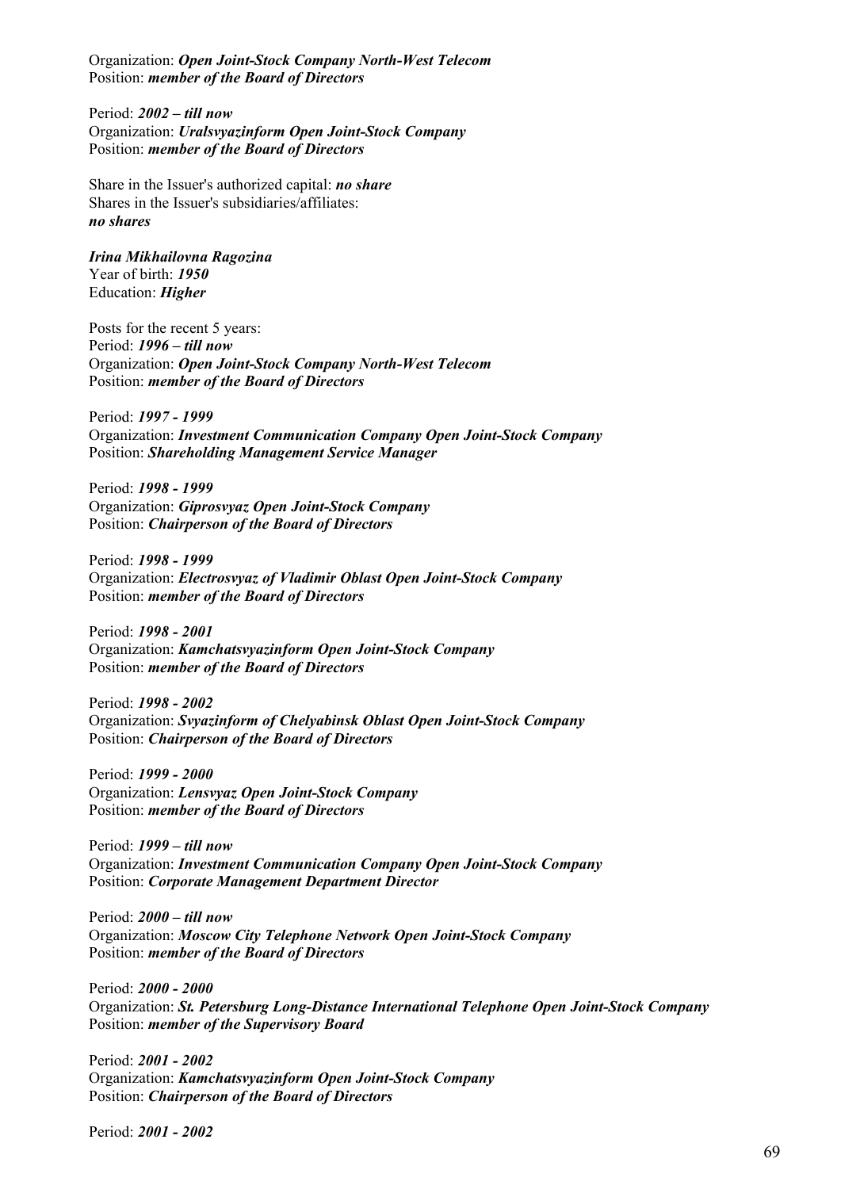Organization: ***Open Joint-Stock Company North-West Telecom***
Position: ***member of the Board of Directors***

Period: ***2002 – till now***
Organization: ***Uralsvyazinform Open Joint-Stock Company***
Position: ***member of the Board of Directors***

Share in the Issuer's authorized capital: ***no share***
Shares in the Issuer's subsidiaries/affiliates:
***no shares***

***Irina Mikhailovna Ragozina***
Year of birth: ***1950***
Education: ***Higher***

Posts for the recent 5 years:
Period: ***1996 – till now***
Organization: ***Open Joint-Stock Company North-West Telecom***
Position: ***member of the Board of Directors***

Period: ***1997 - 1999***
Organization: ***Investment Communication Company Open Joint-Stock Company***
Position: ***Shareholding Management Service Manager***

Period: ***1998 - 1999***
Organization: ***Giprosvyaz Open Joint-Stock Company***
Position: ***Chairperson of the Board of Directors***

Period: ***1998 - 1999***
Organization: ***Electrosvyaz of Vladimir Oblast Open Joint-Stock Company***
Position: ***member of the Board of Directors***

Period: ***1998 - 2001***
Organization: ***Kamchatsvyazinform Open Joint-Stock Company***
Position: ***member of the Board of Directors***

Period: ***1998 - 2002***
Organization: ***Svyazinform of Chelyabinsk Oblast Open Joint-Stock Company***
Position: ***Chairperson of the Board of Directors***

Period: ***1999 - 2000***
Organization: ***Lensvyaz Open Joint-Stock Company***
Position: ***member of the Board of Directors***

Period: ***1999 – till now***
Organization: ***Investment Communication Company Open Joint-Stock Company***
Position: ***Corporate Management Department Director***

Period: ***2000 – till now***
Organization: ***Moscow City Telephone Network Open Joint-Stock Company***
Position: ***member of the Board of Directors***

Period: ***2000 - 2000***
Organization: ***St. Petersburg Long-Distance International Telephone Open Joint-Stock Company***
Position: ***member of the Supervisory Board***

Period: ***2001 - 2002***
Organization: ***Kamchatsvyazinform Open Joint-Stock Company***
Position: ***Chairperson of the Board of Directors***

Period: ***2001 - 2002***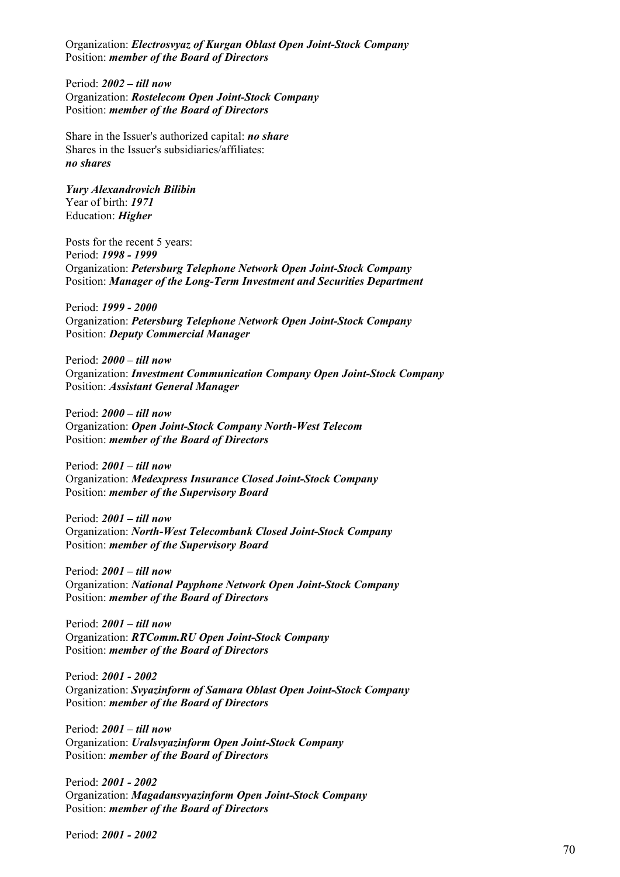Organization: ***Electrosvyaz of Kurgan Oblast Open Joint-Stock Company***
Position: ***member of the Board of Directors***

Period: ***2002 – till now***
Organization: ***Rostelecom Open Joint-Stock Company***
Position: ***member of the Board of Directors***

Share in the Issuer's authorized capital: ***no share***
Shares in the Issuer's subsidiaries/affiliates:
***no shares***

***Yury Alexandrovich Bilibin***
Year of birth: ***1971***
Education: ***Higher***

Posts for the recent 5 years:
Period: ***1998 - 1999***
Organization: ***Petersburg Telephone Network Open Joint-Stock Company***
Position: ***Manager of the Long-Term Investment and Securities Department***

Period: ***1999 - 2000***
Organization: ***Petersburg Telephone Network Open Joint-Stock Company***
Position: ***Deputy Commercial Manager***

Period: ***2000 – till now***
Organization: ***Investment Communication Company Open Joint-Stock Company***
Position: ***Assistant General Manager***

Period: ***2000 – till now***
Organization: ***Open Joint-Stock Company North-West Telecom***
Position: ***member of the Board of Directors***

Period: ***2001 – till now***
Organization: ***Medexpress Insurance Closed Joint-Stock Company***
Position: ***member of the Supervisory Board***

Period: ***2001 – till now***
Organization: ***North-West Telecombank Closed Joint-Stock Company***
Position: ***member of the Supervisory Board***

Period: ***2001 – till now***
Organization: ***National Payphone Network Open Joint-Stock Company***
Position: ***member of the Board of Directors***

Period: ***2001 – till now***
Organization: ***RTComm.RU Open Joint-Stock Company***
Position: ***member of the Board of Directors***

Period: ***2001 - 2002***
Organization: ***Svyazinform of Samara Oblast Open Joint-Stock Company***
Position: ***member of the Board of Directors***

Period: ***2001 – till now***
Organization: ***Uralsvyazinform Open Joint-Stock Company***
Position: ***member of the Board of Directors***

Period: ***2001 - 2002***
Organization: ***Magadansvyazinform Open Joint-Stock Company***
Position: ***member of the Board of Directors***

Period: ***2001 - 2002***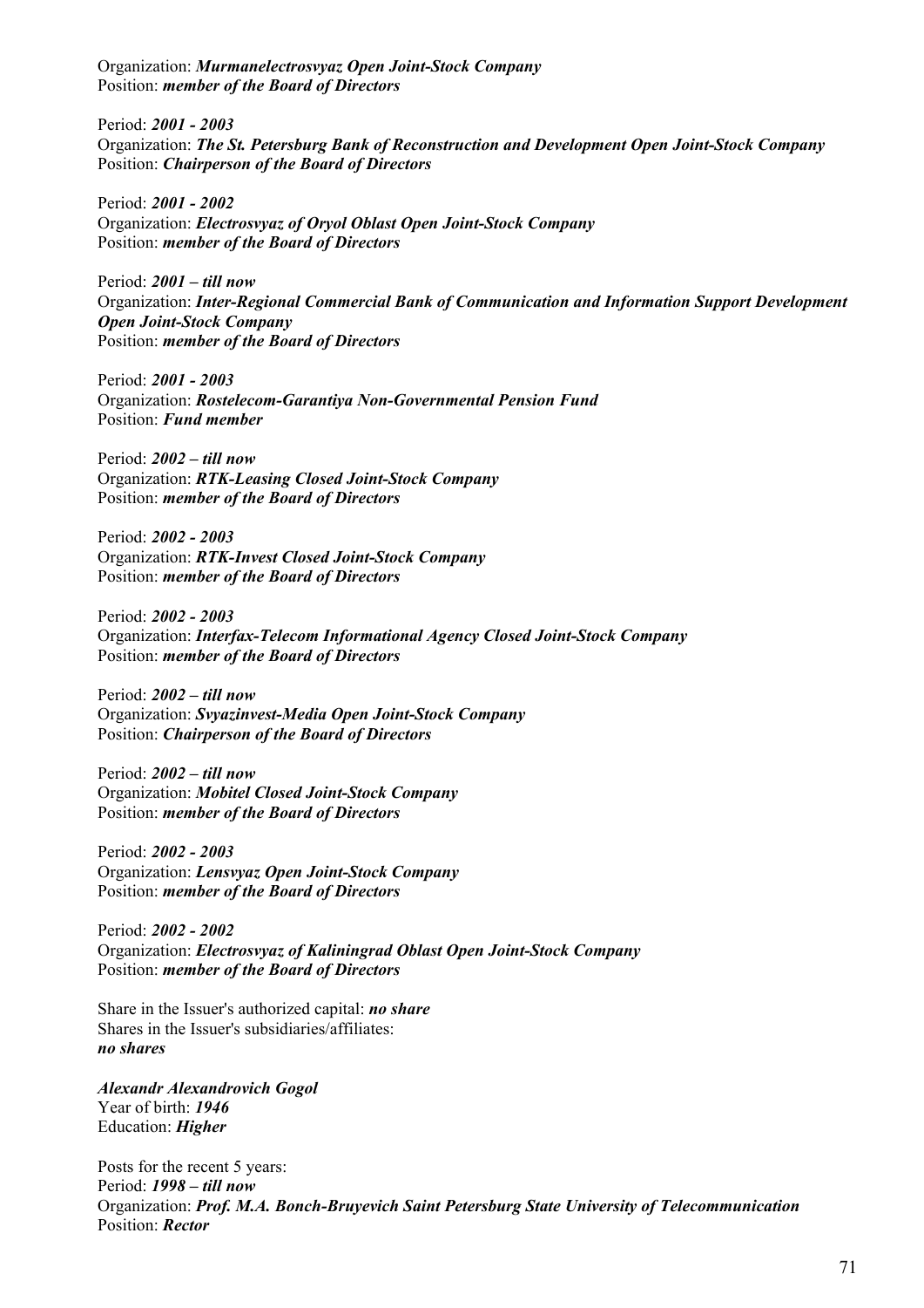Organization: ***Murmanelectrosvyaz Open Joint-Stock Company***
Position: ***member of the Board of Directors***

Period: ***2001 - 2003***
Organization: ***The St. Petersburg Bank of Reconstruction and Development Open Joint-Stock Company***
Position: ***Chairperson of the Board of Directors***

Period: ***2001 - 2002***
Organization: ***Electrosvyaz of Oryol Oblast Open Joint-Stock Company***
Position: ***member of the Board of Directors***

Period: ***2001 – till now***
Organization: ***Inter-Regional Commercial Bank of Communication and Information Support Development Open Joint-Stock Company***
Position: ***member of the Board of Directors***

Period: ***2001 - 2003***
Organization: ***Rostelecom-Garantiya Non-Governmental Pension Fund***
Position: ***Fund member***

Period: ***2002 – till now***
Organization: ***RTK-Leasing Closed Joint-Stock Company***
Position: ***member of the Board of Directors***

Period: ***2002 - 2003***
Organization: ***RTK-Invest Closed Joint-Stock Company***
Position: ***member of the Board of Directors***

Period: ***2002 - 2003***
Organization: ***Interfax-Telecom Informational Agency Closed Joint-Stock Company***
Position: ***member of the Board of Directors***

Period: ***2002 – till now***
Organization: ***Svyazinvest-Media Open Joint-Stock Company***
Position: ***Chairperson of the Board of Directors***

Period: ***2002 – till now***
Organization: ***Mobitel Closed Joint-Stock Company***
Position: ***member of the Board of Directors***

Period: ***2002 - 2003***
Organization: ***Lensvyaz Open Joint-Stock Company***
Position: ***member of the Board of Directors***

Period: ***2002 - 2002***
Organization: ***Electrosvyaz of Kaliningrad Oblast Open Joint-Stock Company***
Position: ***member of the Board of Directors***

Share in the Issuer's authorized capital: ***no share***
Shares in the Issuer's subsidiaries/affiliates:
***no shares***

***Alexandr Alexandrovich Gogol***
Year of birth: ***1946***
Education: ***Higher***

Posts for the recent 5 years:
Period: ***1998 – till now***
Organization: ***Prof. M.A. Bonch-Bruyevich Saint Petersburg State University of Telecommunication***
Position: ***Rector***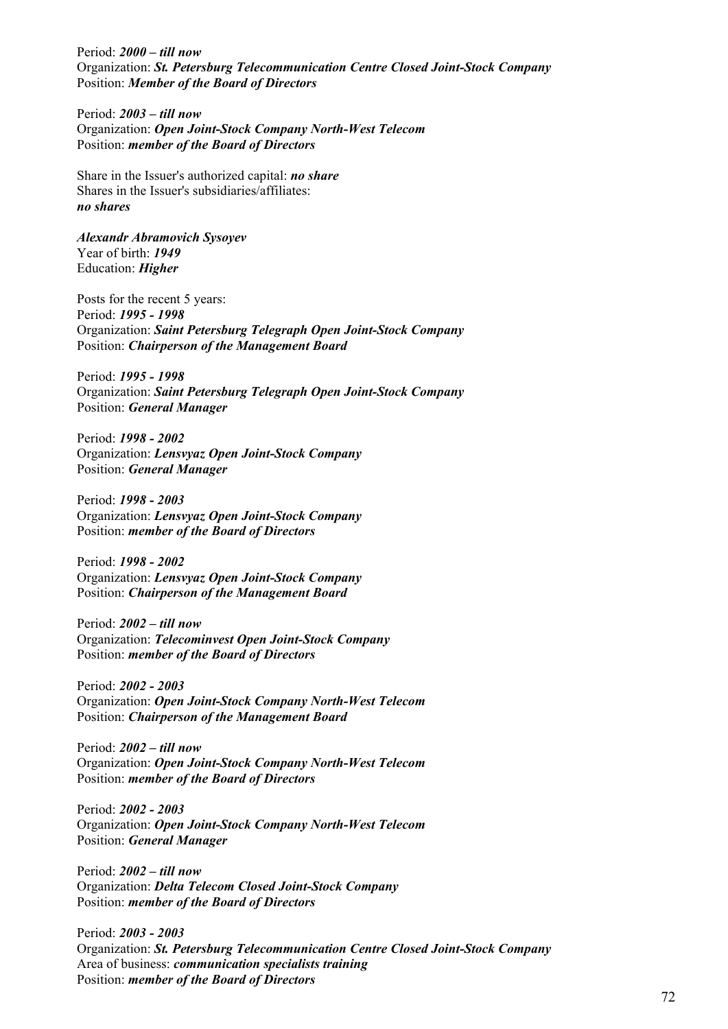Period: ***2000 – till now***
Organization: ***St. Petersburg Telecommunication Centre Closed Joint-Stock Company***
Position: ***Member of the Board of Directors***

Period: ***2003 – till now***
Organization: ***Open Joint-Stock Company North-West Telecom***
Position: ***member of the Board of Directors***

Share in the Issuer's authorized capital: ***no share***
Shares in the Issuer's subsidiaries/affiliates:
***no shares***

***Alexandr Abramovich Sysoyev***
Year of birth: ***1949***
Education: ***Higher***

Posts for the recent 5 years:
Period: ***1995 - 1998***
Organization: ***Saint Petersburg Telegraph Open Joint-Stock Company***
Position: ***Chairperson of the Management Board***

Period: ***1995 - 1998***
Organization: ***Saint Petersburg Telegraph Open Joint-Stock Company***
Position: ***General Manager***

Period: ***1998 - 2002***
Organization: ***Lensvyaz Open Joint-Stock Company***
Position: ***General Manager***

Period: ***1998 - 2003***
Organization: ***Lensvyaz Open Joint-Stock Company***
Position: ***member of the Board of Directors***

Period: ***1998 - 2002***
Organization: ***Lensvyaz Open Joint-Stock Company***
Position: ***Chairperson of the Management Board***

Period: ***2002 – till now***
Organization: ***Telecominvest Open Joint-Stock Company***
Position: ***member of the Board of Directors***

Period: ***2002 - 2003***
Organization: ***Open Joint-Stock Company North-West Telecom***
Position: ***Chairperson of the Management Board***

Period: ***2002 – till now***
Organization: ***Open Joint-Stock Company North-West Telecom***
Position: ***member of the Board of Directors***

Period: ***2002 - 2003***
Organization: ***Open Joint-Stock Company North-West Telecom***
Position: ***General Manager***

Period: ***2002 – till now***
Organization: ***Delta Telecom Closed Joint-Stock Company***
Position: ***member of the Board of Directors***

Period: ***2003 - 2003***
Organization: ***St. Petersburg Telecommunication Centre Closed Joint-Stock Company***
Area of business: ***communication specialists training***
Position: ***member of the Board of Directors***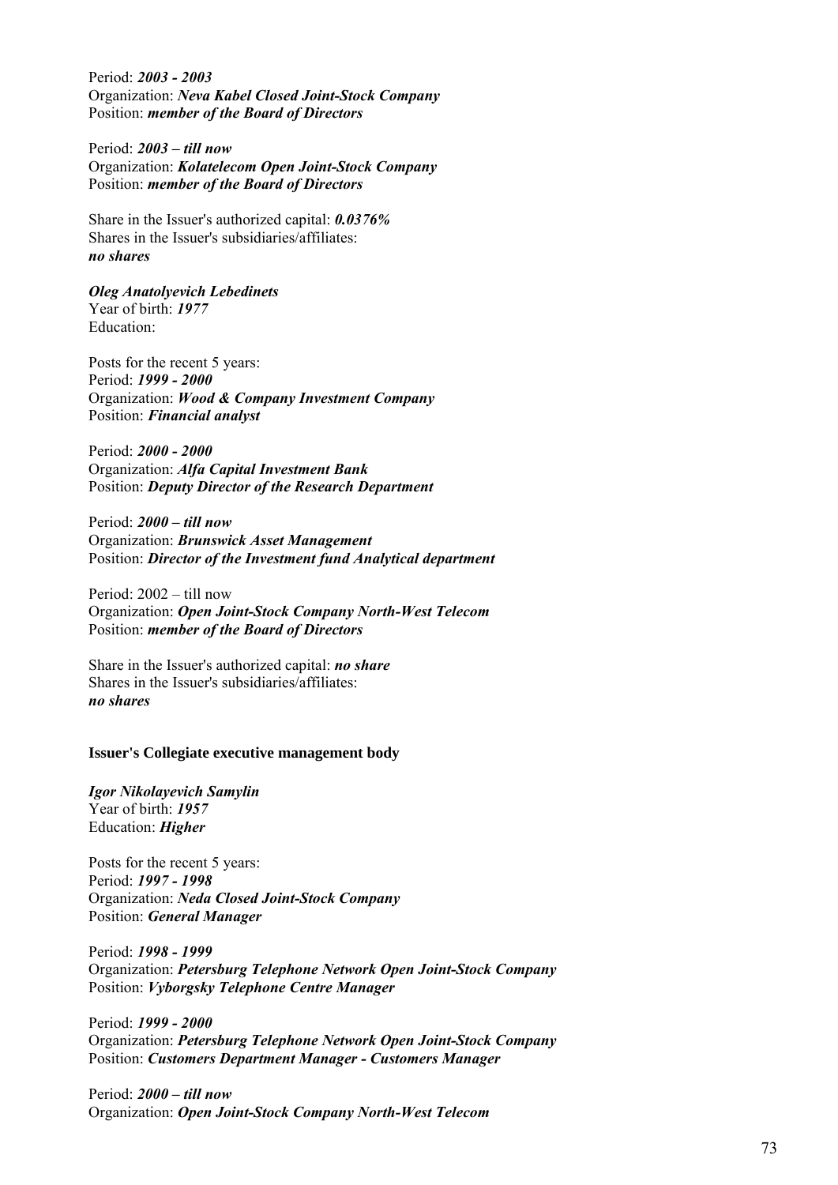Period: ***2003 - 2003***
Organization: ***Neva Kabel Closed Joint-Stock Company***
Position: ***member of the Board of Directors***

Period: ***2003 – till now***
Organization: ***Kolatelecom Open Joint-Stock Company***
Position: ***member of the Board of Directors***

Share in the Issuer's authorized capital: ***0.0376%***
Shares in the Issuer's subsidiaries/affiliates:
***no shares***

***Oleg Anatolyevich Lebedinets***
Year of birth: ***1977***
Education:

Posts for the recent 5 years:
Period: ***1999 - 2000***
Organization: ***Wood & Company Investment Company***
Position: ***Financial analyst***

Period: ***2000 - 2000***
Organization: ***Alfa Capital Investment Bank***
Position: ***Deputy Director of the Research Department***

Period: ***2000 – till now***
Organization: ***Brunswick Asset Management***
Position: ***Director of the Investment fund Analytical department***

Period: 2002 – till now
Organization: ***Open Joint-Stock Company North-West Telecom***
Position: ***member of the Board of Directors***

Share in the Issuer's authorized capital: ***no share***
Shares in the Issuer's subsidiaries/affiliates:
***no shares***

**Issuer's Collegiate executive management body**

***Igor Nikolayevich Samylin***
Year of birth: ***1957***
Education: ***Higher***

Posts for the recent 5 years:
Period: ***1997 - 1998***
Organization: ***Neda Closed Joint-Stock Company***
Position: ***General Manager***

Period: ***1998 - 1999***
Organization: ***Petersburg Telephone Network Open Joint-Stock Company***
Position: ***Vyborgsky Telephone Centre Manager***

Period: ***1999 - 2000***
Organization: ***Petersburg Telephone Network Open Joint-Stock Company***
Position: ***Customers Department Manager - Customers Manager***

Period: ***2000 – till now***
Organization: ***Open Joint-Stock Company North-West Telecom***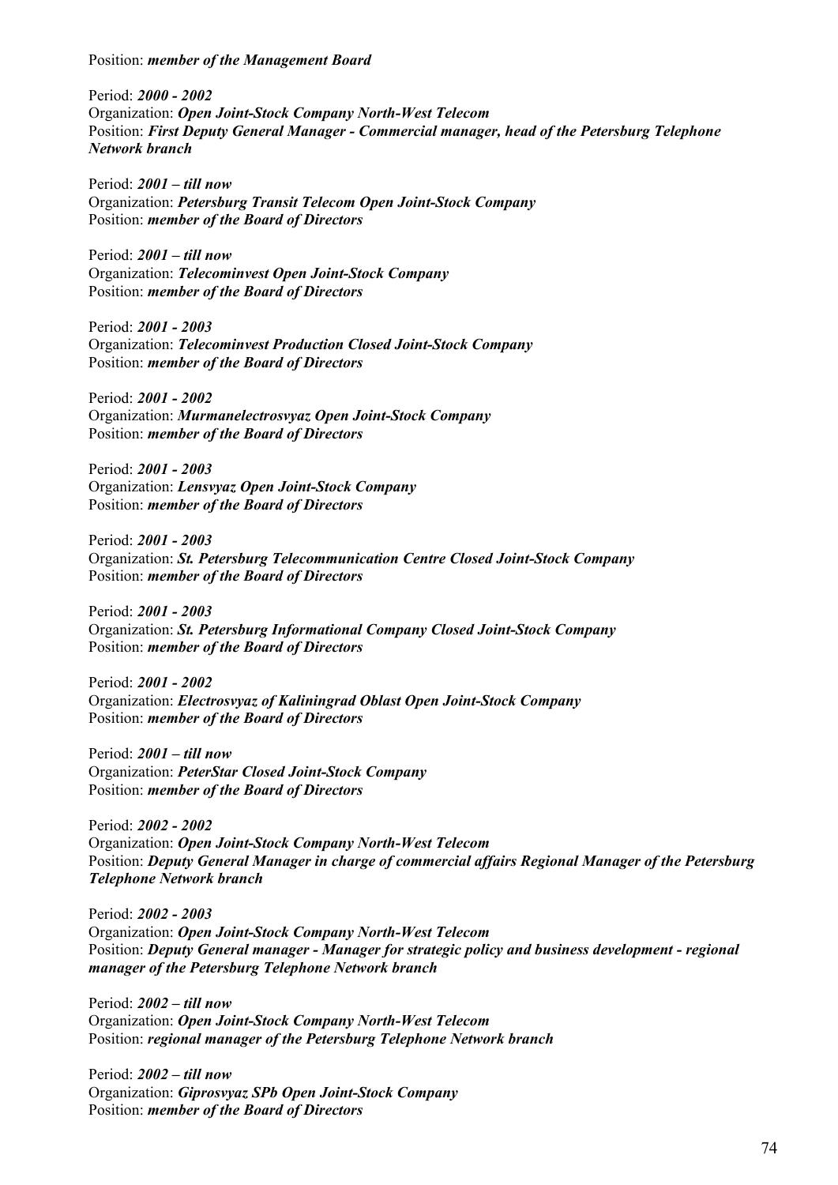Position: ***member of the Management Board***

Period: ***2000 - 2002***
Organization: ***Open Joint-Stock Company North-West Telecom***
Position: ***First Deputy General Manager - Commercial manager, head of the Petersburg Telephone Network branch***

Period: ***2001 – till now***
Organization: ***Petersburg Transit Telecom Open Joint-Stock Company***
Position: ***member of the Board of Directors***

Period: ***2001 – till now***
Organization: ***Telecominvest Open Joint-Stock Company***
Position: ***member of the Board of Directors***

Period: ***2001 - 2003***
Organization: ***Telecominvest Production Closed Joint-Stock Company***
Position: ***member of the Board of Directors***

Period: ***2001 - 2002***
Organization: ***Murmanelectrosvyaz Open Joint-Stock Company***
Position: ***member of the Board of Directors***

Period: ***2001 - 2003***
Organization: ***Lensvyaz Open Joint-Stock Company***
Position: ***member of the Board of Directors***

Period: ***2001 - 2003***
Organization: ***St. Petersburg Telecommunication Centre Closed Joint-Stock Company***
Position: ***member of the Board of Directors***

Period: ***2001 - 2003***
Organization: ***St. Petersburg Informational Company Closed Joint-Stock Company***
Position: ***member of the Board of Directors***

Period: ***2001 - 2002***
Organization: ***Electrosvyaz of Kaliningrad Oblast Open Joint-Stock Company***
Position: ***member of the Board of Directors***

Period: ***2001 – till now***
Organization: ***PeterStar Closed Joint-Stock Company***
Position: ***member of the Board of Directors***

Period: ***2002 - 2002***
Organization: ***Open Joint-Stock Company North-West Telecom***
Position: ***Deputy General Manager in charge of commercial affairs Regional Manager of the Petersburg Telephone Network branch***

Period: ***2002 - 2003***
Organization: ***Open Joint-Stock Company North-West Telecom***
Position: ***Deputy General manager - Manager for strategic policy and business development - regional manager of the Petersburg Telephone Network branch***

Period: ***2002 – till now***
Organization: ***Open Joint-Stock Company North-West Telecom***
Position: ***regional manager of the Petersburg Telephone Network branch***

Period: ***2002 – till now***
Organization: ***Giprosvyaz SPb Open Joint-Stock Company***
Position: ***member of the Board of Directors***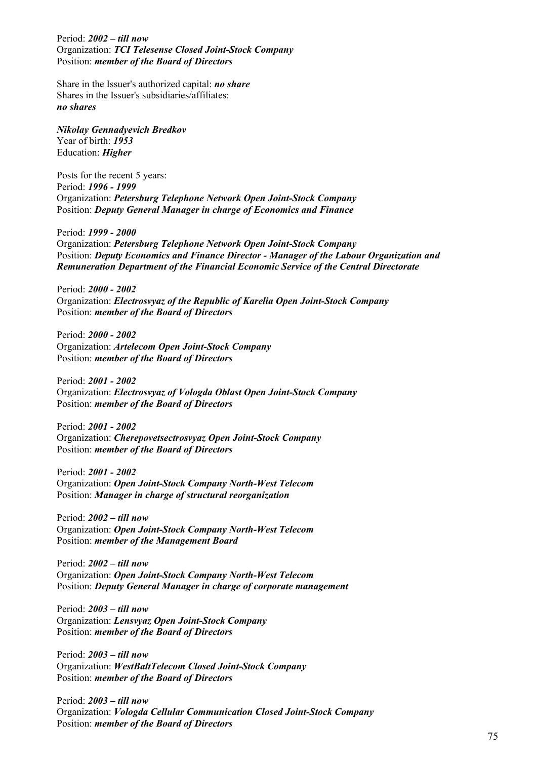Period: ***2002 – till now***
Organization: ***TCI Telesense Closed Joint-Stock Company***
Position: ***member of the Board of Directors***

Share in the Issuer's authorized capital: ***no share***
Shares in the Issuer's subsidiaries/affiliates:
***no shares***

***Nikolay Gennadyevich Bredkov***
Year of birth: ***1953***
Education: ***Higher***

Posts for the recent 5 years:
Period: ***1996 - 1999***
Organization: ***Petersburg Telephone Network Open Joint-Stock Company***
Position: ***Deputy General Manager in charge of Economics and Finance***

Period: ***1999 - 2000***
Organization: ***Petersburg Telephone Network Open Joint-Stock Company***
Position: ***Deputy Economics and Finance Director - Manager of the Labour Organization and Remuneration Department of the Financial Economic Service of the Central Directorate***

Period: ***2000 - 2002***
Organization: ***Electrosvyaz of the Republic of Karelia Open Joint-Stock Company***
Position: ***member of the Board of Directors***

Period: ***2000 - 2002***
Organization: ***Artelecom Open Joint-Stock Company***
Position: ***member of the Board of Directors***

Period: ***2001 - 2002***
Organization: ***Electrosvyaz of Vologda Oblast Open Joint-Stock Company***
Position: ***member of the Board of Directors***

Period: ***2001 - 2002***
Organization: ***Cherepovetsectrosvyaz Open Joint-Stock Company***
Position: ***member of the Board of Directors***

Period: ***2001 - 2002***
Organization: ***Open Joint-Stock Company North-West Telecom***
Position: ***Manager in charge of structural reorganization***

Period: ***2002 – till now***
Organization: ***Open Joint-Stock Company North-West Telecom***
Position: ***member of the Management Board***

Period: ***2002 – till now***
Organization: ***Open Joint-Stock Company North-West Telecom***
Position: ***Deputy General Manager in charge of corporate management***

Period: ***2003 – till now***
Organization: ***Lensvyaz Open Joint-Stock Company***
Position: ***member of the Board of Directors***

Period: ***2003 – till now***
Organization: ***WestBaltTelecom Closed Joint-Stock Company***
Position: ***member of the Board of Directors***

Period: ***2003 – till now***
Organization: ***Vologda Cellular Communication Closed Joint-Stock Company***
Position: ***member of the Board of Directors***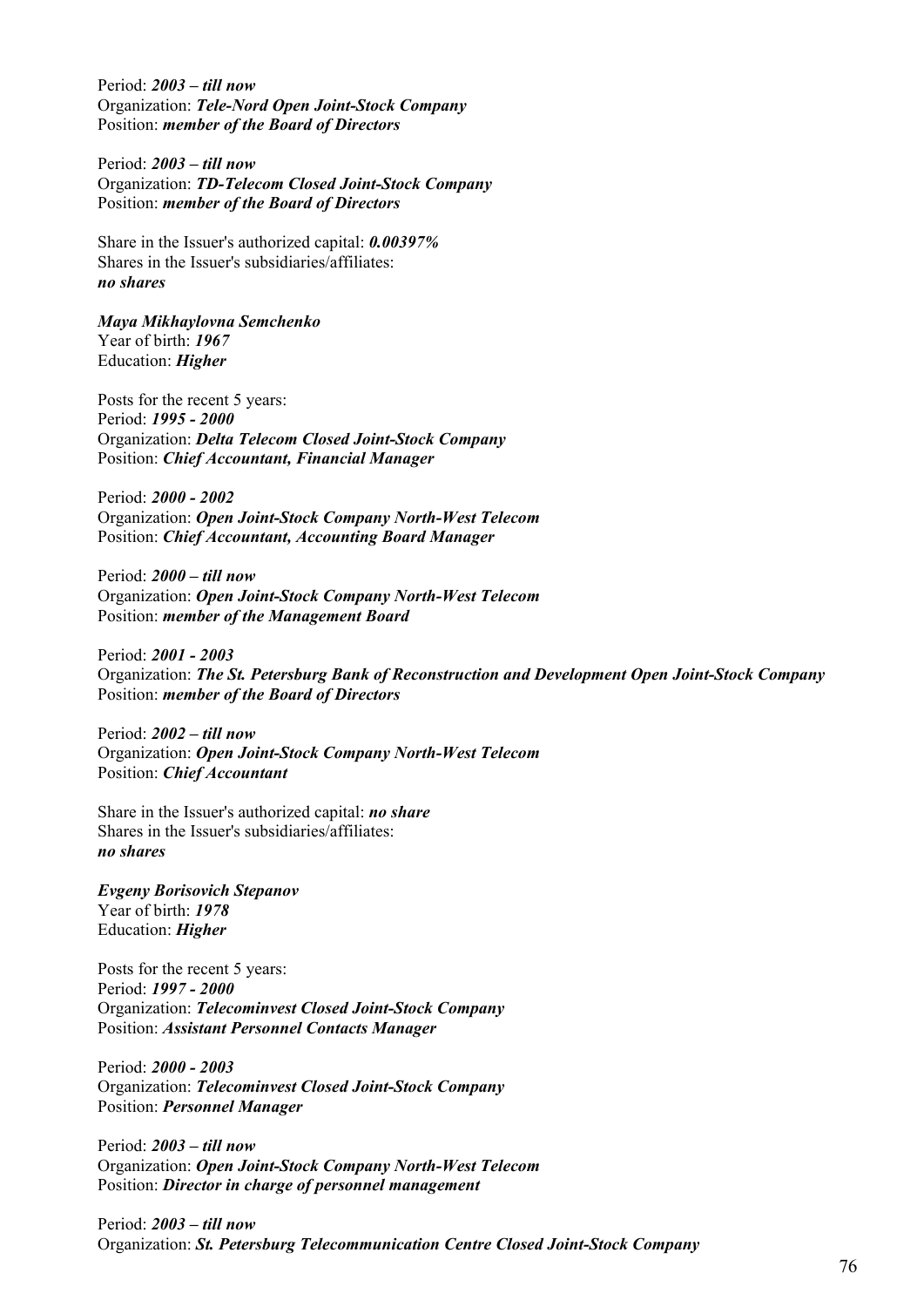Period: ***2003 – till now***
Organization: ***Tele-Nord Open Joint-Stock Company***
Position: ***member of the Board of Directors***

Period: ***2003 – till now***
Organization: ***TD-Telecom Closed Joint-Stock Company***
Position: ***member of the Board of Directors***

Share in the Issuer's authorized capital: ***0.00397%***
Shares in the Issuer's subsidiaries/affiliates:
***no shares***

***Maya Mikhaylovna Semchenko***
Year of birth: ***1967***
Education: ***Higher***

Posts for the recent 5 years:
Period: ***1995 - 2000***
Organization: ***Delta Telecom Closed Joint-Stock Company***
Position: ***Chief Accountant, Financial Manager***

Period: ***2000 - 2002***
Organization: ***Open Joint-Stock Company North-West Telecom***
Position: ***Chief Accountant, Accounting Board Manager***

Period: ***2000 – till now***
Organization: ***Open Joint-Stock Company North-West Telecom***
Position: ***member of the Management Board***

Period: ***2001 - 2003***
Organization: ***The St. Petersburg Bank of Reconstruction and Development Open Joint-Stock Company***
Position: ***member of the Board of Directors***

Period: ***2002 – till now***
Organization: ***Open Joint-Stock Company North-West Telecom***
Position: ***Chief Accountant***

Share in the Issuer's authorized capital: ***no share***
Shares in the Issuer's subsidiaries/affiliates:
***no shares***

***Evgeny Borisovich Stepanov***
Year of birth: ***1978***
Education: ***Higher***

Posts for the recent 5 years:
Period: ***1997 - 2000***
Organization: ***Telecominvest Closed Joint-Stock Company***
Position: ***Assistant Personnel Contacts Manager***

Period: ***2000 - 2003***
Organization: ***Telecominvest Closed Joint-Stock Company***
Position: ***Personnel Manager***

Period: ***2003 – till now***
Organization: ***Open Joint-Stock Company North-West Telecom***
Position: ***Director in charge of personnel management***

Period: ***2003 – till now***
Organization: ***St. Petersburg Telecommunication Centre Closed Joint-Stock Company***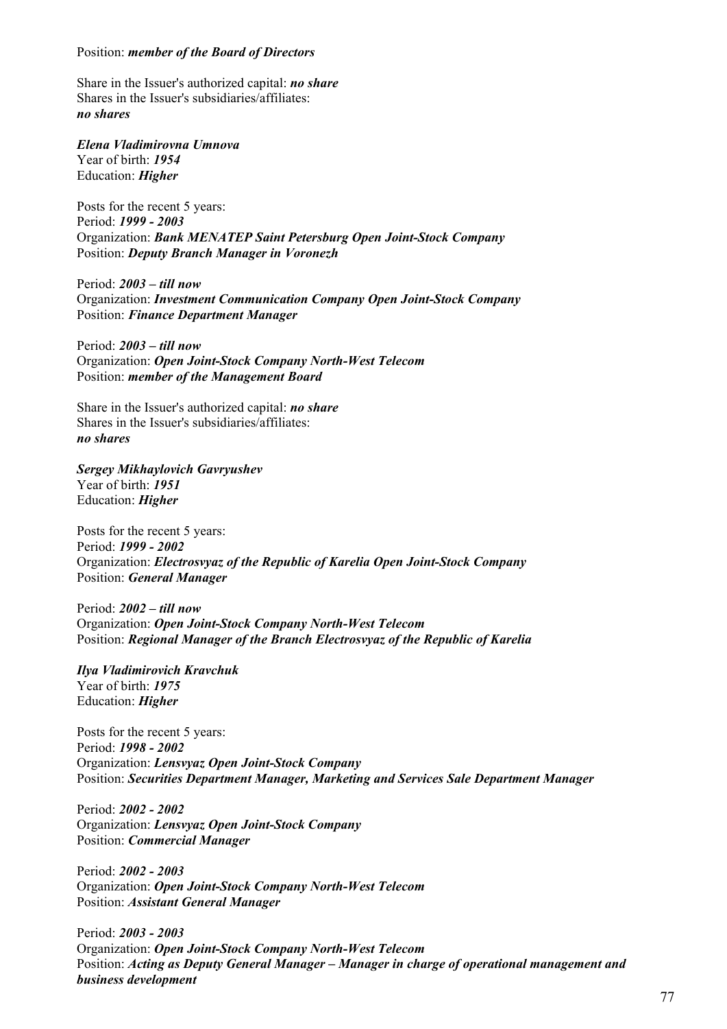Position: ***member of the Board of Directors***

Share in the Issuer's authorized capital: ***no share***
Shares in the Issuer's subsidiaries/affiliates:
***no shares***

***Elena Vladimirovna Umnova***
Year of birth: ***1954***
Education: ***Higher***

Posts for the recent 5 years:
Period: ***1999 - 2003***
Organization: ***Bank MENATEP Saint Petersburg Open Joint-Stock Company***
Position: ***Deputy Branch Manager in Voronezh***

Period: ***2003 – till now***
Organization: ***Investment Communication Company Open Joint-Stock Company***
Position: ***Finance Department Manager***

Period: ***2003 – till now***
Organization: ***Open Joint-Stock Company North-West Telecom***
Position: ***member of the Management Board***

Share in the Issuer's authorized capital: ***no share***
Shares in the Issuer's subsidiaries/affiliates:
***no shares***

***Sergey Mikhaylovich Gavryushev***
Year of birth: ***1951***
Education: ***Higher***

Posts for the recent 5 years:
Period: ***1999 - 2002***
Organization: ***Electrosvyaz of the Republic of Karelia Open Joint-Stock Company***
Position: ***General Manager***

Period: ***2002 – till now***
Organization: ***Open Joint-Stock Company North-West Telecom***
Position: ***Regional Manager of the Branch Electrosvyaz of the Republic of Karelia***

***Ilya Vladimirovich Kravchuk***
Year of birth: ***1975***
Education: ***Higher***

Posts for the recent 5 years:
Period: ***1998 - 2002***
Organization: ***Lensvyaz Open Joint-Stock Company***
Position: ***Securities Department Manager, Marketing and Services Sale Department Manager***

Period: ***2002 - 2002***
Organization: ***Lensvyaz Open Joint-Stock Company***
Position: ***Commercial Manager***

Period: ***2002 - 2003***
Organization: ***Open Joint-Stock Company North-West Telecom***
Position: ***Assistant General Manager***

Period: ***2003 - 2003***
Organization: ***Open Joint-Stock Company North-West Telecom***
Position: ***Acting as Deputy General Manager – Manager in charge of operational management and business development***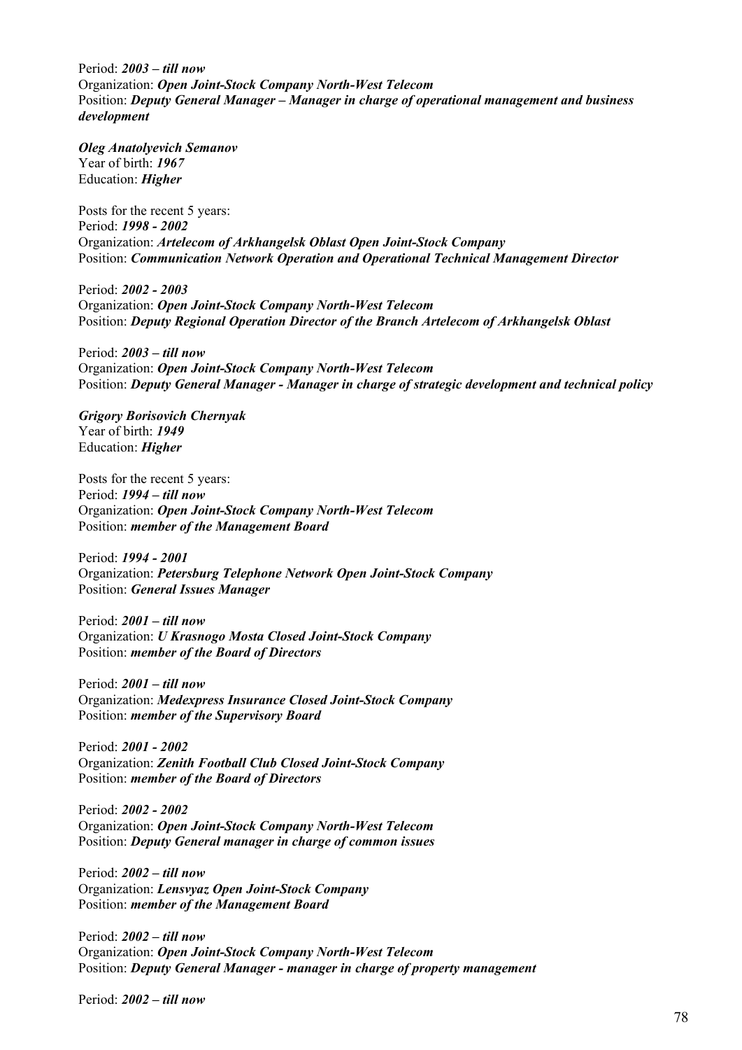Period: ***2003 – till now***
Organization: ***Open Joint-Stock Company North-West Telecom***
Position: ***Deputy General Manager – Manager in charge of operational management and business development***

***Oleg Anatolyevich Semanov***
Year of birth: ***1967***
Education: ***Higher***

Posts for the recent 5 years:
Period: ***1998 - 2002***
Organization: ***Artelecom of Arkhangelsk Oblast Open Joint-Stock Company***
Position: ***Communication Network Operation and Operational Technical Management Director***

Period: ***2002 - 2003***
Organization: ***Open Joint-Stock Company North-West Telecom***
Position: ***Deputy Regional Operation Director of the Branch Artelecom of Arkhangelsk Oblast***

Period: ***2003 – till now***
Organization: ***Open Joint-Stock Company North-West Telecom***
Position: ***Deputy General Manager - Manager in charge of strategic development and technical policy***

***Grigory Borisovich Chernyak***
Year of birth: ***1949***
Education: ***Higher***

Posts for the recent 5 years:
Period: ***1994 – till now***
Organization: ***Open Joint-Stock Company North-West Telecom***
Position: ***member of the Management Board***

Period: ***1994 - 2001***
Organization: ***Petersburg Telephone Network Open Joint-Stock Company***
Position: ***General Issues Manager***

Period: ***2001 – till now***
Organization: ***U Krasnogo Mosta Closed Joint-Stock Company***
Position: ***member of the Board of Directors***

Period: ***2001 – till now***
Organization: ***Medexpress Insurance Closed Joint-Stock Company***
Position: ***member of the Supervisory Board***

Period: ***2001 - 2002***
Organization: ***Zenith Football Club Closed Joint-Stock Company***
Position: ***member of the Board of Directors***

Period: ***2002 - 2002***
Organization: ***Open Joint-Stock Company North-West Telecom***
Position: ***Deputy General manager in charge of common issues***

Period: ***2002 – till now***
Organization: ***Lensvyaz Open Joint-Stock Company***
Position: ***member of the Management Board***

Period: ***2002 – till now***
Organization: ***Open Joint-Stock Company North-West Telecom***
Position: ***Deputy General Manager - manager in charge of property management***

Period: ***2002 – till now***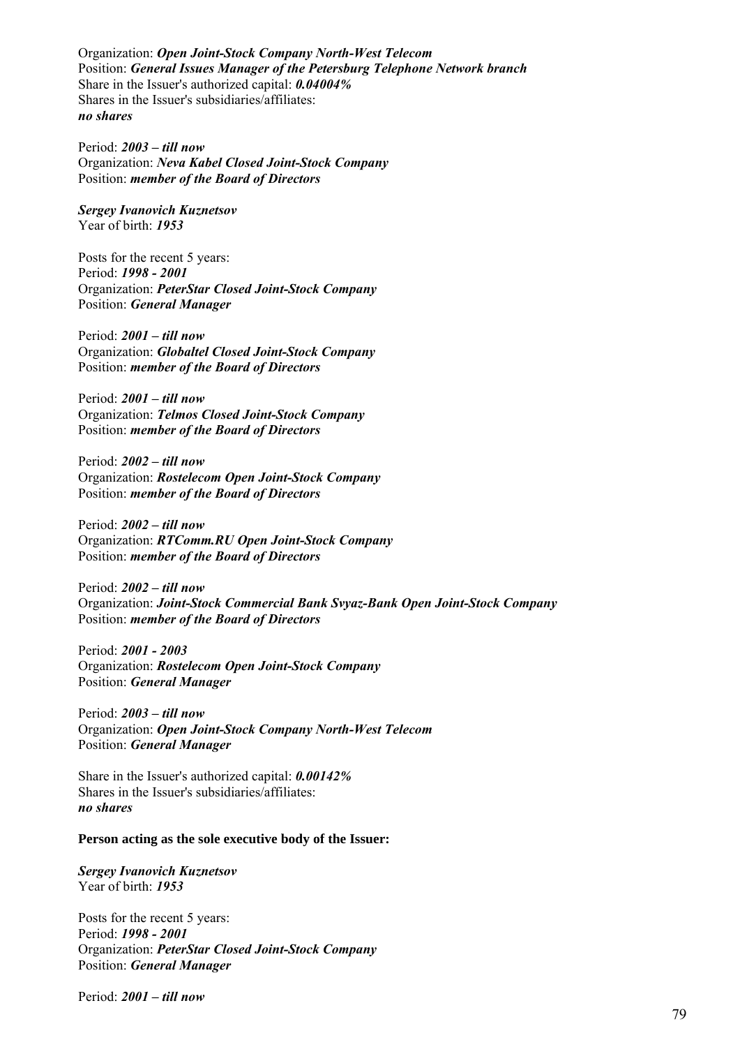Organization: ***Open Joint-Stock Company North-West Telecom***
Position: ***General Issues Manager of the Petersburg Telephone Network branch***
Share in the Issuer's authorized capital: ***0.04004%***
Shares in the Issuer's subsidiaries/affiliates:
***no shares***

Period: ***2003 – till now***
Organization: ***Neva Kabel Closed Joint-Stock Company***
Position: ***member of the Board of Directors***

***Sergey Ivanovich Kuznetsov***
Year of birth: ***1953***

Posts for the recent 5 years:
Period: ***1998 - 2001***
Organization: ***PeterStar Closed Joint-Stock Company***
Position: ***General Manager***

Period: ***2001 – till now***
Organization: ***Globaltel Closed Joint-Stock Company***
Position: ***member of the Board of Directors***

Period: ***2001 – till now***
Organization: ***Telmos Closed Joint-Stock Company***
Position: ***member of the Board of Directors***

Period: ***2002 – till now***
Organization: ***Rostelecom Open Joint-Stock Company***
Position: ***member of the Board of Directors***

Period: ***2002 – till now***
Organization: ***RTComm.RU Open Joint-Stock Company***
Position: ***member of the Board of Directors***

Period: ***2002 – till now***
Organization: ***Joint-Stock Commercial Bank Svyaz-Bank Open Joint-Stock Company***
Position: ***member of the Board of Directors***

Period: ***2001 - 2003***
Organization: ***Rostelecom Open Joint-Stock Company***
Position: ***General Manager***

Period: ***2003 – till now***
Organization: ***Open Joint-Stock Company North-West Telecom***
Position: ***General Manager***

Share in the Issuer's authorized capital: ***0.00142%***
Shares in the Issuer's subsidiaries/affiliates:
***no shares***

**Person acting as the sole executive body of the Issuer:**

***Sergey Ivanovich Kuznetsov***
Year of birth: ***1953***

Posts for the recent 5 years:
Period: ***1998 - 2001***
Organization: ***PeterStar Closed Joint-Stock Company***
Position: ***General Manager***

Period: ***2001 – till now***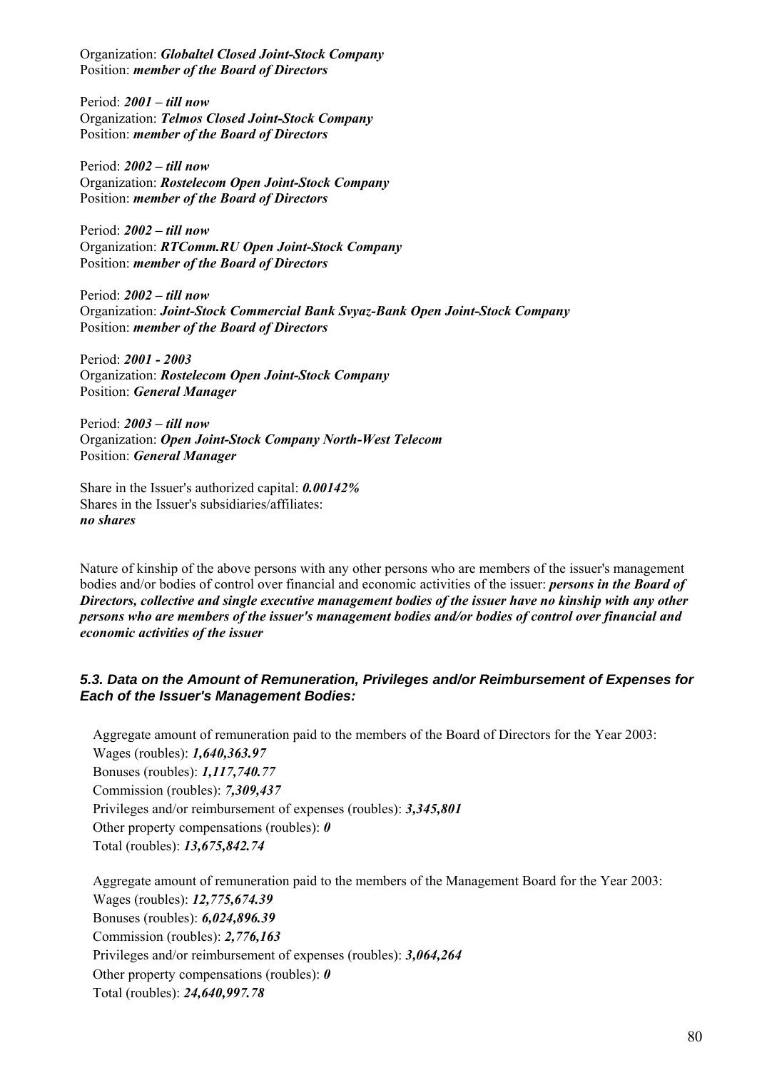Organization: ***Globaltel Closed Joint-Stock Company***
Position: ***member of the Board of Directors***

Period: ***2001 – till now***
Organization: ***Telmos Closed Joint-Stock Company***
Position: ***member of the Board of Directors***

Period: ***2002 – till now***
Organization: ***Rostelecom Open Joint-Stock Company***
Position: ***member of the Board of Directors***

Period: ***2002 – till now***
Organization: ***RTComm.RU Open Joint-Stock Company***
Position: ***member of the Board of Directors***

Period: ***2002 – till now***
Organization: ***Joint-Stock Commercial Bank Svyaz-Bank Open Joint-Stock Company***
Position: ***member of the Board of Directors***

Period: ***2001 - 2003***
Organization: ***Rostelecom Open Joint-Stock Company***
Position: ***General Manager***

Period: ***2003 – till now***
Organization: ***Open Joint-Stock Company North-West Telecom***
Position: ***General Manager***

Share in the Issuer's authorized capital: ***0.00142%***
Shares in the Issuer's subsidiaries/affiliates:
***no shares***

Nature of kinship of the above persons with any other persons who are members of the issuer's management bodies and/or bodies of control over financial and economic activities of the issuer: ***persons in the Board of Directors, collective and single executive management bodies of the issuer have no kinship with any other persons who are members of the issuer's management bodies and/or bodies of control over financial and economic activities of the issuer***

### *5.3. Data on the Amount of Remuneration, Privileges and/or Reimbursement of Expenses for Each of the Issuer's Management Bodies:*

Aggregate amount of remuneration paid to the members of the Board of Directors for the Year 2003:
Wages (roubles): ***1,640,363.97***
Bonuses (roubles): ***1,117,740.77***
Commission (roubles): ***7,309,437***
Privileges and/or reimbursement of expenses (roubles): ***3,345,801***
Other property compensations (roubles): ***0***
Total (roubles): ***13,675,842.74***

Aggregate amount of remuneration paid to the members of the Management Board for the Year 2003:
Wages (roubles): ***12,775,674.39***
Bonuses (roubles): ***6,024,896.39***
Commission (roubles): ***2,776,163***
Privileges and/or reimbursement of expenses (roubles): ***3,064,264***
Other property compensations (roubles): ***0***
Total (roubles): ***24,640,997.78***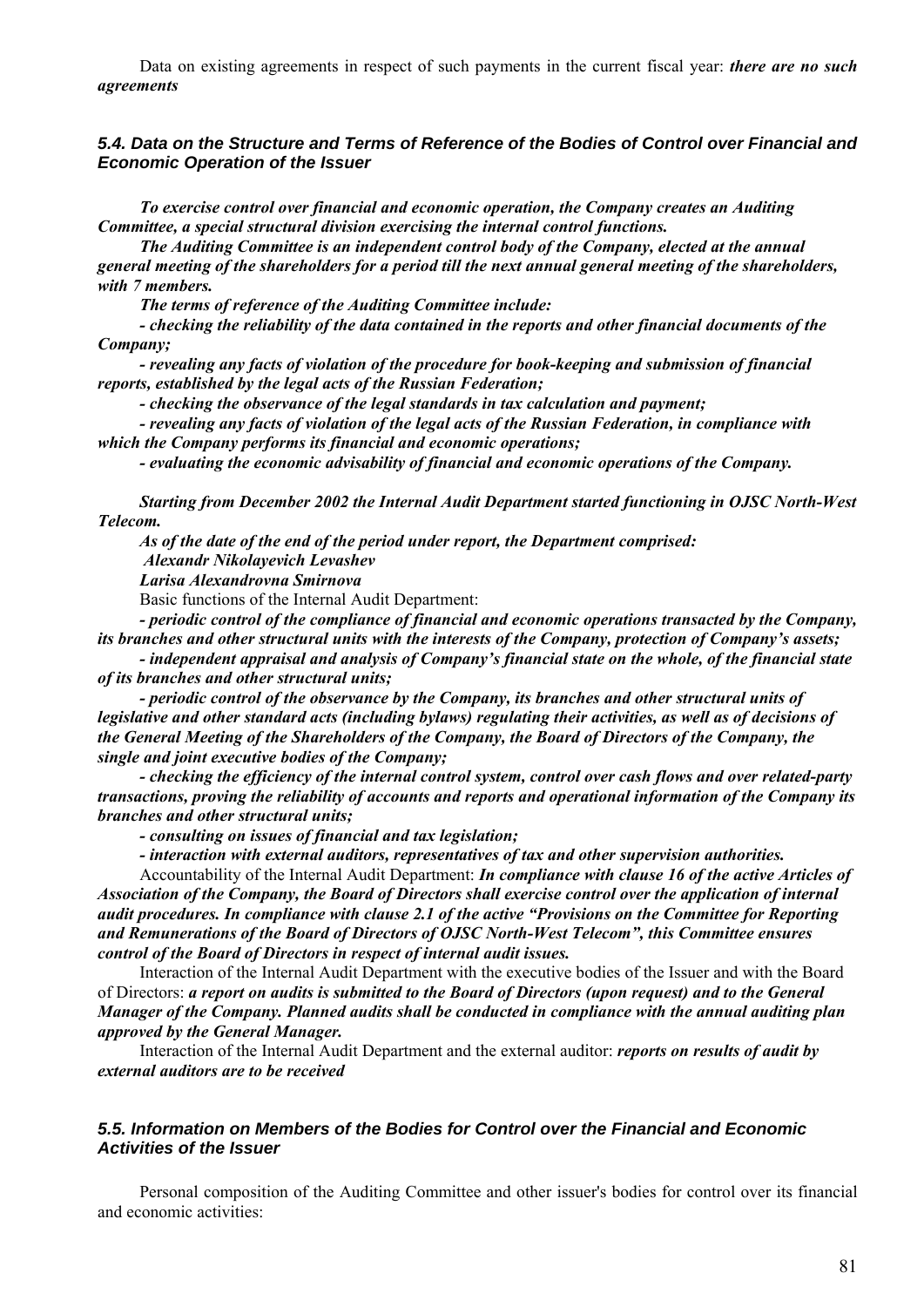Data on existing agreements in respect of such payments in the current fiscal year: ***there are no such agreements***

### *5.4. Data on the Structure and Terms of Reference of the Bodies of Control over Financial and Economic Operation of the Issuer*

***To exercise control over financial and economic operation, the Company creates an Auditing Committee, a special structural division exercising the internal control functions.***

***The Auditing Committee is an independent control body of the Company, elected at the annual general meeting of the shareholders for a period till the next annual general meeting of the shareholders, with 7 members.***

***The terms of reference of the Auditing Committee include:***

***- checking the reliability of the data contained in the reports and other financial documents of the Company;***

***- revealing any facts of violation of the procedure for book-keeping and submission of financial reports, established by the legal acts of the Russian Federation;***

***- checking the observance of the legal standards in tax calculation and payment;***

***- revealing any facts of violation of the legal acts of the Russian Federation, in compliance with which the Company performs its financial and economic operations;***

***- evaluating the economic advisability of financial and economic operations of the Company.***

***Starting from December 2002 the Internal Audit Department started functioning in OJSC North-West Telecom.***

***As of the date of the end of the period under report, the Department comprised:***

***Alexandr Nikolayevich Levashev***

***Larisa Alexandrovna Smirnova***

Basic functions of the Internal Audit Department:

***- periodic control of the compliance of financial and economic operations transacted by the Company, its branches and other structural units with the interests of the Company, protection of Company's assets;***

***- independent appraisal and analysis of Company's financial state on the whole, of the financial state of its branches and other structural units;***

***- periodic control of the observance by the Company, its branches and other structural units of legislative and other standard acts (including bylaws) regulating their activities, as well as of decisions of the General Meeting of the Shareholders of the Company, the Board of Directors of the Company, the single and joint executive bodies of the Company;***

***- checking the efficiency of the internal control system, control over cash flows and over related-party transactions, proving the reliability of accounts and reports and operational information of the Company its branches and other structural units;***

***- consulting on issues of financial and tax legislation;***

***- interaction with external auditors, representatives of tax and other supervision authorities.***

Accountability of the Internal Audit Department: ***In compliance with clause 16 of the active Articles of Association of the Company, the Board of Directors shall exercise control over the application of internal audit procedures. In compliance with clause 2.1 of the active "Provisions on the Committee for Reporting and Remunerations of the Board of Directors of OJSC North-West Telecom", this Committee ensures control of the Board of Directors in respect of internal audit issues.***

Interaction of the Internal Audit Department with the executive bodies of the Issuer and with the Board of Directors: ***a report on audits is submitted to the Board of Directors (upon request) and to the General Manager of the Company. Planned audits shall be conducted in compliance with the annual auditing plan approved by the General Manager.***

Interaction of the Internal Audit Department and the external auditor: ***reports on results of audit by external auditors are to be received***

### *5.5. Information on Members of the Bodies for Control over the Financial and Economic Activities of the Issuer*

Personal composition of the Auditing Committee and other issuer's bodies for control over its financial and economic activities: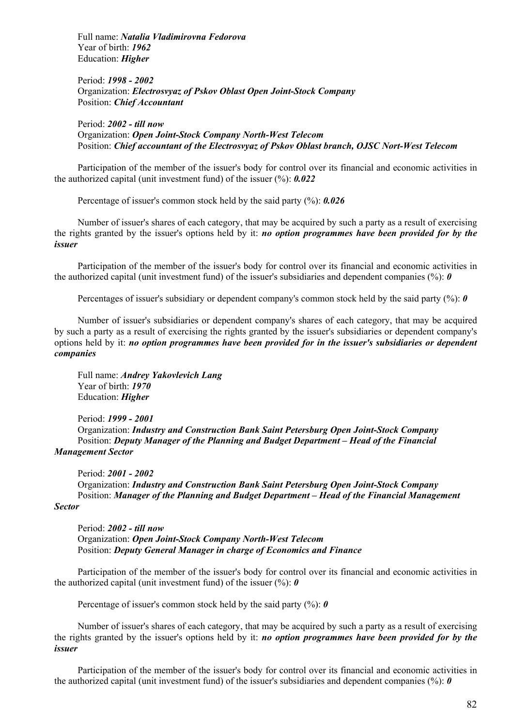Full name: ***Natalia Vladimirovna Fedorova***
Year of birth: ***1962***
Education: ***Higher***

Period: ***1998 - 2002***
Organization: ***Electrosvyaz of Pskov Oblast Open Joint-Stock Company***
Position: ***Chief Accountant***

Period: ***2002 - till now***
Organization: ***Open Joint-Stock Company North-West Telecom***
Position: ***Chief accountant of the Electrosvyaz of Pskov Oblast branch, OJSC Nort-West Telecom***

Participation of the member of the issuer's body for control over its financial and economic activities in the authorized capital (unit investment fund) of the issuer (%): ***0.022***

Percentage of issuer's common stock held by the said party (%): ***0.026***

Number of issuer's shares of each category, that may be acquired by such a party as a result of exercising the rights granted by the issuer's options held by it: ***no option programmes have been provided for by the issuer***

Participation of the member of the issuer's body for control over its financial and economic activities in the authorized capital (unit investment fund) of the issuer's subsidiaries and dependent companies (%): ***0***

Percentages of issuer's subsidiary or dependent company's common stock held by the said party (%): ***0***

Number of issuer's subsidiaries or dependent company's shares of each category, that may be acquired by such a party as a result of exercising the rights granted by the issuer's subsidiaries or dependent company's options held by it: ***no option programmes have been provided for in the issuer's subsidiaries or dependent companies***

Full name: ***Andrey Yakovlevich Lang***
Year of birth: ***1970***
Education: ***Higher***

Period: ***1999 - 2001***
Organization: ***Industry and Construction Bank Saint Petersburg Open Joint-Stock Company***
Position: ***Deputy Manager of the Planning and Budget Department – Head of the Financial Management Sector***

Period: ***2001 - 2002***
Organization: ***Industry and Construction Bank Saint Petersburg Open Joint-Stock Company***
Position: ***Manager of the Planning and Budget Department – Head of the Financial Management Sector***

Period: ***2002 - till now***
Organization: ***Open Joint-Stock Company North-West Telecom***
Position: ***Deputy General Manager in charge of Economics and Finance***

Participation of the member of the issuer's body for control over its financial and economic activities in the authorized capital (unit investment fund) of the issuer (%): ***0***

Percentage of issuer's common stock held by the said party (%): ***0***

Number of issuer's shares of each category, that may be acquired by such a party as a result of exercising the rights granted by the issuer's options held by it: ***no option programmes have been provided for by the issuer***

Participation of the member of the issuer's body for control over its financial and economic activities in the authorized capital (unit investment fund) of the issuer's subsidiaries and dependent companies (%): ***0***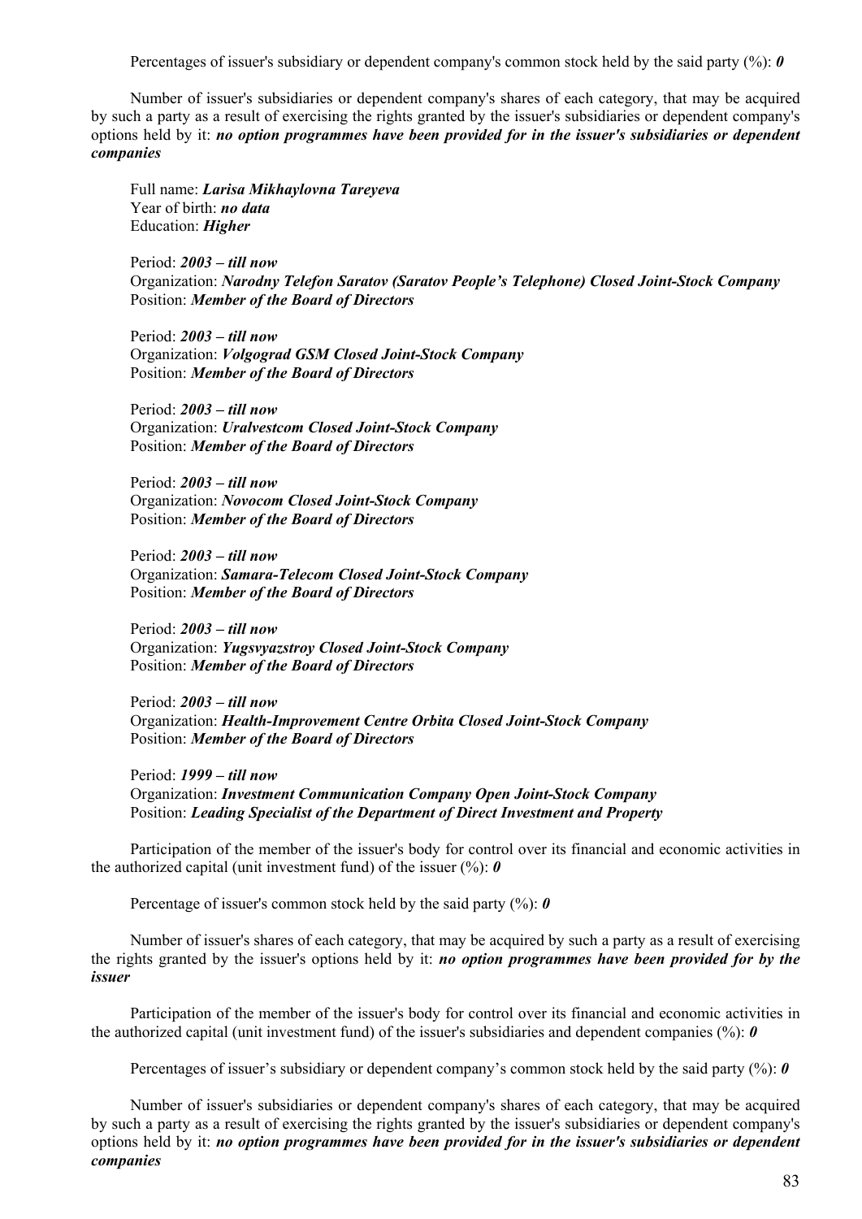Percentages of issuer's subsidiary or dependent company's common stock held by the said party (%): ***0***

Number of issuer's subsidiaries or dependent company's shares of each category, that may be acquired by such a party as a result of exercising the rights granted by the issuer's subsidiaries or dependent company's options held by it: ***no option programmes have been provided for in the issuer's subsidiaries or dependent companies***

Full name: ***Larisa Mikhaylovna Tareyeva***
Year of birth: ***no data***
Education: ***Higher***

Period: ***2003 – till now***
Organization: ***Narodny Telefon Saratov (Saratov People's Telephone) Closed Joint-Stock Company***
Position: ***Member of the Board of Directors***

Period: ***2003 – till now***
Organization: ***Volgograd GSM Closed Joint-Stock Company***
Position: ***Member of the Board of Directors***

Period: ***2003 – till now***
Organization: ***Uralvestcom Closed Joint-Stock Company***
Position: ***Member of the Board of Directors***

Period: ***2003 – till now***
Organization: ***Novocom Closed Joint-Stock Company***
Position: ***Member of the Board of Directors***

Period: ***2003 – till now***
Organization: ***Samara-Telecom Closed Joint-Stock Company***
Position: ***Member of the Board of Directors***

Period: ***2003 – till now***
Organization: ***Yugsvyazstroy Closed Joint-Stock Company***
Position: ***Member of the Board of Directors***

Period: ***2003 – till now***
Organization: ***Health-Improvement Centre Orbita Closed Joint-Stock Company***
Position: ***Member of the Board of Directors***

Period: ***1999 – till now***
Organization: ***Investment Communication Company Open Joint-Stock Company***
Position: ***Leading Specialist of the Department of Direct Investment and Property***

Participation of the member of the issuer's body for control over its financial and economic activities in the authorized capital (unit investment fund) of the issuer (%): ***0***

Percentage of issuer's common stock held by the said party (%): ***0***

Number of issuer's shares of each category, that may be acquired by such a party as a result of exercising the rights granted by the issuer's options held by it: ***no option programmes have been provided for by the issuer***

Participation of the member of the issuer's body for control over its financial and economic activities in the authorized capital (unit investment fund) of the issuer's subsidiaries and dependent companies (%): ***0***

Percentages of issuer's subsidiary or dependent company's common stock held by the said party (%): ***0***

Number of issuer's subsidiaries or dependent company's shares of each category, that may be acquired by such a party as a result of exercising the rights granted by the issuer's subsidiaries or dependent company's options held by it: ***no option programmes have been provided for in the issuer's subsidiaries or dependent companies***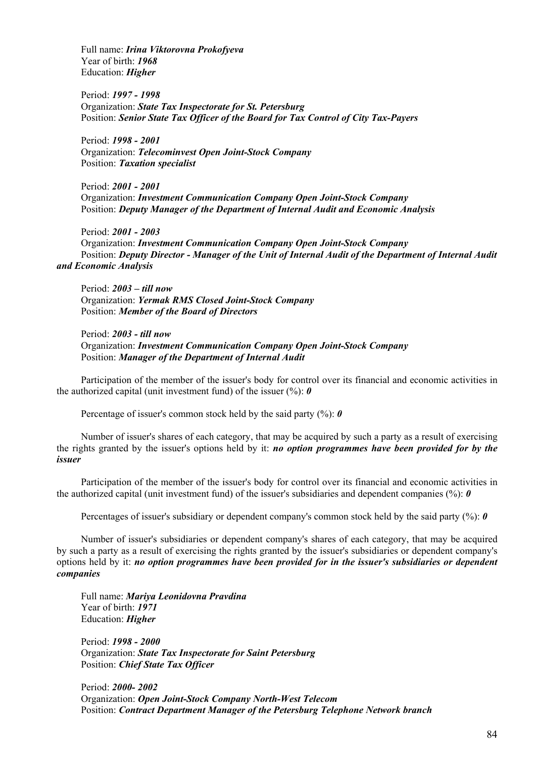Full name: ***Irina Viktorovna Prokofyeva***
Year of birth: ***1968***
Education: ***Higher***

Period: ***1997 - 1998***
Organization: ***State Tax Inspectorate for St. Petersburg***
Position: ***Senior State Tax Officer of the Board for Tax Control of City Tax-Payers***

Period: ***1998 - 2001***
Organization: ***Telecominvest Open Joint-Stock Company***
Position: ***Taxation specialist***

Period: ***2001 - 2001***
Organization: ***Investment Communication Company Open Joint-Stock Company***
Position: ***Deputy Manager of the Department of Internal Audit and Economic Analysis***

Period: ***2001 - 2003***
Organization: ***Investment Communication Company Open Joint-Stock Company***
Position: ***Deputy Director - Manager of the Unit of Internal Audit of the Department of Internal Audit and Economic Analysis***

Period: ***2003 – till now***
Organization: ***Yermak RMS Closed Joint-Stock Company***
Position: ***Member of the Board of Directors***

Period: ***2003 - till now***
Organization: ***Investment Communication Company Open Joint-Stock Company***
Position: ***Manager of the Department of Internal Audit***

Participation of the member of the issuer's body for control over its financial and economic activities in the authorized capital (unit investment fund) of the issuer (%): ***0***

Percentage of issuer's common stock held by the said party (%): ***0***

Number of issuer's shares of each category, that may be acquired by such a party as a result of exercising the rights granted by the issuer's options held by it: ***no option programmes have been provided for by the issuer***

Participation of the member of the issuer's body for control over its financial and economic activities in the authorized capital (unit investment fund) of the issuer's subsidiaries and dependent companies (%): ***0***

Percentages of issuer's subsidiary or dependent company's common stock held by the said party (%): ***0***

Number of issuer's subsidiaries or dependent company's shares of each category, that may be acquired by such a party as a result of exercising the rights granted by the issuer's subsidiaries or dependent company's options held by it: ***no option programmes have been provided for in the issuer's subsidiaries or dependent companies***

Full name: ***Mariya Leonidovna Pravdina***
Year of birth: ***1971***
Education: ***Higher***

Period: ***1998 - 2000***
Organization: ***State Tax Inspectorate for Saint Petersburg***
Position: ***Chief State Tax Officer***

Period: ***2000- 2002***
Organization: ***Open Joint-Stock Company North-West Telecom***
Position: ***Contract Department Manager of the Petersburg Telephone Network branch***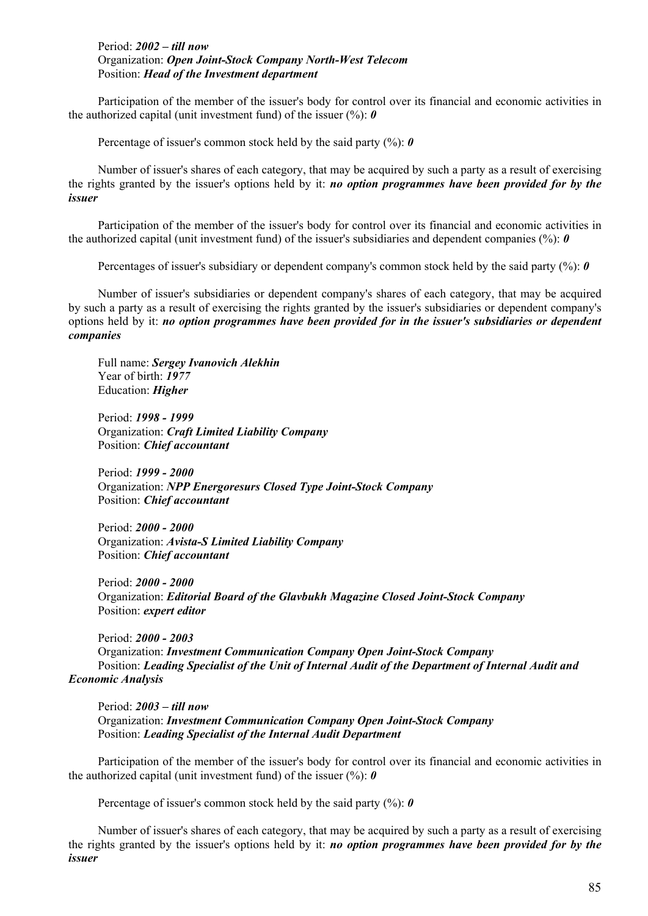Period: ***2002 – till now***
Organization: ***Open Joint-Stock Company North-West Telecom***
Position: ***Head of the Investment department***

Participation of the member of the issuer's body for control over its financial and economic activities in the authorized capital (unit investment fund) of the issuer (%): ***0***

Percentage of issuer's common stock held by the said party (%): ***0***

Number of issuer's shares of each category, that may be acquired by such a party as a result of exercising the rights granted by the issuer's options held by it: ***no option programmes have been provided for by the issuer***

Participation of the member of the issuer's body for control over its financial and economic activities in the authorized capital (unit investment fund) of the issuer's subsidiaries and dependent companies (%): ***0***

Percentages of issuer's subsidiary or dependent company's common stock held by the said party (%): ***0***

Number of issuer's subsidiaries or dependent company's shares of each category, that may be acquired by such a party as a result of exercising the rights granted by the issuer's subsidiaries or dependent company's options held by it: ***no option programmes have been provided for in the issuer's subsidiaries or dependent companies***

Full name: ***Sergey Ivanovich Alekhin***
Year of birth: ***1977***
Education: ***Higher***

Period: ***1998 - 1999***
Organization: ***Craft Limited Liability Company***
Position: ***Chief accountant***

Period: ***1999 - 2000***
Organization: ***NPP Energoresurs Closed Type Joint-Stock Company***
Position: ***Chief accountant***

Period: ***2000 - 2000***
Organization: ***Avista-S Limited Liability Company***
Position: ***Chief accountant***

Period: ***2000 - 2000***
Organization: ***Editorial Board of the Glavbukh Magazine Closed Joint-Stock Company***
Position: ***expert editor***

Period: ***2000 - 2003***
Organization: ***Investment Communication Company Open Joint-Stock Company***
Position: ***Leading Specialist of the Unit of Internal Audit of the Department of Internal Audit and Economic Analysis***

Period: ***2003 – till now***
Organization: ***Investment Communication Company Open Joint-Stock Company***
Position: ***Leading Specialist of the Internal Audit Department***

Participation of the member of the issuer's body for control over its financial and economic activities in the authorized capital (unit investment fund) of the issuer (%): ***0***

Percentage of issuer's common stock held by the said party (%): ***0***

Number of issuer's shares of each category, that may be acquired by such a party as a result of exercising the rights granted by the issuer's options held by it: ***no option programmes have been provided for by the issuer***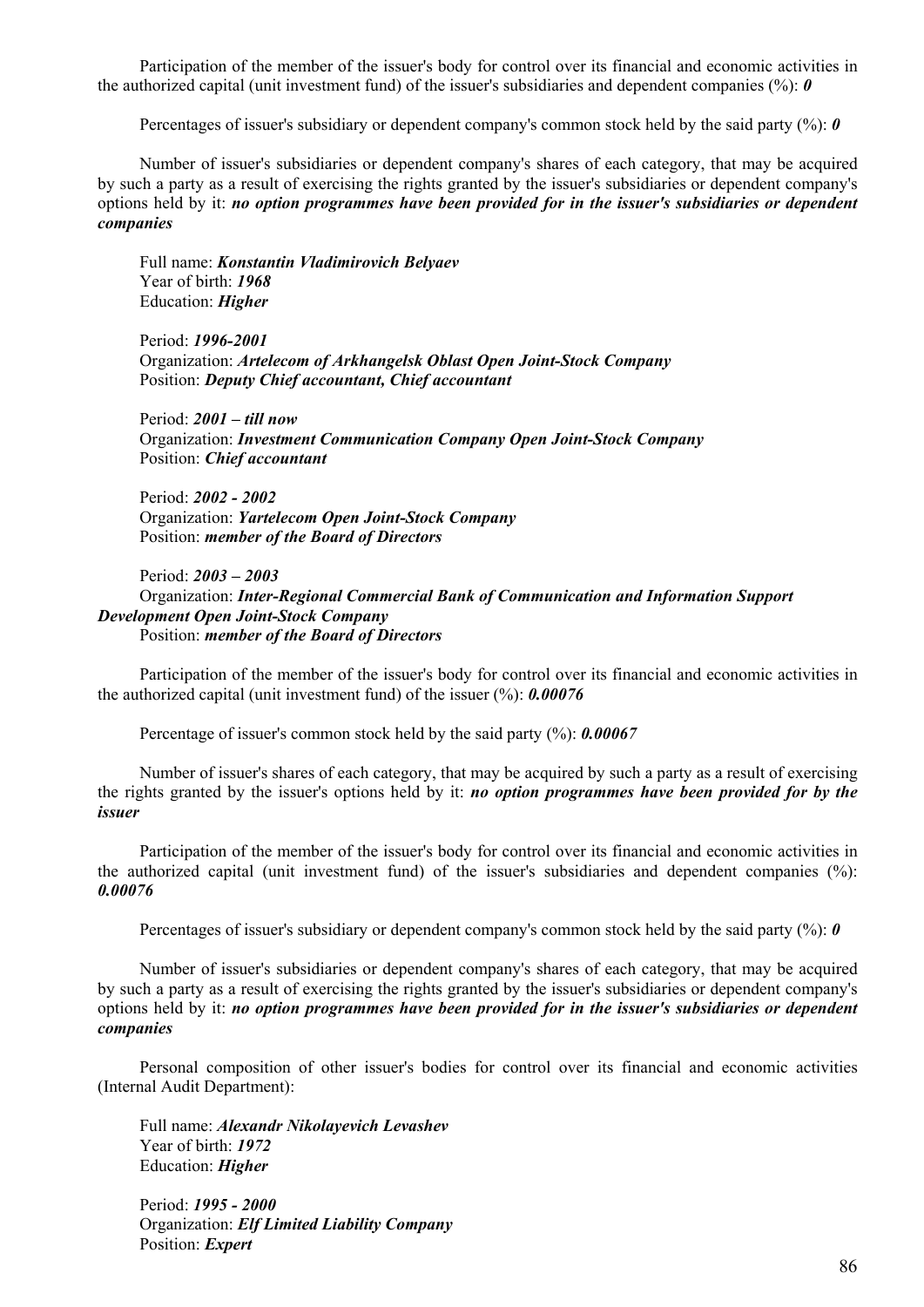Participation of the member of the issuer's body for control over its financial and economic activities in the authorized capital (unit investment fund) of the issuer's subsidiaries and dependent companies (%): ***0***

Percentages of issuer's subsidiary or dependent company's common stock held by the said party (%): ***0***

Number of issuer's subsidiaries or dependent company's shares of each category, that may be acquired by such a party as a result of exercising the rights granted by the issuer's subsidiaries or dependent company's options held by it: ***no option programmes have been provided for in the issuer's subsidiaries or dependent companies***

Full name: ***Konstantin Vladimirovich Belyaev***
Year of birth: ***1968***
Education: ***Higher***

Period: ***1996-2001***
Organization: ***Artelecom of Arkhangelsk Oblast Open Joint-Stock Company***
Position: ***Deputy Chief accountant, Chief accountant***

Period: ***2001 – till now***
Organization: ***Investment Communication Company Open Joint-Stock Company***
Position: ***Chief accountant***

Period: ***2002 - 2002***
Organization: ***Yartelecom Open Joint-Stock Company***
Position: ***member of the Board of Directors***

Period: ***2003 – 2003***
Organization: ***Inter-Regional Commercial Bank of Communication and Information Support Development Open Joint-Stock Company***
Position: ***member of the Board of Directors***

Participation of the member of the issuer's body for control over its financial and economic activities in the authorized capital (unit investment fund) of the issuer (%): ***0.00076***

Percentage of issuer's common stock held by the said party (%): ***0.00067***

Number of issuer's shares of each category, that may be acquired by such a party as a result of exercising the rights granted by the issuer's options held by it: ***no option programmes have been provided for by the issuer***

Participation of the member of the issuer's body for control over its financial and economic activities in the authorized capital (unit investment fund) of the issuer's subsidiaries and dependent companies (%): ***0.00076***

Percentages of issuer's subsidiary or dependent company's common stock held by the said party (%): ***0***

Number of issuer's subsidiaries or dependent company's shares of each category, that may be acquired by such a party as a result of exercising the rights granted by the issuer's subsidiaries or dependent company's options held by it: ***no option programmes have been provided for in the issuer's subsidiaries or dependent companies***

Personal composition of other issuer's bodies for control over its financial and economic activities (Internal Audit Department):

Full name: ***Alexandr Nikolayevich Levashev***
Year of birth: ***1972***
Education: ***Higher***

Period: ***1995 - 2000***
Organization: ***Elf Limited Liability Company***
Position: ***Expert***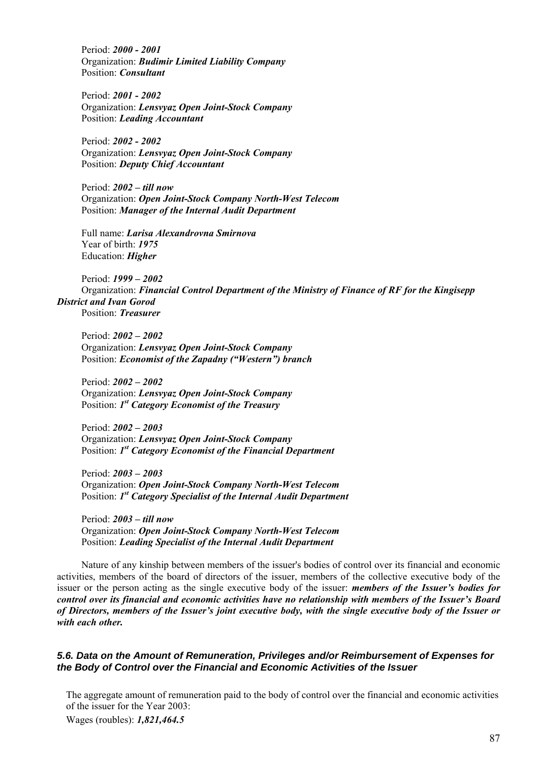Period: ***2000 - 2001***
Organization: ***Budimir Limited Liability Company***
Position: ***Consultant***

Period: ***2001 - 2002***
Organization: ***Lensvyaz Open Joint-Stock Company***
Position: ***Leading Accountant***

Period: ***2002 - 2002***
Organization: ***Lensvyaz Open Joint-Stock Company***
Position: ***Deputy Chief Accountant***

Period: ***2002 – till now***
Organization: ***Open Joint-Stock Company North-West Telecom***
Position: ***Manager of the Internal Audit Department***

Full name: ***Larisa Alexandrovna Smirnova***
Year of birth: ***1975***
Education: ***Higher***

Period: ***1999 – 2002***
Organization: ***Financial Control Department of the Ministry of Finance of RF for the Kingisepp District and Ivan Gorod***
Position: ***Treasurer***

Period: ***2002 – 2002***
Organization: ***Lensvyaz Open Joint-Stock Company***
Position: ***Economist of the Zapadny ("Western") branch***

Period: ***2002 – 2002***
Organization: ***Lensvyaz Open Joint-Stock Company***
Position: ***1st Category Economist of the Treasury***

Period: ***2002 – 2003***
Organization: ***Lensvyaz Open Joint-Stock Company***
Position: ***1st Category Economist of the Financial Department***

Period: ***2003 – 2003***
Organization: ***Open Joint-Stock Company North-West Telecom***
Position: ***1st Category Specialist of the Internal Audit Department***

Period: ***2003 – till now***
Organization: ***Open Joint-Stock Company North-West Telecom***
Position: ***Leading Specialist of the Internal Audit Department***

Nature of any kinship between members of the issuer's bodies of control over its financial and economic activities, members of the board of directors of the issuer, members of the collective executive body of the issuer or the person acting as the single executive body of the issuer: ***members of the Issuer's bodies for control over its financial and economic activities have no relationship with members of the Issuer's Board of Directors, members of the Issuer's joint executive body, with the single executive body of the Issuer or with each other.***

### *5.6. Data on the Amount of Remuneration, Privileges and/or Reimbursement of Expenses for the Body of Control over the Financial and Economic Activities of the Issuer*

The aggregate amount of remuneration paid to the body of control over the financial and economic activities of the issuer for the Year 2003:

Wages (roubles): ***1,821,464.5***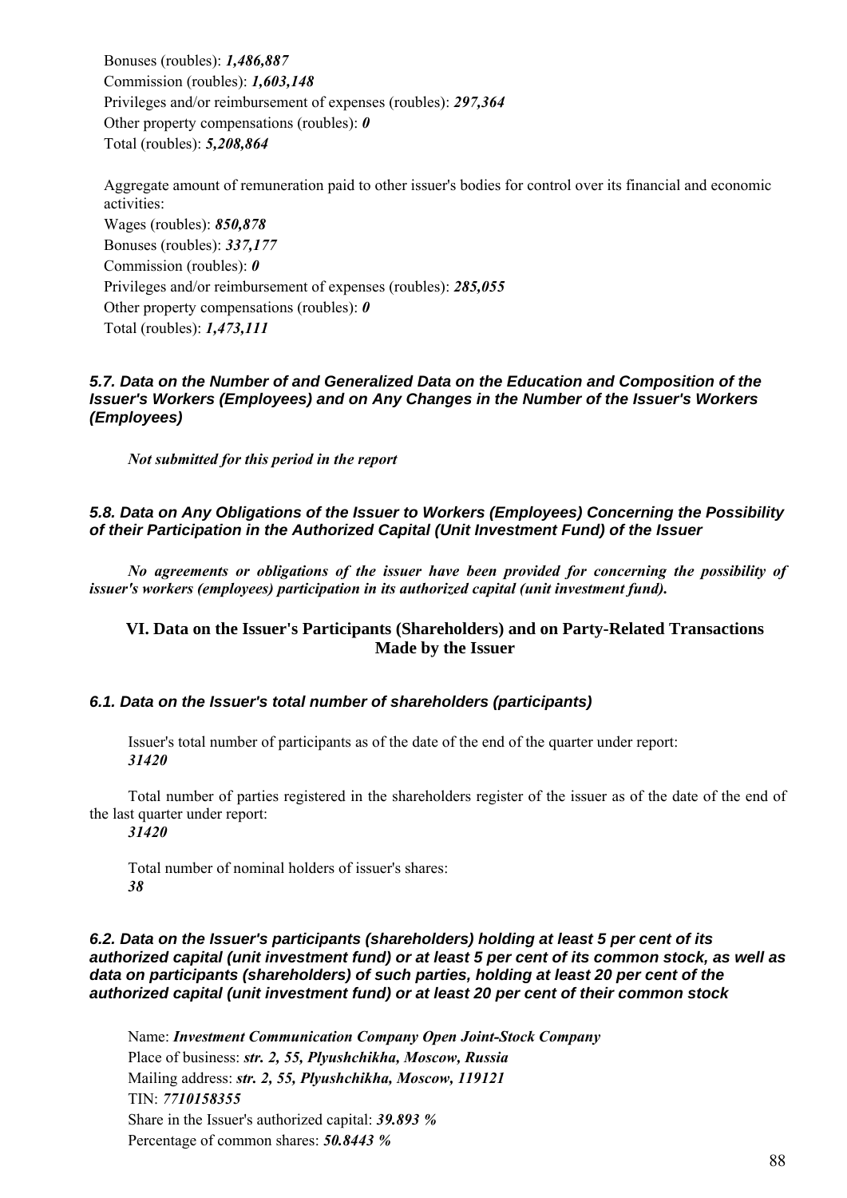Bonuses (roubles): ***1,486,887***
Commission (roubles): ***1,603,148***
Privileges and/or reimbursement of expenses (roubles): ***297,364***
Other property compensations (roubles): ***0***
Total (roubles): ***5,208,864***

Aggregate amount of remuneration paid to other issuer's bodies for control over its financial and economic activities:
Wages (roubles): ***850,878***
Bonuses (roubles): ***337,177***
Commission (roubles): ***0***
Privileges and/or reimbursement of expenses (roubles): ***285,055***
Other property compensations (roubles): ***0***
Total (roubles): ***1,473,111***

### *5.7. Data on the Number of and Generalized Data on the Education and Composition of the Issuer's Workers (Employees) and on Any Changes in the Number of the Issuer's Workers (Employees)*

***Not submitted for this period in the report***

### *5.8. Data on Any Obligations of the Issuer to Workers (Employees) Concerning the Possibility of their Participation in the Authorized Capital (Unit Investment Fund) of the Issuer*

***No agreements or obligations of the issuer have been provided for concerning the possibility of issuer's workers (employees) participation in its authorized capital (unit investment fund).***

## VI. Data on the Issuer's Participants (Shareholders) and on Party-Related Transactions Made by the Issuer

### *6.1. Data on the Issuer's total number of shareholders (participants)*

Issuer's total number of participants as of the date of the end of the quarter under report:
***31420***

Total number of parties registered in the shareholders register of the issuer as of the date of the end of the last quarter under report:
***31420***

Total number of nominal holders of issuer's shares:
***38***

### *6.2. Data on the Issuer's participants (shareholders) holding at least 5 per cent of its authorized capital (unit investment fund) or at least 5 per cent of its common stock, as well as data on participants (shareholders) of such parties, holding at least 20 per cent of the authorized capital (unit investment fund) or at least 20 per cent of their common stock*

Name: ***Investment Communication Company Open Joint-Stock Company***
Place of business: ***str. 2, 55, Plyushchikha, Moscow, Russia***
Mailing address: ***str. 2, 55, Plyushchikha, Moscow, 119121***
TIN: ***7710158355***
Share in the Issuer's authorized capital: ***39.893 %***
Percentage of common shares: ***50.8443 %***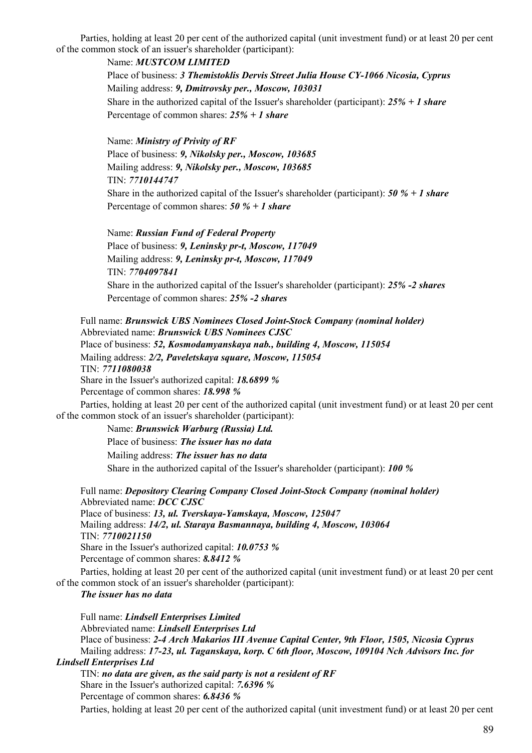Parties, holding at least 20 per cent of the authorized capital (unit investment fund) or at least 20 per cent of the common stock of an issuer's shareholder (participant):

Name: ***MUSTCOM LIMITED***
Place of business: ***3 Themistoklis Dervis Street Julia House CY-1066 Nicosia, Cyprus***
Mailing address: ***9, Dmitrovsky per., Moscow, 103031***
Share in the authorized capital of the Issuer's shareholder (participant): ***25% + 1 share***
Percentage of common shares: ***25% + 1 share***

Name: ***Ministry of Privity of RF***
Place of business: ***9, Nikolsky per., Moscow, 103685***
Mailing address: ***9, Nikolsky per., Moscow, 103685***
TIN: ***7710144747***
Share in the authorized capital of the Issuer's shareholder (participant): ***50 % + 1 share***
Percentage of common shares: ***50 % + 1 share***

Name: ***Russian Fund of Federal Property***
Place of business: ***9, Leninsky pr-t, Moscow, 117049***
Mailing address: ***9, Leninsky pr-t, Moscow, 117049***
TIN: ***7704097841***
Share in the authorized capital of the Issuer's shareholder (participant): ***25% -2 shares***
Percentage of common shares: ***25% -2 shares***

Full name: ***Brunswick UBS Nominees Closed Joint-Stock Company (nominal holder)***
Abbreviated name: ***Brunswick UBS Nominees CJSC***
Place of business: ***52, Kosmodamyanskaya nab., building 4, Moscow, 115054***
Mailing address: ***2/2, Paveletskaya square, Moscow, 115054***
TIN: ***7711080038***
Share in the Issuer's authorized capital: ***18.6899 %***
Percentage of common shares: ***18.998 %***

Parties, holding at least 20 per cent of the authorized capital (unit investment fund) or at least 20 per cent of the common stock of an issuer's shareholder (participant):

Name: ***Brunswick Warburg (Russia) Ltd.***
Place of business: ***The issuer has no data***
Mailing address: ***The issuer has no data***
Share in the authorized capital of the Issuer's shareholder (participant): ***100 %***

Full name: ***Depository Clearing Company Closed Joint-Stock Company (nominal holder)***
Abbreviated name: ***DCC CJSC***
Place of business: ***13, ul. Tverskaya-Yamskaya, Moscow, 125047***
Mailing address: ***14/2, ul. Staraya Basmannaya, building 4, Moscow, 103064***
TIN: ***7710021150***
Share in the Issuer's authorized capital: ***10.0753 %***
Percentage of common shares: ***8.8412 %***

Parties, holding at least 20 per cent of the authorized capital (unit investment fund) or at least 20 per cent of the common stock of an issuer's shareholder (participant):
***The issuer has no data***

Full name: ***Lindsell Enterprises Limited***
Abbreviated name: ***Lindsell Enterprises Ltd***
Place of business: ***2-4 Arch Makarios III Avenue Capital Center, 9th Floor, 1505, Nicosia Cyprus***
Mailing address: ***17-23, ul. Taganskaya, korp. C 6th floor, Moscow, 109104 Nch Advisors Inc. for Lindsell Enterprises Ltd***
TIN: ***no data are given, as the said party is not a resident of RF***
Share in the Issuer's authorized capital: ***7.6396 %***
Percentage of common shares: ***6.8436 %***

Parties, holding at least 20 per cent of the authorized capital (unit investment fund) or at least 20 per cent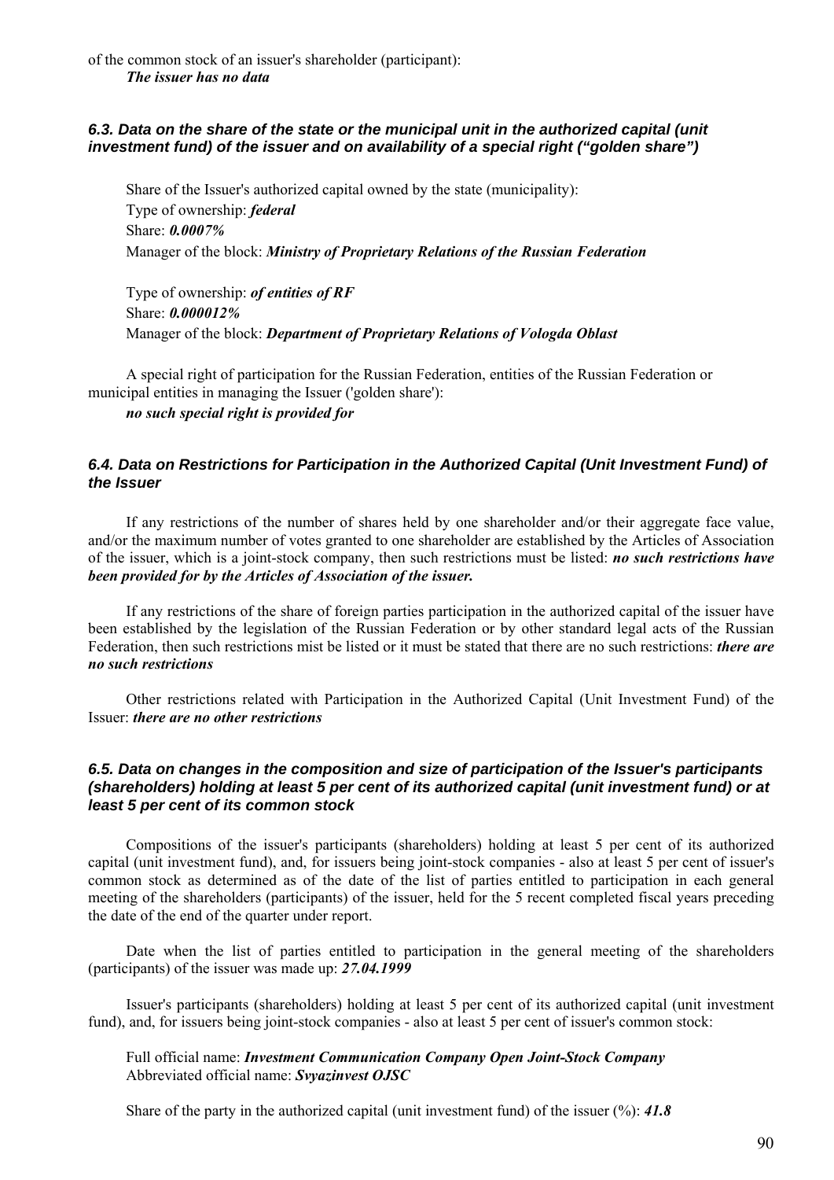of the common stock of an issuer's shareholder (participant):

***The issuer has no data***

### *6.3. Data on the share of the state or the municipal unit in the authorized capital (unit investment fund) of the issuer and on availability of a special right ("golden share")*

Share of the Issuer's authorized capital owned by the state (municipality):

Type of ownership: ***federal***

Share: ***0.0007%***

Manager of the block: ***Ministry of Proprietary Relations of the Russian Federation***

Type of ownership: ***of entities of RF***

Share: ***0.000012%***

Manager of the block: ***Department of Proprietary Relations of Vologda Oblast***

A special right of participation for the Russian Federation, entities of the Russian Federation or municipal entities in managing the Issuer ('golden share'):

***no such special right is provided for***

### *6.4. Data on Restrictions for Participation in the Authorized Capital (Unit Investment Fund) of the Issuer*

If any restrictions of the number of shares held by one shareholder and/or their aggregate face value, and/or the maximum number of votes granted to one shareholder are established by the Articles of Association of the issuer, which is a joint-stock company, then such restrictions must be listed: ***no such restrictions have been provided for by the Articles of Association of the issuer.***

If any restrictions of the share of foreign parties participation in the authorized capital of the issuer have been established by the legislation of the Russian Federation or by other standard legal acts of the Russian Federation, then such restrictions mist be listed or it must be stated that there are no such restrictions: ***there are no such restrictions***

Other restrictions related with Participation in the Authorized Capital (Unit Investment Fund) of the Issuer: ***there are no other restrictions***

### *6.5. Data on changes in the composition and size of participation of the Issuer's participants (shareholders) holding at least 5 per cent of its authorized capital (unit investment fund) or at least 5 per cent of its common stock*

Compositions of the issuer's participants (shareholders) holding at least 5 per cent of its authorized capital (unit investment fund), and, for issuers being joint-stock companies - also at least 5 per cent of issuer's common stock as determined as of the date of the list of parties entitled to participation in each general meeting of the shareholders (participants) of the issuer, held for the 5 recent completed fiscal years preceding the date of the end of the quarter under report.

Date when the list of parties entitled to participation in the general meeting of the shareholders (participants) of the issuer was made up: ***27.04.1999***

Issuer's participants (shareholders) holding at least 5 per cent of its authorized capital (unit investment fund), and, for issuers being joint-stock companies - also at least 5 per cent of issuer's common stock:

Full official name: ***Investment Communication Company Open Joint-Stock Company***

Abbreviated official name: ***Svyazinvest OJSC***

Share of the party in the authorized capital (unit investment fund) of the issuer (%): ***41.8***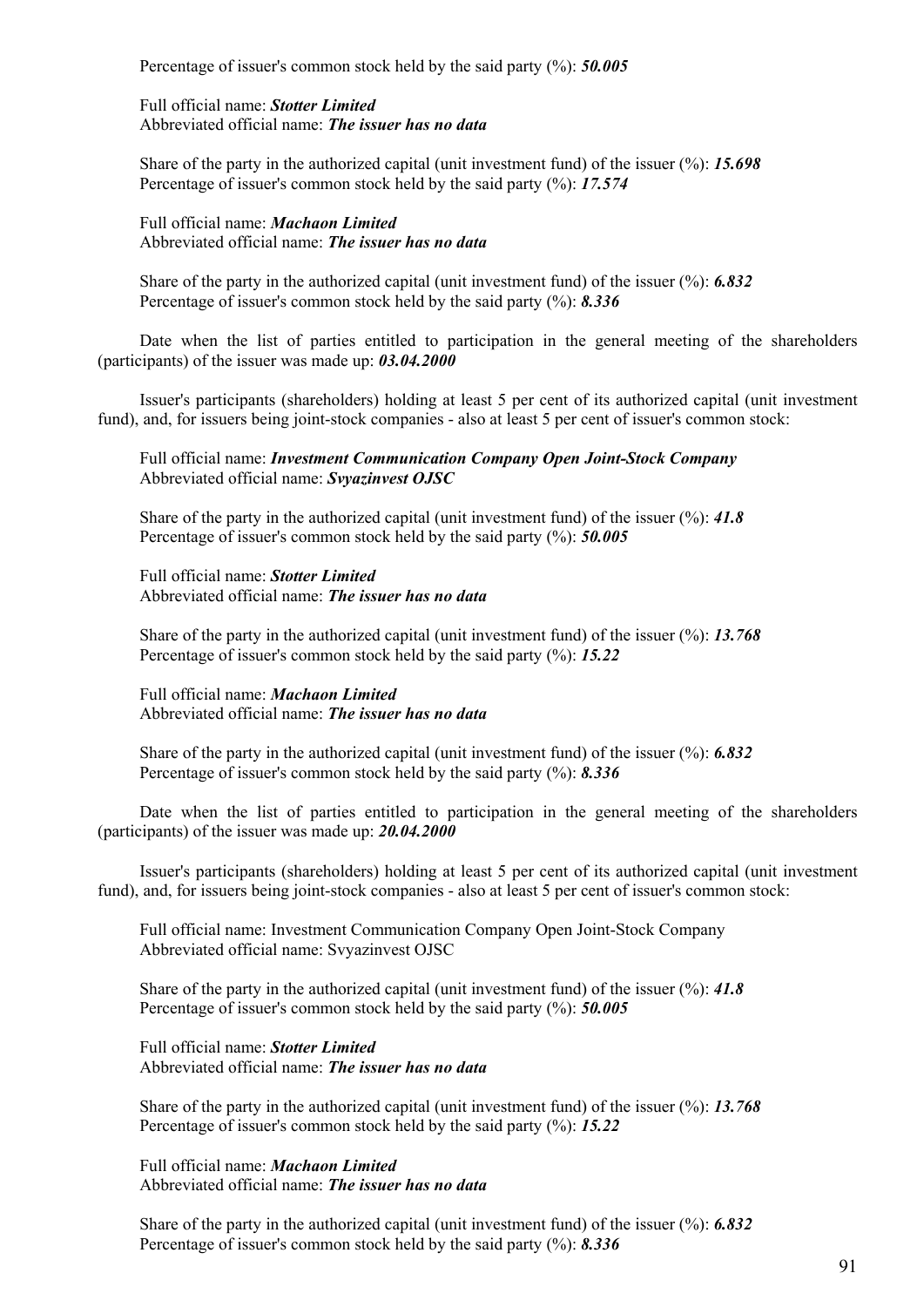Percentage of issuer's common stock held by the said party (%): ***50.005***

Full official name: ***Stotter Limited***
Abbreviated official name: ***The issuer has no data***

Share of the party in the authorized capital (unit investment fund) of the issuer (%): ***15.698***
Percentage of issuer's common stock held by the said party (%): ***17.574***

Full official name: ***Machaon Limited***
Abbreviated official name: ***The issuer has no data***

Share of the party in the authorized capital (unit investment fund) of the issuer (%): ***6.832***
Percentage of issuer's common stock held by the said party (%): ***8.336***

Date when the list of parties entitled to participation in the general meeting of the shareholders (participants) of the issuer was made up: ***03.04.2000***

Issuer's participants (shareholders) holding at least 5 per cent of its authorized capital (unit investment fund), and, for issuers being joint-stock companies - also at least 5 per cent of issuer's common stock:

Full official name: ***Investment Communication Company Open Joint-Stock Company***
Abbreviated official name: ***Svyazinvest OJSC***

Share of the party in the authorized capital (unit investment fund) of the issuer (%): ***41.8***
Percentage of issuer's common stock held by the said party (%): ***50.005***

Full official name: ***Stotter Limited***
Abbreviated official name: ***The issuer has no data***

Share of the party in the authorized capital (unit investment fund) of the issuer (%): ***13.768***
Percentage of issuer's common stock held by the said party (%): ***15.22***

Full official name: ***Machaon Limited***
Abbreviated official name: ***The issuer has no data***

Share of the party in the authorized capital (unit investment fund) of the issuer (%): ***6.832***
Percentage of issuer's common stock held by the said party (%): ***8.336***

Date when the list of parties entitled to participation in the general meeting of the shareholders (participants) of the issuer was made up: ***20.04.2000***

Issuer's participants (shareholders) holding at least 5 per cent of its authorized capital (unit investment fund), and, for issuers being joint-stock companies - also at least 5 per cent of issuer's common stock:

Full official name: Investment Communication Company Open Joint-Stock Company
Abbreviated official name: Svyazinvest OJSC

Share of the party in the authorized capital (unit investment fund) of the issuer (%): ***41.8***
Percentage of issuer's common stock held by the said party (%): ***50.005***

Full official name: ***Stotter Limited***
Abbreviated official name: ***The issuer has no data***

Share of the party in the authorized capital (unit investment fund) of the issuer (%): ***13.768***
Percentage of issuer's common stock held by the said party (%): ***15.22***

Full official name: ***Machaon Limited***
Abbreviated official name: ***The issuer has no data***

Share of the party in the authorized capital (unit investment fund) of the issuer (%): ***6.832***
Percentage of issuer's common stock held by the said party (%): ***8.336***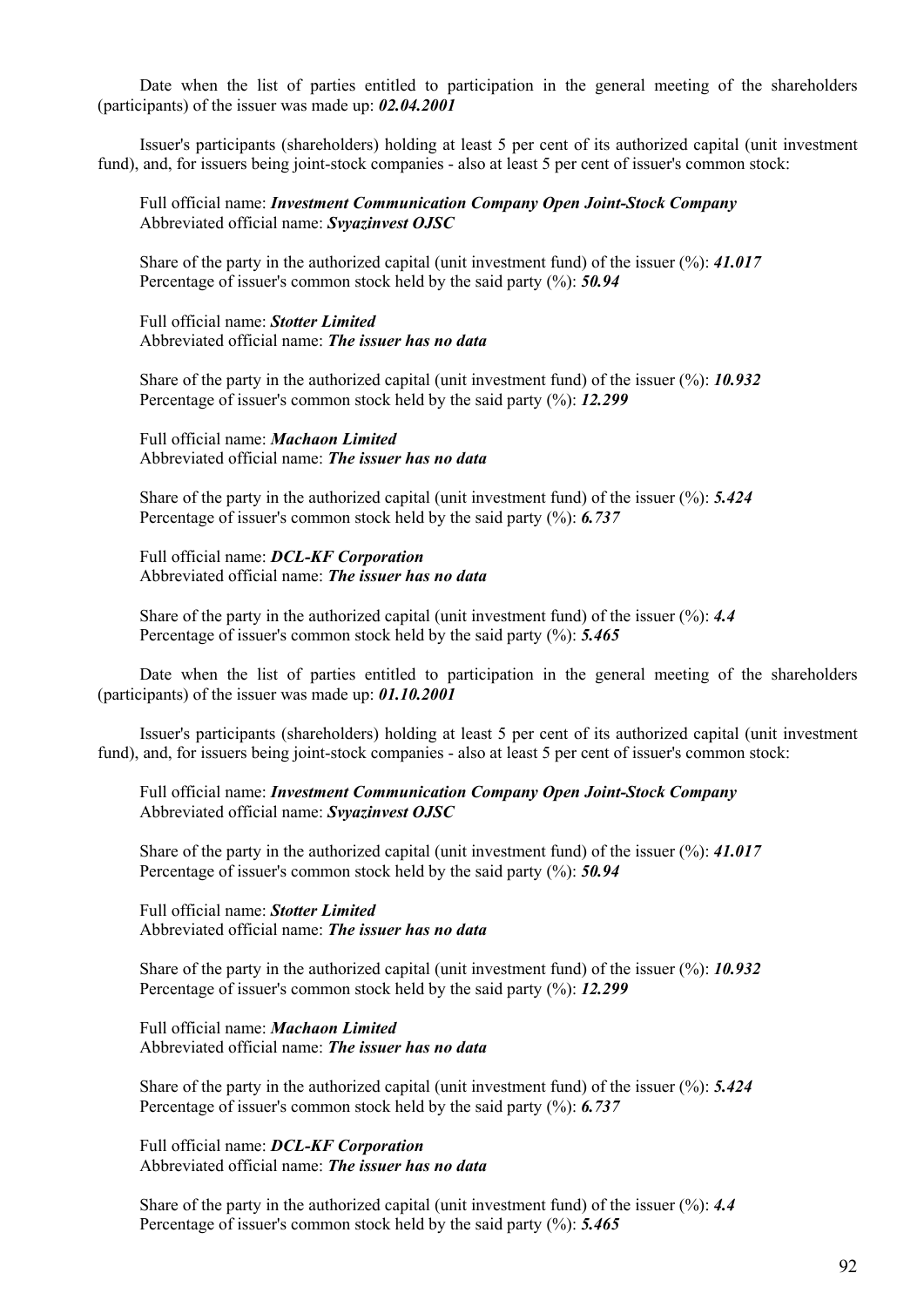Date when the list of parties entitled to participation in the general meeting of the shareholders (participants) of the issuer was made up: ***02.04.2001***

Issuer's participants (shareholders) holding at least 5 per cent of its authorized capital (unit investment fund), and, for issuers being joint-stock companies - also at least 5 per cent of issuer's common stock:

Full official name: ***Investment Communication Company Open Joint-Stock Company***
Abbreviated official name: ***Svyazinvest OJSC***

Share of the party in the authorized capital (unit investment fund) of the issuer (%): ***41.017***
Percentage of issuer's common stock held by the said party (%): ***50.94***

Full official name: ***Stotter Limited***
Abbreviated official name: ***The issuer has no data***

Share of the party in the authorized capital (unit investment fund) of the issuer (%): ***10.932***
Percentage of issuer's common stock held by the said party (%): ***12.299***

Full official name: ***Machaon Limited***
Abbreviated official name: ***The issuer has no data***

Share of the party in the authorized capital (unit investment fund) of the issuer (%): ***5.424***
Percentage of issuer's common stock held by the said party (%): ***6.737***

Full official name: ***DCL-KF Corporation***
Abbreviated official name: ***The issuer has no data***

Share of the party in the authorized capital (unit investment fund) of the issuer (%): ***4.4***
Percentage of issuer's common stock held by the said party (%): ***5.465***

Date when the list of parties entitled to participation in the general meeting of the shareholders (participants) of the issuer was made up: ***01.10.2001***

Issuer's participants (shareholders) holding at least 5 per cent of its authorized capital (unit investment fund), and, for issuers being joint-stock companies - also at least 5 per cent of issuer's common stock:

Full official name: ***Investment Communication Company Open Joint-Stock Company***
Abbreviated official name: ***Svyazinvest OJSC***

Share of the party in the authorized capital (unit investment fund) of the issuer (%): ***41.017***
Percentage of issuer's common stock held by the said party (%): ***50.94***

Full official name: ***Stotter Limited***
Abbreviated official name: ***The issuer has no data***

Share of the party in the authorized capital (unit investment fund) of the issuer (%): ***10.932***
Percentage of issuer's common stock held by the said party (%): ***12.299***

Full official name: ***Machaon Limited***
Abbreviated official name: ***The issuer has no data***

Share of the party in the authorized capital (unit investment fund) of the issuer (%): ***5.424***
Percentage of issuer's common stock held by the said party (%): ***6.737***

Full official name: ***DCL-KF Corporation***
Abbreviated official name: ***The issuer has no data***

Share of the party in the authorized capital (unit investment fund) of the issuer (%): ***4.4***
Percentage of issuer's common stock held by the said party (%): ***5.465***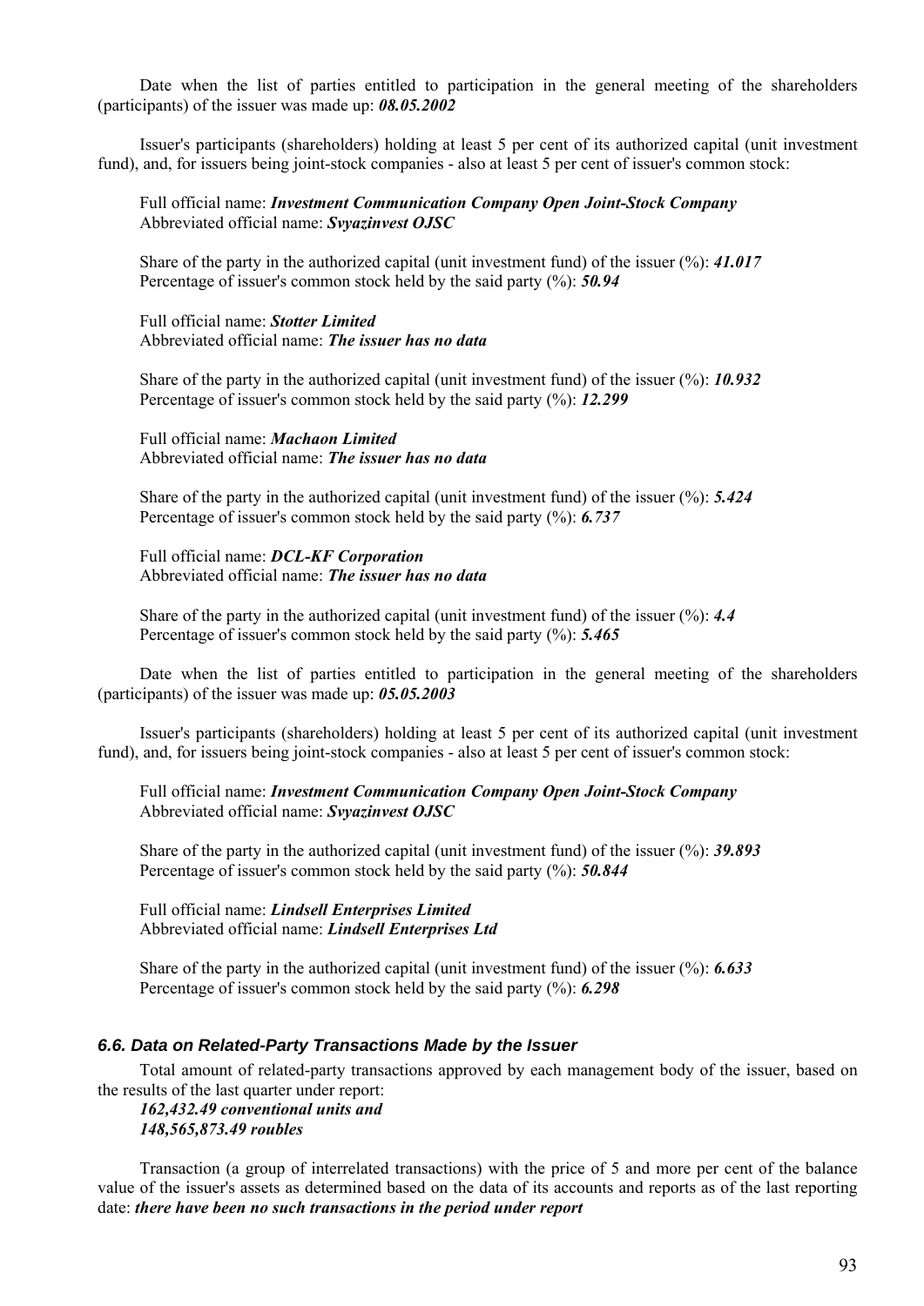Date when the list of parties entitled to participation in the general meeting of the shareholders (participants) of the issuer was made up: ***08.05.2002***

Issuer's participants (shareholders) holding at least 5 per cent of its authorized capital (unit investment fund), and, for issuers being joint-stock companies - also at least 5 per cent of issuer's common stock:

Full official name: ***Investment Communication Company Open Joint-Stock Company***
Abbreviated official name: ***Svyazinvest OJSC***

Share of the party in the authorized capital (unit investment fund) of the issuer (%): ***41.017***
Percentage of issuer's common stock held by the said party (%): ***50.94***

Full official name: ***Stotter Limited***
Abbreviated official name: ***The issuer has no data***

Share of the party in the authorized capital (unit investment fund) of the issuer (%): ***10.932***
Percentage of issuer's common stock held by the said party (%): ***12.299***

Full official name: ***Machaon Limited***
Abbreviated official name: ***The issuer has no data***

Share of the party in the authorized capital (unit investment fund) of the issuer (%): ***5.424***
Percentage of issuer's common stock held by the said party (%): ***6.737***

Full official name: ***DCL-KF Corporation***
Abbreviated official name: ***The issuer has no data***

Share of the party in the authorized capital (unit investment fund) of the issuer (%): ***4.4***
Percentage of issuer's common stock held by the said party (%): ***5.465***

Date when the list of parties entitled to participation in the general meeting of the shareholders (participants) of the issuer was made up: ***05.05.2003***

Issuer's participants (shareholders) holding at least 5 per cent of its authorized capital (unit investment fund), and, for issuers being joint-stock companies - also at least 5 per cent of issuer's common stock:

Full official name: ***Investment Communication Company Open Joint-Stock Company***
Abbreviated official name: ***Svyazinvest OJSC***

Share of the party in the authorized capital (unit investment fund) of the issuer (%): ***39.893***
Percentage of issuer's common stock held by the said party (%): ***50.844***

Full official name: ***Lindsell Enterprises Limited***
Abbreviated official name: ***Lindsell Enterprises Ltd***

Share of the party in the authorized capital (unit investment fund) of the issuer (%): ***6.633***
Percentage of issuer's common stock held by the said party (%): ***6.298***

### *6.6. Data on Related-Party Transactions Made by the Issuer*

Total amount of related-party transactions approved by each management body of the issuer, based on the results of the last quarter under report:
***162,432.49 conventional units and***
***148,565,873.49 roubles***

Transaction (a group of interrelated transactions) with the price of 5 and more per cent of the balance value of the issuer's assets as determined based on the data of its accounts and reports as of the last reporting date: ***there have been no such transactions in the period under report***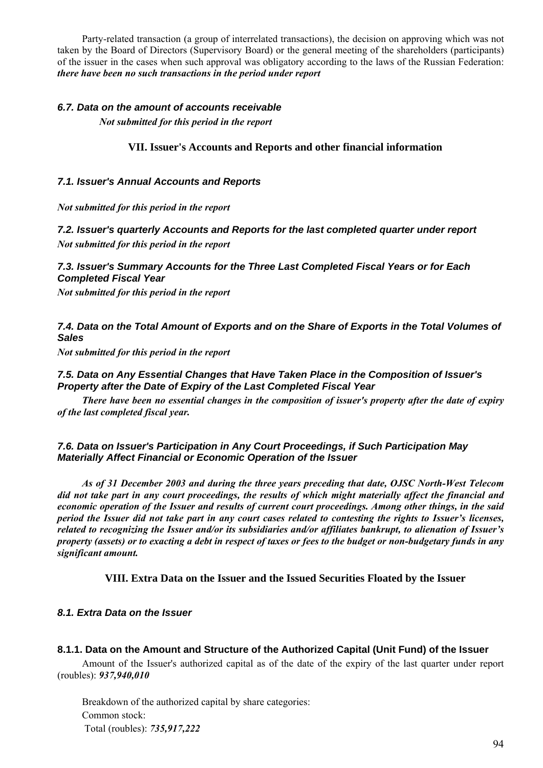Party-related transaction (a group of interrelated transactions), the decision on approving which was not taken by the Board of Directors (Supervisory Board) or the general meeting of the shareholders (participants) of the issuer in the cases when such approval was obligatory according to the laws of the Russian Federation: ***there have been no such transactions in the period under report***

### *6.7. Data on the amount of accounts receivable*

***Not submitted for this period in the report***

## VII. Issuer's Accounts and Reports and other financial information

### *7.1. Issuer's Annual Accounts and Reports*

***Not submitted for this period in the report***

### *7.2. Issuer's quarterly Accounts and Reports for the last completed quarter under report*

***Not submitted for this period in the report***

### *7.3. Issuer's Summary Accounts for the Three Last Completed Fiscal Years or for Each Completed Fiscal Year*

***Not submitted for this period in the report***

### *7.4. Data on the Total Amount of Exports and on the Share of Exports in the Total Volumes of Sales*

***Not submitted for this period in the report***

### *7.5. Data on Any Essential Changes that Have Taken Place in the Composition of Issuer's Property after the Date of Expiry of the Last Completed Fiscal Year*

***There have been no essential changes in the composition of issuer's property after the date of expiry of the last completed fiscal year.***

### *7.6. Data on Issuer's Participation in Any Court Proceedings, if Such Participation May Materially Affect Financial or Economic Operation of the Issuer*

***As of 31 December 2003 and during the three years preceding that date, OJSC North-West Telecom did not take part in any court proceedings, the results of which might materially affect the financial and economic operation of the Issuer and results of current court proceedings. Among other things, in the said period the Issuer did not take part in any court cases related to contesting the rights to Issuer's licenses, related to recognizing the Issuer and/or its subsidiaries and/or affiliates bankrupt, to alienation of Issuer's property (assets) or to exacting a debt in respect of taxes or fees to the budget or non-budgetary funds in any significant amount.***

## VIII. Extra Data on the Issuer and the Issued Securities Floated by the Issuer

### *8.1. Extra Data on the Issuer*

#### 8.1.1. Data on the Amount and Structure of the Authorized Capital (Unit Fund) of the Issuer

Amount of the Issuer's authorized capital as of the date of the expiry of the last quarter under report (roubles): ***937,940,010***

Breakdown of the authorized capital by share categories:

Common stock:

Total (roubles): ***735,917,222***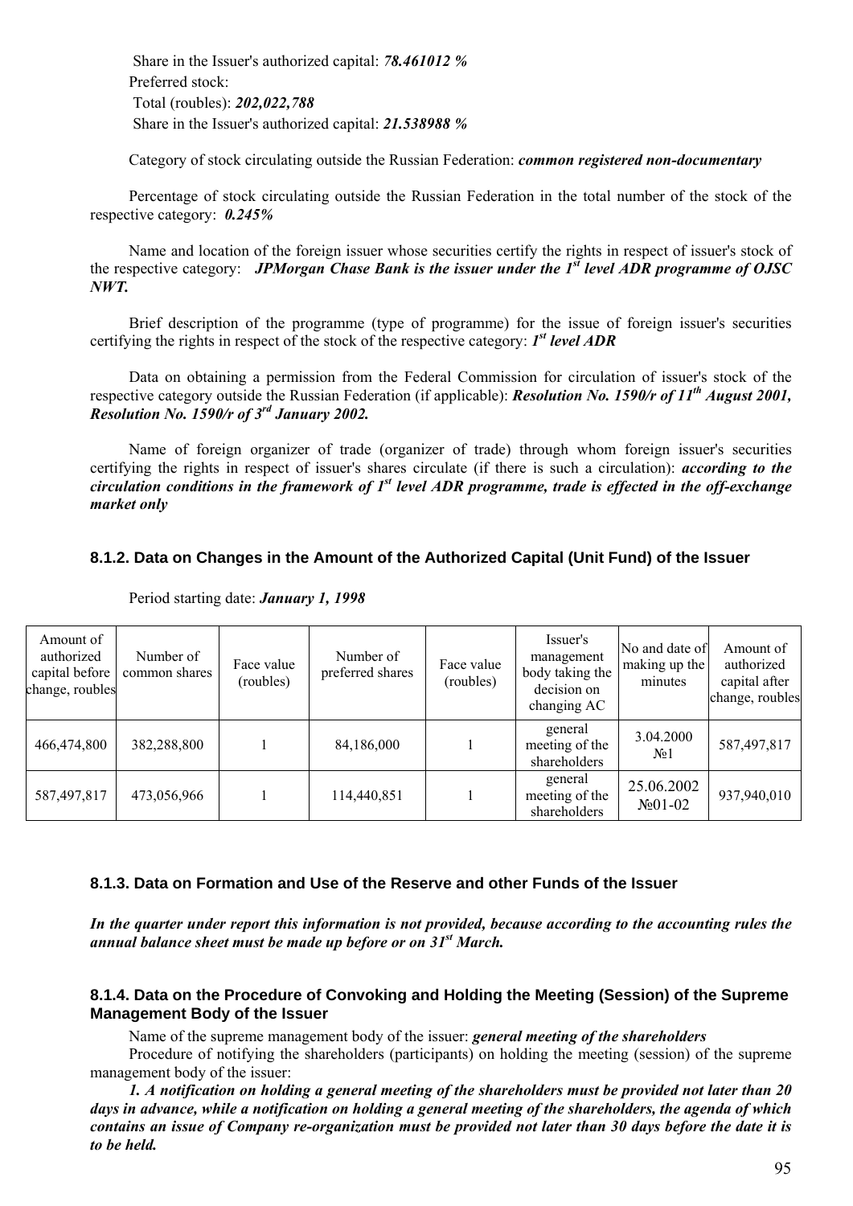Share in the Issuer's authorized capital: ***78.461012 %***
Preferred stock:
Total (roubles): ***202,022,788***
Share in the Issuer's authorized capital: ***21.538988 %***

Category of stock circulating outside the Russian Federation: ***common registered non-documentary***

Percentage of stock circulating outside the Russian Federation in the total number of the stock of the respective category: ***0.245%***

Name and location of the foreign issuer whose securities certify the rights in respect of issuer's stock of the respective category: ***JPMorgan Chase Bank is the issuer under the 1st level ADR programme of OJSC NWT.***

Brief description of the programme (type of programme) for the issue of foreign issuer's securities certifying the rights in respect of the stock of the respective category: ***1st level ADR***

Data on obtaining a permission from the Federal Commission for circulation of issuer's stock of the respective category outside the Russian Federation (if applicable): ***Resolution No. 1590/r of 11th August 2001, Resolution No. 1590/r of 3rd January 2002.***

Name of foreign organizer of trade (organizer of trade) through whom foreign issuer's securities certifying the rights in respect of issuer's shares circulate (if there is such a circulation): ***according to the circulation conditions in the framework of 1st level ADR programme, trade is effected in the off-exchange market only***

### 8.1.2. Data on Changes in the Amount of the Authorized Capital (Unit Fund) of the Issuer

Period starting date: ***January 1, 1998***

| Amount of authorized capital before change, roubles | Number of common shares | Face value (roubles) | Number of preferred shares | Face value (roubles) | Issuer's management body taking the decision on changing AC | No and date of making up the minutes | Amount of authorized capital after change, roubles |
|---|---|---|---|---|---|---|---|
| 466,474,800 | 382,288,800 | 1 | 84,186,000 | 1 | general meeting of the shareholders | 3.04.2000 №1 | 587,497,817 |
| 587,497,817 | 473,056,966 | 1 | 114,440,851 | 1 | general meeting of the shareholders | 25.06.2002 №01-02 | 937,940,010 |

### 8.1.3. Data on Formation and Use of the Reserve and other Funds of the Issuer

***In the quarter under report this information is not provided, because according to the accounting rules the annual balance sheet must be made up before or on 31st March.***

### 8.1.4. Data on the Procedure of Convoking and Holding the Meeting (Session) of the Supreme Management Body of the Issuer

Name of the supreme management body of the issuer: ***general meeting of the shareholders***
Procedure of notifying the shareholders (participants) on holding the meeting (session) of the supreme management body of the issuer:

***1. A notification on holding a general meeting of the shareholders must be provided not later than 20 days in advance, while a notification on holding a general meeting of the shareholders, the agenda of which contains an issue of Company re-organization must be provided not later than 30 days before the date it is to be held.***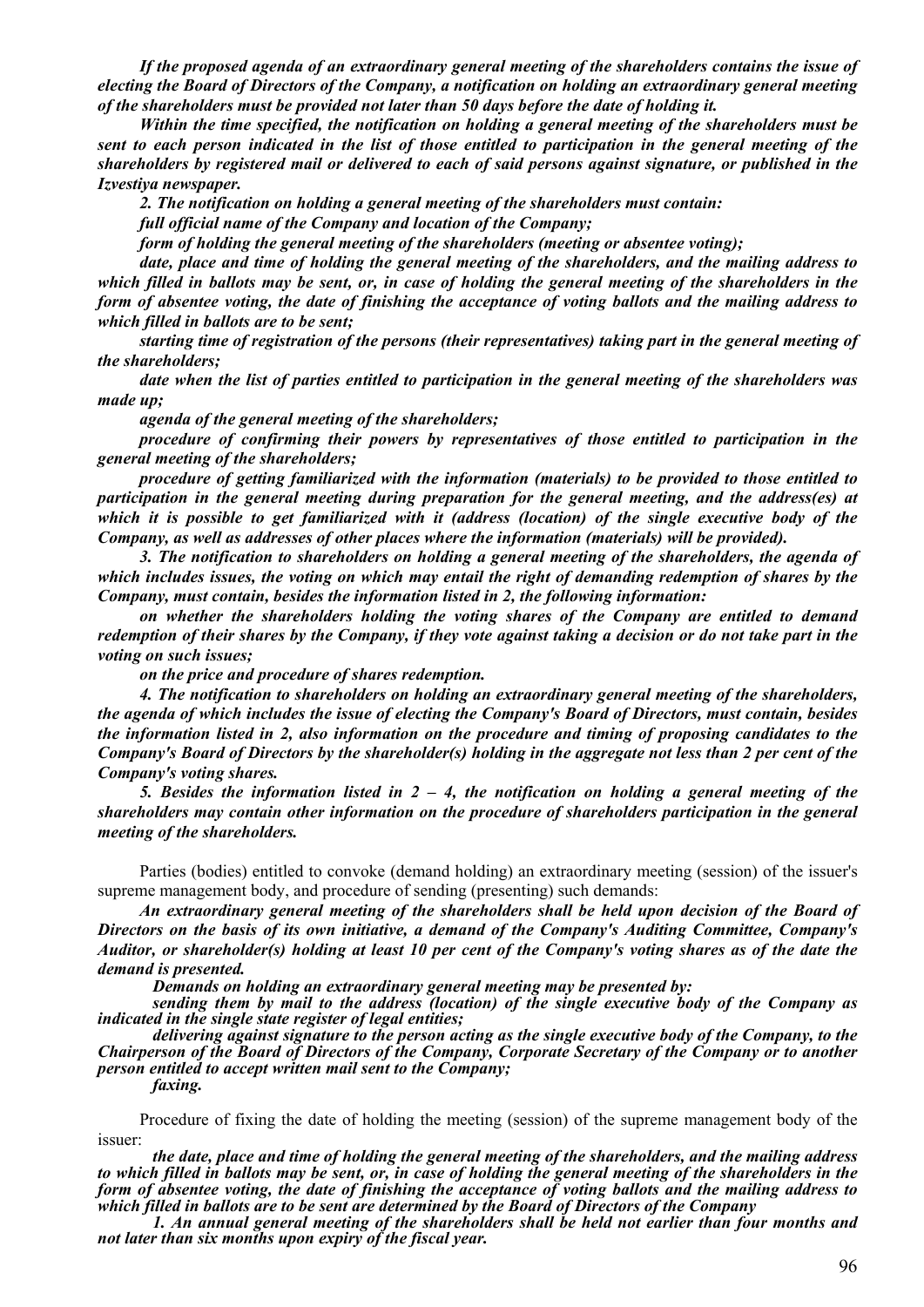*If the proposed agenda of an extraordinary general meeting of the shareholders contains the issue of electing the Board of Directors of the Company, a notification on holding an extraordinary general meeting of the shareholders must be provided not later than 50 days before the date of holding it.*

*Within the time specified, the notification on holding a general meeting of the shareholders must be sent to each person indicated in the list of those entitled to participation in the general meeting of the shareholders by registered mail or delivered to each of said persons against signature, or published in the Izvestiya newspaper.*

*2. The notification on holding a general meeting of the shareholders must contain:*

*full official name of the Company and location of the Company;*

*form of holding the general meeting of the shareholders (meeting or absentee voting);*

*date, place and time of holding the general meeting of the shareholders, and the mailing address to which filled in ballots may be sent, or, in case of holding the general meeting of the shareholders in the form of absentee voting, the date of finishing the acceptance of voting ballots and the mailing address to which filled in ballots are to be sent;*

*starting time of registration of the persons (their representatives) taking part in the general meeting of the shareholders;*

*date when the list of parties entitled to participation in the general meeting of the shareholders was made up;*

*agenda of the general meeting of the shareholders;*

*procedure of confirming their powers by representatives of those entitled to participation in the general meeting of the shareholders;*

*procedure of getting familiarized with the information (materials) to be provided to those entitled to participation in the general meeting during preparation for the general meeting, and the address(es) at which it is possible to get familiarized with it (address (location) of the single executive body of the Company, as well as addresses of other places where the information (materials) will be provided).*

*3. The notification to shareholders on holding a general meeting of the shareholders, the agenda of which includes issues, the voting on which may entail the right of demanding redemption of shares by the Company, must contain, besides the information listed in 2, the following information:*

*on whether the shareholders holding the voting shares of the Company are entitled to demand redemption of their shares by the Company, if they vote against taking a decision or do not take part in the voting on such issues;*

*on the price and procedure of shares redemption.*

*4. The notification to shareholders on holding an extraordinary general meeting of the shareholders, the agenda of which includes the issue of electing the Company's Board of Directors, must contain, besides the information listed in 2, also information on the procedure and timing of proposing candidates to the Company's Board of Directors by the shareholder(s) holding in the aggregate not less than 2 per cent of the Company's voting shares.*

*5. Besides the information listed in 2 – 4, the notification on holding a general meeting of the shareholders may contain other information on the procedure of shareholders participation in the general meeting of the shareholders.*

Parties (bodies) entitled to convoke (demand holding) an extraordinary meeting (session) of the issuer's supreme management body, and procedure of sending (presenting) such demands:

*An extraordinary general meeting of the shareholders shall be held upon decision of the Board of Directors on the basis of its own initiative, a demand of the Company's Auditing Committee, Company's Auditor, or shareholder(s) holding at least 10 per cent of the Company's voting shares as of the date the demand is presented.*

*Demands on holding an extraordinary general meeting may be presented by:*

*sending them by mail to the address (location) of the single executive body of the Company as indicated in the single state register of legal entities;*

*delivering against signature to the person acting as the single executive body of the Company, to the Chairperson of the Board of Directors of the Company, Corporate Secretary of the Company or to another person entitled to accept written mail sent to the Company;*

*faxing.*

Procedure of fixing the date of holding the meeting (session) of the supreme management body of the issuer:

*the date, place and time of holding the general meeting of the shareholders, and the mailing address to which filled in ballots may be sent, or, in case of holding the general meeting of the shareholders in the form of absentee voting, the date of finishing the acceptance of voting ballots and the mailing address to which filled in ballots are to be sent are determined by the Board of Directors of the Company*

*1. An annual general meeting of the shareholders shall be held not earlier than four months and not later than six months upon expiry of the fiscal year.*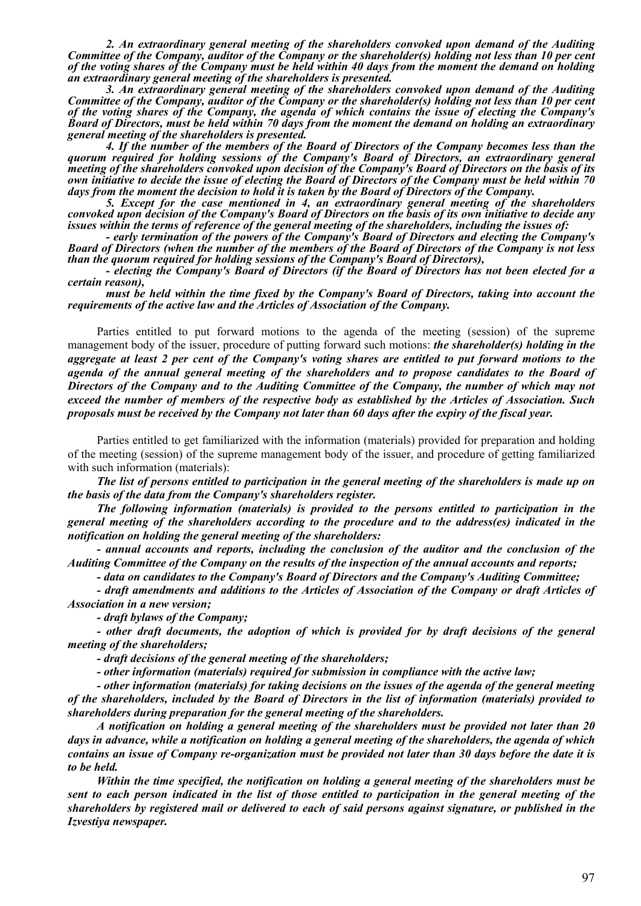*2. An extraordinary general meeting of the shareholders convoked upon demand of the Auditing Committee of the Company, auditor of the Company or the shareholder(s) holding not less than 10 per cent of the voting shares of the Company must be held within 40 days from the moment the demand on holding an extraordinary general meeting of the shareholders is presented.*

*3. An extraordinary general meeting of the shareholders convoked upon demand of the Auditing Committee of the Company, auditor of the Company or the shareholder(s) holding not less than 10 per cent of the voting shares of the Company, the agenda of which contains the issue of electing the Company's Board of Directors, must be held within 70 days from the moment the demand on holding an extraordinary general meeting of the shareholders is presented.*

*4. If the number of the members of the Board of Directors of the Company becomes less than the quorum required for holding sessions of the Company's Board of Directors, an extraordinary general meeting of the shareholders convoked upon decision of the Company's Board of Directors on the basis of its own initiative to decide the issue of electing the Board of Directors of the Company must be held within 70 days from the moment the decision to hold it is taken by the Board of Directors of the Company.*

*5. Except for the case mentioned in 4, an extraordinary general meeting of the shareholders convoked upon decision of the Company's Board of Directors on the basis of its own initiative to decide any issues within the terms of reference of the general meeting of the shareholders, including the issues of:*

*- early termination of the powers of the Company's Board of Directors and electing the Company's Board of Directors (when the number of the members of the Board of Directors of the Company is not less than the quorum required for holding sessions of the Company's Board of Directors),*

*- electing the Company's Board of Directors (if the Board of Directors has not been elected for a certain reason),*

*must be held within the time fixed by the Company's Board of Directors, taking into account the requirements of the active law and the Articles of Association of the Company.*

Parties entitled to put forward motions to the agenda of the meeting (session) of the supreme management body of the issuer, procedure of putting forward such motions: ***the shareholder(s) holding in the aggregate at least 2 per cent of the Company's voting shares are entitled to put forward motions to the agenda of the annual general meeting of the shareholders and to propose candidates to the Board of Directors of the Company and to the Auditing Committee of the Company, the number of which may not exceed the number of members of the respective body as established by the Articles of Association. Such proposals must be received by the Company not later than 60 days after the expiry of the fiscal year.***

Parties entitled to get familiarized with the information (materials) provided for preparation and holding of the meeting (session) of the supreme management body of the issuer, and procedure of getting familiarized with such information (materials):

***The list of persons entitled to participation in the general meeting of the shareholders is made up on the basis of the data from the Company's shareholders register.***

***The following information (materials) is provided to the persons entitled to participation in the general meeting of the shareholders according to the procedure and to the address(es) indicated in the notification on holding the general meeting of the shareholders:***

***- annual accounts and reports, including the conclusion of the auditor and the conclusion of the Auditing Committee of the Company on the results of the inspection of the annual accounts and reports;***

***- data on candidates to the Company's Board of Directors and the Company's Auditing Committee;***

***- draft amendments and additions to the Articles of Association of the Company or draft Articles of Association in a new version;***

***- draft bylaws of the Company;***

***- other draft documents, the adoption of which is provided for by draft decisions of the general meeting of the shareholders;***

***- draft decisions of the general meeting of the shareholders;***

***- other information (materials) required for submission in compliance with the active law;***

***- other information (materials) for taking decisions on the issues of the agenda of the general meeting of the shareholders, included by the Board of Directors in the list of information (materials) provided to shareholders during preparation for the general meeting of the shareholders.***

***A notification on holding a general meeting of the shareholders must be provided not later than 20 days in advance, while a notification on holding a general meeting of the shareholders, the agenda of which contains an issue of Company re-organization must be provided not later than 30 days before the date it is to be held.***

***Within the time specified, the notification on holding a general meeting of the shareholders must be sent to each person indicated in the list of those entitled to participation in the general meeting of the shareholders by registered mail or delivered to each of said persons against signature, or published in the Izvestiya newspaper.***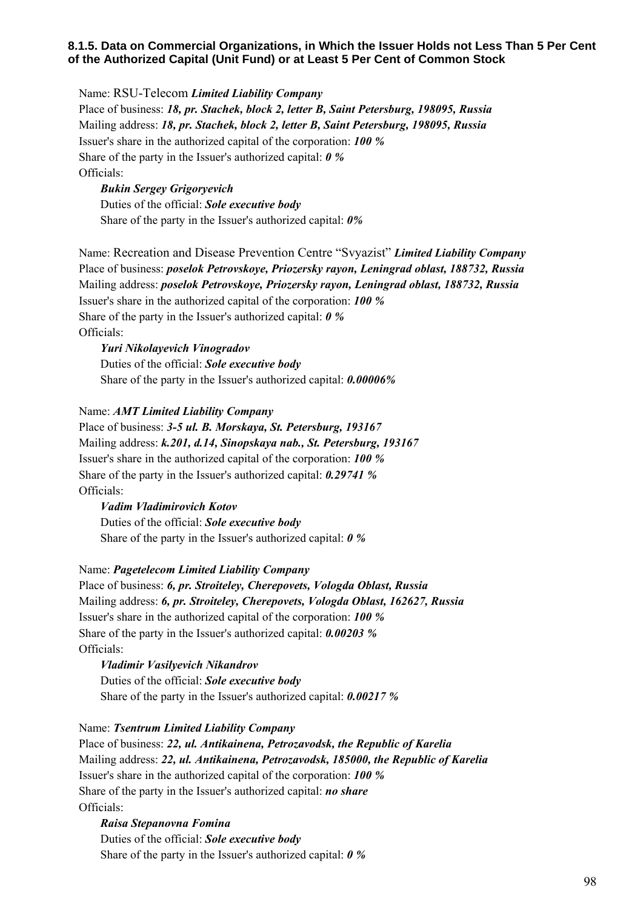### 8.1.5. Data on Commercial Organizations, in Which the Issuer Holds not Less Than 5 Per Cent of the Authorized Capital (Unit Fund) or at Least 5 Per Cent of Common Stock

Name: RSU-Telecom ***Limited Liability Company***
Place of business: ***18, pr. Stachek, block 2, letter B, Saint Petersburg, 198095, Russia***
Mailing address: ***18, pr. Stachek, block 2, letter B, Saint Petersburg, 198095, Russia***
Issuer's share in the authorized capital of the corporation: ***100 %***
Share of the party in the Issuer's authorized capital: ***0 %***
Officials:

***Bukin Sergey Grigoryevich***
Duties of the official: ***Sole executive body***
Share of the party in the Issuer's authorized capital: ***0%***

Name: Recreation and Disease Prevention Centre "Svyazist" ***Limited Liability Company***
Place of business: ***poselok Petrovskoye, Priozersky rayon, Leningrad oblast, 188732, Russia***
Mailing address: ***poselok Petrovskoye, Priozersky rayon, Leningrad oblast, 188732, Russia***
Issuer's share in the authorized capital of the corporation: ***100 %***
Share of the party in the Issuer's authorized capital: ***0 %***
Officials:

***Yuri Nikolayevich Vinogradov***
Duties of the official: ***Sole executive body***
Share of the party in the Issuer's authorized capital: ***0.00006%***

Name: ***AMT Limited Liability Company***
Place of business: ***3-5 ul. B. Morskaya, St. Petersburg, 193167***
Mailing address: ***k.201, d.14, Sinopskaya nab., St. Petersburg, 193167***
Issuer's share in the authorized capital of the corporation: ***100 %***
Share of the party in the Issuer's authorized capital: ***0.29741 %***
Officials:

***Vadim Vladimirovich Kotov***
Duties of the official: ***Sole executive body***
Share of the party in the Issuer's authorized capital: ***0 %***

Name: ***Pagetelecom Limited Liability Company***
Place of business: ***6, pr. Stroiteley, Cherepovets, Vologda Oblast, Russia***
Mailing address: ***6, pr. Stroiteley, Cherepovets, Vologda Oblast, 162627, Russia***
Issuer's share in the authorized capital of the corporation: ***100 %***
Share of the party in the Issuer's authorized capital: ***0.00203 %***
Officials:

***Vladimir Vasilyevich Nikandrov***
Duties of the official: ***Sole executive body***
Share of the party in the Issuer's authorized capital: ***0.00217 %***

Name: ***Tsentrum Limited Liability Company***
Place of business: ***22, ul. Antikainena, Petrozavodsk, the Republic of Karelia***
Mailing address: ***22, ul. Antikainena, Petrozavodsk, 185000, the Republic of Karelia***
Issuer's share in the authorized capital of the corporation: ***100 %***
Share of the party in the Issuer's authorized capital: ***no share***
Officials:

***Raisa Stepanovna Fomina***
Duties of the official: ***Sole executive body***
Share of the party in the Issuer's authorized capital: ***0 %***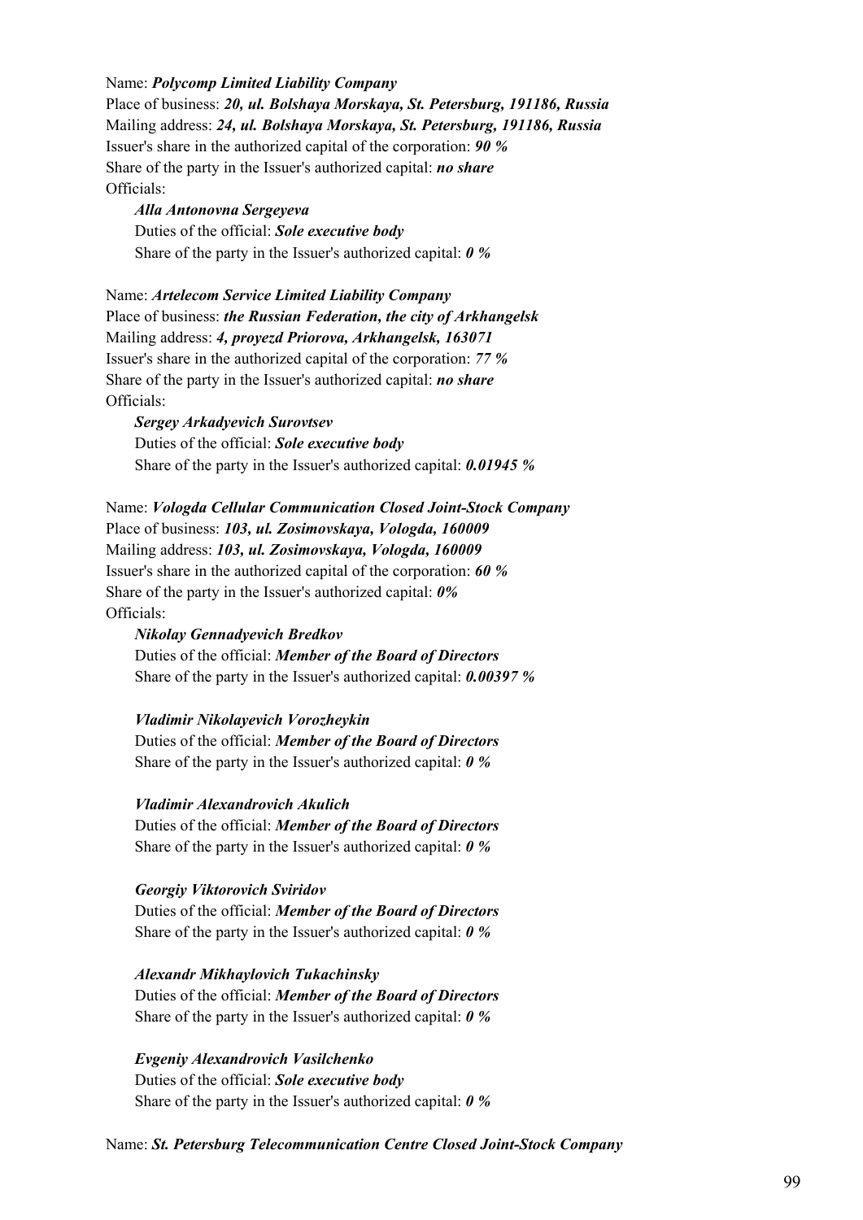Name: ***Polycomp Limited Liability Company***
Place of business: ***20, ul. Bolshaya Morskaya, St. Petersburg, 191186, Russia***
Mailing address: ***24, ul. Bolshaya Morskaya, St. Petersburg, 191186, Russia***
Issuer's share in the authorized capital of the corporation: ***90 %***
Share of the party in the Issuer's authorized capital: ***no share***
Officials:

***Alla Antonovna Sergeyeva***
Duties of the official: ***Sole executive body***
Share of the party in the Issuer's authorized capital: ***0 %***

Name: ***Artelecom Service Limited Liability Company***
Place of business: ***the Russian Federation, the city of Arkhangelsk***
Mailing address: ***4, proyezd Priorova, Arkhangelsk, 163071***
Issuer's share in the authorized capital of the corporation: ***77 %***
Share of the party in the Issuer's authorized capital: ***no share***
Officials:

***Sergey Arkadyevich Surovtsev***
Duties of the official: ***Sole executive body***
Share of the party in the Issuer's authorized capital: ***0.01945 %***

Name: ***Vologda Cellular Communication Closed Joint-Stock Company***
Place of business: ***103, ul. Zosimovskaya, Vologda, 160009***
Mailing address: ***103, ul. Zosimovskaya, Vologda, 160009***
Issuer's share in the authorized capital of the corporation: ***60 %***
Share of the party in the Issuer's authorized capital: ***0%***
Officials:

***Nikolay Gennadyevich Bredkov***
Duties of the official: ***Member of the Board of Directors***
Share of the party in the Issuer's authorized capital: ***0.00397 %***

***Vladimir Nikolayevich Vorozheykin***
Duties of the official: ***Member of the Board of Directors***
Share of the party in the Issuer's authorized capital: ***0 %***

***Vladimir Alexandrovich Akulich***
Duties of the official: ***Member of the Board of Directors***
Share of the party in the Issuer's authorized capital: ***0 %***

***Georgiy Viktorovich Sviridov***
Duties of the official: ***Member of the Board of Directors***
Share of the party in the Issuer's authorized capital: ***0 %***

***Alexandr Mikhaylovich Tukachinsky***
Duties of the official: ***Member of the Board of Directors***
Share of the party in the Issuer's authorized capital: ***0 %***

***Evgeniy Alexandrovich Vasilchenko***
Duties of the official: ***Sole executive body***
Share of the party in the Issuer's authorized capital: ***0 %***

Name: ***St. Petersburg Telecommunication Centre Closed Joint-Stock Company***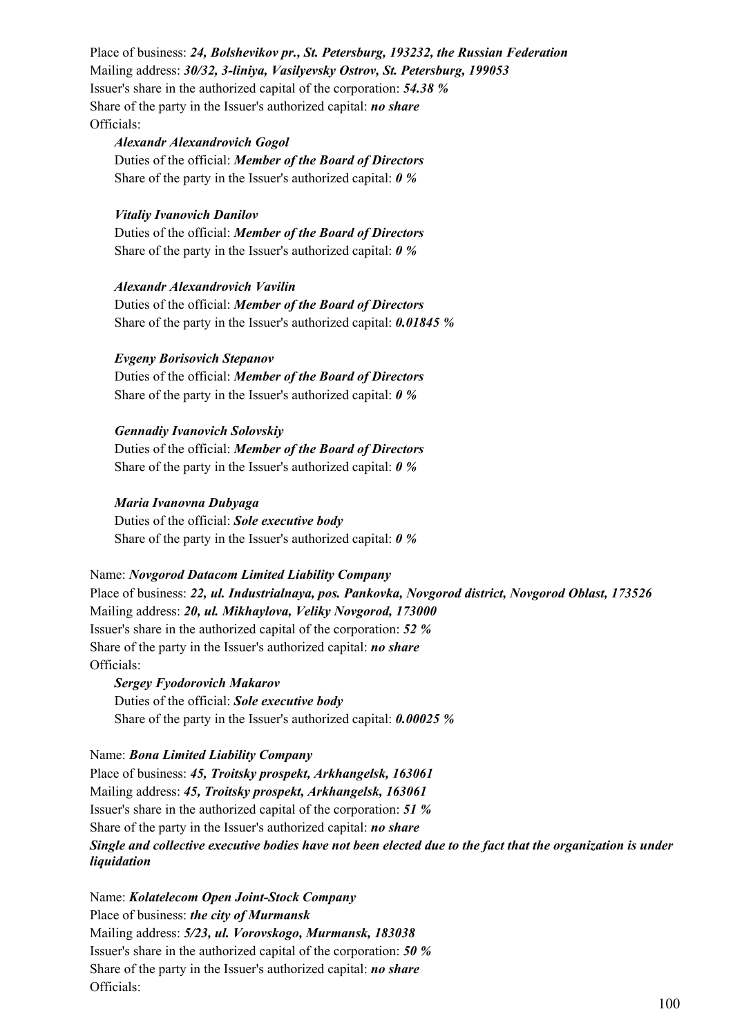Place of business: ***24, Bolshevikov pr., St. Petersburg, 193232, the Russian Federation***
Mailing address: ***30/32, 3-liniya, Vasilyevsky Ostrov, St. Petersburg, 199053***
Issuer's share in the authorized capital of the corporation: ***54.38 %***
Share of the party in the Issuer's authorized capital: ***no share***
Officials:

***Alexandr Alexandrovich Gogol***
Duties of the official: ***Member of the Board of Directors***
Share of the party in the Issuer's authorized capital: ***0 %***

***Vitaliy Ivanovich Danilov***
Duties of the official: ***Member of the Board of Directors***
Share of the party in the Issuer's authorized capital: ***0 %***

***Alexandr Alexandrovich Vavilin***
Duties of the official: ***Member of the Board of Directors***
Share of the party in the Issuer's authorized capital: ***0.01845 %***

***Evgeny Borisovich Stepanov***
Duties of the official: ***Member of the Board of Directors***
Share of the party in the Issuer's authorized capital: ***0 %***

***Gennadiy Ivanovich Solovskiy***
Duties of the official: ***Member of the Board of Directors***
Share of the party in the Issuer's authorized capital: ***0 %***

***Maria Ivanovna Dubyaga***
Duties of the official: ***Sole executive body***
Share of the party in the Issuer's authorized capital: ***0 %***

Name: ***Novgorod Datacom Limited Liability Company***
Place of business: ***22, ul. Industrialnaya, pos. Pankovka, Novgorod district, Novgorod Oblast, 173526***
Mailing address: ***20, ul. Mikhaylova, Veliky Novgorod, 173000***
Issuer's share in the authorized capital of the corporation: ***52 %***
Share of the party in the Issuer's authorized capital: ***no share***
Officials:

***Sergey Fyodorovich Makarov***
Duties of the official: ***Sole executive body***
Share of the party in the Issuer's authorized capital: ***0.00025 %***

Name: ***Bona Limited Liability Company***
Place of business: ***45, Troitsky prospekt, Arkhangelsk, 163061***
Mailing address: ***45, Troitsky prospekt, Arkhangelsk, 163061***
Issuer's share in the authorized capital of the corporation: ***51 %***
Share of the party in the Issuer's authorized capital: ***no share***
***Single and collective executive bodies have not been elected due to the fact that the organization is under liquidation***

Name: ***Kolatelecom Open Joint-Stock Company***
Place of business: ***the city of Murmansk***
Mailing address: ***5/23, ul. Vorovskogo, Murmansk, 183038***
Issuer's share in the authorized capital of the corporation: ***50 %***
Share of the party in the Issuer's authorized capital: ***no share***
Officials: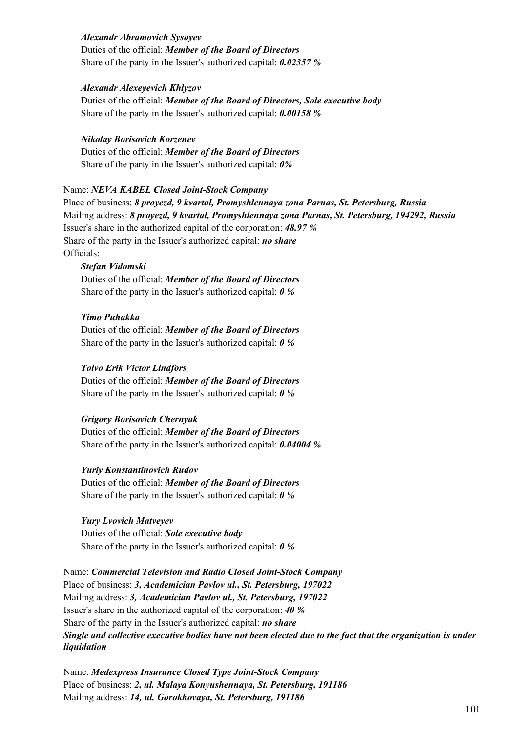*Alexandr Abramovich Sysoyev*

Duties of the official: ***Member of the Board of Directors***

Share of the party in the Issuer's authorized capital: ***0.02357 %***

*Alexandr Alexeyevich Khlyzov*

Duties of the official: ***Member of the Board of Directors, Sole executive body***

Share of the party in the Issuer's authorized capital: ***0.00158 %***

*Nikolay Borisovich Korzenev*

Duties of the official: ***Member of the Board of Directors***

Share of the party in the Issuer's authorized capital: ***0%***

Name: ***NEVA KABEL Closed Joint-Stock Company***

Place of business: ***8 proyezd, 9 kvartal, Promyshlennaya zona Parnas, St. Petersburg, Russia***

Mailing address: ***8 proyezd, 9 kvartal, Promyshlennaya zona Parnas, St. Petersburg, 194292, Russia***

Issuer's share in the authorized capital of the corporation: ***48.97 %***

Share of the party in the Issuer's authorized capital: ***no share***

Officials:

*Stefan Vidomski*

Duties of the official: ***Member of the Board of Directors***

Share of the party in the Issuer's authorized capital: ***0 %***

*Timo Puhakka*

Duties of the official: ***Member of the Board of Directors***

Share of the party in the Issuer's authorized capital: ***0 %***

*Toivo Erik Victor Lindfors*

Duties of the official: ***Member of the Board of Directors***

Share of the party in the Issuer's authorized capital: ***0 %***

*Grigory Borisovich Chernyak*

Duties of the official: ***Member of the Board of Directors***

Share of the party in the Issuer's authorized capital: ***0.04004 %***

*Yuriy Konstantinovich Rudov*

Duties of the official: ***Member of the Board of Directors***

Share of the party in the Issuer's authorized capital: ***0 %***

*Yury Lvovich Matveyev*

Duties of the official: ***Sole executive body***

Share of the party in the Issuer's authorized capital: ***0 %***

Name: ***Commercial Television and Radio Closed Joint-Stock Company***

Place of business: ***3, Academician Pavlov ul., St. Petersburg, 197022***

Mailing address: ***3, Academician Pavlov ul., St. Petersburg, 197022***

Issuer's share in the authorized capital of the corporation: ***40 %***

Share of the party in the Issuer's authorized capital: ***no share***

***Single and collective executive bodies have not been elected due to the fact that the organization is under liquidation***

Name: ***Medexpress Insurance Closed Type Joint-Stock Company***

Place of business: ***2, ul. Malaya Konyushennaya, St. Petersburg, 191186***

Mailing address: ***14, ul. Gorokhovaya, St. Petersburg, 191186***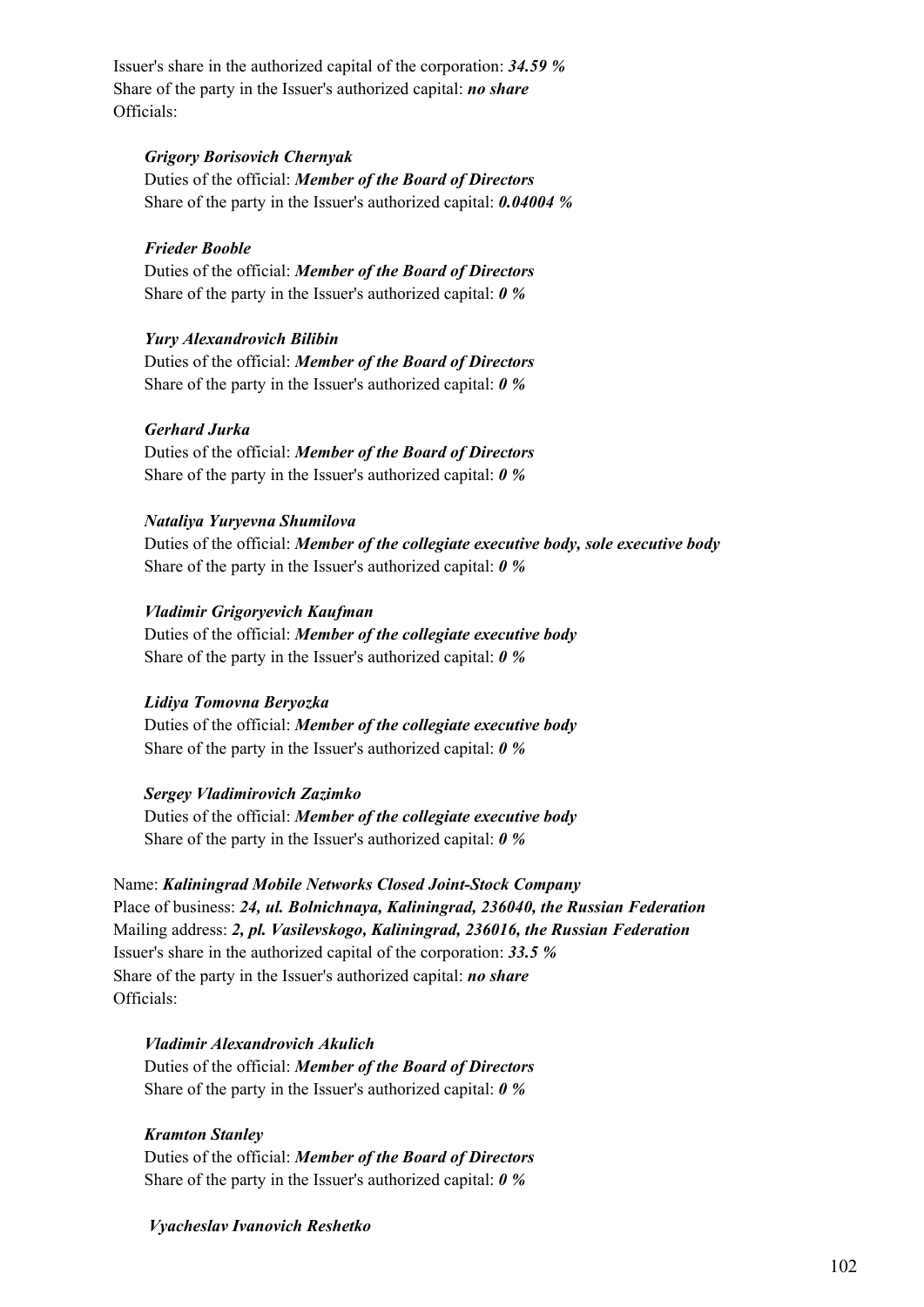Issuer's share in the authorized capital of the corporation: ***34.59 %***
Share of the party in the Issuer's authorized capital: ***no share***
Officials:

> ***Grigory Borisovich Chernyak***
> Duties of the official: ***Member of the Board of Directors***
> Share of the party in the Issuer's authorized capital: ***0.04004 %***
>
> ***Frieder Booble***
> Duties of the official: ***Member of the Board of Directors***
> Share of the party in the Issuer's authorized capital: ***0 %***
>
> ***Yury Alexandrovich Bilibin***
> Duties of the official: ***Member of the Board of Directors***
> Share of the party in the Issuer's authorized capital: ***0 %***
>
> ***Gerhard Jurka***
> Duties of the official: ***Member of the Board of Directors***
> Share of the party in the Issuer's authorized capital: ***0 %***
>
> ***Nataliya Yuryevna Shumilova***
> Duties of the official: ***Member of the collegiate executive body, sole executive body***
> Share of the party in the Issuer's authorized capital: ***0 %***
>
> ***Vladimir Grigoryevich Kaufman***
> Duties of the official: ***Member of the collegiate executive body***
> Share of the party in the Issuer's authorized capital: ***0 %***
>
> ***Lidiya Tomovna Beryozka***
> Duties of the official: ***Member of the collegiate executive body***
> Share of the party in the Issuer's authorized capital: ***0 %***
>
> ***Sergey Vladimirovich Zazimko***
> Duties of the official: ***Member of the collegiate executive body***
> Share of the party in the Issuer's authorized capital: ***0 %***

Name: ***Kaliningrad Mobile Networks Closed Joint-Stock Company***
Place of business: ***24, ul. Bolnichnaya, Kaliningrad, 236040, the Russian Federation***
Mailing address: ***2, pl. Vasilevskogo, Kaliningrad, 236016, the Russian Federation***
Issuer's share in the authorized capital of the corporation: ***33.5 %***
Share of the party in the Issuer's authorized capital: ***no share***
Officials:

> ***Vladimir Alexandrovich Akulich***
> Duties of the official: ***Member of the Board of Directors***
> Share of the party in the Issuer's authorized capital: ***0 %***
>
> ***Kramton Stanley***
> Duties of the official: ***Member of the Board of Directors***
> Share of the party in the Issuer's authorized capital: ***0 %***
>
> ***Vyacheslav Ivanovich Reshetko***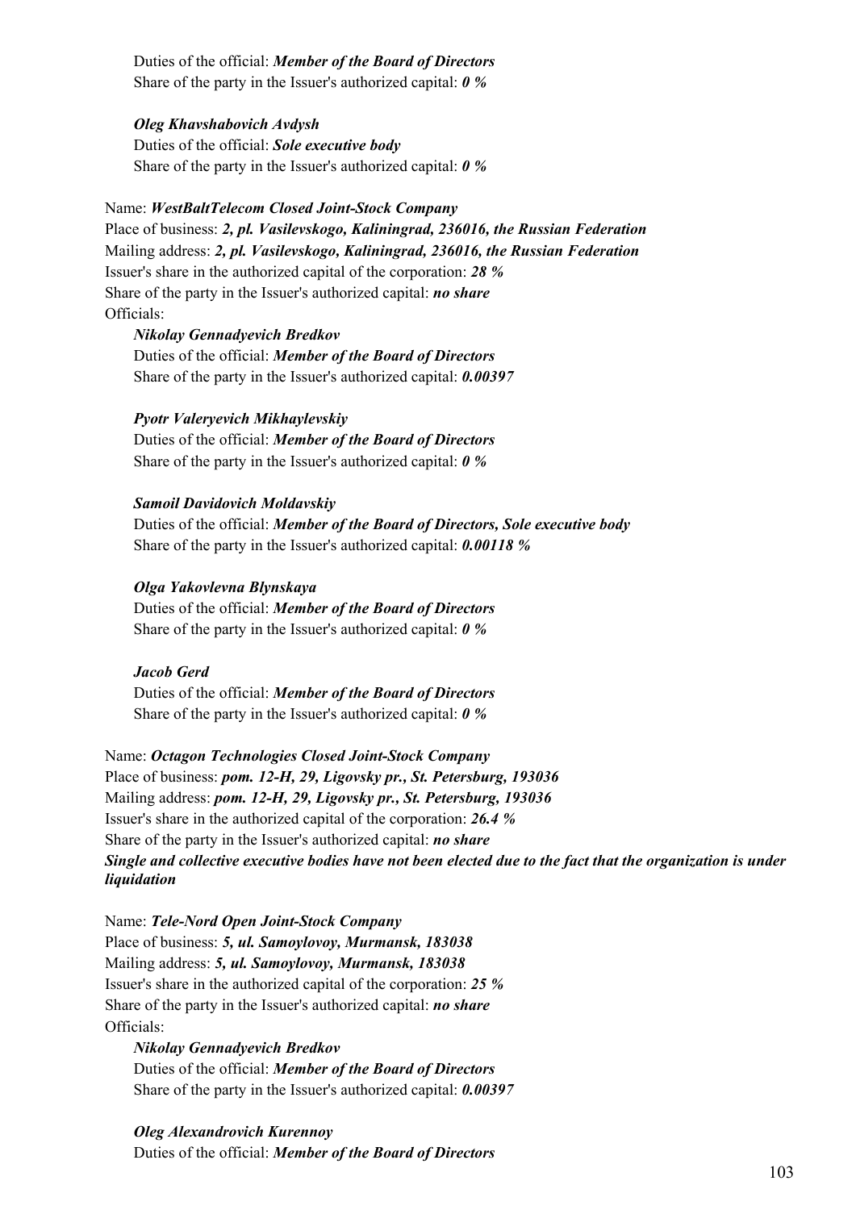Duties of the official: ***Member of the Board of Directors***
Share of the party in the Issuer's authorized capital: ***0 %***

***Oleg Khavshabovich Avdysh***
Duties of the official: ***Sole executive body***
Share of the party in the Issuer's authorized capital: ***0 %***

Name: ***WestBaltTelecom Closed Joint-Stock Company***
Place of business: ***2, pl. Vasilevskogo, Kaliningrad, 236016, the Russian Federation***
Mailing address: ***2, pl. Vasilevskogo, Kaliningrad, 236016, the Russian Federation***
Issuer's share in the authorized capital of the corporation: ***28 %***
Share of the party in the Issuer's authorized capital: ***no share***
Officials:

***Nikolay Gennadyevich Bredkov***
Duties of the official: ***Member of the Board of Directors***
Share of the party in the Issuer's authorized capital: ***0.00397***

***Pyotr Valeryevich Mikhaylevskiy***
Duties of the official: ***Member of the Board of Directors***
Share of the party in the Issuer's authorized capital: ***0 %***

***Samoil Davidovich Moldavskiy***
Duties of the official: ***Member of the Board of Directors, Sole executive body***
Share of the party in the Issuer's authorized capital: ***0.00118 %***

***Olga Yakovlevna Blynskaya***
Duties of the official: ***Member of the Board of Directors***
Share of the party in the Issuer's authorized capital: ***0 %***

***Jacob Gerd***
Duties of the official: ***Member of the Board of Directors***
Share of the party in the Issuer's authorized capital: ***0 %***

Name: ***Octagon Technologies Closed Joint-Stock Company***
Place of business: ***pom. 12-H, 29, Ligovsky pr., St. Petersburg, 193036***
Mailing address: ***pom. 12-H, 29, Ligovsky pr., St. Petersburg, 193036***
Issuer's share in the authorized capital of the corporation: ***26.4 %***
Share of the party in the Issuer's authorized capital: ***no share***
***Single and collective executive bodies have not been elected due to the fact that the organization is under liquidation***

Name: ***Tele-Nord Open Joint-Stock Company***
Place of business: ***5, ul. Samoylovoy, Murmansk, 183038***
Mailing address: ***5, ul. Samoylovoy, Murmansk, 183038***
Issuer's share in the authorized capital of the corporation: ***25 %***
Share of the party in the Issuer's authorized capital: ***no share***
Officials:

***Nikolay Gennadyevich Bredkov***
Duties of the official: ***Member of the Board of Directors***
Share of the party in the Issuer's authorized capital: ***0.00397***

***Oleg Alexandrovich Kurennoy***
Duties of the official: ***Member of the Board of Directors***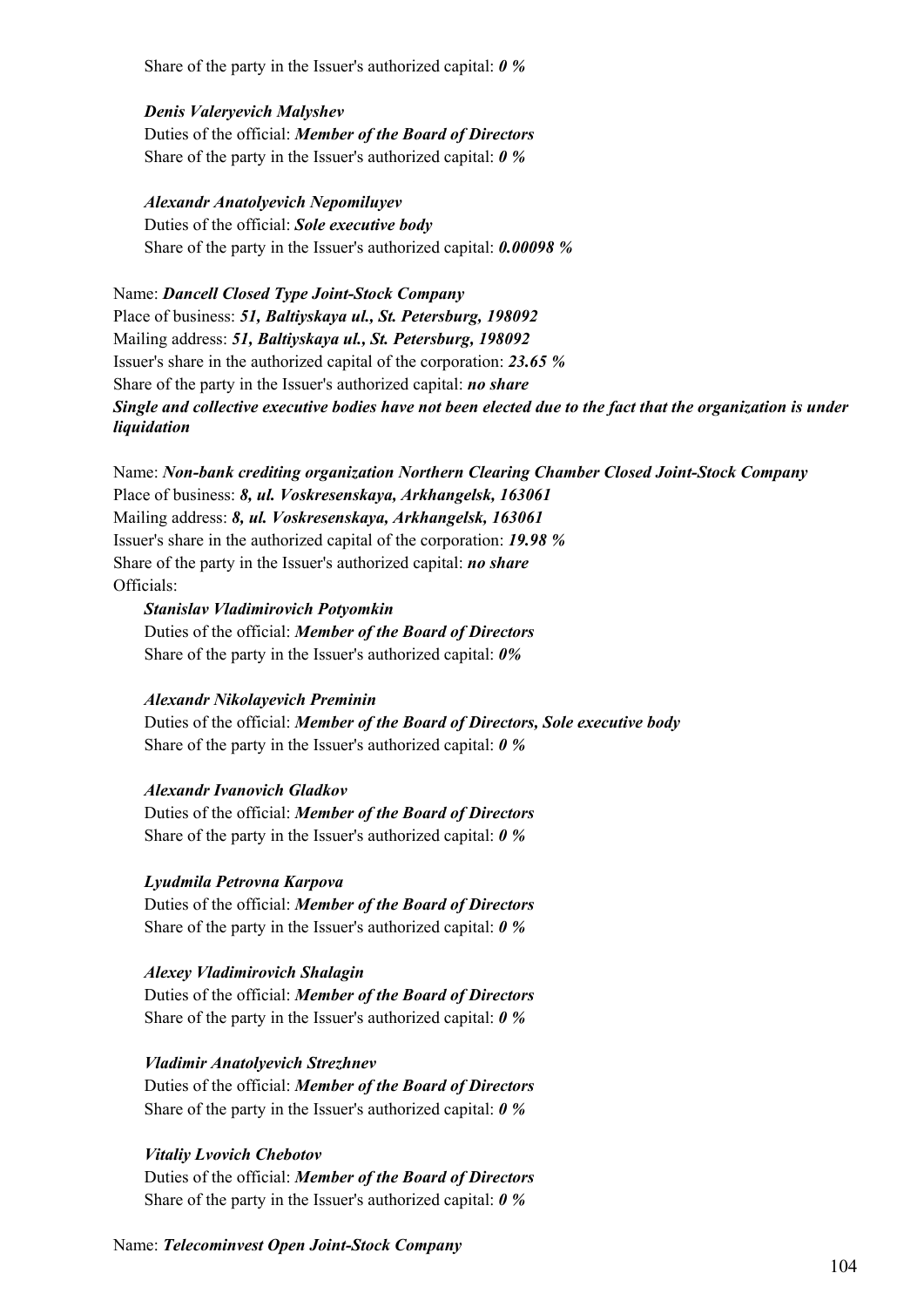Share of the party in the Issuer's authorized capital: ***0 %***

***Denis Valeryevich Malyshev***
Duties of the official: ***Member of the Board of Directors***
Share of the party in the Issuer's authorized capital: ***0 %***

***Alexandr Anatolyevich Nepomiluyev***
Duties of the official: ***Sole executive body***
Share of the party in the Issuer's authorized capital: ***0.00098 %***

Name: ***Dancell Closed Type Joint-Stock Company***
Place of business: ***51, Baltiyskaya ul., St. Petersburg, 198092***
Mailing address: ***51, Baltiyskaya ul., St. Petersburg, 198092***
Issuer's share in the authorized capital of the corporation: ***23.65 %***
Share of the party in the Issuer's authorized capital: ***no share***
***Single and collective executive bodies have not been elected due to the fact that the organization is under liquidation***

Name: ***Non-bank crediting organization Northern Clearing Chamber Closed Joint-Stock Company***
Place of business: ***8, ul. Voskresenskaya, Arkhangelsk, 163061***
Mailing address: ***8, ul. Voskresenskaya, Arkhangelsk, 163061***
Issuer's share in the authorized capital of the corporation: ***19.98 %***
Share of the party in the Issuer's authorized capital: ***no share***
Officials:

***Stanislav Vladimirovich Potyomkin***
Duties of the official: ***Member of the Board of Directors***
Share of the party in the Issuer's authorized capital: ***0%***

***Alexandr Nikolayevich Preminin***
Duties of the official: ***Member of the Board of Directors, Sole executive body***
Share of the party in the Issuer's authorized capital: ***0 %***

***Alexandr Ivanovich Gladkov***
Duties of the official: ***Member of the Board of Directors***
Share of the party in the Issuer's authorized capital: ***0 %***

***Lyudmila Petrovna Karpova***
Duties of the official: ***Member of the Board of Directors***
Share of the party in the Issuer's authorized capital: ***0 %***

***Alexey Vladimirovich Shalagin***
Duties of the official: ***Member of the Board of Directors***
Share of the party in the Issuer's authorized capital: ***0 %***

***Vladimir Anatolyevich Strezhnev***
Duties of the official: ***Member of the Board of Directors***
Share of the party in the Issuer's authorized capital: ***0 %***

***Vitaliy Lvovich Chebotov***
Duties of the official: ***Member of the Board of Directors***
Share of the party in the Issuer's authorized capital: ***0 %***

Name: ***Telecominvest Open Joint-Stock Company***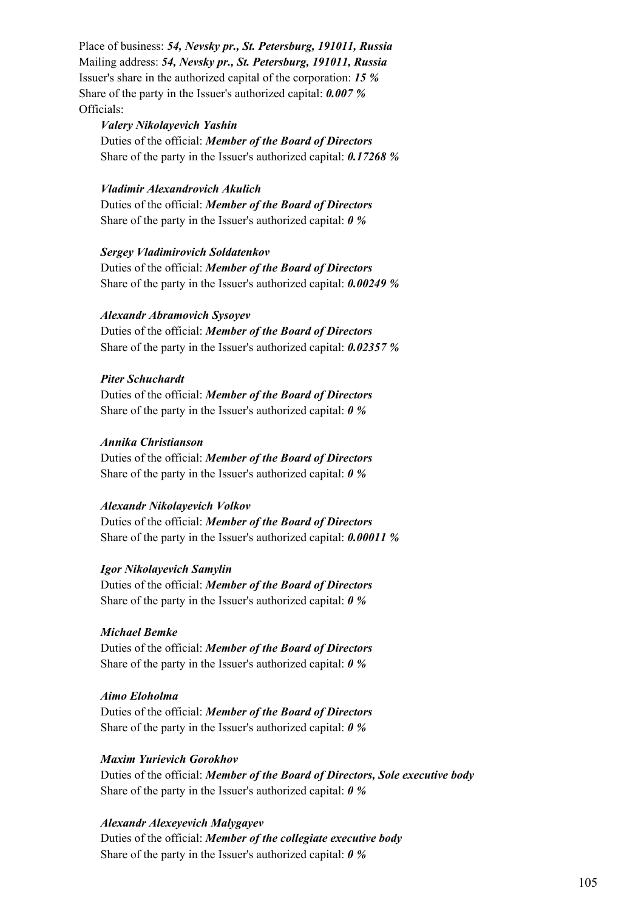Place of business: ***54, Nevsky pr., St. Petersburg, 191011, Russia***
Mailing address: ***54, Nevsky pr., St. Petersburg, 191011, Russia***
Issuer's share in the authorized capital of the corporation: ***15 %***
Share of the party in the Issuer's authorized capital: ***0.007 %***
Officials:

***Valery Nikolayevich Yashin***
Duties of the official: ***Member of the Board of Directors***
Share of the party in the Issuer's authorized capital: ***0.17268 %***

***Vladimir Alexandrovich Akulich***
Duties of the official: ***Member of the Board of Directors***
Share of the party in the Issuer's authorized capital: ***0 %***

***Sergey Vladimirovich Soldatenkov***
Duties of the official: ***Member of the Board of Directors***
Share of the party in the Issuer's authorized capital: ***0.00249 %***

***Alexandr Abramovich Sysoyev***
Duties of the official: ***Member of the Board of Directors***
Share of the party in the Issuer's authorized capital: ***0.02357 %***

***Piter Schuchardt***
Duties of the official: ***Member of the Board of Directors***
Share of the party in the Issuer's authorized capital: ***0 %***

***Annika Christianson***
Duties of the official: ***Member of the Board of Directors***
Share of the party in the Issuer's authorized capital: ***0 %***

***Alexandr Nikolayevich Volkov***
Duties of the official: ***Member of the Board of Directors***
Share of the party in the Issuer's authorized capital: ***0.00011 %***

***Igor Nikolayevich Samylin***
Duties of the official: ***Member of the Board of Directors***
Share of the party in the Issuer's authorized capital: ***0 %***

***Michael Bemke***
Duties of the official: ***Member of the Board of Directors***
Share of the party in the Issuer's authorized capital: ***0 %***

***Aimo Eloholma***
Duties of the official: ***Member of the Board of Directors***
Share of the party in the Issuer's authorized capital: ***0 %***

***Maxim Yurievich Gorokhov***
Duties of the official: ***Member of the Board of Directors, Sole executive body***
Share of the party in the Issuer's authorized capital: ***0 %***

***Alexandr Alexeyevich Malygayev***
Duties of the official: ***Member of the collegiate executive body***
Share of the party in the Issuer's authorized capital: ***0 %***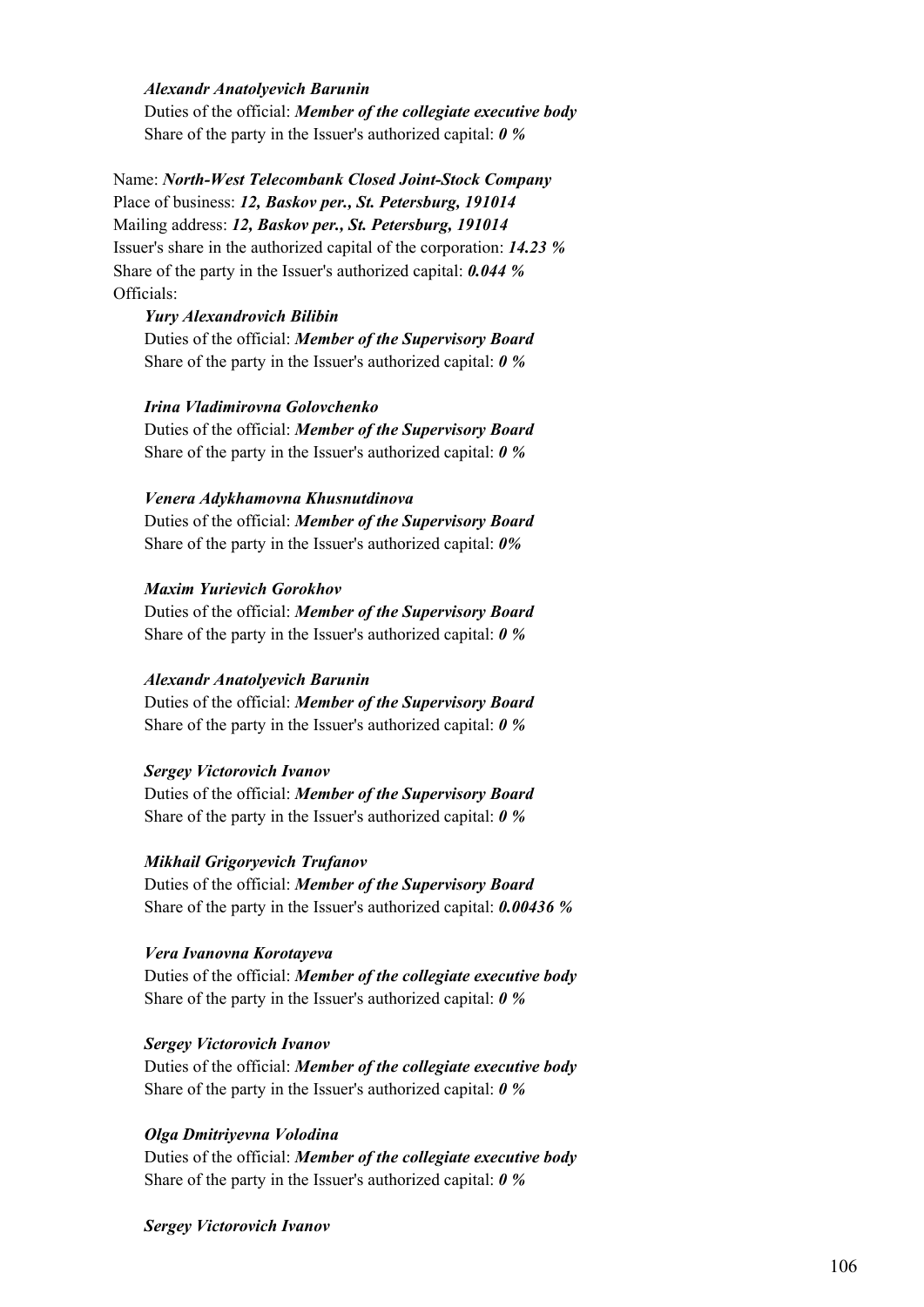***Alexandr Anatolyevich Barunin***

Duties of the official: ***Member of the collegiate executive body***

Share of the party in the Issuer's authorized capital: ***0 %***

Name: ***North-West Telecombank Closed Joint-Stock Company***
Place of business: ***12, Baskov per., St. Petersburg, 191014***
Mailing address: ***12, Baskov per., St. Petersburg, 191014***
Issuer's share in the authorized capital of the corporation: ***14.23 %***
Share of the party in the Issuer's authorized capital: ***0.044 %***
Officials:

***Yury Alexandrovich Bilibin***

Duties of the official: ***Member of the Supervisory Board***

Share of the party in the Issuer's authorized capital: ***0 %***

***Irina Vladimirovna Golovchenko***

Duties of the official: ***Member of the Supervisory Board***

Share of the party in the Issuer's authorized capital: ***0 %***

***Venera Adykhamovna Khusnutdinova***

Duties of the official: ***Member of the Supervisory Board***

Share of the party in the Issuer's authorized capital: ***0%***

***Maxim Yurievich Gorokhov***

Duties of the official: ***Member of the Supervisory Board***

Share of the party in the Issuer's authorized capital: ***0 %***

***Alexandr Anatolyevich Barunin***

Duties of the official: ***Member of the Supervisory Board***

Share of the party in the Issuer's authorized capital: ***0 %***

***Sergey Victorovich Ivanov***

Duties of the official: ***Member of the Supervisory Board***

Share of the party in the Issuer's authorized capital: ***0 %***

***Mikhail Grigoryevich Trufanov***

Duties of the official: ***Member of the Supervisory Board***

Share of the party in the Issuer's authorized capital: ***0.00436 %***

***Vera Ivanovna Korotayeva***

Duties of the official: ***Member of the collegiate executive body***

Share of the party in the Issuer's authorized capital: ***0 %***

***Sergey Victorovich Ivanov***

Duties of the official: ***Member of the collegiate executive body***

Share of the party in the Issuer's authorized capital: ***0 %***

***Olga Dmitriyevna Volodina***

Duties of the official: ***Member of the collegiate executive body***

Share of the party in the Issuer's authorized capital: ***0 %***

***Sergey Victorovich Ivanov***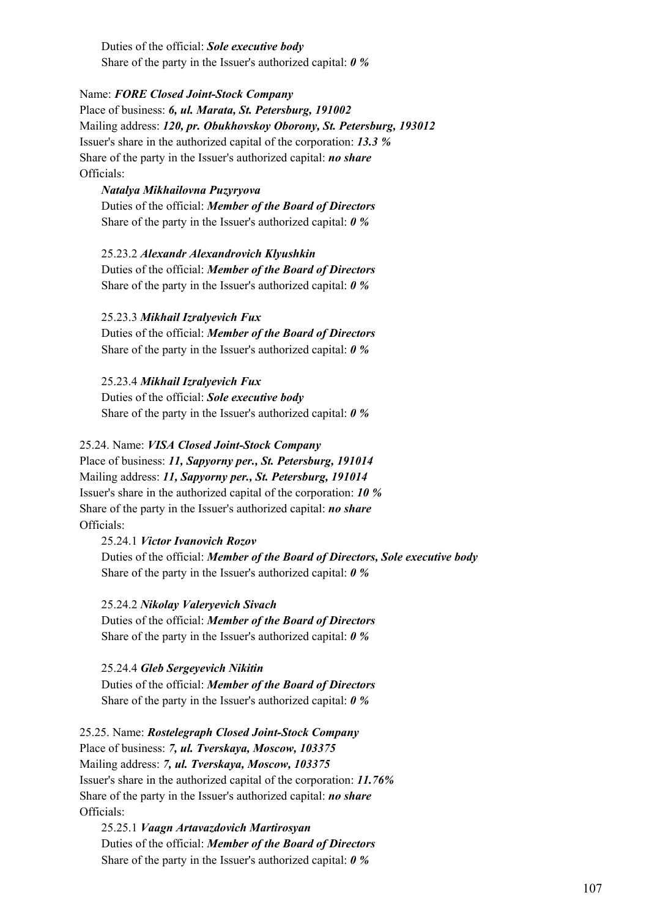Duties of the official: ***Sole executive body***
Share of the party in the Issuer's authorized capital: ***0 %***

Name: ***FORE Closed Joint-Stock Company***
Place of business: ***6, ul. Marata, St. Petersburg, 191002***
Mailing address: ***120, pr. Obukhovskoy Oborony, St. Petersburg, 193012***
Issuer's share in the authorized capital of the corporation: ***13.3 %***
Share of the party in the Issuer's authorized capital: ***no share***
Officials:

***Natalya Mikhailovna Puzyryova***
Duties of the official: ***Member of the Board of Directors***
Share of the party in the Issuer's authorized capital: ***0 %***

25.23.2 ***Alexandr Alexandrovich Klyushkin***
Duties of the official: ***Member of the Board of Directors***
Share of the party in the Issuer's authorized capital: ***0 %***

25.23.3 ***Mikhail Izralyevich Fux***
Duties of the official: ***Member of the Board of Directors***
Share of the party in the Issuer's authorized capital: ***0 %***

25.23.4 ***Mikhail Izralyevich Fux***
Duties of the official: ***Sole executive body***
Share of the party in the Issuer's authorized capital: ***0 %***

25.24. Name: ***VISA Closed Joint-Stock Company***
Place of business: ***11, Sapyorny per., St. Petersburg, 191014***
Mailing address: ***11, Sapyorny per., St. Petersburg, 191014***
Issuer's share in the authorized capital of the corporation: ***10 %***
Share of the party in the Issuer's authorized capital: ***no share***
Officials:

25.24.1 ***Victor Ivanovich Rozov***
Duties of the official: ***Member of the Board of Directors, Sole executive body***
Share of the party in the Issuer's authorized capital: ***0 %***

25.24.2 ***Nikolay Valeryevich Sivach***
Duties of the official: ***Member of the Board of Directors***
Share of the party in the Issuer's authorized capital: ***0 %***

25.24.4 ***Gleb Sergeyevich Nikitin***
Duties of the official: ***Member of the Board of Directors***
Share of the party in the Issuer's authorized capital: ***0 %***

25.25. Name: ***Rostelegraph Closed Joint-Stock Company***
Place of business: ***7, ul. Tverskaya, Moscow, 103375***
Mailing address: ***7, ul. Tverskaya, Moscow, 103375***
Issuer's share in the authorized capital of the corporation: ***11.76%***
Share of the party in the Issuer's authorized capital: ***no share***
Officials:

25.25.1 ***Vaagn Artavazdovich Martirosyan***
Duties of the official: ***Member of the Board of Directors***
Share of the party in the Issuer's authorized capital: ***0 %***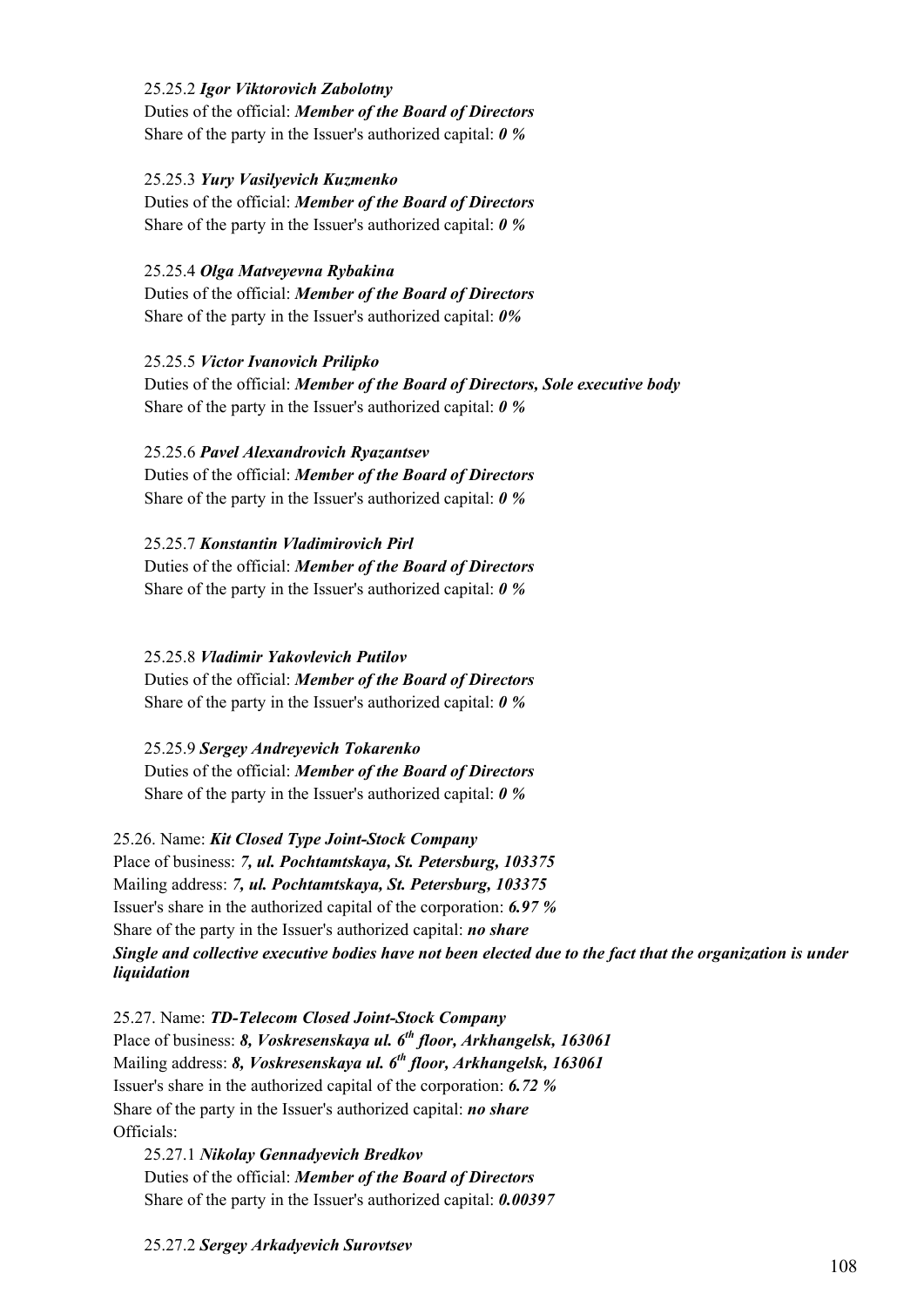25.25.2 ***Igor Viktorovich Zabolotny***
Duties of the official: ***Member of the Board of Directors***
Share of the party in the Issuer's authorized capital: ***0 %***

25.25.3 ***Yury Vasilyevich Kuzmenko***
Duties of the official: ***Member of the Board of Directors***
Share of the party in the Issuer's authorized capital: ***0 %***

25.25.4 ***Olga Matveyevna Rybakina***
Duties of the official: ***Member of the Board of Directors***
Share of the party in the Issuer's authorized capital: ***0%***

25.25.5 ***Victor Ivanovich Prilipko***
Duties of the official: ***Member of the Board of Directors, Sole executive body***
Share of the party in the Issuer's authorized capital: ***0 %***

25.25.6 ***Pavel Alexandrovich Ryazantsev***
Duties of the official: ***Member of the Board of Directors***
Share of the party in the Issuer's authorized capital: ***0 %***

25.25.7 ***Konstantin Vladimirovich Pirl***
Duties of the official: ***Member of the Board of Directors***
Share of the party in the Issuer's authorized capital: ***0 %***

25.25.8 ***Vladimir Yakovlevich Putilov***
Duties of the official: ***Member of the Board of Directors***
Share of the party in the Issuer's authorized capital: ***0 %***

25.25.9 ***Sergey Andreyevich Tokarenko***
Duties of the official: ***Member of the Board of Directors***
Share of the party in the Issuer's authorized capital: ***0 %***

25.26. Name: ***Kit Closed Type Joint-Stock Company***
Place of business: ***7, ul. Pochtamtskaya, St. Petersburg, 103375***
Mailing address: ***7, ul. Pochtamtskaya, St. Petersburg, 103375***
Issuer's share in the authorized capital of the corporation: ***6.97 %***
Share of the party in the Issuer's authorized capital: ***no share***
***Single and collective executive bodies have not been elected due to the fact that the organization is under liquidation***

25.27. Name: ***TD-Telecom Closed Joint-Stock Company***
Place of business: ***8, Voskresenskaya ul. 6th floor, Arkhangelsk, 163061***
Mailing address: ***8, Voskresenskaya ul. 6th floor, Arkhangelsk, 163061***
Issuer's share in the authorized capital of the corporation: ***6.72 %***
Share of the party in the Issuer's authorized capital: ***no share***
Officials:

25.27.1 ***Nikolay Gennadyevich Bredkov***
Duties of the official: ***Member of the Board of Directors***
Share of the party in the Issuer's authorized capital: ***0.00397***

25.27.2 ***Sergey Arkadyevich Surovtsev***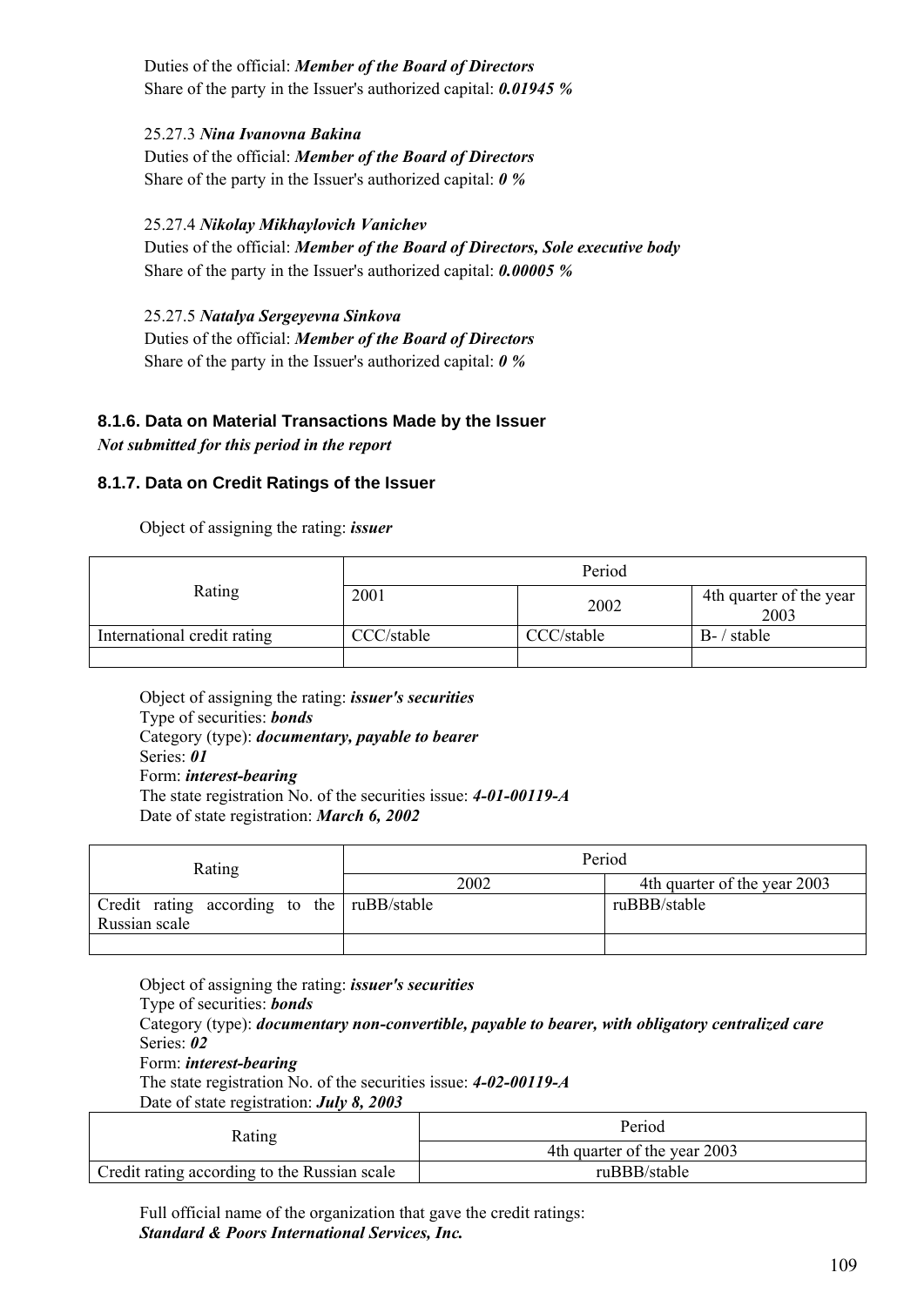Duties of the official: ***Member of the Board of Directors***
Share of the party in the Issuer's authorized capital: ***0.01945 %***

25.27.3 ***Nina Ivanovna Bakina***
Duties of the official: ***Member of the Board of Directors***
Share of the party in the Issuer's authorized capital: ***0 %***

25.27.4 ***Nikolay Mikhaylovich Vanichev***
Duties of the official: ***Member of the Board of Directors, Sole executive body***
Share of the party in the Issuer's authorized capital: ***0.00005 %***

25.27.5 ***Natalya Sergeyevna Sinkova***
Duties of the official: ***Member of the Board of Directors***
Share of the party in the Issuer's authorized capital: ***0 %***

### 8.1.6. Data on Material Transactions Made by the Issuer

***Not submitted for this period in the report***

### 8.1.7. Data on Credit Ratings of the Issuer

Object of assigning the rating: ***issuer***

| Rating | Period | | |
|---|---|---|---|
| | 2001 | 2002 | 4th quarter of the year 2003 |
| International credit rating | CCC/stable | CCC/stable | B- / stable |
| | | | |

Object of assigning the rating: ***issuer's securities***
Type of securities: ***bonds***
Category (type): ***documentary, payable to bearer***
Series: ***01***
Form: ***interest-bearing***
The state registration No. of the securities issue: ***4-01-00119-A***
Date of state registration: ***March 6, 2002***

| Rating | Period | |
|---|---|---|
| | 2002 | 4th quarter of the year 2003 |
| Credit rating according to the Russian scale | ruBB/stable | ruBBB/stable |
| | | |

Object of assigning the rating: ***issuer's securities***
Type of securities: ***bonds***
Category (type): ***documentary non-convertible, payable to bearer, with obligatory centralized care***
Series: ***02***
Form: ***interest-bearing***
The state registration No. of the securities issue: ***4-02-00119-A***
Date of state registration: ***July 8, 2003***

| Rating | Period |
|---|---|
| | 4th quarter of the year 2003 |
| Credit rating according to the Russian scale | ruBBB/stable |

Full official name of the organization that gave the credit ratings:
***Standard & Poors International Services, Inc.***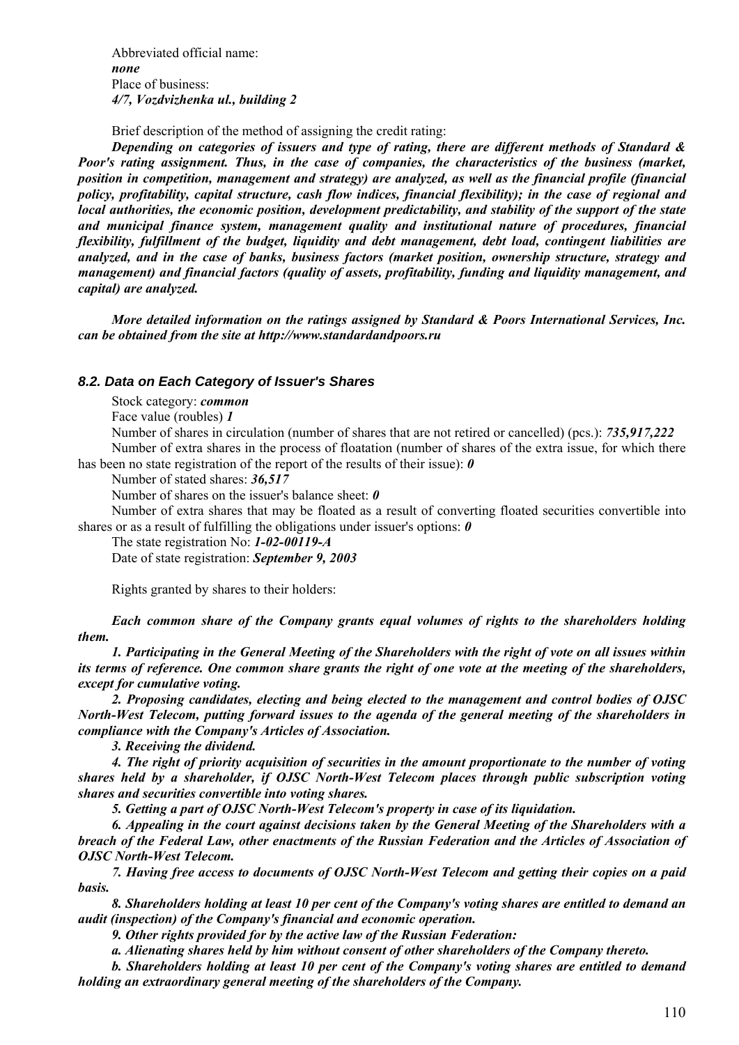Abbreviated official name:
***none***
Place of business:
***4/7, Vozdvizhenka ul., building 2***

Brief description of the method of assigning the credit rating:

***Depending on categories of issuers and type of rating, there are different methods of Standard & Poor's rating assignment. Thus, in the case of companies, the characteristics of the business (market, position in competition, management and strategy) are analyzed, as well as the financial profile (financial policy, profitability, capital structure, cash flow indices, financial flexibility); in the case of regional and local authorities, the economic position, development predictability, and stability of the support of the state and municipal finance system, management quality and institutional nature of procedures, financial flexibility, fulfillment of the budget, liquidity and debt management, debt load, contingent liabilities are analyzed, and in the case of banks, business factors (market position, ownership structure, strategy and management) and financial factors (quality of assets, profitability, funding and liquidity management, and capital) are analyzed.***

***More detailed information on the ratings assigned by Standard & Poors International Services, Inc. can be obtained from the site at http://www.standardandpoors.ru***

### *8.2. Data on Each Category of Issuer's Shares*

Stock category: ***common***

Face value (roubles) ***1***

Number of shares in circulation (number of shares that are not retired or cancelled) (pcs.): ***735,917,222***

Number of extra shares in the process of floatation (number of shares of the extra issue, for which there has been no state registration of the report of the results of their issue): ***0***

Number of stated shares: ***36,517***

Number of shares on the issuer's balance sheet: ***0***

Number of extra shares that may be floated as a result of converting floated securities convertible into shares or as a result of fulfilling the obligations under issuer's options: ***0***

The state registration No: ***1-02-00119-A***

Date of state registration: ***September 9, 2003***

Rights granted by shares to their holders:

***Each common share of the Company grants equal volumes of rights to the shareholders holding them.***

***1. Participating in the General Meeting of the Shareholders with the right of vote on all issues within its terms of reference. One common share grants the right of one vote at the meeting of the shareholders, except for cumulative voting.***

***2. Proposing candidates, electing and being elected to the management and control bodies of OJSC North-West Telecom, putting forward issues to the agenda of the general meeting of the shareholders in compliance with the Company's Articles of Association.***

***3. Receiving the dividend.***

***4. The right of priority acquisition of securities in the amount proportionate to the number of voting shares held by a shareholder, if OJSC North-West Telecom places through public subscription voting shares and securities convertible into voting shares.***

***5. Getting a part of OJSC North-West Telecom's property in case of its liquidation.***

***6. Appealing in the court against decisions taken by the General Meeting of the Shareholders with a breach of the Federal Law, other enactments of the Russian Federation and the Articles of Association of OJSC North-West Telecom.***

***7. Having free access to documents of OJSC North-West Telecom and getting their copies on a paid basis.***

***8. Shareholders holding at least 10 per cent of the Company's voting shares are entitled to demand an audit (inspection) of the Company's financial and economic operation.***

***9. Other rights provided for by the active law of the Russian Federation:***

***a. Alienating shares held by him without consent of other shareholders of the Company thereto.***

***b. Shareholders holding at least 10 per cent of the Company's voting shares are entitled to demand holding an extraordinary general meeting of the shareholders of the Company.***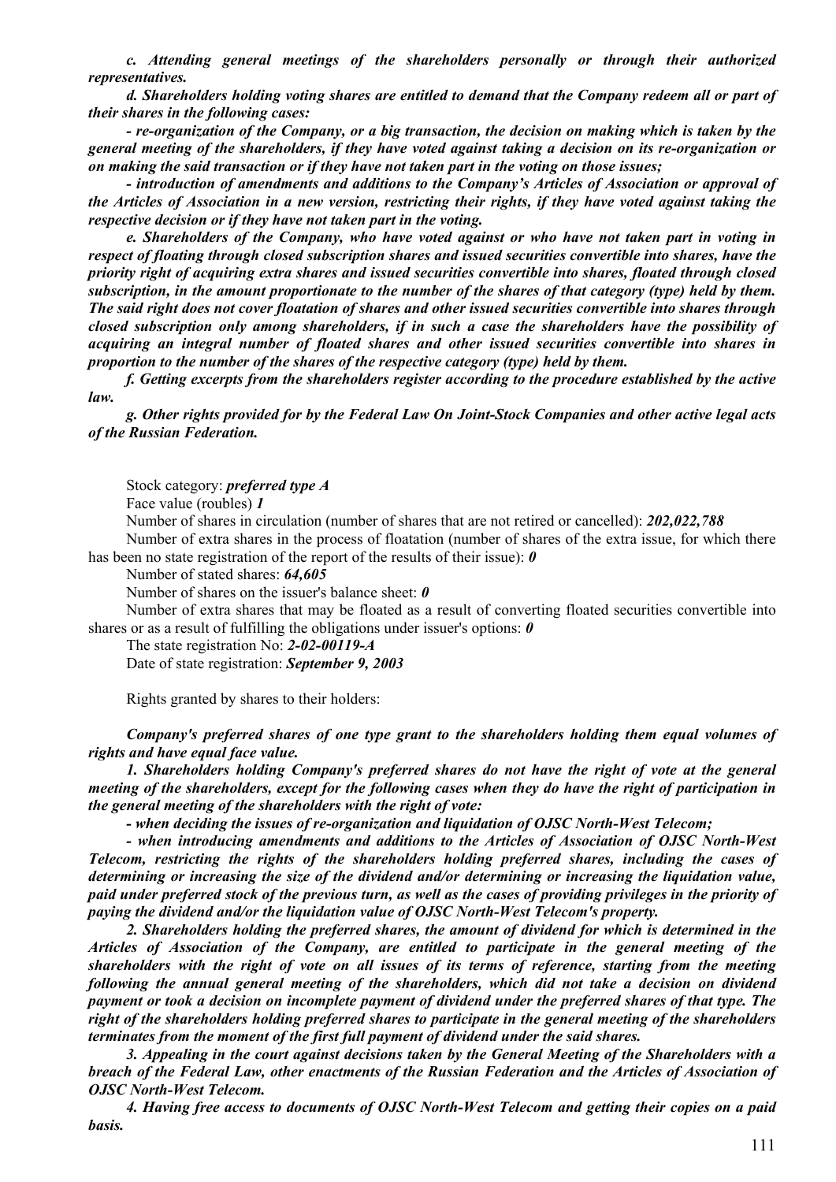***c. Attending general meetings of the shareholders personally or through their authorized representatives.***

***d. Shareholders holding voting shares are entitled to demand that the Company redeem all or part of their shares in the following cases:***

***- re-organization of the Company, or a big transaction, the decision on making which is taken by the general meeting of the shareholders, if they have voted against taking a decision on its re-organization or on making the said transaction or if they have not taken part in the voting on those issues;***

***- introduction of amendments and additions to the Company's Articles of Association or approval of the Articles of Association in a new version, restricting their rights, if they have voted against taking the respective decision or if they have not taken part in the voting.***

***e. Shareholders of the Company, who have voted against or who have not taken part in voting in respect of floating through closed subscription shares and issued securities convertible into shares, have the priority right of acquiring extra shares and issued securities convertible into shares, floated through closed subscription, in the amount proportionate to the number of the shares of that category (type) held by them. The said right does not cover floatation of shares and other issued securities convertible into shares through closed subscription only among shareholders, if in such a case the shareholders have the possibility of acquiring an integral number of floated shares and other issued securities convertible into shares in proportion to the number of the shares of the respective category (type) held by them.***

***f. Getting excerpts from the shareholders register according to the procedure established by the active law.***

***g. Other rights provided for by the Federal Law On Joint-Stock Companies and other active legal acts of the Russian Federation.***

Stock category: ***preferred type A***

Face value (roubles) ***1***

Number of shares in circulation (number of shares that are not retired or cancelled): ***202,022,788***

Number of extra shares in the process of floatation (number of shares of the extra issue, for which there has been no state registration of the report of the results of their issue): ***0***

Number of stated shares: ***64,605***

Number of shares on the issuer's balance sheet: ***0***

Number of extra shares that may be floated as a result of converting floated securities convertible into shares or as a result of fulfilling the obligations under issuer's options: ***0***

The state registration No: ***2-02-00119-A***

Date of state registration: ***September 9, 2003***

Rights granted by shares to their holders:

***Company's preferred shares of one type grant to the shareholders holding them equal volumes of rights and have equal face value.***

***1. Shareholders holding Company's preferred shares do not have the right of vote at the general meeting of the shareholders, except for the following cases when they do have the right of participation in the general meeting of the shareholders with the right of vote:***

***- when deciding the issues of re-organization and liquidation of OJSC North-West Telecom;***

***- when introducing amendments and additions to the Articles of Association of OJSC North-West Telecom, restricting the rights of the shareholders holding preferred shares, including the cases of determining or increasing the size of the dividend and/or determining or increasing the liquidation value, paid under preferred stock of the previous turn, as well as the cases of providing privileges in the priority of paying the dividend and/or the liquidation value of OJSC North-West Telecom's property.***

***2. Shareholders holding the preferred shares, the amount of dividend for which is determined in the Articles of Association of the Company, are entitled to participate in the general meeting of the shareholders with the right of vote on all issues of its terms of reference, starting from the meeting following the annual general meeting of the shareholders, which did not take a decision on dividend payment or took a decision on incomplete payment of dividend under the preferred shares of that type. The right of the shareholders holding preferred shares to participate in the general meeting of the shareholders terminates from the moment of the first full payment of dividend under the said shares.***

***3. Appealing in the court against decisions taken by the General Meeting of the Shareholders with a breach of the Federal Law, other enactments of the Russian Federation and the Articles of Association of OJSC North-West Telecom.***

***4. Having free access to documents of OJSC North-West Telecom and getting their copies on a paid basis.***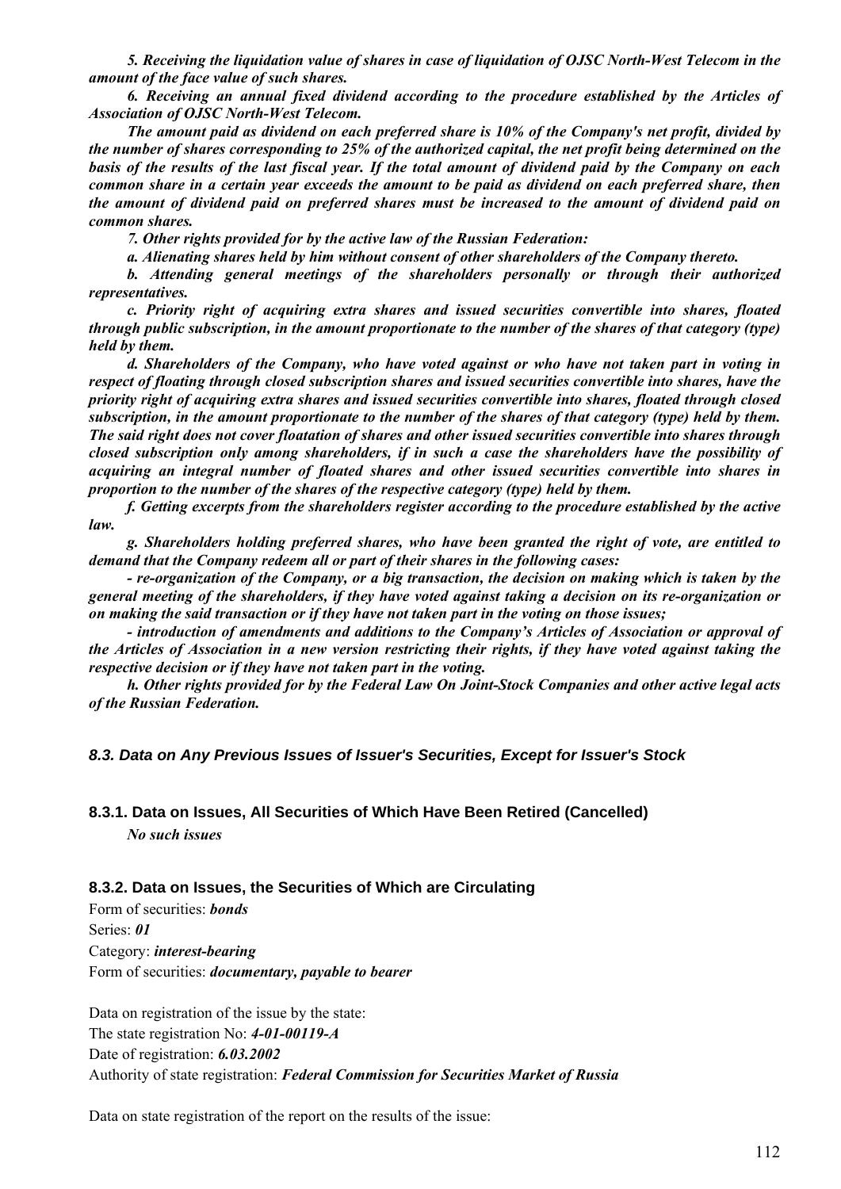*5. Receiving the liquidation value of shares in case of liquidation of OJSC North-West Telecom in the amount of the face value of such shares.*

*6. Receiving an annual fixed dividend according to the procedure established by the Articles of Association of OJSC North-West Telecom.*

*The amount paid as dividend on each preferred share is 10% of the Company's net profit, divided by the number of shares corresponding to 25% of the authorized capital, the net profit being determined on the basis of the results of the last fiscal year. If the total amount of dividend paid by the Company on each common share in a certain year exceeds the amount to be paid as dividend on each preferred share, then the amount of dividend paid on preferred shares must be increased to the amount of dividend paid on common shares.*

*7. Other rights provided for by the active law of the Russian Federation:*

*a. Alienating shares held by him without consent of other shareholders of the Company thereto.*

*b. Attending general meetings of the shareholders personally or through their authorized representatives.*

*c. Priority right of acquiring extra shares and issued securities convertible into shares, floated through public subscription, in the amount proportionate to the number of the shares of that category (type) held by them.*

*d. Shareholders of the Company, who have voted against or who have not taken part in voting in respect of floating through closed subscription shares and issued securities convertible into shares, have the priority right of acquiring extra shares and issued securities convertible into shares, floated through closed subscription, in the amount proportionate to the number of the shares of that category (type) held by them. The said right does not cover floatation of shares and other issued securities convertible into shares through closed subscription only among shareholders, if in such a case the shareholders have the possibility of acquiring an integral number of floated shares and other issued securities convertible into shares in proportion to the number of the shares of the respective category (type) held by them.*

*f. Getting excerpts from the shareholders register according to the procedure established by the active law.*

*g. Shareholders holding preferred shares, who have been granted the right of vote, are entitled to demand that the Company redeem all or part of their shares in the following cases:*

*- re-organization of the Company, or a big transaction, the decision on making which is taken by the general meeting of the shareholders, if they have voted against taking a decision on its re-organization or on making the said transaction or if they have not taken part in the voting on those issues;*

*- introduction of amendments and additions to the Company's Articles of Association or approval of the Articles of Association in a new version restricting their rights, if they have voted against taking the respective decision or if they have not taken part in the voting.*

*h. Other rights provided for by the Federal Law On Joint-Stock Companies and other active legal acts of the Russian Federation.*

## *8.3. Data on Any Previous Issues of Issuer's Securities, Except for Issuer's Stock*

### 8.3.1. Data on Issues, All Securities of Which Have Been Retired (Cancelled)

*No such issues*

### 8.3.2. Data on Issues, the Securities of Which are Circulating

Form of securities: ***bonds***

Series: ***01***

Category: ***interest-bearing***

Form of securities: ***documentary, payable to bearer***

Data on registration of the issue by the state:

The state registration No: ***4-01-00119-A***

Date of registration: ***6.03.2002***

Authority of state registration: ***Federal Commission for Securities Market of Russia***

Data on state registration of the report on the results of the issue: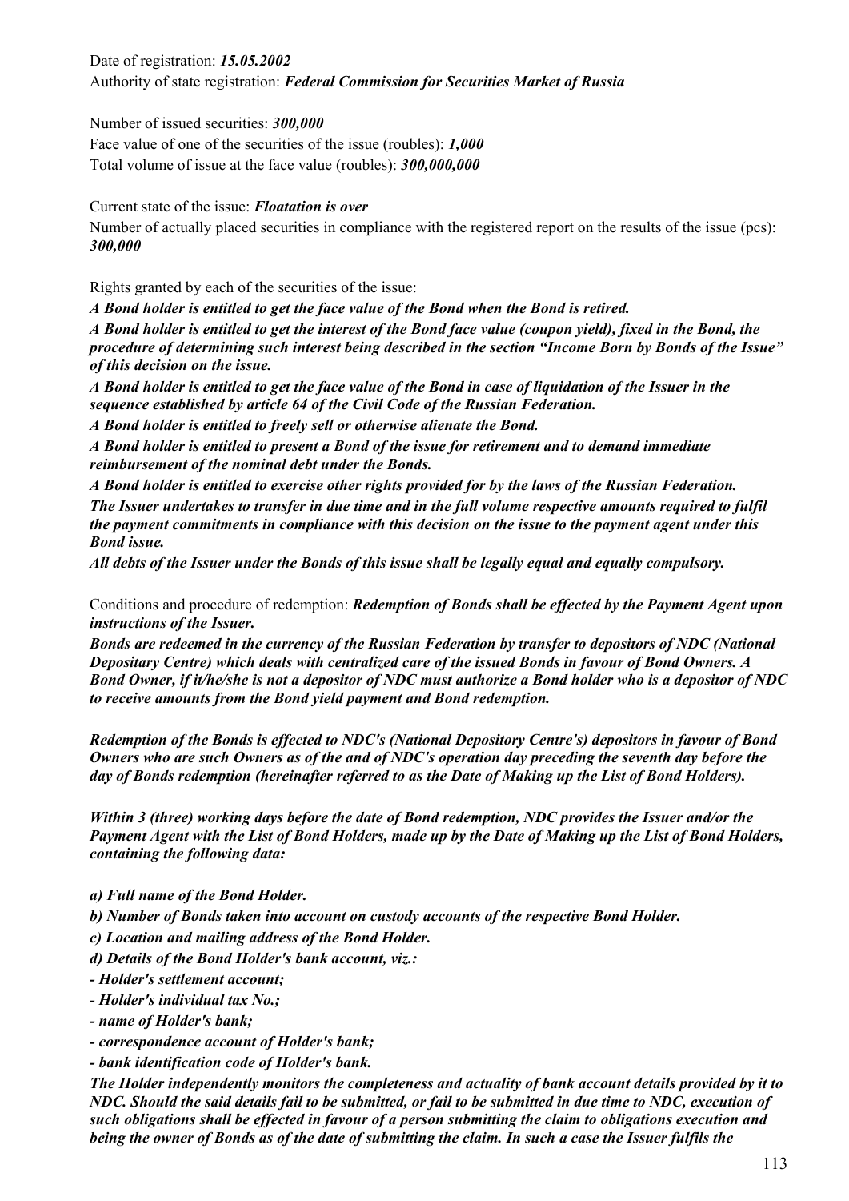Date of registration: ***15.05.2002***
Authority of state registration: ***Federal Commission for Securities Market of Russia***

Number of issued securities: ***300,000***
Face value of one of the securities of the issue (roubles): ***1,000***
Total volume of issue at the face value (roubles): ***300,000,000***

Current state of the issue: ***Floatation is over***
Number of actually placed securities in compliance with the registered report on the results of the issue (pcs): ***300,000***

Rights granted by each of the securities of the issue:
***A Bond holder is entitled to get the face value of the Bond when the Bond is retired.***
***A Bond holder is entitled to get the interest of the Bond face value (coupon yield), fixed in the Bond, the procedure of determining such interest being described in the section "Income Born by Bonds of the Issue" of this decision on the issue.***
***A Bond holder is entitled to get the face value of the Bond in case of liquidation of the Issuer in the sequence established by article 64 of the Civil Code of the Russian Federation.***
***A Bond holder is entitled to freely sell or otherwise alienate the Bond.***
***A Bond holder is entitled to present a Bond of the issue for retirement and to demand immediate reimbursement of the nominal debt under the Bonds.***
***A Bond holder is entitled to exercise other rights provided for by the laws of the Russian Federation.***
***The Issuer undertakes to transfer in due time and in the full volume respective amounts required to fulfil the payment commitments in compliance with this decision on the issue to the payment agent under this Bond issue.***
***All debts of the Issuer under the Bonds of this issue shall be legally equal and equally compulsory.***

Conditions and procedure of redemption: ***Redemption of Bonds shall be effected by the Payment Agent upon instructions of the Issuer.***
***Bonds are redeemed in the currency of the Russian Federation by transfer to depositors of NDC (National Depositary Centre) which deals with centralized care of the issued Bonds in favour of Bond Owners. A Bond Owner, if it/he/she is not a depositor of NDC must authorize a Bond holder who is a depositor of NDC to receive amounts from the Bond yield payment and Bond redemption.***

***Redemption of the Bonds is effected to NDC's (National Depository Centre's) depositors in favour of Bond Owners who are such Owners as of the and of NDC's operation day preceding the seventh day before the day of Bonds redemption (hereinafter referred to as the Date of Making up the List of Bond Holders).***

***Within 3 (three) working days before the date of Bond redemption, NDC provides the Issuer and/or the Payment Agent with the List of Bond Holders, made up by the Date of Making up the List of Bond Holders, containing the following data:***

***a) Full name of the Bond Holder.***
***b) Number of Bonds taken into account on custody accounts of the respective Bond Holder.***
***c) Location and mailing address of the Bond Holder.***
***d) Details of the Bond Holder's bank account, viz.:***
***- Holder's settlement account;***
***- Holder's individual tax No.;***
***- name of Holder's bank;***
***- correspondence account of Holder's bank;***
***- bank identification code of Holder's bank.***
***The Holder independently monitors the completeness and actuality of bank account details provided by it to NDC. Should the said details fail to be submitted, or fail to be submitted in due time to NDC, execution of such obligations shall be effected in favour of a person submitting the claim to obligations execution and being the owner of Bonds as of the date of submitting the claim. In such a case the Issuer fulfils the***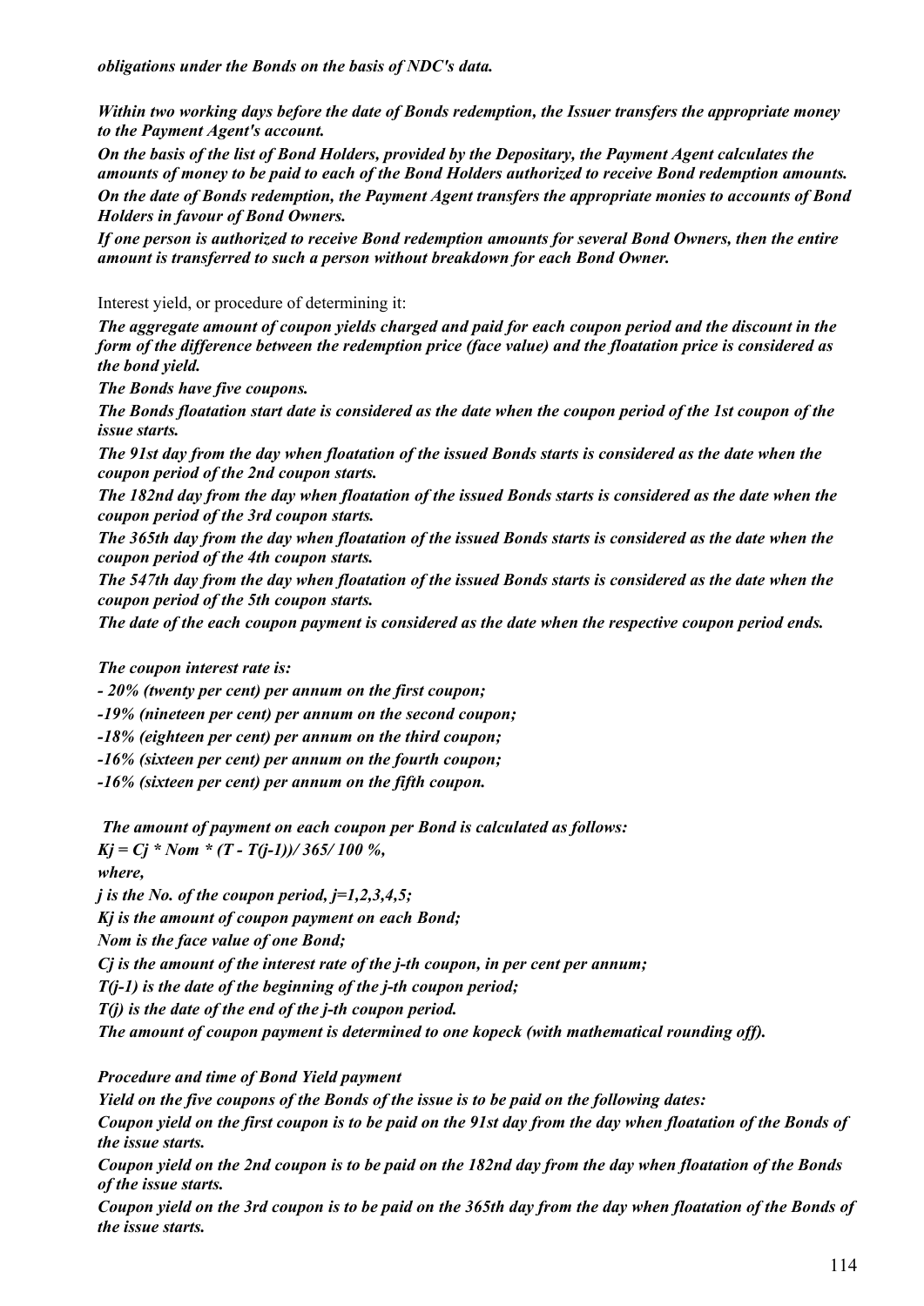*obligations under the Bonds on the basis of NDC's data.*

*Within two working days before the date of Bonds redemption, the Issuer transfers the appropriate money to the Payment Agent's account.*

*On the basis of the list of Bond Holders, provided by the Depositary, the Payment Agent calculates the amounts of money to be paid to each of the Bond Holders authorized to receive Bond redemption amounts.*

*On the date of Bonds redemption, the Payment Agent transfers the appropriate monies to accounts of Bond Holders in favour of Bond Owners.*

*If one person is authorized to receive Bond redemption amounts for several Bond Owners, then the entire amount is transferred to such a person without breakdown for each Bond Owner.*

Interest yield, or procedure of determining it:

*The aggregate amount of coupon yields charged and paid for each coupon period and the discount in the form of the difference between the redemption price (face value) and the floatation price is considered as the bond yield.*

*The Bonds have five coupons.*

*The Bonds floatation start date is considered as the date when the coupon period of the 1st coupon of the issue starts.*

*The 91st day from the day when floatation of the issued Bonds starts is considered as the date when the coupon period of the 2nd coupon starts.*

*The 182nd day from the day when floatation of the issued Bonds starts is considered as the date when the coupon period of the 3rd coupon starts.*

*The 365th day from the day when floatation of the issued Bonds starts is considered as the date when the coupon period of the 4th coupon starts.*

*The 547th day from the day when floatation of the issued Bonds starts is considered as the date when the coupon period of the 5th coupon starts.*

*The date of the each coupon payment is considered as the date when the respective coupon period ends.*

*The coupon interest rate is:*

*- 20% (twenty per cent) per annum on the first coupon;*

*-19% (nineteen per cent) per annum on the second coupon;*

*-18% (eighteen per cent) per annum on the third coupon;*

*-16% (sixteen per cent) per annum on the fourth coupon;*

*-16% (sixteen per cent) per annum on the fifth coupon.*

*The amount of payment on each coupon per Bond is calculated as follows:*

$$Kj = Cj * Nom * (T - T(j-1))/ 365/ 100 \%,$$

*where,*

*j is the No. of the coupon period, j=1,2,3,4,5;*

*Kj is the amount of coupon payment on each Bond;*

*Nom is the face value of one Bond;*

*Cj is the amount of the interest rate of the j-th coupon, in per cent per annum;*

*T(j-1) is the date of the beginning of the j-th coupon period;*

*T(j) is the date of the end of the j-th coupon period.*

*The amount of coupon payment is determined to one kopeck (with mathematical rounding off).*

*Procedure and time of Bond Yield payment*

*Yield on the five coupons of the Bonds of the issue is to be paid on the following dates:*

*Coupon yield on the first coupon is to be paid on the 91st day from the day when floatation of the Bonds of the issue starts.*

*Coupon yield on the 2nd coupon is to be paid on the 182nd day from the day when floatation of the Bonds of the issue starts.*

*Coupon yield on the 3rd coupon is to be paid on the 365th day from the day when floatation of the Bonds of the issue starts.*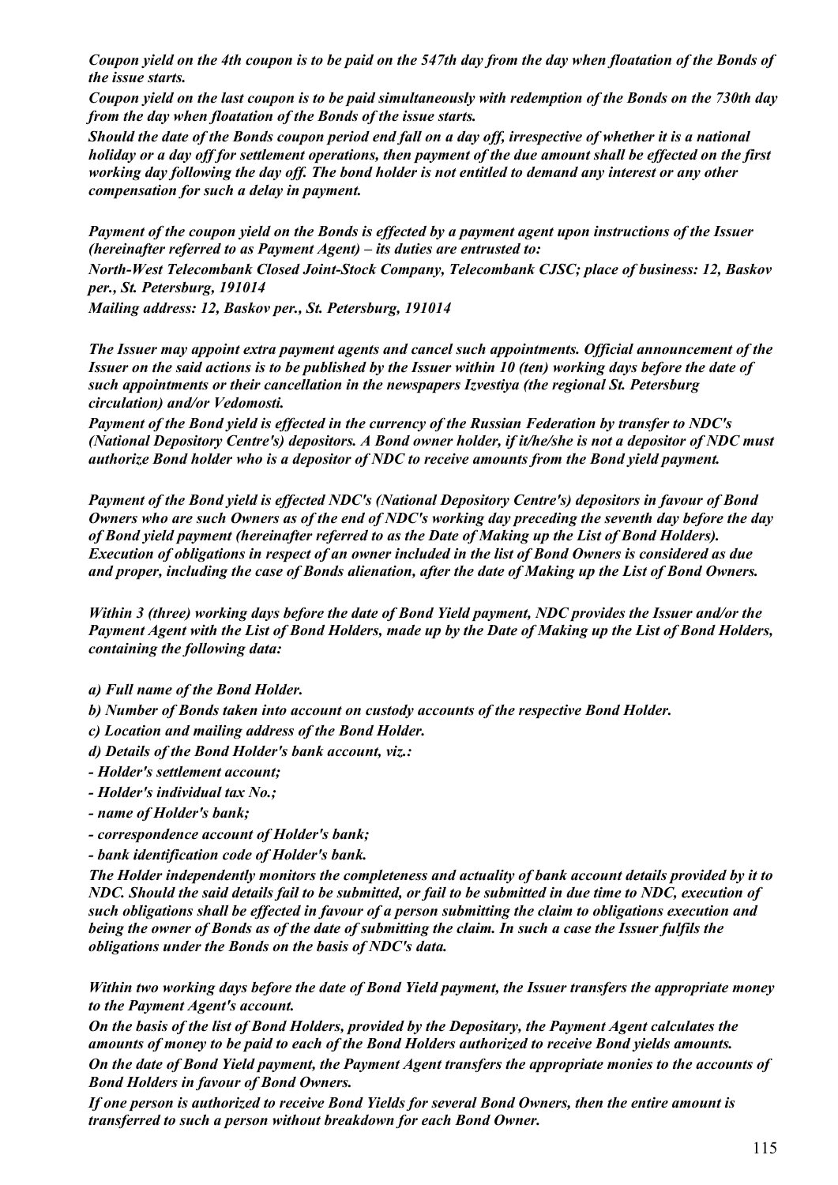*Coupon yield on the 4th coupon is to be paid on the 547th day from the day when floatation of the Bonds of the issue starts.*

*Coupon yield on the last coupon is to be paid simultaneously with redemption of the Bonds on the 730th day from the day when floatation of the Bonds of the issue starts.*

*Should the date of the Bonds coupon period end fall on a day off, irrespective of whether it is a national holiday or a day off for settlement operations, then payment of the due amount shall be effected on the first working day following the day off. The bond holder is not entitled to demand any interest or any other compensation for such a delay in payment.*

*Payment of the coupon yield on the Bonds is effected by a payment agent upon instructions of the Issuer (hereinafter referred to as Payment Agent) – its duties are entrusted to:*

*North-West Telecombank Closed Joint-Stock Company, Telecombank CJSC; place of business: 12, Baskov per., St. Petersburg, 191014*

*Mailing address: 12, Baskov per., St. Petersburg, 191014*

*The Issuer may appoint extra payment agents and cancel such appointments. Official announcement of the Issuer on the said actions is to be published by the Issuer within 10 (ten) working days before the date of such appointments or their cancellation in the newspapers Izvestiya (the regional St. Petersburg circulation) and/or Vedomosti.*

*Payment of the Bond yield is effected in the currency of the Russian Federation by transfer to NDC's (National Depository Centre's) depositors. A Bond owner holder, if it/he/she is not a depositor of NDC must authorize Bond holder who is a depositor of NDC to receive amounts from the Bond yield payment.*

*Payment of the Bond yield is effected NDC's (National Depository Centre's) depositors in favour of Bond Owners who are such Owners as of the end of NDC's working day preceding the seventh day before the day of Bond yield payment (hereinafter referred to as the Date of Making up the List of Bond Holders). Execution of obligations in respect of an owner included in the list of Bond Owners is considered as due and proper, including the case of Bonds alienation, after the date of Making up the List of Bond Owners.*

*Within 3 (three) working days before the date of Bond Yield payment, NDC provides the Issuer and/or the Payment Agent with the List of Bond Holders, made up by the Date of Making up the List of Bond Holders, containing the following data:*

*a) Full name of the Bond Holder.*

*b) Number of Bonds taken into account on custody accounts of the respective Bond Holder.*

*c) Location and mailing address of the Bond Holder.*

*d) Details of the Bond Holder's bank account, viz.:*

*- Holder's settlement account;*

*- Holder's individual tax No.;*

*- name of Holder's bank;*

*- correspondence account of Holder's bank;*

*- bank identification code of Holder's bank.*

*The Holder independently monitors the completeness and actuality of bank account details provided by it to NDC. Should the said details fail to be submitted, or fail to be submitted in due time to NDC, execution of such obligations shall be effected in favour of a person submitting the claim to obligations execution and being the owner of Bonds as of the date of submitting the claim. In such a case the Issuer fulfils the obligations under the Bonds on the basis of NDC's data.*

*Within two working days before the date of Bond Yield payment, the Issuer transfers the appropriate money to the Payment Agent's account.*

*On the basis of the list of Bond Holders, provided by the Depositary, the Payment Agent calculates the amounts of money to be paid to each of the Bond Holders authorized to receive Bond yields amounts.*

*On the date of Bond Yield payment, the Payment Agent transfers the appropriate monies to the accounts of Bond Holders in favour of Bond Owners.*

*If one person is authorized to receive Bond Yields for several Bond Owners, then the entire amount is transferred to such a person without breakdown for each Bond Owner.*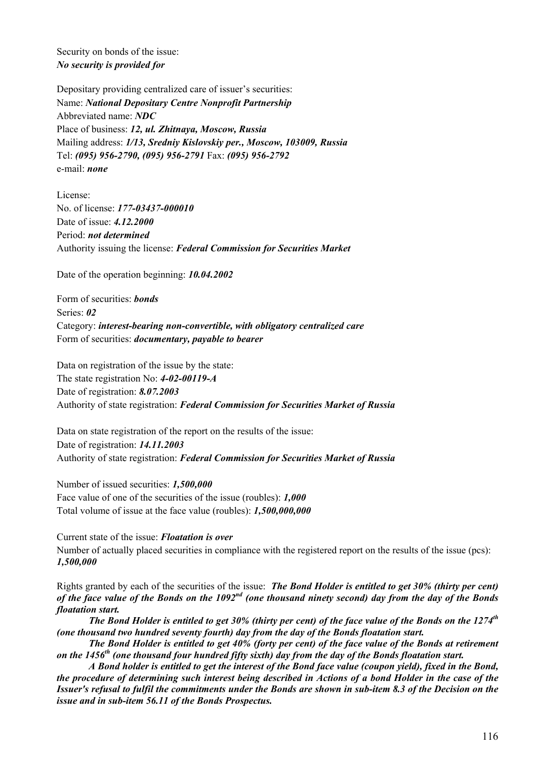Security on bonds of the issue:
***No security is provided for***

Depositary providing centralized care of issuer's securities:
Name: ***National Depositary Centre Nonprofit Partnership***
Abbreviated name: ***NDC***
Place of business: ***12, ul. Zhitnaya, Moscow, Russia***
Mailing address: ***1/13, Sredniy Kislovskiy per., Moscow, 103009, Russia***
Tel: ***(095) 956-2790, (095) 956-2791*** Fax: ***(095) 956-2792***
e-mail: ***none***

License:
No. of license: ***177-03437-000010***
Date of issue: ***4.12.2000***
Period: ***not determined***
Authority issuing the license: ***Federal Commission for Securities Market***

Date of the operation beginning: ***10.04.2002***

Form of securities: ***bonds***
Series: ***02***
Category: ***interest-bearing non-convertible, with obligatory centralized care***
Form of securities: ***documentary, payable to bearer***

Data on registration of the issue by the state:
The state registration No: ***4-02-00119-A***
Date of registration: ***8.07.2003***
Authority of state registration: ***Federal Commission for Securities Market of Russia***

Data on state registration of the report on the results of the issue:
Date of registration: ***14.11.2003***
Authority of state registration: ***Federal Commission for Securities Market of Russia***

Number of issued securities: ***1,500,000***
Face value of one of the securities of the issue (roubles): ***1,000***
Total volume of issue at the face value (roubles): ***1,500,000,000***

Current state of the issue: ***Floatation is over***
Number of actually placed securities in compliance with the registered report on the results of the issue (pcs): ***1,500,000***

Rights granted by each of the securities of the issue: ***The Bond Holder is entitled to get 30% (thirty per cent) of the face value of the Bonds on the 1092nd (one thousand ninety second) day from the day of the Bonds floatation start.***

***The Bond Holder is entitled to get 30% (thirty per cent) of the face value of the Bonds on the 1274th (one thousand two hundred seventy fourth) day from the day of the Bonds floatation start.***

***The Bond Holder is entitled to get 40% (forty per cent) of the face value of the Bonds at retirement on the 1456th (one thousand four hundred fifty sixth) day from the day of the Bonds floatation start.***

***A Bond holder is entitled to get the interest of the Bond face value (coupon yield), fixed in the Bond, the procedure of determining such interest being described in Actions of a bond Holder in the case of the Issuer's refusal to fulfil the commitments under the Bonds are shown in sub-item 8.3 of the Decision on the issue and in sub-item 56.11 of the Bonds Prospectus.***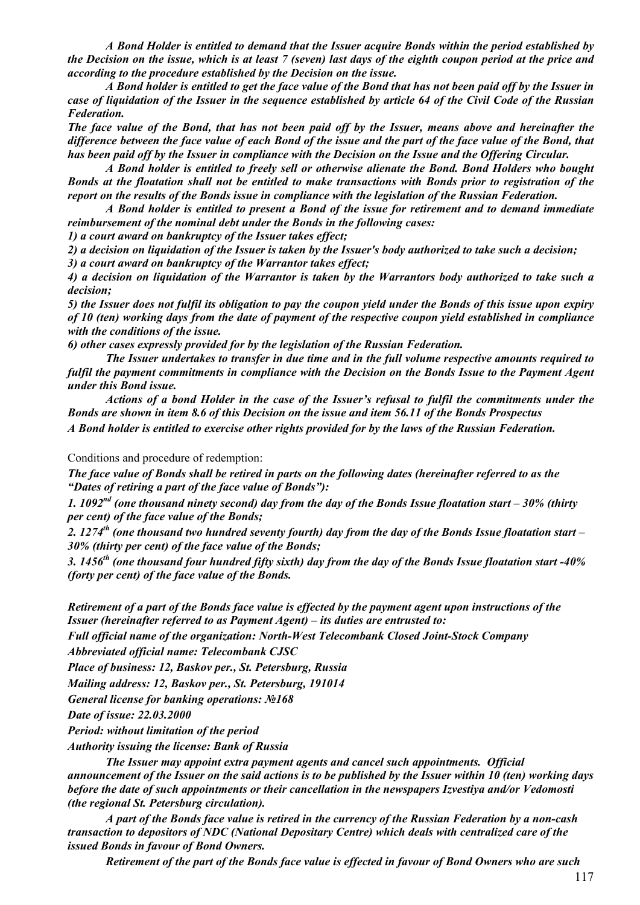*A Bond Holder is entitled to demand that the Issuer acquire Bonds within the period established by the Decision on the issue, which is at least 7 (seven) last days of the eighth coupon period at the price and according to the procedure established by the Decision on the issue.*

*A Bond holder is entitled to get the face value of the Bond that has not been paid off by the Issuer in case of liquidation of the Issuer in the sequence established by article 64 of the Civil Code of the Russian Federation.*

*The face value of the Bond, that has not been paid off by the Issuer, means above and hereinafter the difference between the face value of each Bond of the issue and the part of the face value of the Bond, that has been paid off by the Issuer in compliance with the Decision on the Issue and the Offering Circular.*

*A Bond holder is entitled to freely sell or otherwise alienate the Bond. Bond Holders who bought Bonds at the floatation shall not be entitled to make transactions with Bonds prior to registration of the report on the results of the Bonds issue in compliance with the legislation of the Russian Federation.*

*A Bond holder is entitled to present a Bond of the issue for retirement and to demand immediate reimbursement of the nominal debt under the Bonds in the following cases:*

*1) a court award on bankruptcy of the Issuer takes effect;*

*2) a decision on liquidation of the Issuer is taken by the Issuer's body authorized to take such a decision;*

*3) a court award on bankruptcy of the Warrantor takes effect;*

*4) a decision on liquidation of the Warrantor is taken by the Warrantors body authorized to take such a decision;*

*5) the Issuer does not fulfil its obligation to pay the coupon yield under the Bonds of this issue upon expiry of 10 (ten) working days from the date of payment of the respective coupon yield established in compliance with the conditions of the issue.*

*6) other cases expressly provided for by the legislation of the Russian Federation.*

*The Issuer undertakes to transfer in due time and in the full volume respective amounts required to fulfil the payment commitments in compliance with the Decision on the Bonds Issue to the Payment Agent under this Bond issue.*

*Actions of a bond Holder in the case of the Issuer's refusal to fulfil the commitments under the Bonds are shown in item 8.6 of this Decision on the issue and item 56.11 of the Bonds Prospectus*

*A Bond holder is entitled to exercise other rights provided for by the laws of the Russian Federation.*

Conditions and procedure of redemption:

*The face value of Bonds shall be retired in parts on the following dates (hereinafter referred to as the "Dates of retiring a part of the face value of Bonds"):*

*1. 1092nd (one thousand ninety second) day from the day of the Bonds Issue floatation start – 30% (thirty per cent) of the face value of the Bonds;*

*2. 1274th (one thousand two hundred seventy fourth) day from the day of the Bonds Issue floatation start – 30% (thirty per cent) of the face value of the Bonds;*

*3. 1456th (one thousand four hundred fifty sixth) day from the day of the Bonds Issue floatation start -40% (forty per cent) of the face value of the Bonds.*

*Retirement of a part of the Bonds face value is effected by the payment agent upon instructions of the Issuer (hereinafter referred to as Payment Agent) – its duties are entrusted to:*

*Full official name of the organization: North-West Telecombank Closed Joint-Stock Company*

*Abbreviated official name: Telecombank CJSC*

*Place of business: 12, Baskov per., St. Petersburg, Russia*

*Mailing address: 12, Baskov per., St. Petersburg, 191014*

*General license for banking operations: №168*

*Date of issue: 22.03.2000*

*Period: without limitation of the period*

*Authority issuing the license: Bank of Russia*

*The Issuer may appoint extra payment agents and cancel such appointments. Official announcement of the Issuer on the said actions is to be published by the Issuer within 10 (ten) working days before the date of such appointments or their cancellation in the newspapers Izvestiya and/or Vedomosti (the regional St. Petersburg circulation).*

*A part of the Bonds face value is retired in the currency of the Russian Federation by a non-cash transaction to depositors of NDC (National Depositary Centre) which deals with centralized care of the issued Bonds in favour of Bond Owners.*

*Retirement of the part of the Bonds face value is effected in favour of Bond Owners who are such*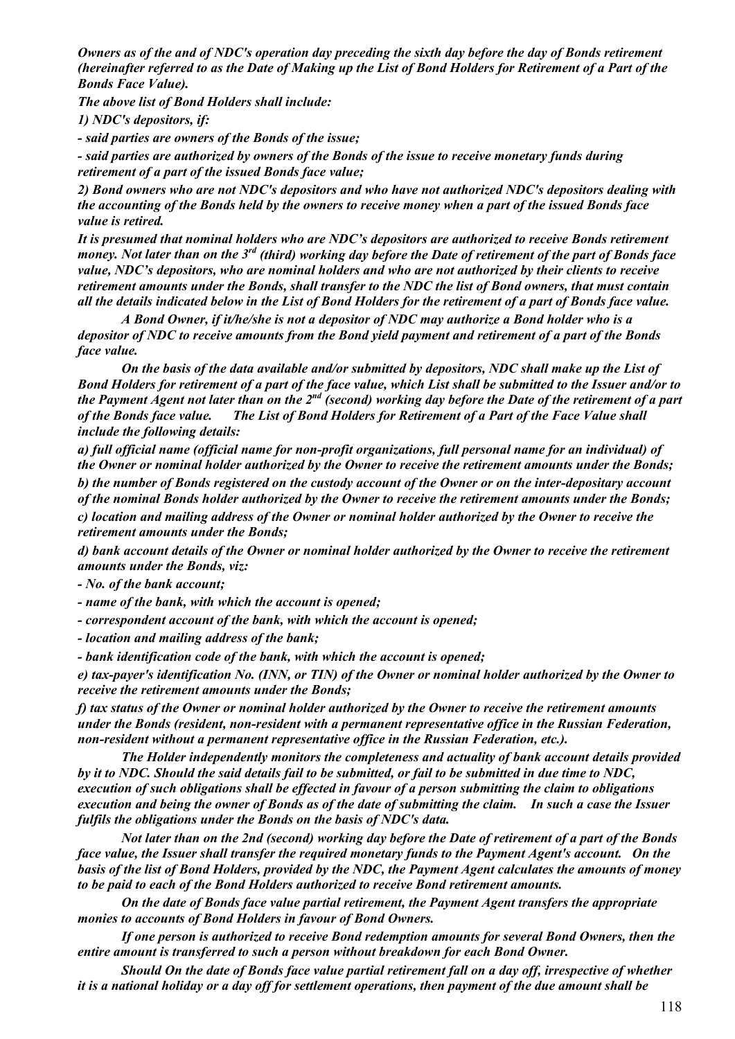*Owners as of the and of NDC's operation day preceding the sixth day before the day of Bonds retirement (hereinafter referred to as the Date of Making up the List of Bond Holders for Retirement of a Part of the Bonds Face Value).*

*The above list of Bond Holders shall include:*

*1) NDC's depositors, if:*

*- said parties are owners of the Bonds of the issue;*

*- said parties are authorized by owners of the Bonds of the issue to receive monetary funds during retirement of a part of the issued Bonds face value;*

*2) Bond owners who are not NDC's depositors and who have not authorized NDC's depositors dealing with the accounting of the Bonds held by the owners to receive money when a part of the issued Bonds face value is retired.*

*It is presumed that nominal holders who are NDC's depositors are authorized to receive Bonds retirement money. Not later than on the 3rd (third) working day before the Date of retirement of the part of Bonds face value, NDC's depositors, who are nominal holders and who are not authorized by their clients to receive retirement amounts under the Bonds, shall transfer to the NDC the list of Bond owners, that must contain all the details indicated below in the List of Bond Holders for the retirement of a part of Bonds face value.*

*A Bond Owner, if it/he/she is not a depositor of NDC may authorize a Bond holder who is a depositor of NDC to receive amounts from the Bond yield payment and retirement of a part of the Bonds face value.*

*On the basis of the data available and/or submitted by depositors, NDC shall make up the List of Bond Holders for retirement of a part of the face value, which List shall be submitted to the Issuer and/or to the Payment Agent not later than on the 2nd (second) working day before the Date of the retirement of a part of the Bonds face value. The List of Bond Holders for Retirement of a Part of the Face Value shall include the following details:*

*a) full official name (official name for non-profit organizations, full personal name for an individual) of the Owner or nominal holder authorized by the Owner to receive the retirement amounts under the Bonds;*

*b) the number of Bonds registered on the custody account of the Owner or on the inter-depositary account of the nominal Bonds holder authorized by the Owner to receive the retirement amounts under the Bonds;*

*c) location and mailing address of the Owner or nominal holder authorized by the Owner to receive the retirement amounts under the Bonds;*

*d) bank account details of the Owner or nominal holder authorized by the Owner to receive the retirement amounts under the Bonds, viz:*

*- No. of the bank account;*

*- name of the bank, with which the account is opened;*

*- correspondent account of the bank, with which the account is opened;*

*- location and mailing address of the bank;*

*- bank identification code of the bank, with which the account is opened;*

*e) tax-payer's identification No. (INN, or TIN) of the Owner or nominal holder authorized by the Owner to receive the retirement amounts under the Bonds;*

*f) tax status of the Owner or nominal holder authorized by the Owner to receive the retirement amounts under the Bonds (resident, non-resident with a permanent representative office in the Russian Federation, non-resident without a permanent representative office in the Russian Federation, etc.).*

*The Holder independently monitors the completeness and actuality of bank account details provided by it to NDC. Should the said details fail to be submitted, or fail to be submitted in due time to NDC, execution of such obligations shall be effected in favour of a person submitting the claim to obligations execution and being the owner of Bonds as of the date of submitting the claim. In such a case the Issuer fulfils the obligations under the Bonds on the basis of NDC's data.*

*Not later than on the 2nd (second) working day before the Date of retirement of a part of the Bonds face value, the Issuer shall transfer the required monetary funds to the Payment Agent's account. On the basis of the list of Bond Holders, provided by the NDC, the Payment Agent calculates the amounts of money to be paid to each of the Bond Holders authorized to receive Bond retirement amounts.*

*On the date of Bonds face value partial retirement, the Payment Agent transfers the appropriate monies to accounts of Bond Holders in favour of Bond Owners.*

*If one person is authorized to receive Bond redemption amounts for several Bond Owners, then the entire amount is transferred to such a person without breakdown for each Bond Owner.*

*Should On the date of Bonds face value partial retirement fall on a day off, irrespective of whether it is a national holiday or a day off for settlement operations, then payment of the due amount shall be*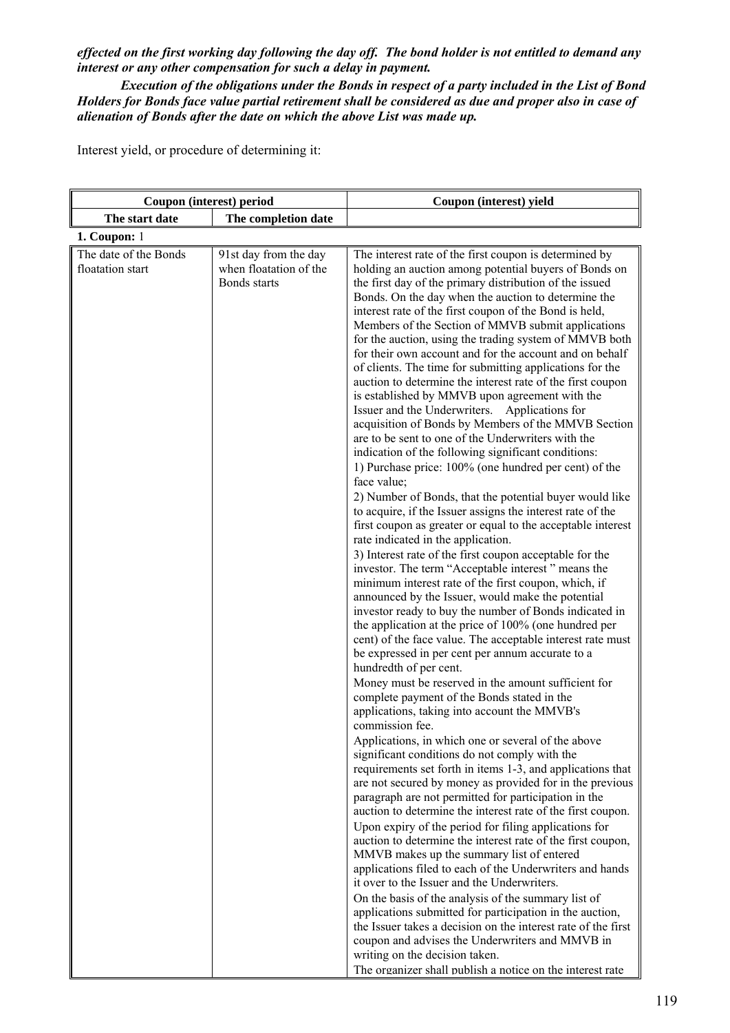***effected on the first working day following the day off. The bond holder is not entitled to demand any interest or any other compensation for such a delay in payment.***

***Execution of the obligations under the Bonds in respect of a party included in the List of Bond Holders for Bonds face value partial retirement shall be considered as due and proper also in case of alienation of Bonds after the date on which the above List was made up.***

Interest yield, or procedure of determining it:

| **Coupon (interest) period** | | **Coupon (interest) yield** |
|---|---|---|
| **The start date** | **The completion date** | |
| **1. Coupon:** 1 | | |
| The date of the Bonds floatation start | 91st day from the day when floatation of the Bonds starts | The interest rate of the first coupon is determined by holding an auction among potential buyers of Bonds on the first day of the primary distribution of the issued Bonds. On the day when the auction to determine the interest rate of the first coupon of the Bond is held, Members of the Section of MMVB submit applications for the auction, using the trading system of MMVB both for their own account and for the account and on behalf of clients. The time for submitting applications for the auction to determine the interest rate of the first coupon is established by MMVB upon agreement with the Issuer and the Underwriters. Applications for acquisition of Bonds by Members of the MMVB Section are to be sent to one of the Underwriters with the indication of the following significant conditions:<br>1) Purchase price: 100% (one hundred per cent) of the face value;<br>2) Number of Bonds, that the potential buyer would like to acquire, if the Issuer assigns the interest rate of the first coupon as greater or equal to the acceptable interest rate indicated in the application.<br>3) Interest rate of the first coupon acceptable for the investor. The term "Acceptable interest " means the minimum interest rate of the first coupon, which, if announced by the Issuer, would make the potential investor ready to buy the number of Bonds indicated in the application at the price of 100% (one hundred per cent) of the face value. The acceptable interest rate must be expressed in per cent per annum accurate to a hundredth of per cent.<br>Money must be reserved in the amount sufficient for complete payment of the Bonds stated in the applications, taking into account the MMVB's commission fee.<br>Applications, in which one or several of the above significant conditions do not comply with the requirements set forth in items 1-3, and applications that are not secured by money as provided for in the previous paragraph are not permitted for participation in the auction to determine the interest rate of the first coupon.<br>Upon expiry of the period for filing applications for auction to determine the interest rate of the first coupon, MMVB makes up the summary list of entered applications filed to each of the Underwriters and hands it over to the Issuer and the Underwriters.<br>On the basis of the analysis of the summary list of applications submitted for participation in the auction, the Issuer takes a decision on the interest rate of the first coupon and advises the Underwriters and MMVB in writing on the decision taken.<br>The organizer shall publish a notice on the interest rate |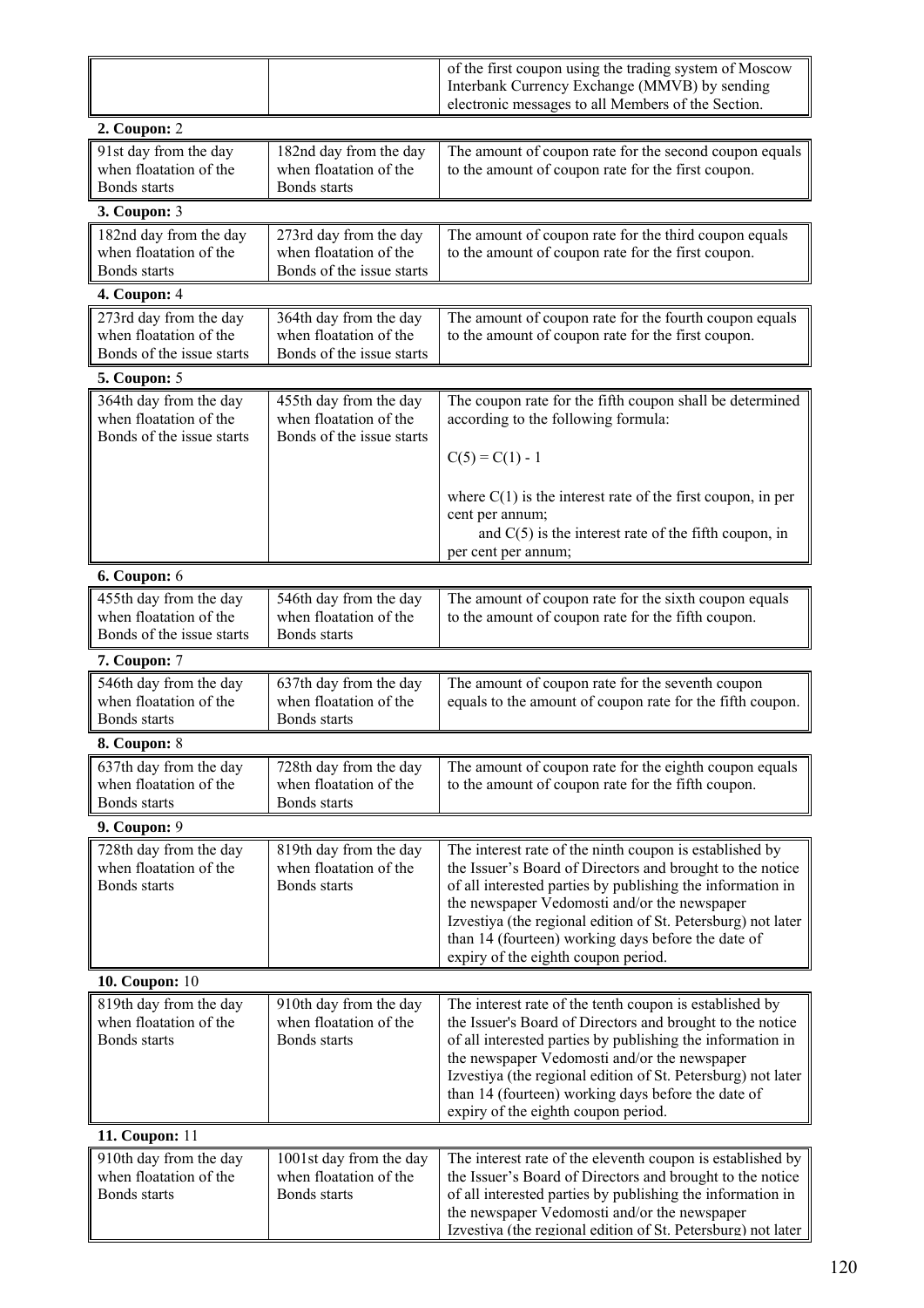| | | |
|---|---|---|
| | | of the first coupon using the trading system of Moscow Interbank Currency Exchange (MMVB) by sending electronic messages to all Members of the Section. |

**2. Coupon:** 2

| | | |
|---|---|---|
| 91st day from the day when floatation of the Bonds starts | 182nd day from the day when floatation of the Bonds starts | The amount of coupon rate for the second coupon equals to the amount of coupon rate for the first coupon. |

**3. Coupon:** 3

| | | |
|---|---|---|
| 182nd day from the day when floatation of the Bonds starts | 273rd day from the day when floatation of the Bonds of the issue starts | The amount of coupon rate for the third coupon equals to the amount of coupon rate for the first coupon. |

**4. Coupon:** 4

| | | |
|---|---|---|
| 273rd day from the day when floatation of the Bonds of the issue starts | 364th day from the day when floatation of the Bonds of the issue starts | The amount of coupon rate for the fourth coupon equals to the amount of coupon rate for the first coupon. |

**5. Coupon:** 5

| | | |
|---|---|---|
| 364th day from the day when floatation of the Bonds of the issue starts | 455th day from the day when floatation of the Bonds of the issue starts | The coupon rate for the fifth coupon shall be determined according to the following formula: $C(5) = C(1) - 1$ where $C(1)$ is the interest rate of the first coupon, in per cent per annum; and $C(5)$ is the interest rate of the fifth coupon, in per cent per annum; |

**6. Coupon:** 6

| | | |
|---|---|---|
| 455th day from the day when floatation of the Bonds of the issue starts | 546th day from the day when floatation of the Bonds starts | The amount of coupon rate for the sixth coupon equals to the amount of coupon rate for the fifth coupon. |

**7. Coupon:** 7

| | | |
|---|---|---|
| 546th day from the day when floatation of the Bonds starts | 637th day from the day when floatation of the Bonds starts | The amount of coupon rate for the seventh coupon equals to the amount of coupon rate for the fifth coupon. |

**8. Coupon:** 8

| | | |
|---|---|---|
| 637th day from the day when floatation of the Bonds starts | 728th day from the day when floatation of the Bonds starts | The amount of coupon rate for the eighth coupon equals to the amount of coupon rate for the fifth coupon. |

**9. Coupon:** 9

| | | |
|---|---|---|
| 728th day from the day when floatation of the Bonds starts | 819th day from the day when floatation of the Bonds starts | The interest rate of the ninth coupon is established by the Issuer's Board of Directors and brought to the notice of all interested parties by publishing the information in the newspaper Vedomosti and/or the newspaper Izvestiya (the regional edition of St. Petersburg) not later than 14 (fourteen) working days before the date of expiry of the eighth coupon period. |

**10. Coupon:** 10

| | | |
|---|---|---|
| 819th day from the day when floatation of the Bonds starts | 910th day from the day when floatation of the Bonds starts | The interest rate of the tenth coupon is established by the Issuer's Board of Directors and brought to the notice of all interested parties by publishing the information in the newspaper Vedomosti and/or the newspaper Izvestiya (the regional edition of St. Petersburg) not later than 14 (fourteen) working days before the date of expiry of the eighth coupon period. |

**11. Coupon:** 11

| | | |
|---|---|---|
| 910th day from the day when floatation of the Bonds starts | 1001st day from the day when floatation of the Bonds starts | The interest rate of the eleventh coupon is established by the Issuer's Board of Directors and brought to the notice of all interested parties by publishing the information in the newspaper Vedomosti and/or the newspaper Izvestiya (the regional edition of St. Petersburg) not later |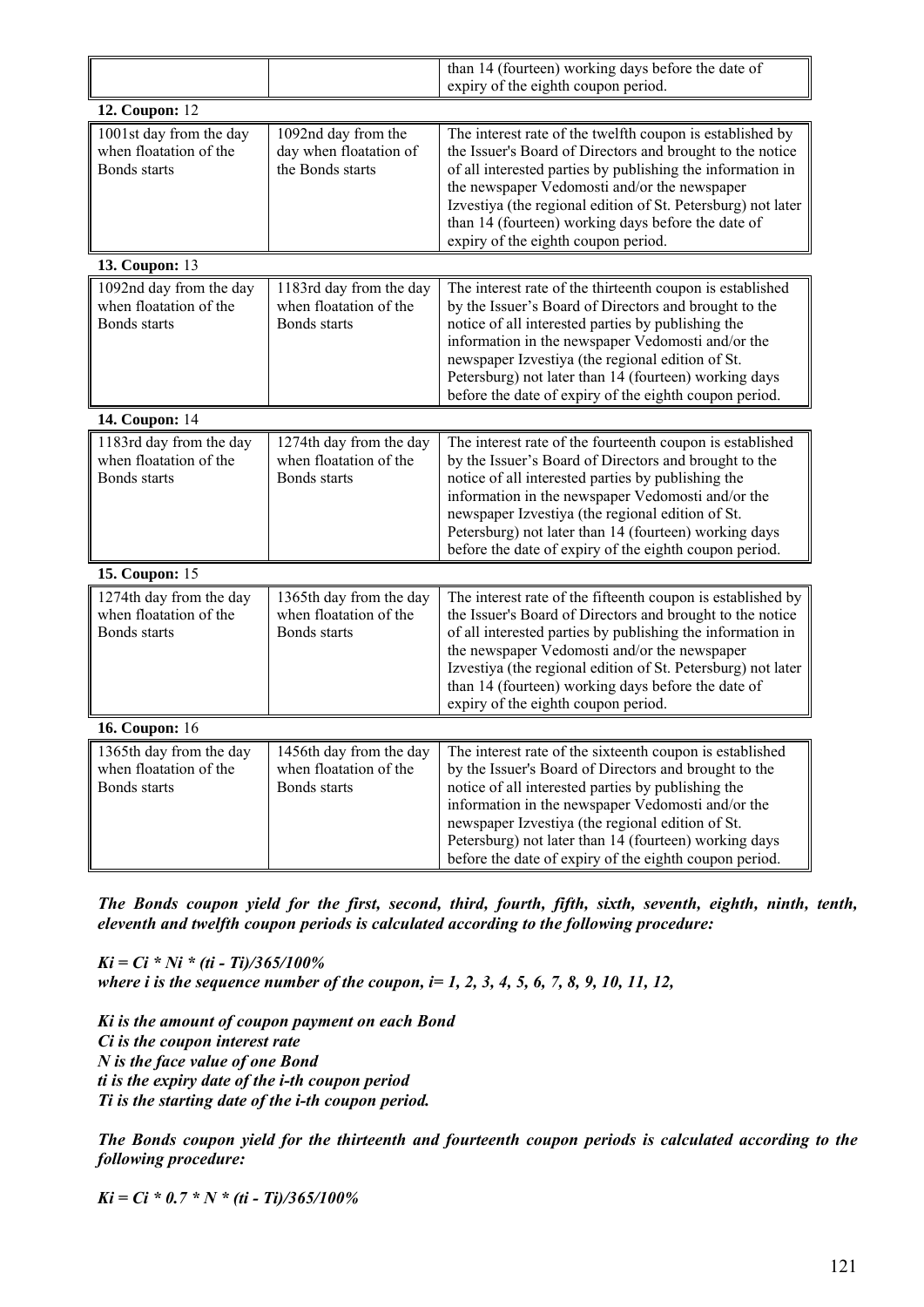| | | |
|---|---|---|
| | | than 14 (fourteen) working days before the date of expiry of the eighth coupon period. |

**12. Coupon:** 12

| | | |
|---|---|---|
| 1001st day from the day when floatation of the Bonds starts | 1092nd day from the day when floatation of the Bonds starts | The interest rate of the twelfth coupon is established by the Issuer's Board of Directors and brought to the notice of all interested parties by publishing the information in the newspaper Vedomosti and/or the newspaper Izvestiya (the regional edition of St. Petersburg) not later than 14 (fourteen) working days before the date of expiry of the eighth coupon period. |

**13. Coupon:** 13

| | | |
|---|---|---|
| 1092nd day from the day when floatation of the Bonds starts | 1183rd day from the day when floatation of the Bonds starts | The interest rate of the thirteenth coupon is established by the Issuer's Board of Directors and brought to the notice of all interested parties by publishing the information in the newspaper Vedomosti and/or the newspaper Izvestiya (the regional edition of St. Petersburg) not later than 14 (fourteen) working days before the date of expiry of the eighth coupon period. |

**14. Coupon:** 14

| | | |
|---|---|---|
| 1183rd day from the day when floatation of the Bonds starts | 1274th day from the day when floatation of the Bonds starts | The interest rate of the fourteenth coupon is established by the Issuer's Board of Directors and brought to the notice of all interested parties by publishing the information in the newspaper Vedomosti and/or the newspaper Izvestiya (the regional edition of St. Petersburg) not later than 14 (fourteen) working days before the date of expiry of the eighth coupon period. |

**15. Coupon:** 15

| | | |
|---|---|---|
| 1274th day from the day when floatation of the Bonds starts | 1365th day from the day when floatation of the Bonds starts | The interest rate of the fifteenth coupon is established by the Issuer's Board of Directors and brought to the notice of all interested parties by publishing the information in the newspaper Vedomosti and/or the newspaper Izvestiya (the regional edition of St. Petersburg) not later than 14 (fourteen) working days before the date of expiry of the eighth coupon period. |

**16. Coupon:** 16

| | | |
|---|---|---|
| 1365th day from the day when floatation of the Bonds starts | 1456th day from the day when floatation of the Bonds starts | The interest rate of the sixteenth coupon is established by the Issuer's Board of Directors and brought to the notice of all interested parties by publishing the information in the newspaper Vedomosti and/or the newspaper Izvestiya (the regional edition of St. Petersburg) not later than 14 (fourteen) working days before the date of expiry of the eighth coupon period. |

***The Bonds coupon yield for the first, second, third, fourth, fifth, sixth, seventh, eighth, ninth, tenth, eleventh and twelfth coupon periods is calculated according to the following procedure:***

$$K_i = C_i * N_i * (t_i - T_i)/365/100\%$$

***where i is the sequence number of the coupon, i= 1, 2, 3, 4, 5, 6, 7, 8, 9, 10, 11, 12,***

***$K_i$ is the amount of coupon payment on each Bond***
***$C_i$ is the coupon interest rate***
***N is the face value of one Bond***
***$t_i$ is the expiry date of the i-th coupon period***
***$T_i$ is the starting date of the i-th coupon period.***

***The Bonds coupon yield for the thirteenth and fourteenth coupon periods is calculated according to the following procedure:***

$$K_i = C_i * 0.7 * N * (t_i - T_i)/365/100\%$$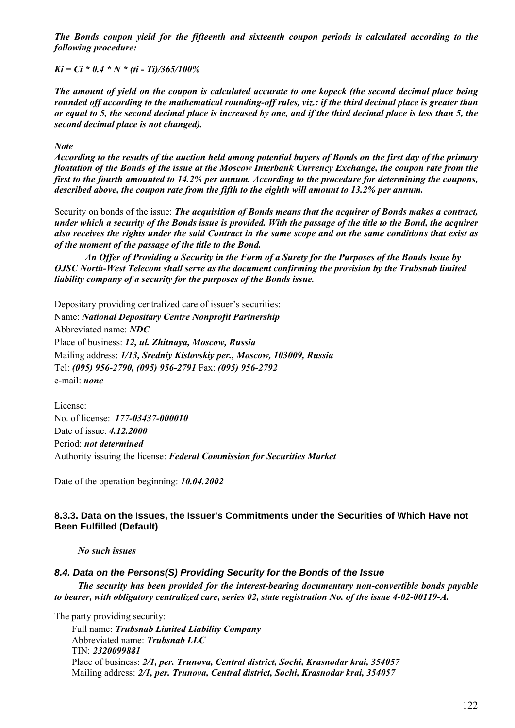***The Bonds coupon yield for the fifteenth and sixteenth coupon periods is calculated according to the following procedure:***

$$K_i = C_i * 0.4 * N * (t_i - T_i)/365/100\%$$

***The amount of yield on the coupon is calculated accurate to one kopeck (the second decimal place being rounded off according to the mathematical rounding-off rules, viz.: if the third decimal place is greater than or equal to 5, the second decimal place is increased by one, and if the third decimal place is less than 5, the second decimal place is not changed).***

***Note***

***According to the results of the auction held among potential buyers of Bonds on the first day of the primary floatation of the Bonds of the issue at the Moscow Interbank Currency Exchange, the coupon rate from the first to the fourth amounted to 14.2% per annum. According to the procedure for determining the coupons, described above, the coupon rate from the fifth to the eighth will amount to 13.2% per annum.***

Security on bonds of the issue: ***The acquisition of Bonds means that the acquirer of Bonds makes a contract, under which a security of the Bonds issue is provided. With the passage of the title to the Bond, the acquirer also receives the rights under the said Contract in the same scope and on the same conditions that exist as of the moment of the passage of the title to the Bond.***

***An Offer of Providing a Security in the Form of a Surety for the Purposes of the Bonds Issue by OJSC North-West Telecom shall serve as the document confirming the provision by the Trubsnab limited liability company of a security for the purposes of the Bonds issue.***

Depositary providing centralized care of issuer's securities:
Name: ***National Depositary Centre Nonprofit Partnership***
Abbreviated name: ***NDC***
Place of business: ***12, ul. Zhitnaya, Moscow, Russia***
Mailing address: ***1/13, Sredniy Kislovskiy per., Moscow, 103009, Russia***
Tel: ***(095) 956-2790, (095) 956-2791*** Fax: ***(095) 956-2792***
e-mail: ***none***

License:
No. of license: ***177-03437-000010***
Date of issue: ***4.12.2000***
Period: ***not determined***
Authority issuing the license: ***Federal Commission for Securities Market***

Date of the operation beginning: ***10.04.2002***

### 8.3.3. Data on the Issues, the Issuer's Commitments under the Securities of Which Have not Been Fulfilled (Default)

***No such issues***

### *8.4. Data on the Persons(S) Providing Security for the Bonds of the Issue*

***The security has been provided for the interest-bearing documentary non-convertible bonds payable to bearer, with obligatory centralized care, series 02, state registration No. of the issue 4-02-00119-A.***

The party providing security:

Full name: ***Trubsnab Limited Liability Company***
Abbreviated name: ***Trubsnab LLC***
TIN: ***2320099881***
Place of business: ***2/1, per. Trunova, Central district, Sochi, Krasnodar krai, 354057***
Mailing address: ***2/1, per. Trunova, Central district, Sochi, Krasnodar krai, 354057***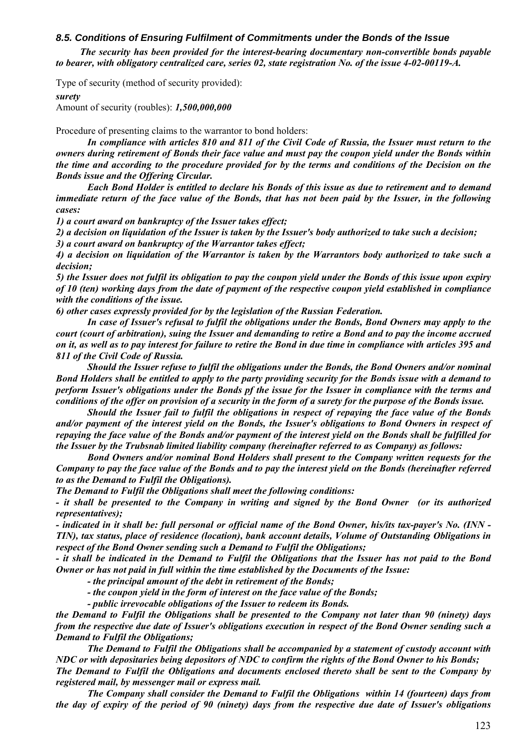### *8.5. Conditions of Ensuring Fulfilment of Commitments under the Bonds of the Issue*

***The security has been provided for the interest-bearing documentary non-convertible bonds payable to bearer, with obligatory centralized care, series 02, state registration No. of the issue 4-02-00119-A.***

Type of security (method of security provided):

***surety***

Amount of security (roubles): ***1,500,000,000***

Procedure of presenting claims to the warrantor to bond holders:

***In compliance with articles 810 and 811 of the Civil Code of Russia, the Issuer must return to the owners during retirement of Bonds their face value and must pay the coupon yield under the Bonds within the time and according to the procedure provided for by the terms and conditions of the Decision on the Bonds issue and the Offering Circular.***

***Each Bond Holder is entitled to declare his Bonds of this issue as due to retirement and to demand immediate return of the face value of the Bonds, that has not been paid by the Issuer, in the following cases:***

***1) a court award on bankruptcy of the Issuer takes effect;***

***2) a decision on liquidation of the Issuer is taken by the Issuer's body authorized to take such a decision;***

***3) a court award on bankruptcy of the Warrantor takes effect;***

***4) a decision on liquidation of the Warrantor is taken by the Warrantors body authorized to take such a decision;***

***5) the Issuer does not fulfil its obligation to pay the coupon yield under the Bonds of this issue upon expiry of 10 (ten) working days from the date of payment of the respective coupon yield established in compliance with the conditions of the issue.***

***6) other cases expressly provided for by the legislation of the Russian Federation.***

***In case of Issuer's refusal to fulfil the obligations under the Bonds, Bond Owners may apply to the court (court of arbitration), suing the Issuer and demanding to retire a Bond and to pay the income accrued on it, as well as to pay interest for failure to retire the Bond in due time in compliance with articles 395 and 811 of the Civil Code of Russia.***

***Should the Issuer refuse to fulfil the obligations under the Bonds, the Bond Owners and/or nominal Bond Holders shall be entitled to apply to the party providing security for the Bonds issue with a demand to perform Issuer's obligations under the Bonds pf the issue for the Issuer in compliance with the terms and conditions of the offer on provision of a security in the form of a surety for the purpose of the Bonds issue.***

***Should the Issuer fail to fulfil the obligations in respect of repaying the face value of the Bonds and/or payment of the interest yield on the Bonds, the Issuer's obligations to Bond Owners in respect of repaying the face value of the Bonds and/or payment of the interest yield on the Bonds shall be fulfilled for the Issuer by the Trubsnab limited liability company (hereinafter referred to as Company) as follows:***

***Bond Owners and/or nominal Bond Holders shall present to the Company written requests for the Company to pay the face value of the Bonds and to pay the interest yield on the Bonds (hereinafter referred to as the Demand to Fulfil the Obligations).***

***The Demand to Fulfil the Obligations shall meet the following conditions:***

***- it shall be presented to the Company in writing and signed by the Bond Owner (or its authorized representatives);***

***- indicated in it shall be: full personal or official name of the Bond Owner, his/its tax-payer's No. (INN - TIN), tax status, place of residence (location), bank account details, Volume of Outstanding Obligations in respect of the Bond Owner sending such a Demand to Fulfil the Obligations;***

***- it shall be indicated in the Demand to Fulfil the Obligations that the Issuer has not paid to the Bond Owner or has not paid in full within the time established by the Documents of the Issue:***

***- the principal amount of the debt in retirement of the Bonds;***

***- the coupon yield in the form of interest on the face value of the Bonds;***

***- public irrevocable obligations of the Issuer to redeem its Bonds.***

***the Demand to Fulfil the Obligations shall be presented to the Company not later than 90 (ninety) days from the respective due date of Issuer's obligations execution in respect of the Bond Owner sending such a Demand to Fulfil the Obligations;***

***The Demand to Fulfil the Obligations shall be accompanied by a statement of custody account with NDC or with depositaries being depositors of NDC to confirm the rights of the Bond Owner to his Bonds;***

***The Demand to Fulfil the Obligations and documents enclosed thereto shall be sent to the Company by registered mail, by messenger mail or express mail.***

***The Company shall consider the Demand to Fulfil the Obligations within 14 (fourteen) days from the day of expiry of the period of 90 (ninety) days from the respective due date of Issuer's obligations***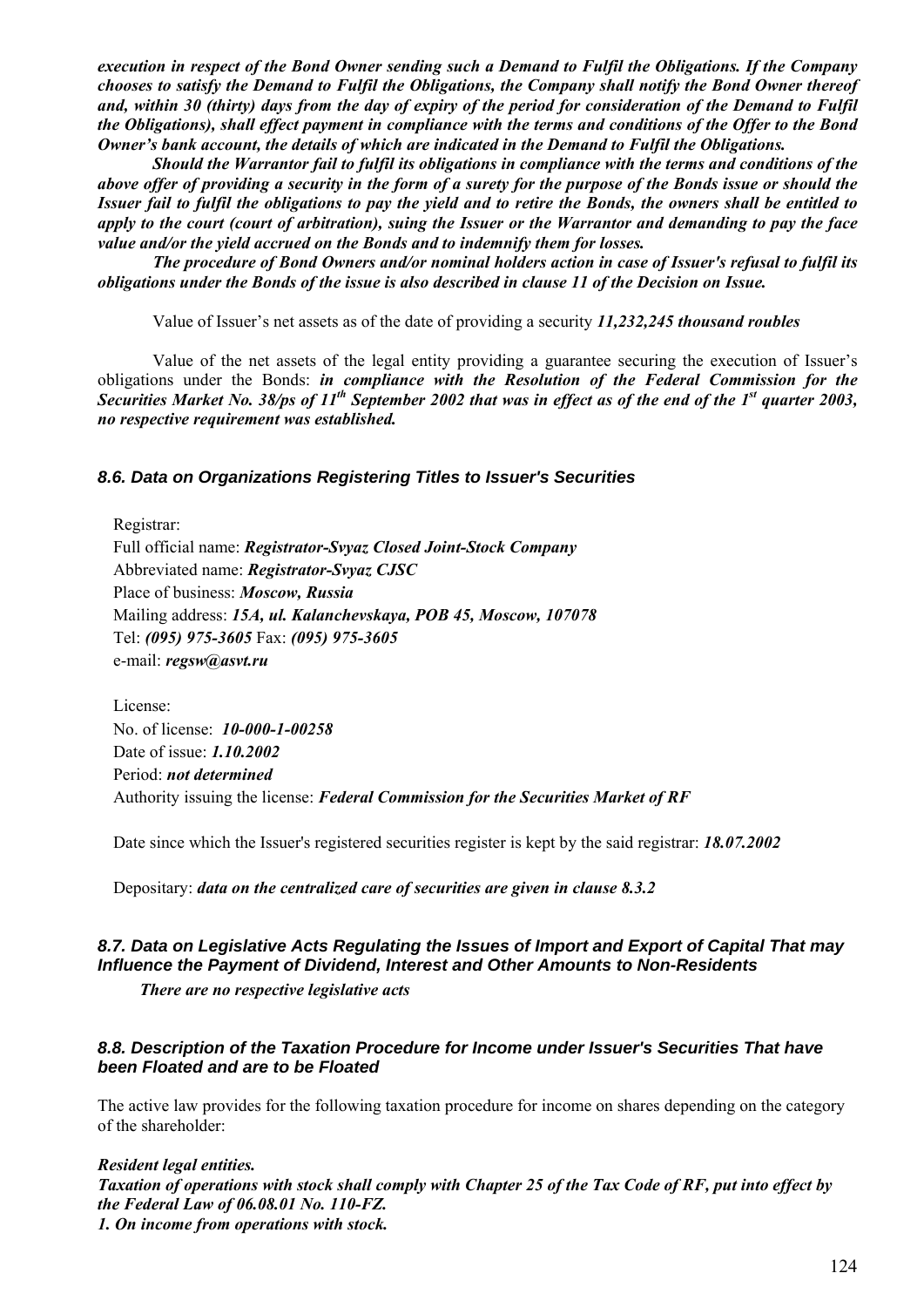***execution in respect of the Bond Owner sending such a Demand to Fulfil the Obligations. If the Company chooses to satisfy the Demand to Fulfil the Obligations, the Company shall notify the Bond Owner thereof and, within 30 (thirty) days from the day of expiry of the period for consideration of the Demand to Fulfil the Obligations), shall effect payment in compliance with the terms and conditions of the Offer to the Bond Owner's bank account, the details of which are indicated in the Demand to Fulfil the Obligations.***

***Should the Warrantor fail to fulfil its obligations in compliance with the terms and conditions of the above offer of providing a security in the form of a surety for the purpose of the Bonds issue or should the Issuer fail to fulfil the obligations to pay the yield and to retire the Bonds, the owners shall be entitled to apply to the court (court of arbitration), suing the Issuer or the Warrantor and demanding to pay the face value and/or the yield accrued on the Bonds and to indemnify them for losses.***

***The procedure of Bond Owners and/or nominal holders action in case of Issuer's refusal to fulfil its obligations under the Bonds of the issue is also described in clause 11 of the Decision on Issue.***

Value of Issuer's net assets as of the date of providing a security ***11,232,245 thousand roubles***

Value of the net assets of the legal entity providing a guarantee securing the execution of Issuer's obligations under the Bonds: ***in compliance with the Resolution of the Federal Commission for the Securities Market No. 38/ps of 11th September 2002 that was in effect as of the end of the 1st quarter 2003, no respective requirement was established.***

### *8.6. Data on Organizations Registering Titles to Issuer's Securities*

Registrar:
Full official name: ***Registrator-Svyaz Closed Joint-Stock Company***
Abbreviated name: ***Registrator-Svyaz CJSC***
Place of business: ***Moscow, Russia***
Mailing address: ***15A, ul. Kalanchevskaya, POB 45, Moscow, 107078***
Tel: ***(095) 975-3605*** Fax: ***(095) 975-3605***
e-mail: ***regsw@asvt.ru***

License:
No. of license: ***10-000-1-00258***
Date of issue: ***1.10.2002***
Period: ***not determined***
Authority issuing the license: ***Federal Commission for the Securities Market of RF***

Date since which the Issuer's registered securities register is kept by the said registrar: ***18.07.2002***

Depositary: ***data on the centralized care of securities are given in clause 8.3.2***

### *8.7. Data on Legislative Acts Regulating the Issues of Import and Export of Capital That may Influence the Payment of Dividend, Interest and Other Amounts to Non-Residents*

***There are no respective legislative acts***

### *8.8. Description of the Taxation Procedure for Income under Issuer's Securities That have been Floated and are to be Floated*

The active law provides for the following taxation procedure for income on shares depending on the category of the shareholder:

***Resident legal entities.***
***Taxation of operations with stock shall comply with Chapter 25 of the Tax Code of RF, put into effect by the Federal Law of 06.08.01 No. 110-FZ.***
***1. On income from operations with stock.***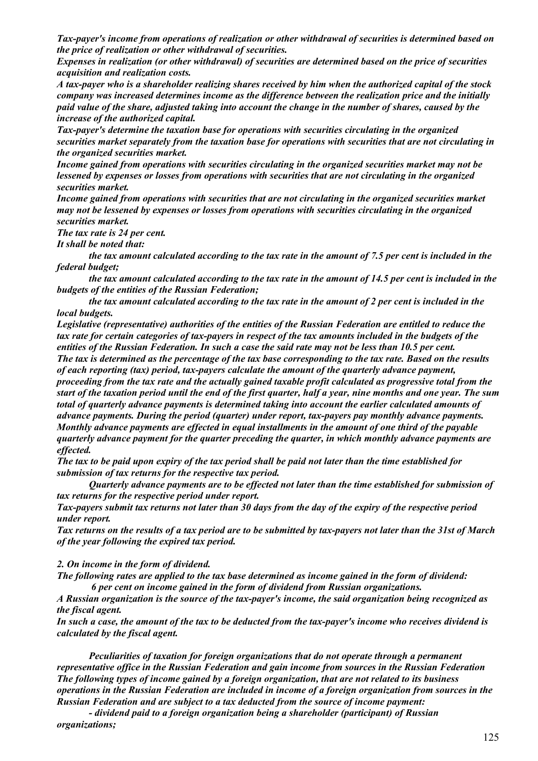*Tax-payer's income from operations of realization or other withdrawal of securities is determined based on the price of realization or other withdrawal of securities.*

*Expenses in realization (or other withdrawal) of securities are determined based on the price of securities acquisition and realization costs.*

*A tax-payer who is a shareholder realizing shares received by him when the authorized capital of the stock company was increased determines income as the difference between the realization price and the initially paid value of the share, adjusted taking into account the change in the number of shares, caused by the increase of the authorized capital.*

*Tax-payer's determine the taxation base for operations with securities circulating in the organized securities market separately from the taxation base for operations with securities that are not circulating in the organized securities market.*

*Income gained from operations with securities circulating in the organized securities market may not be lessened by expenses or losses from operations with securities that are not circulating in the organized securities market.*

*Income gained from operations with securities that are not circulating in the organized securities market may not be lessened by expenses or losses from operations with securities circulating in the organized securities market.*

*The tax rate is 24 per cent.*

*It shall be noted that:*

*the tax amount calculated according to the tax rate in the amount of 7.5 per cent is included in the federal budget;*

*the tax amount calculated according to the tax rate in the amount of 14.5 per cent is included in the budgets of the entities of the Russian Federation;*

*the tax amount calculated according to the tax rate in the amount of 2 per cent is included in the local budgets.*

*Legislative (representative) authorities of the entities of the Russian Federation are entitled to reduce the tax rate for certain categories of tax-payers in respect of the tax amounts included in the budgets of the entities of the Russian Federation. In such a case the said rate may not be less than 10.5 per cent.*

*The tax is determined as the percentage of the tax base corresponding to the tax rate. Based on the results of each reporting (tax) period, tax-payers calculate the amount of the quarterly advance payment, proceeding from the tax rate and the actually gained taxable profit calculated as progressive total from the start of the taxation period until the end of the first quarter, half a year, nine months and one year. The sum total of quarterly advance payments is determined taking into account the earlier calculated amounts of advance payments. During the period (quarter) under report, tax-payers pay monthly advance payments. Monthly advance payments are effected in equal installments in the amount of one third of the payable quarterly advance payment for the quarter preceding the quarter, in which monthly advance payments are effected.*

*The tax to be paid upon expiry of the tax period shall be paid not later than the time established for submission of tax returns for the respective tax period.*

*Quarterly advance payments are to be effected not later than the time established for submission of tax returns for the respective period under report.*

*Tax-payers submit tax returns not later than 30 days from the day of the expiry of the respective period under report.*

*Tax returns on the results of a tax period are to be submitted by tax-payers not later than the 31st of March of the year following the expired tax period.*

*2. On income in the form of dividend.*

*The following rates are applied to the tax base determined as income gained in the form of dividend:*

*6 per cent on income gained in the form of dividend from Russian organizations.*

*A Russian organization is the source of the tax-payer's income, the said organization being recognized as the fiscal agent.*

*In such a case, the amount of the tax to be deducted from the tax-payer's income who receives dividend is calculated by the fiscal agent.*

*Peculiarities of taxation for foreign organizations that do not operate through a permanent representative office in the Russian Federation and gain income from sources in the Russian Federation*

*The following types of income gained by a foreign organization, that are not related to its business operations in the Russian Federation are included in income of a foreign organization from sources in the Russian Federation and are subject to a tax deducted from the source of income payment:*

*- dividend paid to a foreign organization being a shareholder (participant) of Russian organizations;*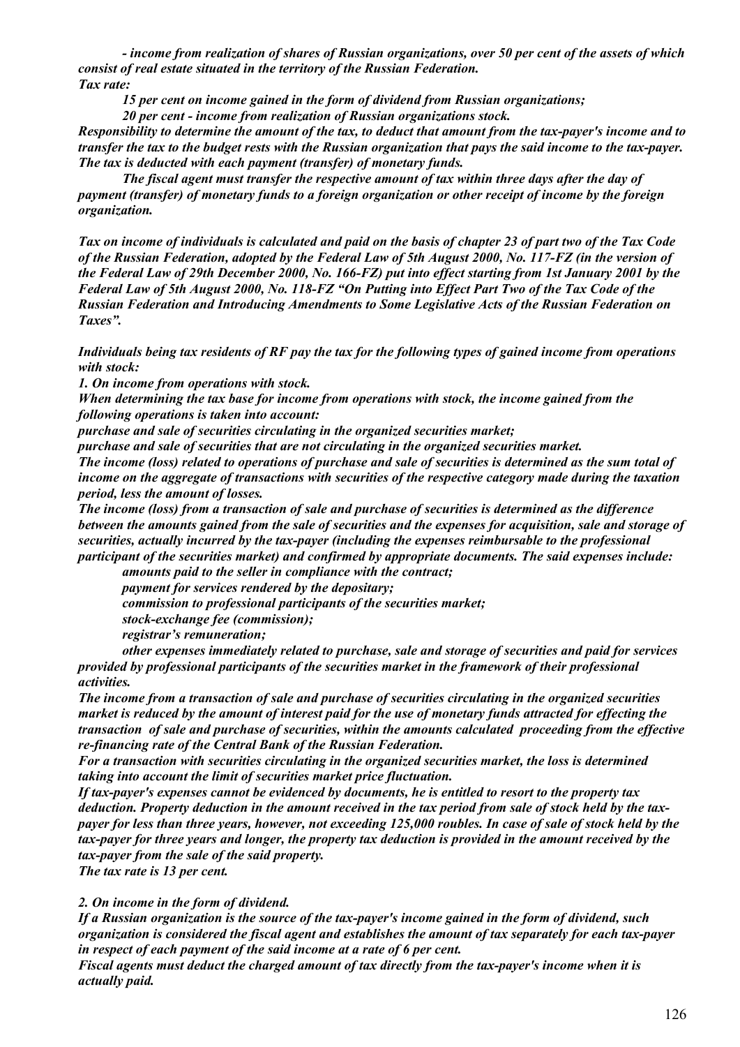*- income from realization of shares of Russian organizations, over 50 per cent of the assets of which consist of real estate situated in the territory of the Russian Federation.*

*Tax rate:*

*15 per cent on income gained in the form of dividend from Russian organizations;*

*20 per cent - income from realization of Russian organizations stock.*

*Responsibility to determine the amount of the tax, to deduct that amount from the tax-payer's income and to transfer the tax to the budget rests with the Russian organization that pays the said income to the tax-payer. The tax is deducted with each payment (transfer) of monetary funds.*

*The fiscal agent must transfer the respective amount of tax within three days after the day of payment (transfer) of monetary funds to a foreign organization or other receipt of income by the foreign organization.*

*Tax on income of individuals is calculated and paid on the basis of chapter 23 of part two of the Tax Code of the Russian Federation, adopted by the Federal Law of 5th August 2000, No. 117-FZ (in the version of the Federal Law of 29th December 2000, No. 166-FZ) put into effect starting from 1st January 2001 by the Federal Law of 5th August 2000, No. 118-FZ "On Putting into Effect Part Two of the Tax Code of the Russian Federation and Introducing Amendments to Some Legislative Acts of the Russian Federation on Taxes".*

*Individuals being tax residents of RF pay the tax for the following types of gained income from operations with stock:*

*1. On income from operations with stock.*

*When determining the tax base for income from operations with stock, the income gained from the following operations is taken into account:*

*purchase and sale of securities circulating in the organized securities market;*

*purchase and sale of securities that are not circulating in the organized securities market.*

*The income (loss) related to operations of purchase and sale of securities is determined as the sum total of income on the aggregate of transactions with securities of the respective category made during the taxation period, less the amount of losses.*

*The income (loss) from a transaction of sale and purchase of securities is determined as the difference between the amounts gained from the sale of securities and the expenses for acquisition, sale and storage of securities, actually incurred by the tax-payer (including the expenses reimbursable to the professional participant of the securities market) and confirmed by appropriate documents. The said expenses include:*

*amounts paid to the seller in compliance with the contract;*

*payment for services rendered by the depositary;*

*commission to professional participants of the securities market;*

*stock-exchange fee (commission);*

*registrar's remuneration;*

*other expenses immediately related to purchase, sale and storage of securities and paid for services provided by professional participants of the securities market in the framework of their professional activities.*

*The income from a transaction of sale and purchase of securities circulating in the organized securities market is reduced by the amount of interest paid for the use of monetary funds attracted for effecting the transaction of sale and purchase of securities, within the amounts calculated proceeding from the effective re-financing rate of the Central Bank of the Russian Federation.*

*For a transaction with securities circulating in the organized securities market, the loss is determined taking into account the limit of securities market price fluctuation.*

*If tax-payer's expenses cannot be evidenced by documents, he is entitled to resort to the property tax deduction. Property deduction in the amount received in the tax period from sale of stock held by the tax-payer for less than three years, however, not exceeding 125,000 roubles. In case of sale of stock held by the tax-payer for three years and longer, the property tax deduction is provided in the amount received by the tax-payer from the sale of the said property.*

*The tax rate is 13 per cent.*

*2. On income in the form of dividend.*

*If a Russian organization is the source of the tax-payer's income gained in the form of dividend, such organization is considered the fiscal agent and establishes the amount of tax separately for each tax-payer in respect of each payment of the said income at a rate of 6 per cent.*

*Fiscal agents must deduct the charged amount of tax directly from the tax-payer's income when it is actually paid.*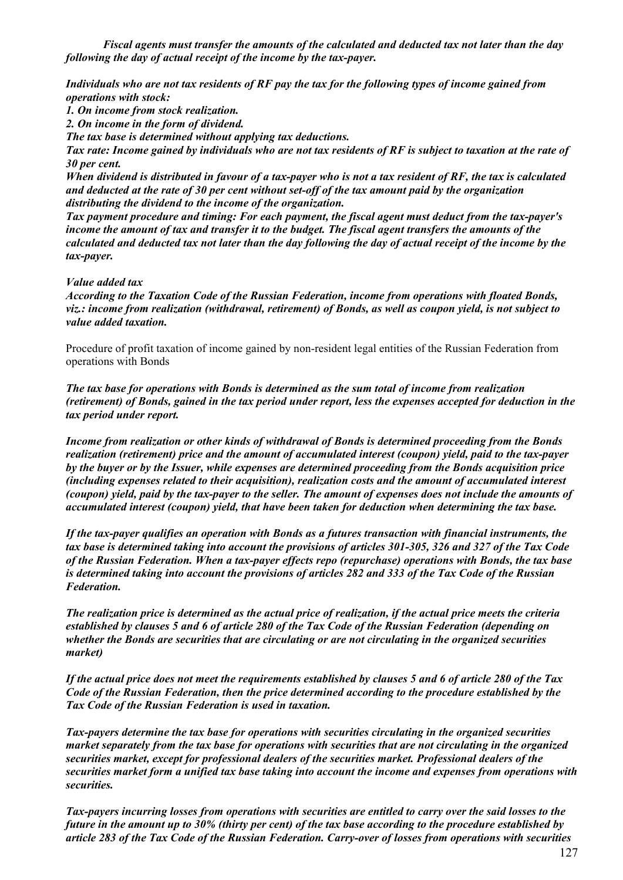*Fiscal agents must transfer the amounts of the calculated and deducted tax not later than the day following the day of actual receipt of the income by the tax-payer.*

***Individuals who are not tax residents of RF pay the tax for the following types of income gained from operations with stock:***

***1. On income from stock realization.***

***2. On income in the form of dividend.***

***The tax base is determined without applying tax deductions.***

***Tax rate: Income gained by individuals who are not tax residents of RF is subject to taxation at the rate of 30 per cent.***

***When dividend is distributed in favour of a tax-payer who is not a tax resident of RF, the tax is calculated and deducted at the rate of 30 per cent without set-off of the tax amount paid by the organization distributing the dividend to the income of the organization.***

***Tax payment procedure and timing: For each payment, the fiscal agent must deduct from the tax-payer's income the amount of tax and transfer it to the budget. The fiscal agent transfers the amounts of the calculated and deducted tax not later than the day following the day of actual receipt of the income by the tax-payer.***

***Value added tax***

***According to the Taxation Code of the Russian Federation, income from operations with floated Bonds, viz.: income from realization (withdrawal, retirement) of Bonds, as well as coupon yield, is not subject to value added taxation.***

Procedure of profit taxation of income gained by non-resident legal entities of the Russian Federation from operations with Bonds

***The tax base for operations with Bonds is determined as the sum total of income from realization (retirement) of Bonds, gained in the tax period under report, less the expenses accepted for deduction in the tax period under report.***

***Income from realization or other kinds of withdrawal of Bonds is determined proceeding from the Bonds realization (retirement) price and the amount of accumulated interest (coupon) yield, paid to the tax-payer by the buyer or by the Issuer, while expenses are determined proceeding from the Bonds acquisition price (including expenses related to their acquisition), realization costs and the amount of accumulated interest (coupon) yield, paid by the tax-payer to the seller. The amount of expenses does not include the amounts of accumulated interest (coupon) yield, that have been taken for deduction when determining the tax base.***

***If the tax-payer qualifies an operation with Bonds as a futures transaction with financial instruments, the tax base is determined taking into account the provisions of articles 301-305, 326 and 327 of the Tax Code of the Russian Federation. When a tax-payer effects repo (repurchase) operations with Bonds, the tax base is determined taking into account the provisions of articles 282 and 333 of the Tax Code of the Russian Federation.***

***The realization price is determined as the actual price of realization, if the actual price meets the criteria established by clauses 5 and 6 of article 280 of the Tax Code of the Russian Federation (depending on whether the Bonds are securities that are circulating or are not circulating in the organized securities market)***

***If the actual price does not meet the requirements established by clauses 5 and 6 of article 280 of the Tax Code of the Russian Federation, then the price determined according to the procedure established by the Tax Code of the Russian Federation is used in taxation.***

***Tax-payers determine the tax base for operations with securities circulating in the organized securities market separately from the tax base for operations with securities that are not circulating in the organized securities market, except for professional dealers of the securities market. Professional dealers of the securities market form a unified tax base taking into account the income and expenses from operations with securities.***

***Tax-payers incurring losses from operations with securities are entitled to carry over the said losses to the future in the amount up to 30% (thirty per cent) of the tax base according to the procedure established by article 283 of the Tax Code of the Russian Federation. Carry-over of losses from operations with securities***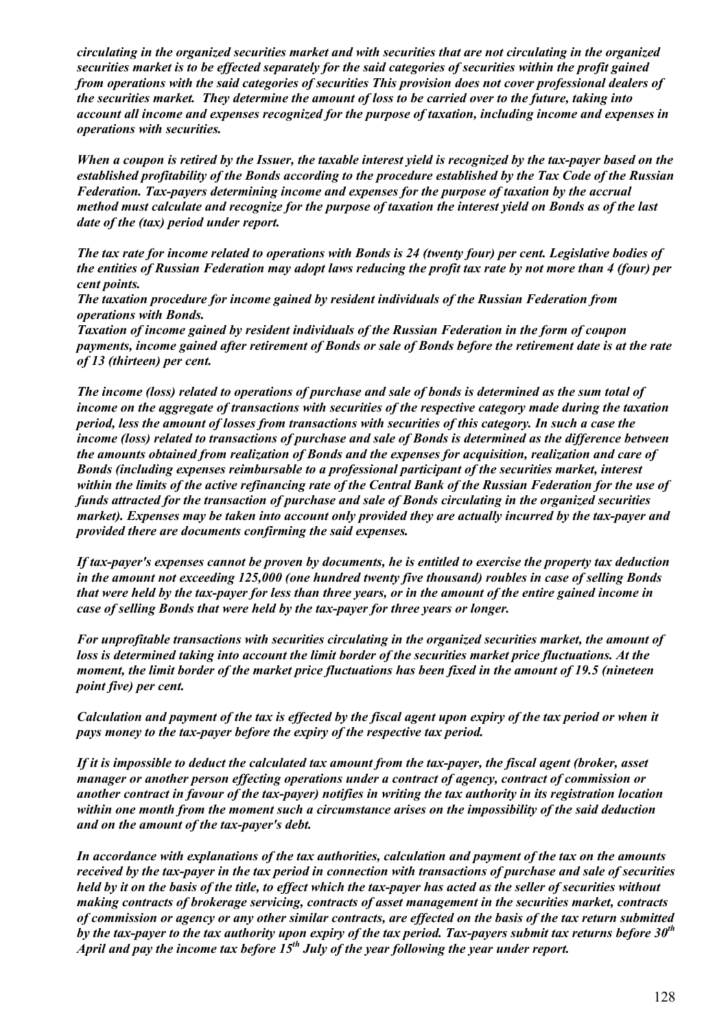*circulating in the organized securities market and with securities that are not circulating in the organized securities market is to be effected separately for the said categories of securities within the profit gained from operations with the said categories of securities This provision does not cover professional dealers of the securities market. They determine the amount of loss to be carried over to the future, taking into account all income and expenses recognized for the purpose of taxation, including income and expenses in operations with securities.*

*When a coupon is retired by the Issuer, the taxable interest yield is recognized by the tax-payer based on the established profitability of the Bonds according to the procedure established by the Tax Code of the Russian Federation. Tax-payers determining income and expenses for the purpose of taxation by the accrual method must calculate and recognize for the purpose of taxation the interest yield on Bonds as of the last date of the (tax) period under report.*

*The tax rate for income related to operations with Bonds is 24 (twenty four) per cent. Legislative bodies of the entities of Russian Federation may adopt laws reducing the profit tax rate by not more than 4 (four) per cent points.*

*The taxation procedure for income gained by resident individuals of the Russian Federation from operations with Bonds.*

*Taxation of income gained by resident individuals of the Russian Federation in the form of coupon payments, income gained after retirement of Bonds or sale of Bonds before the retirement date is at the rate of 13 (thirteen) per cent.*

*The income (loss) related to operations of purchase and sale of bonds is determined as the sum total of income on the aggregate of transactions with securities of the respective category made during the taxation period, less the amount of losses from transactions with securities of this category. In such a case the income (loss) related to transactions of purchase and sale of Bonds is determined as the difference between the amounts obtained from realization of Bonds and the expenses for acquisition, realization and care of Bonds (including expenses reimbursable to a professional participant of the securities market, interest within the limits of the active refinancing rate of the Central Bank of the Russian Federation for the use of funds attracted for the transaction of purchase and sale of Bonds circulating in the organized securities market). Expenses may be taken into account only provided they are actually incurred by the tax-payer and provided there are documents confirming the said expenses.*

*If tax-payer's expenses cannot be proven by documents, he is entitled to exercise the property tax deduction in the amount not exceeding 125,000 (one hundred twenty five thousand) roubles in case of selling Bonds that were held by the tax-payer for less than three years, or in the amount of the entire gained income in case of selling Bonds that were held by the tax-payer for three years or longer.*

*For unprofitable transactions with securities circulating in the organized securities market, the amount of loss is determined taking into account the limit border of the securities market price fluctuations. At the moment, the limit border of the market price fluctuations has been fixed in the amount of 19.5 (nineteen point five) per cent.*

*Calculation and payment of the tax is effected by the fiscal agent upon expiry of the tax period or when it pays money to the tax-payer before the expiry of the respective tax period.*

*If it is impossible to deduct the calculated tax amount from the tax-payer, the fiscal agent (broker, asset manager or another person effecting operations under a contract of agency, contract of commission or another contract in favour of the tax-payer) notifies in writing the tax authority in its registration location within one month from the moment such a circumstance arises on the impossibility of the said deduction and on the amount of the tax-payer's debt.*

*In accordance with explanations of the tax authorities, calculation and payment of the tax on the amounts received by the tax-payer in the tax period in connection with transactions of purchase and sale of securities held by it on the basis of the title, to effect which the tax-payer has acted as the seller of securities without making contracts of brokerage servicing, contracts of asset management in the securities market, contracts of commission or agency or any other similar contracts, are effected on the basis of the tax return submitted by the tax-payer to the tax authority upon expiry of the tax period. Tax-payers submit tax returns before 30th April and pay the income tax before 15th July of the year following the year under report.*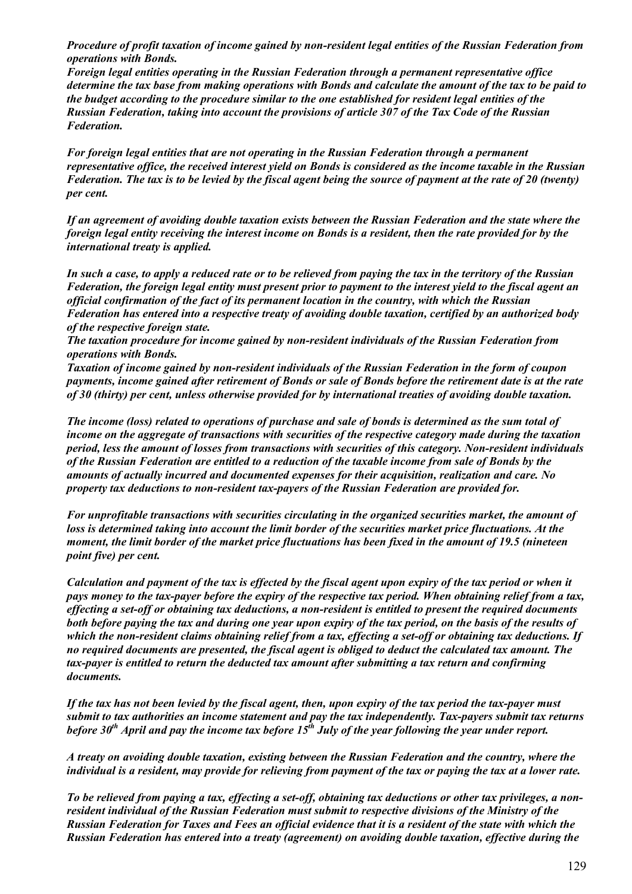***Procedure of profit taxation of income gained by non-resident legal entities of the Russian Federation from operations with Bonds.***

***Foreign legal entities operating in the Russian Federation through a permanent representative office determine the tax base from making operations with Bonds and calculate the amount of the tax to be paid to the budget according to the procedure similar to the one established for resident legal entities of the Russian Federation, taking into account the provisions of article 307 of the Tax Code of the Russian Federation.***

***For foreign legal entities that are not operating in the Russian Federation through a permanent representative office, the received interest yield on Bonds is considered as the income taxable in the Russian Federation. The tax is to be levied by the fiscal agent being the source of payment at the rate of 20 (twenty) per cent.***

***If an agreement of avoiding double taxation exists between the Russian Federation and the state where the foreign legal entity receiving the interest income on Bonds is a resident, then the rate provided for by the international treaty is applied.***

***In such a case, to apply a reduced rate or to be relieved from paying the tax in the territory of the Russian Federation, the foreign legal entity must present prior to payment to the interest yield to the fiscal agent an official confirmation of the fact of its permanent location in the country, with which the Russian Federation has entered into a respective treaty of avoiding double taxation, certified by an authorized body of the respective foreign state.***

***The taxation procedure for income gained by non-resident individuals of the Russian Federation from operations with Bonds.***

***Taxation of income gained by non-resident individuals of the Russian Federation in the form of coupon payments, income gained after retirement of Bonds or sale of Bonds before the retirement date is at the rate of 30 (thirty) per cent, unless otherwise provided for by international treaties of avoiding double taxation.***

***The income (loss) related to operations of purchase and sale of bonds is determined as the sum total of income on the aggregate of transactions with securities of the respective category made during the taxation period, less the amount of losses from transactions with securities of this category. Non-resident individuals of the Russian Federation are entitled to a reduction of the taxable income from sale of Bonds by the amounts of actually incurred and documented expenses for their acquisition, realization and care. No property tax deductions to non-resident tax-payers of the Russian Federation are provided for.***

***For unprofitable transactions with securities circulating in the organized securities market, the amount of loss is determined taking into account the limit border of the securities market price fluctuations. At the moment, the limit border of the market price fluctuations has been fixed in the amount of 19.5 (nineteen point five) per cent.***

***Calculation and payment of the tax is effected by the fiscal agent upon expiry of the tax period or when it pays money to the tax-payer before the expiry of the respective tax period. When obtaining relief from a tax, effecting a set-off or obtaining tax deductions, a non-resident is entitled to present the required documents both before paying the tax and during one year upon expiry of the tax period, on the basis of the results of which the non-resident claims obtaining relief from a tax, effecting a set-off or obtaining tax deductions. If no required documents are presented, the fiscal agent is obliged to deduct the calculated tax amount. The tax-payer is entitled to return the deducted tax amount after submitting a tax return and confirming documents.***

***If the tax has not been levied by the fiscal agent, then, upon expiry of the tax period the tax-payer must submit to tax authorities an income statement and pay the tax independently. Tax-payers submit tax returns before 30th April and pay the income tax before 15th July of the year following the year under report.***

***A treaty on avoiding double taxation, existing between the Russian Federation and the country, where the individual is a resident, may provide for relieving from payment of the tax or paying the tax at a lower rate.***

***To be relieved from paying a tax, effecting a set-off, obtaining tax deductions or other tax privileges, a non-resident individual of the Russian Federation must submit to respective divisions of the Ministry of the Russian Federation for Taxes and Fees an official evidence that it is a resident of the state with which the Russian Federation has entered into a treaty (agreement) on avoiding double taxation, effective during the***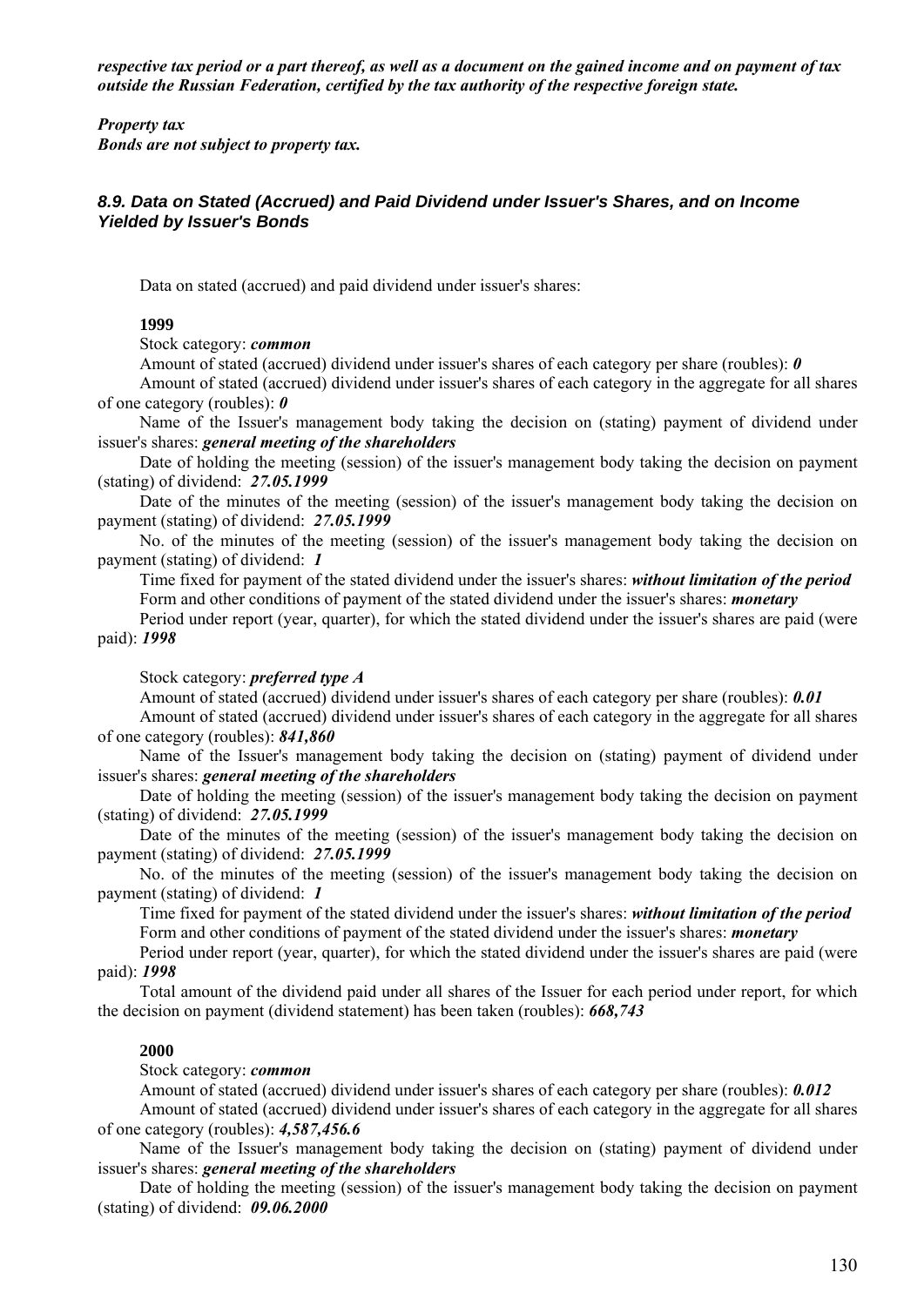***respective tax period or a part thereof, as well as a document on the gained income and on payment of tax outside the Russian Federation, certified by the tax authority of the respective foreign state.***

***Property tax***
***Bonds are not subject to property tax.***

### *8.9. Data on Stated (Accrued) and Paid Dividend under Issuer's Shares, and on Income Yielded by Issuer's Bonds*

Data on stated (accrued) and paid dividend under issuer's shares:

**1999**

Stock category: ***common***

Amount of stated (accrued) dividend under issuer's shares of each category per share (roubles): ***0***

Amount of stated (accrued) dividend under issuer's shares of each category in the aggregate for all shares of one category (roubles): ***0***

Name of the Issuer's management body taking the decision on (stating) payment of dividend under issuer's shares: ***general meeting of the shareholders***

Date of holding the meeting (session) of the issuer's management body taking the decision on payment (stating) of dividend: ***27.05.1999***

Date of the minutes of the meeting (session) of the issuer's management body taking the decision on payment (stating) of dividend: ***27.05.1999***

No. of the minutes of the meeting (session) of the issuer's management body taking the decision on payment (stating) of dividend: ***1***

Time fixed for payment of the stated dividend under the issuer's shares: ***without limitation of the period***

Form and other conditions of payment of the stated dividend under the issuer's shares: ***monetary***

Period under report (year, quarter), for which the stated dividend under the issuer's shares are paid (were paid): ***1998***

Stock category: ***preferred type A***

Amount of stated (accrued) dividend under issuer's shares of each category per share (roubles): ***0.01***

Amount of stated (accrued) dividend under issuer's shares of each category in the aggregate for all shares of one category (roubles): ***841,860***

Name of the Issuer's management body taking the decision on (stating) payment of dividend under issuer's shares: ***general meeting of the shareholders***

Date of holding the meeting (session) of the issuer's management body taking the decision on payment (stating) of dividend: ***27.05.1999***

Date of the minutes of the meeting (session) of the issuer's management body taking the decision on payment (stating) of dividend: ***27.05.1999***

No. of the minutes of the meeting (session) of the issuer's management body taking the decision on payment (stating) of dividend: ***1***

Time fixed for payment of the stated dividend under the issuer's shares: ***without limitation of the period***

Form and other conditions of payment of the stated dividend under the issuer's shares: ***monetary***

Period under report (year, quarter), for which the stated dividend under the issuer's shares are paid (were paid): ***1998***

Total amount of the dividend paid under all shares of the Issuer for each period under report, for which the decision on payment (dividend statement) has been taken (roubles): ***668,743***

**2000**

Stock category: ***common***

Amount of stated (accrued) dividend under issuer's shares of each category per share (roubles): ***0.012***

Amount of stated (accrued) dividend under issuer's shares of each category in the aggregate for all shares of one category (roubles): ***4,587,456.6***

Name of the Issuer's management body taking the decision on (stating) payment of dividend under issuer's shares: ***general meeting of the shareholders***

Date of holding the meeting (session) of the issuer's management body taking the decision on payment (stating) of dividend: ***09.06.2000***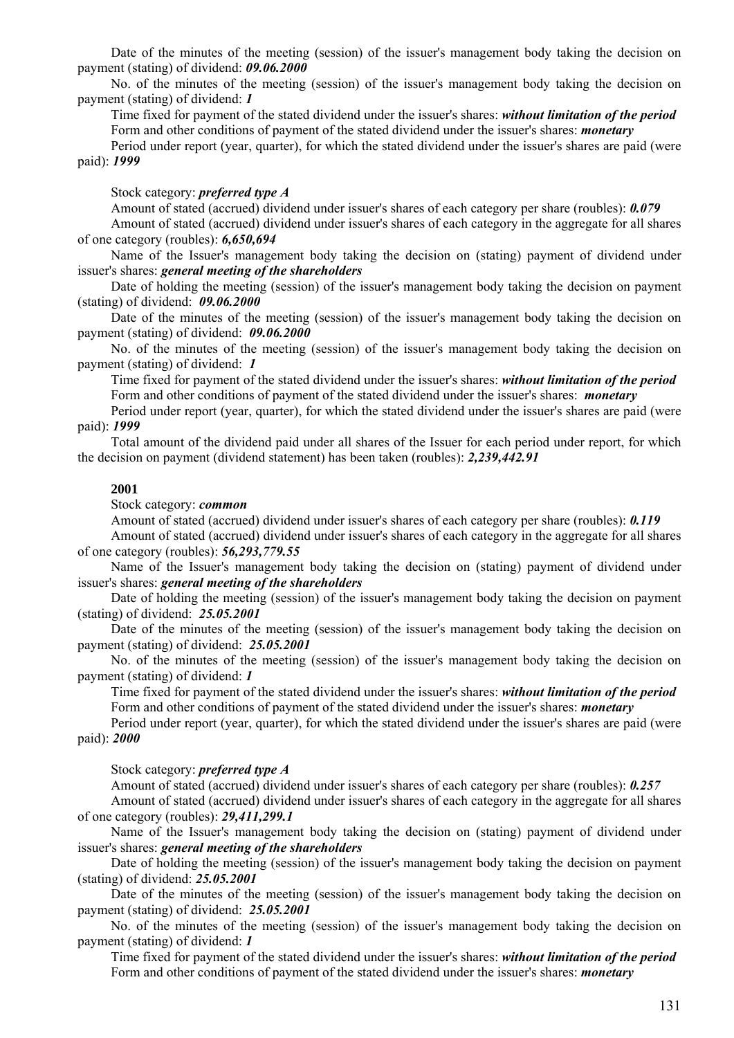Date of the minutes of the meeting (session) of the issuer's management body taking the decision on payment (stating) of dividend: ***09.06.2000***

No. of the minutes of the meeting (session) of the issuer's management body taking the decision on payment (stating) of dividend: ***1***

Time fixed for payment of the stated dividend under the issuer's shares: ***without limitation of the period***

Form and other conditions of payment of the stated dividend under the issuer's shares: ***monetary***

Period under report (year, quarter), for which the stated dividend under the issuer's shares are paid (were paid): ***1999***

Stock category: ***preferred type A***

Amount of stated (accrued) dividend under issuer's shares of each category per share (roubles): ***0.079***

Amount of stated (accrued) dividend under issuer's shares of each category in the aggregate for all shares of one category (roubles): ***6,650,694***

Name of the Issuer's management body taking the decision on (stating) payment of dividend under issuer's shares: ***general meeting of the shareholders***

Date of holding the meeting (session) of the issuer's management body taking the decision on payment (stating) of dividend: ***09.06.2000***

Date of the minutes of the meeting (session) of the issuer's management body taking the decision on payment (stating) of dividend: ***09.06.2000***

No. of the minutes of the meeting (session) of the issuer's management body taking the decision on payment (stating) of dividend: ***1***

Time fixed for payment of the stated dividend under the issuer's shares: ***without limitation of the period***

Form and other conditions of payment of the stated dividend under the issuer's shares: ***monetary***

Period under report (year, quarter), for which the stated dividend under the issuer's shares are paid (were paid): ***1999***

Total amount of the dividend paid under all shares of the Issuer for each period under report, for which the decision on payment (dividend statement) has been taken (roubles): ***2,239,442.91***

**2001**

Stock category: ***common***

Amount of stated (accrued) dividend under issuer's shares of each category per share (roubles): ***0.119***

Amount of stated (accrued) dividend under issuer's shares of each category in the aggregate for all shares of one category (roubles): ***56,293,779.55***

Name of the Issuer's management body taking the decision on (stating) payment of dividend under issuer's shares: ***general meeting of the shareholders***

Date of holding the meeting (session) of the issuer's management body taking the decision on payment (stating) of dividend: ***25.05.2001***

Date of the minutes of the meeting (session) of the issuer's management body taking the decision on payment (stating) of dividend: ***25.05.2001***

No. of the minutes of the meeting (session) of the issuer's management body taking the decision on payment (stating) of dividend: ***1***

Time fixed for payment of the stated dividend under the issuer's shares: ***without limitation of the period***

Form and other conditions of payment of the stated dividend under the issuer's shares: ***monetary***

Period under report (year, quarter), for which the stated dividend under the issuer's shares are paid (were paid): ***2000***

Stock category: ***preferred type A***

Amount of stated (accrued) dividend under issuer's shares of each category per share (roubles): ***0.257***

Amount of stated (accrued) dividend under issuer's shares of each category in the aggregate for all shares of one category (roubles): ***29,411,299.1***

Name of the Issuer's management body taking the decision on (stating) payment of dividend under issuer's shares: ***general meeting of the shareholders***

Date of holding the meeting (session) of the issuer's management body taking the decision on payment (stating) of dividend: ***25.05.2001***

Date of the minutes of the meeting (session) of the issuer's management body taking the decision on payment (stating) of dividend: ***25.05.2001***

No. of the minutes of the meeting (session) of the issuer's management body taking the decision on payment (stating) of dividend: ***1***

Time fixed for payment of the stated dividend under the issuer's shares: ***without limitation of the period***

Form and other conditions of payment of the stated dividend under the issuer's shares: ***monetary***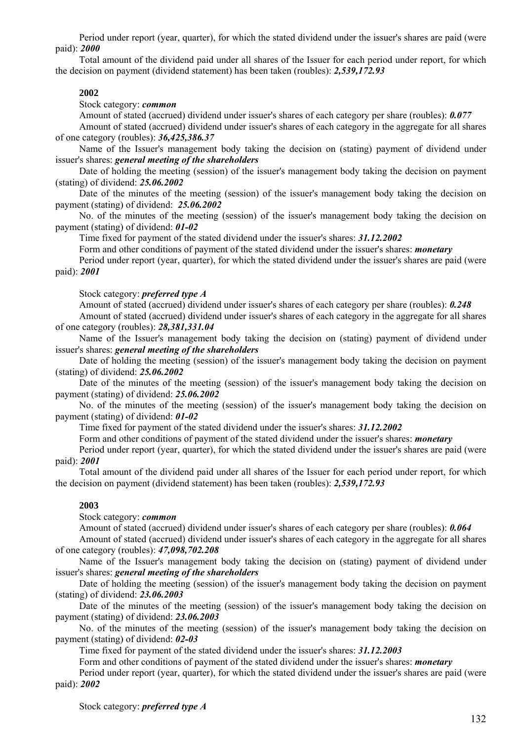Period under report (year, quarter), for which the stated dividend under the issuer's shares are paid (were paid): ***2000***

Total amount of the dividend paid under all shares of the Issuer for each period under report, for which the decision on payment (dividend statement) has been taken (roubles): ***2,539,172.93***

**2002**

Stock category: ***common***

Amount of stated (accrued) dividend under issuer's shares of each category per share (roubles): ***0.077***

Amount of stated (accrued) dividend under issuer's shares of each category in the aggregate for all shares of one category (roubles): ***36,425,386.37***

Name of the Issuer's management body taking the decision on (stating) payment of dividend under issuer's shares: ***general meeting of the shareholders***

Date of holding the meeting (session) of the issuer's management body taking the decision on payment (stating) of dividend: ***25.06.2002***

Date of the minutes of the meeting (session) of the issuer's management body taking the decision on payment (stating) of dividend: ***25.06.2002***

No. of the minutes of the meeting (session) of the issuer's management body taking the decision on payment (stating) of dividend: ***01-02***

Time fixed for payment of the stated dividend under the issuer's shares: ***31.12.2002***

Form and other conditions of payment of the stated dividend under the issuer's shares: ***monetary***

Period under report (year, quarter), for which the stated dividend under the issuer's shares are paid (were paid): ***2001***

Stock category: ***preferred type A***

Amount of stated (accrued) dividend under issuer's shares of each category per share (roubles): ***0.248***

Amount of stated (accrued) dividend under issuer's shares of each category in the aggregate for all shares of one category (roubles): ***28,381,331.04***

Name of the Issuer's management body taking the decision on (stating) payment of dividend under issuer's shares: ***general meeting of the shareholders***

Date of holding the meeting (session) of the issuer's management body taking the decision on payment (stating) of dividend: ***25.06.2002***

Date of the minutes of the meeting (session) of the issuer's management body taking the decision on payment (stating) of dividend: ***25.06.2002***

No. of the minutes of the meeting (session) of the issuer's management body taking the decision on payment (stating) of dividend: ***01-02***

Time fixed for payment of the stated dividend under the issuer's shares: ***31.12.2002***

Form and other conditions of payment of the stated dividend under the issuer's shares: ***monetary***

Period under report (year, quarter), for which the stated dividend under the issuer's shares are paid (were paid): ***2001***

Total amount of the dividend paid under all shares of the Issuer for each period under report, for which the decision on payment (dividend statement) has been taken (roubles): ***2,539,172.93***

**2003**

Stock category: ***common***

Amount of stated (accrued) dividend under issuer's shares of each category per share (roubles): ***0.064***

Amount of stated (accrued) dividend under issuer's shares of each category in the aggregate for all shares of one category (roubles): ***47,098,702.208***

Name of the Issuer's management body taking the decision on (stating) payment of dividend under issuer's shares: ***general meeting of the shareholders***

Date of holding the meeting (session) of the issuer's management body taking the decision on payment (stating) of dividend: ***23.06.2003***

Date of the minutes of the meeting (session) of the issuer's management body taking the decision on payment (stating) of dividend: ***23.06.2003***

No. of the minutes of the meeting (session) of the issuer's management body taking the decision on payment (stating) of dividend: ***02-03***

Time fixed for payment of the stated dividend under the issuer's shares: ***31.12.2003***

Form and other conditions of payment of the stated dividend under the issuer's shares: ***monetary***

Period under report (year, quarter), for which the stated dividend under the issuer's shares are paid (were paid): ***2002***

Stock category: ***preferred type A***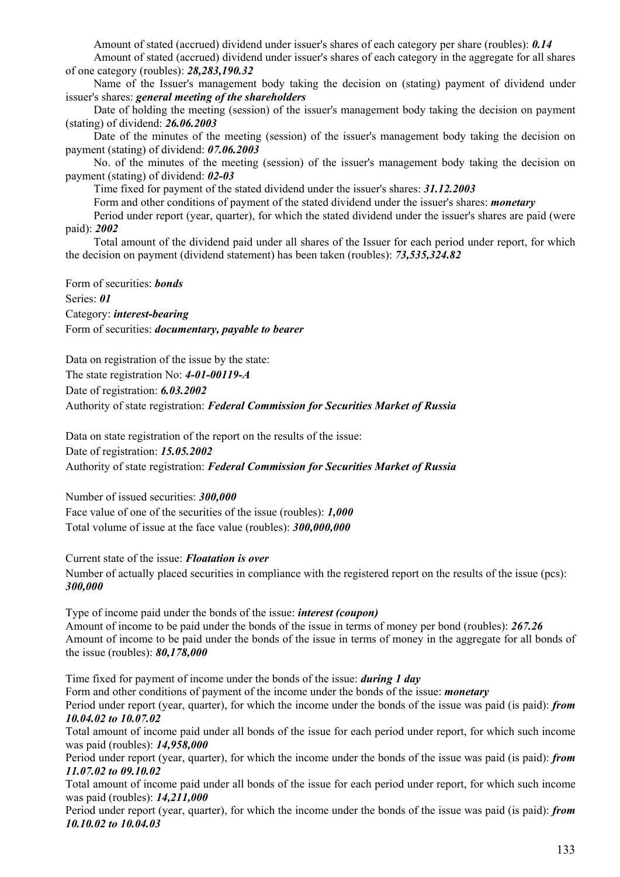Amount of stated (accrued) dividend under issuer's shares of each category per share (roubles): ***0.14***

Amount of stated (accrued) dividend under issuer's shares of each category in the aggregate for all shares of one category (roubles): ***28,283,190.32***

Name of the Issuer's management body taking the decision on (stating) payment of dividend under issuer's shares: ***general meeting of the shareholders***

Date of holding the meeting (session) of the issuer's management body taking the decision on payment (stating) of dividend: ***26.06.2003***

Date of the minutes of the meeting (session) of the issuer's management body taking the decision on payment (stating) of dividend: ***07.06.2003***

No. of the minutes of the meeting (session) of the issuer's management body taking the decision on payment (stating) of dividend: ***02-03***

Time fixed for payment of the stated dividend under the issuer's shares: ***31.12.2003***

Form and other conditions of payment of the stated dividend under the issuer's shares: ***monetary***

Period under report (year, quarter), for which the stated dividend under the issuer's shares are paid (were paid): ***2002***

Total amount of the dividend paid under all shares of the Issuer for each period under report, for which the decision on payment (dividend statement) has been taken (roubles): ***73,535,324.82***

Form of securities: ***bonds***

Series: ***01***

Category: ***interest-bearing***

Form of securities: ***documentary, payable to bearer***

Data on registration of the issue by the state:

The state registration No: ***4-01-00119-A***

Date of registration: ***6.03.2002***

Authority of state registration: ***Federal Commission for Securities Market of Russia***

Data on state registration of the report on the results of the issue:

Date of registration: ***15.05.2002***

Authority of state registration: ***Federal Commission for Securities Market of Russia***

Number of issued securities: ***300,000***

Face value of one of the securities of the issue (roubles): ***1,000***

Total volume of issue at the face value (roubles): ***300,000,000***

Current state of the issue: ***Floatation is over***

Number of actually placed securities in compliance with the registered report on the results of the issue (pcs): ***300,000***

Type of income paid under the bonds of the issue: ***interest (coupon)***

Amount of income to be paid under the bonds of the issue in terms of money per bond (roubles): ***267.26***

Amount of income to be paid under the bonds of the issue in terms of money in the aggregate for all bonds of the issue (roubles): ***80,178,000***

Time fixed for payment of income under the bonds of the issue: ***during 1 day***

Form and other conditions of payment of the income under the bonds of the issue: ***monetary***

Period under report (year, quarter), for which the income under the bonds of the issue was paid (is paid): ***from 10.04.02 to 10.07.02***

Total amount of income paid under all bonds of the issue for each period under report, for which such income was paid (roubles): ***14,958,000***

Period under report (year, quarter), for which the income under the bonds of the issue was paid (is paid): ***from 11.07.02 to 09.10.02***

Total amount of income paid under all bonds of the issue for each period under report, for which such income was paid (roubles): ***14,211,000***

Period under report (year, quarter), for which the income under the bonds of the issue was paid (is paid): ***from 10.10.02 to 10.04.03***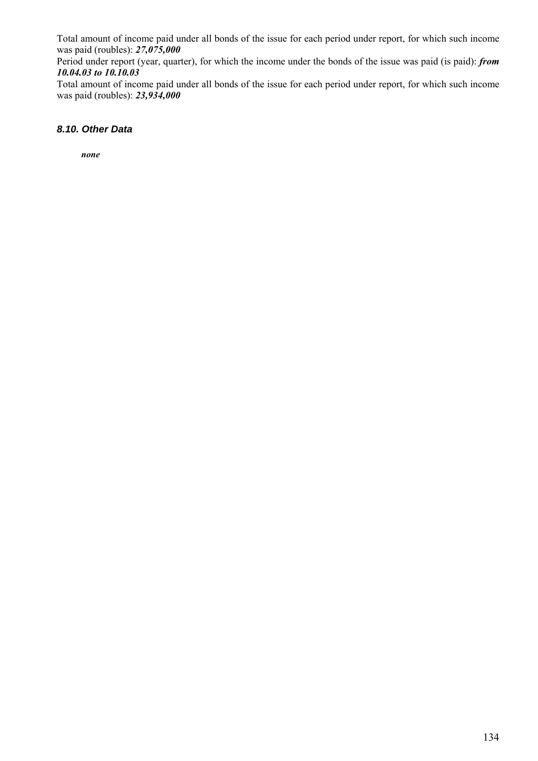Total amount of income paid under all bonds of the issue for each period under report, for which such income was paid (roubles): ***27,075,000***

Period under report (year, quarter), for which the income under the bonds of the issue was paid (is paid): ***from 10.04.03 to 10.10.03***

Total amount of income paid under all bonds of the issue for each period under report, for which such income was paid (roubles): ***23,934,000***

### *8.10. Other Data*

***none***